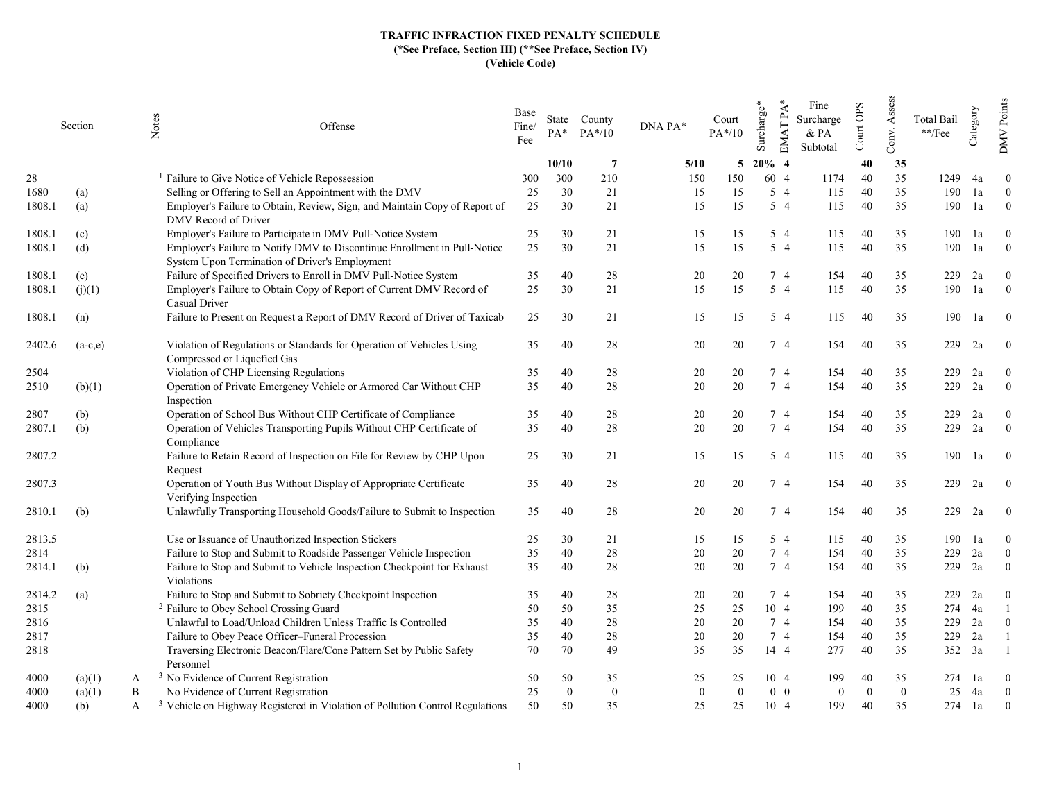**TRAFFIC INFRACTION FIXED PENALTY SCHEDULE**
**(*See Preface, Section III) (**See Preface, Section IV)**
**(Vehicle Code)**

| Section | | Notes | Offense | Base Fine/ Fee | State PA* | County PA*/10 | DNA PA* | Court PA*/10 | Surcharge* | EMAT PA* | Fine Surcharge & PA Subtotal | Court OPS | Conv. Assess | Total Bail **/Fee | Category | DMV Points |
|---|---|---|---|---|---|---|---|---|---|---|---|---|---|---|---|---|
| | | | | | **10/10** | **7** | **5/10** | **5** | **20%** | **4** | | **40** | **35** | | | |
| 28 | | | [1] Failure to Give Notice of Vehicle Repossession | 300 | 300 | 210 | 150 | 150 | 60 | 4 | 1174 | 40 | 35 | 1249 | 4a | 0 |
| 1680 | (a) | | Selling or Offering to Sell an Appointment with the DMV | 25 | 30 | 21 | 15 | 15 | 5 | 4 | 115 | 40 | 35 | 190 | 1a | 0 |
| 1808.1 | (a) | | Employer's Failure to Obtain, Review, Sign, and Maintain Copy of Report of DMV Record of Driver | 25 | 30 | 21 | 15 | 15 | 5 | 4 | 115 | 40 | 35 | 190 | 1a | 0 |
| 1808.1 | (c) | | Employer's Failure to Participate in DMV Pull-Notice System | 25 | 30 | 21 | 15 | 15 | 5 | 4 | 115 | 40 | 35 | 190 | 1a | 0 |
| 1808.1 | (d) | | Employer's Failure to Notify DMV to Discontinue Enrollment in Pull-Notice System Upon Termination of Driver's Employment | 25 | 30 | 21 | 15 | 15 | 5 | 4 | 115 | 40 | 35 | 190 | 1a | 0 |
| 1808.1 | (e) | | Failure of Specified Drivers to Enroll in DMV Pull-Notice System | 35 | 40 | 28 | 20 | 20 | 7 | 4 | 154 | 40 | 35 | 229 | 2a | 0 |
| 1808.1 | (j)(1) | | Employer's Failure to Obtain Copy of Report of Current DMV Record of Casual Driver | 25 | 30 | 21 | 15 | 15 | 5 | 4 | 115 | 40 | 35 | 190 | 1a | 0 |
| 1808.1 | (n) | | Failure to Present on Request a Report of DMV Record of Driver of Taxicab | 25 | 30 | 21 | 15 | 15 | 5 | 4 | 115 | 40 | 35 | 190 | 1a | 0 |
| 2402.6 | (a-c,e) | | Violation of Regulations or Standards for Operation of Vehicles Using Compressed or Liquefied Gas | 35 | 40 | 28 | 20 | 20 | 7 | 4 | 154 | 40 | 35 | 229 | 2a | 0 |
| 2504 | | | Violation of CHP Licensing Regulations | 35 | 40 | 28 | 20 | 20 | 7 | 4 | 154 | 40 | 35 | 229 | 2a | 0 |
| 2510 | (b)(1) | | Operation of Private Emergency Vehicle or Armored Car Without CHP Inspection | 35 | 40 | 28 | 20 | 20 | 7 | 4 | 154 | 40 | 35 | 229 | 2a | 0 |
| 2807 | (b) | | Operation of School Bus Without CHP Certificate of Compliance | 35 | 40 | 28 | 20 | 20 | 7 | 4 | 154 | 40 | 35 | 229 | 2a | 0 |
| 2807.1 | (b) | | Operation of Vehicles Transporting Pupils Without CHP Certificate of Compliance | 35 | 40 | 28 | 20 | 20 | 7 | 4 | 154 | 40 | 35 | 229 | 2a | 0 |
| 2807.2 | | | Failure to Retain Record of Inspection on File for Review by CHP Upon Request | 25 | 30 | 21 | 15 | 15 | 5 | 4 | 115 | 40 | 35 | 190 | 1a | 0 |
| 2807.3 | | | Operation of Youth Bus Without Display of Appropriate Certificate Verifying Inspection | 35 | 40 | 28 | 20 | 20 | 7 | 4 | 154 | 40 | 35 | 229 | 2a | 0 |
| 2810.1 | (b) | | Unlawfully Transporting Household Goods/Failure to Submit to Inspection | 35 | 40 | 28 | 20 | 20 | 7 | 4 | 154 | 40 | 35 | 229 | 2a | 0 |
| 2813.5 | | | Use or Issuance of Unauthorized Inspection Stickers | 25 | 30 | 21 | 15 | 15 | 5 | 4 | 115 | 40 | 35 | 190 | 1a | 0 |
| 2814 | | | Failure to Stop and Submit to Roadside Passenger Vehicle Inspection | 35 | 40 | 28 | 20 | 20 | 7 | 4 | 154 | 40 | 35 | 229 | 2a | 0 |
| 2814.1 | (b) | | Failure to Stop and Submit to Vehicle Inspection Checkpoint for Exhaust Violations | 35 | 40 | 28 | 20 | 20 | 7 | 4 | 154 | 40 | 35 | 229 | 2a | 0 |
| 2814.2 | (a) | | Failure to Stop and Submit to Sobriety Checkpoint Inspection | 35 | 40 | 28 | 20 | 20 | 7 | 4 | 154 | 40 | 35 | 229 | 2a | 0 |
| 2815 | | | [2] Failure to Obey School Crossing Guard | 50 | 50 | 35 | 25 | 25 | 10 | 4 | 199 | 40 | 35 | 274 | 4a | 1 |
| 2816 | | | Unlawful to Load/Unload Children Unless Traffic Is Controlled | 35 | 40 | 28 | 20 | 20 | 7 | 4 | 154 | 40 | 35 | 229 | 2a | 0 |
| 2817 | | | Failure to Obey Peace Officer–Funeral Procession | 35 | 40 | 28 | 20 | 20 | 7 | 4 | 154 | 40 | 35 | 229 | 2a | 1 |
| 2818 | | | Traversing Electronic Beacon/Flare/Cone Pattern Set by Public Safety Personnel | 70 | 70 | 49 | 35 | 35 | 14 | 4 | 277 | 40 | 35 | 352 | 3a | 1 |
| 4000 | (a)(1) | A | [3] No Evidence of Current Registration | 50 | 50 | 35 | 25 | 25 | 10 | 4 | 199 | 40 | 35 | 274 | 1a | 0 |
| 4000 | (a)(1) | B | No Evidence of Current Registration | 25 | 0 | 0 | 0 | 0 | 0 | 0 | 0 | 0 | 0 | 25 | 4a | 0 |
| 4000 | (b) | A | [3] Vehicle on Highway Registered in Violation of Pollution Control Regulations | 50 | 50 | 35 | 25 | 25 | 10 | 4 | 199 | 40 | 35 | 274 | 1a | 0 |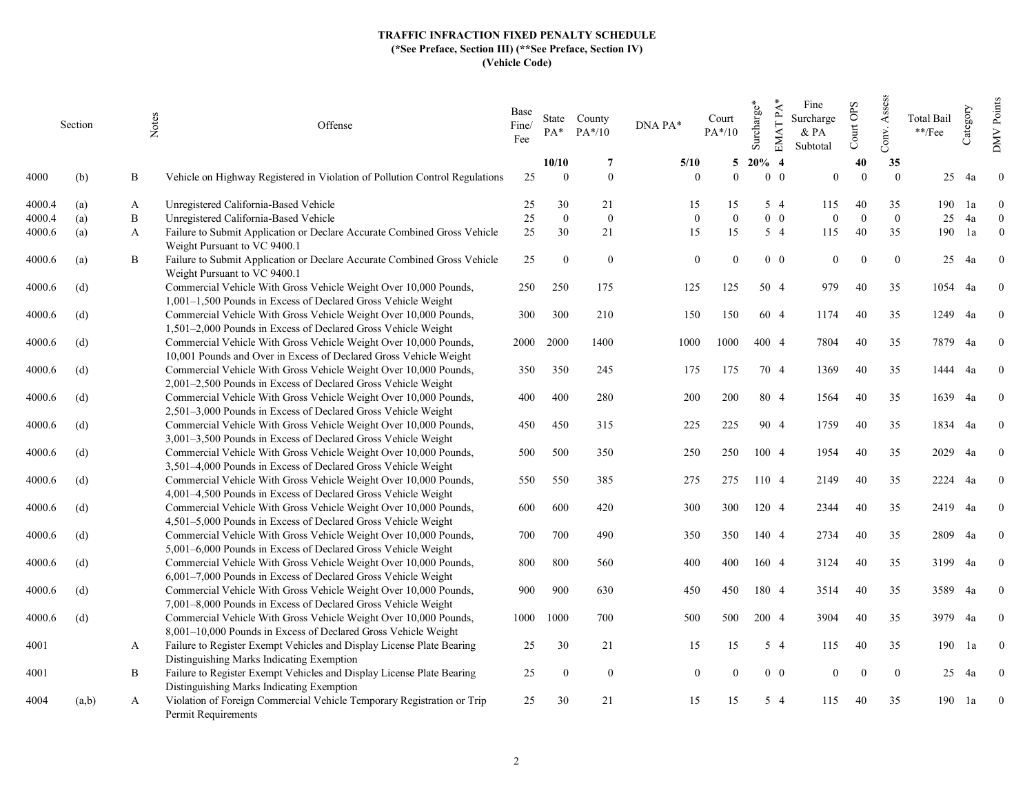# TRAFFIC INFRACTION FIXED PENALTY SCHEDULE
**(*See Preface, Section III) (**See Preface, Section IV)**
**(Vehicle Code)**

| Section | | Notes | Offense | Base Fine/ Fee | State PA* | County PA*/10 | DNA PA* | Court PA*/10 | Surcharge* | EMAT PA* | Fine Surcharge & PA Subtotal | Court OPS | Conv. Assess | Total Bail **/Fee | Category | DMV Points |
|---|---|---|---|---|---|---|---|---|---|---|---|---|---|---|---|---|
| | | | | | **10/10** | **7** | **5/10** | **5** | **20%** | **4** | | **40** | **35** | | | |
| 4000 | (b) | B | Vehicle on Highway Registered in Violation of Pollution Control Regulations | 25 | 0 | 0 | 0 | 0 | 0 | 0 | 0 | 0 | 0 | 25 | 4a | 0 |
| 4000.4 | (a) | A | Unregistered California-Based Vehicle | 25 | 30 | 21 | 15 | 15 | 5 | 4 | 115 | 40 | 35 | 190 | 1a | 0 |
| 4000.4 | (a) | B | Unregistered California-Based Vehicle | 25 | 0 | 0 | 0 | 0 | 0 | 0 | 0 | 0 | 0 | 25 | 4a | 0 |
| 4000.6 | (a) | A | Failure to Submit Application or Declare Accurate Combined Gross Vehicle Weight Pursuant to VC 9400.1 | 25 | 30 | 21 | 15 | 15 | 5 | 4 | 115 | 40 | 35 | 190 | 1a | 0 |
| 4000.6 | (a) | B | Failure to Submit Application or Declare Accurate Combined Gross Vehicle Weight Pursuant to VC 9400.1 | 25 | 0 | 0 | 0 | 0 | 0 | 0 | 0 | 0 | 0 | 25 | 4a | 0 |
| 4000.6 | (d) | | Commercial Vehicle With Gross Vehicle Weight Over 10,000 Pounds, 1,001–1,500 Pounds in Excess of Declared Gross Vehicle Weight | 250 | 250 | 175 | 125 | 125 | 50 | 4 | 979 | 40 | 35 | 1054 | 4a | 0 |
| 4000.6 | (d) | | Commercial Vehicle With Gross Vehicle Weight Over 10,000 Pounds, 1,501–2,000 Pounds in Excess of Declared Gross Vehicle Weight | 300 | 300 | 210 | 150 | 150 | 60 | 4 | 1174 | 40 | 35 | 1249 | 4a | 0 |
| 4000.6 | (d) | | Commercial Vehicle With Gross Vehicle Weight Over 10,000 Pounds, 10,001 Pounds and Over in Excess of Declared Gross Vehicle Weight | 2000 | 2000 | 1400 | 1000 | 1000 | 400 | 4 | 7804 | 40 | 35 | 7879 | 4a | 0 |
| 4000.6 | (d) | | Commercial Vehicle With Gross Vehicle Weight Over 10,000 Pounds, 2,001–2,500 Pounds in Excess of Declared Gross Vehicle Weight | 350 | 350 | 245 | 175 | 175 | 70 | 4 | 1369 | 40 | 35 | 1444 | 4a | 0 |
| 4000.6 | (d) | | Commercial Vehicle With Gross Vehicle Weight Over 10,000 Pounds, 2,501–3,000 Pounds in Excess of Declared Gross Vehicle Weight | 400 | 400 | 280 | 200 | 200 | 80 | 4 | 1564 | 40 | 35 | 1639 | 4a | 0 |
| 4000.6 | (d) | | Commercial Vehicle With Gross Vehicle Weight Over 10,000 Pounds, 3,001–3,500 Pounds in Excess of Declared Gross Vehicle Weight | 450 | 450 | 315 | 225 | 225 | 90 | 4 | 1759 | 40 | 35 | 1834 | 4a | 0 |
| 4000.6 | (d) | | Commercial Vehicle With Gross Vehicle Weight Over 10,000 Pounds, 3,501–4,000 Pounds in Excess of Declared Gross Vehicle Weight | 500 | 500 | 350 | 250 | 250 | 100 | 4 | 1954 | 40 | 35 | 2029 | 4a | 0 |
| 4000.6 | (d) | | Commercial Vehicle With Gross Vehicle Weight Over 10,000 Pounds, 4,001–4,500 Pounds in Excess of Declared Gross Vehicle Weight | 550 | 550 | 385 | 275 | 275 | 110 | 4 | 2149 | 40 | 35 | 2224 | 4a | 0 |
| 4000.6 | (d) | | Commercial Vehicle With Gross Vehicle Weight Over 10,000 Pounds, 4,501–5,000 Pounds in Excess of Declared Gross Vehicle Weight | 600 | 600 | 420 | 300 | 300 | 120 | 4 | 2344 | 40 | 35 | 2419 | 4a | 0 |
| 4000.6 | (d) | | Commercial Vehicle With Gross Vehicle Weight Over 10,000 Pounds, 5,001–6,000 Pounds in Excess of Declared Gross Vehicle Weight | 700 | 700 | 490 | 350 | 350 | 140 | 4 | 2734 | 40 | 35 | 2809 | 4a | 0 |
| 4000.6 | (d) | | Commercial Vehicle With Gross Vehicle Weight Over 10,000 Pounds, 6,001–7,000 Pounds in Excess of Declared Gross Vehicle Weight | 800 | 800 | 560 | 400 | 400 | 160 | 4 | 3124 | 40 | 35 | 3199 | 4a | 0 |
| 4000.6 | (d) | | Commercial Vehicle With Gross Vehicle Weight Over 10,000 Pounds, 7,001–8,000 Pounds in Excess of Declared Gross Vehicle Weight | 900 | 900 | 630 | 450 | 450 | 180 | 4 | 3514 | 40 | 35 | 3589 | 4a | 0 |
| 4000.6 | (d) | | Commercial Vehicle With Gross Vehicle Weight Over 10,000 Pounds, 8,001–10,000 Pounds in Excess of Declared Gross Vehicle Weight | 1000 | 1000 | 700 | 500 | 500 | 200 | 4 | 3904 | 40 | 35 | 3979 | 4a | 0 |
| 4001 | | A | Failure to Register Exempt Vehicles and Display License Plate Bearing Distinguishing Marks Indicating Exemption | 25 | 30 | 21 | 15 | 15 | 5 | 4 | 115 | 40 | 35 | 190 | 1a | 0 |
| 4001 | | B | Failure to Register Exempt Vehicles and Display License Plate Bearing Distinguishing Marks Indicating Exemption | 25 | 0 | 0 | 0 | 0 | 0 | 0 | 0 | 0 | 0 | 25 | 4a | 0 |
| 4004 | (a,b) | A | Violation of Foreign Commercial Vehicle Temporary Registration or Trip Permit Requirements | 25 | 30 | 21 | 15 | 15 | 5 | 4 | 115 | 40 | 35 | 190 | 1a | 0 |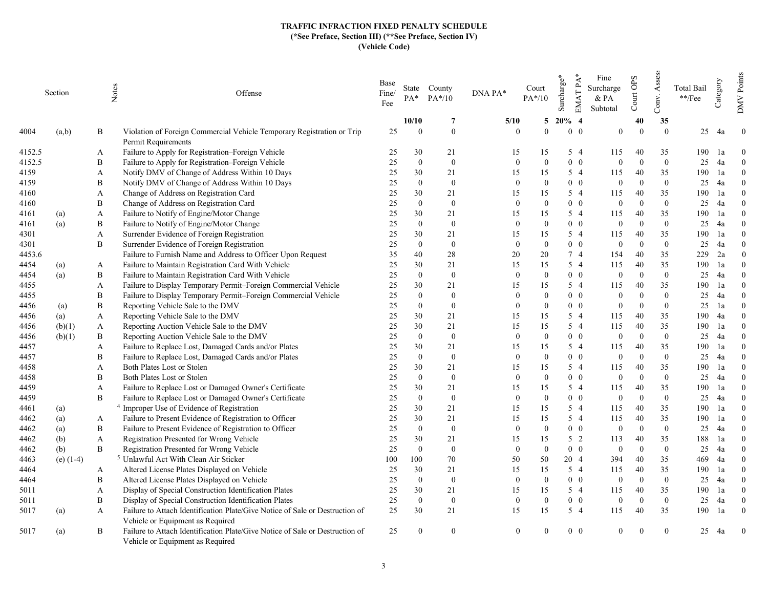# TRAFFIC INFRACTION FIXED PENALTY SCHEDULE
## (*See Preface, Section III) (**See Preface, Section IV)
## (Vehicle Code)

| Section | | Notes | Offense | Base Fine/ Fee | State PA* | County PA*/10 | DNA PA* | Court PA*/10 | Surcharge* | EMAT PA* | Fine Surcharge & PA Subtotal | Court OPS | Conv. Assess | Total Bail **/Fee | Category | DMV Points |
|---|---|---|---|---|---|---|---|---|---|---|---|---|---|---|---|---|
| | | | | | 10/10 | 7 | 5/10 | 5 | 20% | 4 | | 40 | 35 | | | |
| 4004 | (a,b) | B | Violation of Foreign Commercial Vehicle Temporary Registration or Trip Permit Requirements | 25 | 0 | 0 | 0 | 0 | 0 | 0 | 0 | 0 | 0 | 25 | 4a | 0 |
| 4152.5 | | A | Failure to Apply for Registration–Foreign Vehicle | 25 | 30 | 21 | 15 | 15 | 5 | 4 | 115 | 40 | 35 | 190 | 1a | 0 |
| 4152.5 | | B | Failure to Apply for Registration–Foreign Vehicle | 25 | 0 | 0 | 0 | 0 | 0 | 0 | 0 | 0 | 0 | 25 | 4a | 0 |
| 4159 | | A | Notify DMV of Change of Address Within 10 Days | 25 | 30 | 21 | 15 | 15 | 5 | 4 | 115 | 40 | 35 | 190 | 1a | 0 |
| 4159 | | B | Notify DMV of Change of Address Within 10 Days | 25 | 0 | 0 | 0 | 0 | 0 | 0 | 0 | 0 | 0 | 25 | 4a | 0 |
| 4160 | | A | Change of Address on Registration Card | 25 | 30 | 21 | 15 | 15 | 5 | 4 | 115 | 40 | 35 | 190 | 1a | 0 |
| 4160 | | B | Change of Address on Registration Card | 25 | 0 | 0 | 0 | 0 | 0 | 0 | 0 | 0 | 0 | 25 | 4a | 0 |
| 4161 | (a) | A | Failure to Notify of Engine/Motor Change | 25 | 30 | 21 | 15 | 15 | 5 | 4 | 115 | 40 | 35 | 190 | 1a | 0 |
| 4161 | (a) | B | Failure to Notify of Engine/Motor Change | 25 | 0 | 0 | 0 | 0 | 0 | 0 | 0 | 0 | 0 | 25 | 4a | 0 |
| 4301 | | A | Surrender Evidence of Foreign Registration | 25 | 30 | 21 | 15 | 15 | 5 | 4 | 115 | 40 | 35 | 190 | 1a | 0 |
| 4301 | | B | Surrender Evidence of Foreign Registration | 25 | 0 | 0 | 0 | 0 | 0 | 0 | 0 | 0 | 0 | 25 | 4a | 0 |
| 4453.6 | | | Failure to Furnish Name and Address to Officer Upon Request | 35 | 40 | 28 | 20 | 20 | 7 | 4 | 154 | 40 | 35 | 229 | 2a | 0 |
| 4454 | (a) | A | Failure to Maintain Registration Card With Vehicle | 25 | 30 | 21 | 15 | 15 | 5 | 4 | 115 | 40 | 35 | 190 | 1a | 0 |
| 4454 | (a) | B | Failure to Maintain Registration Card With Vehicle | 25 | 0 | 0 | 0 | 0 | 0 | 0 | 0 | 0 | 0 | 25 | 4a | 0 |
| 4455 | | A | Failure to Display Temporary Permit–Foreign Commercial Vehicle | 25 | 30 | 21 | 15 | 15 | 5 | 4 | 115 | 40 | 35 | 190 | 1a | 0 |
| 4455 | | B | Failure to Display Temporary Permit–Foreign Commercial Vehicle | 25 | 0 | 0 | 0 | 0 | 0 | 0 | 0 | 0 | 0 | 25 | 4a | 0 |
| 4456 | (a) | B | Reporting Vehicle Sale to the DMV | 25 | 0 | 0 | 0 | 0 | 0 | 0 | 0 | 0 | 0 | 25 | 1a | 0 |
| 4456 | (a) | A | Reporting Vehicle Sale to the DMV | 25 | 30 | 21 | 15 | 15 | 5 | 4 | 115 | 40 | 35 | 190 | 4a | 0 |
| 4456 | (b)(1) | A | Reporting Auction Vehicle Sale to the DMV | 25 | 30 | 21 | 15 | 15 | 5 | 4 | 115 | 40 | 35 | 190 | 1a | 0 |
| 4456 | (b)(1) | B | Reporting Auction Vehicle Sale to the DMV | 25 | 0 | 0 | 0 | 0 | 0 | 0 | 0 | 0 | 0 | 25 | 4a | 0 |
| 4457 | | A | Failure to Replace Lost, Damaged Cards and/or Plates | 25 | 30 | 21 | 15 | 15 | 5 | 4 | 115 | 40 | 35 | 190 | 1a | 0 |
| 4457 | | B | Failure to Replace Lost, Damaged Cards and/or Plates | 25 | 0 | 0 | 0 | 0 | 0 | 0 | 0 | 0 | 0 | 25 | 4a | 0 |
| 4458 | | A | Both Plates Lost or Stolen | 25 | 30 | 21 | 15 | 15 | 5 | 4 | 115 | 40 | 35 | 190 | 1a | 0 |
| 4458 | | B | Both Plates Lost or Stolen | 25 | 0 | 0 | 0 | 0 | 0 | 0 | 0 | 0 | 0 | 25 | 4a | 0 |
| 4459 | | A | Failure to Replace Lost or Damaged Owner's Certificate | 25 | 30 | 21 | 15 | 15 | 5 | 4 | 115 | 40 | 35 | 190 | 1a | 0 |
| 4459 | | B | Failure to Replace Lost or Damaged Owner's Certificate | 25 | 0 | 0 | 0 | 0 | 0 | 0 | 0 | 0 | 0 | 25 | 4a | 0 |
| 4461 | (a) | | [4] Improper Use of Evidence of Registration | 25 | 30 | 21 | 15 | 15 | 5 | 4 | 115 | 40 | 35 | 190 | 1a | 0 |
| 4462 | (a) | A | Failure to Present Evidence of Registration to Officer | 25 | 30 | 21 | 15 | 15 | 5 | 4 | 115 | 40 | 35 | 190 | 1a | 0 |
| 4462 | (a) | B | Failure to Present Evidence of Registration to Officer | 25 | 0 | 0 | 0 | 0 | 0 | 0 | 0 | 0 | 0 | 25 | 4a | 0 |
| 4462 | (b) | A | Registration Presented for Wrong Vehicle | 25 | 30 | 21 | 15 | 15 | 5 | 2 | 113 | 40 | 35 | 188 | 1a | 0 |
| 4462 | (b) | B | Registration Presented for Wrong Vehicle | 25 | 0 | 0 | 0 | 0 | 0 | 0 | 0 | 0 | 0 | 25 | 4a | 0 |
| 4463 | (e) (1-4) | | [5] Unlawful Act With Clean Air Sticker | 100 | 100 | 70 | 50 | 50 | 20 | 4 | 394 | 40 | 35 | 469 | 4a | 0 |
| 4464 | | A | Altered License Plates Displayed on Vehicle | 25 | 30 | 21 | 15 | 15 | 5 | 4 | 115 | 40 | 35 | 190 | 1a | 0 |
| 4464 | | B | Altered License Plates Displayed on Vehicle | 25 | 0 | 0 | 0 | 0 | 0 | 0 | 0 | 0 | 0 | 25 | 4a | 0 |
| 5011 | | A | Display of Special Construction Identification Plates | 25 | 30 | 21 | 15 | 15 | 5 | 4 | 115 | 40 | 35 | 190 | 1a | 0 |
| 5011 | | B | Display of Special Construction Identification Plates | 25 | 0 | 0 | 0 | 0 | 0 | 0 | 0 | 0 | 0 | 25 | 4a | 0 |
| 5017 | (a) | A | Failure to Attach Identification Plate/Give Notice of Sale or Destruction of Vehicle or Equipment as Required | 25 | 30 | 21 | 15 | 15 | 5 | 4 | 115 | 40 | 35 | 190 | 1a | 0 |
| 5017 | (a) | B | Failure to Attach Identification Plate/Give Notice of Sale or Destruction of Vehicle or Equipment as Required | 25 | 0 | 0 | 0 | 0 | 0 | 0 | 0 | 0 | 0 | 25 | 4a | 0 |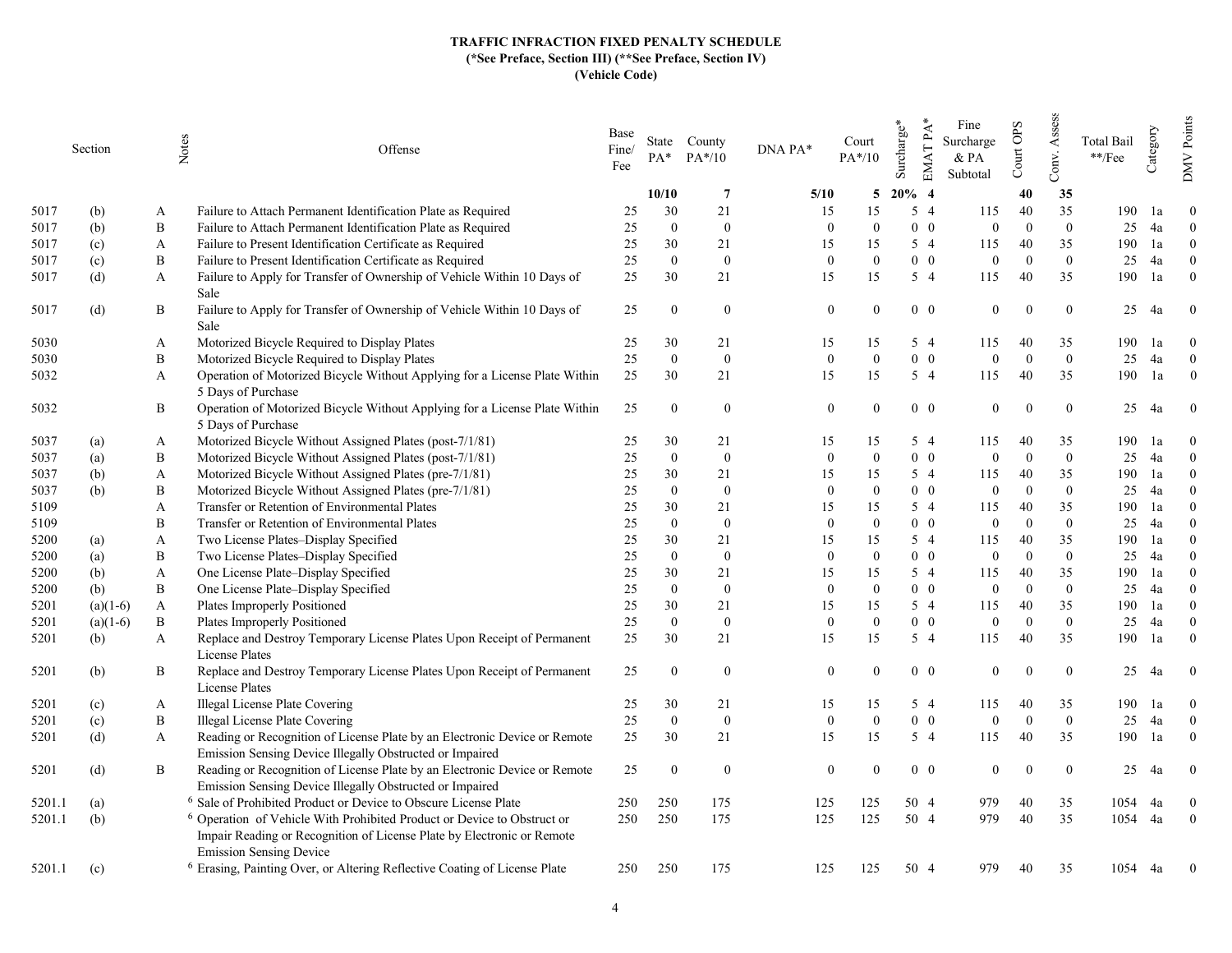**TRAFFIC INFRACTION FIXED PENALTY SCHEDULE**
**(*See Preface, Section III) (**See Preface, Section IV)**
**(Vehicle Code)**

| Section | | Notes | Offense | Base Fine/ Fee | State PA* | County PA*/10 | DNA PA* | Court PA*/10 | Surcharge* | EMAT PA* | Fine Surcharge & PA Subtotal | Court OPS | Conv. Assess | Total Bail **/Fee | Category | DMV Points |
|---|---|---|---|---|---|---|---|---|---|---|---|---|---|---|---|---|
| | | | | | **10/10** | **7** | **5/10** | **5** | **20%** | **4** | | **40** | **35** | | | |
| 5017 | (b) | A | Failure to Attach Permanent Identification Plate as Required | 25 | 30 | 21 | 15 | 15 | 5 | 4 | 115 | 40 | 35 | 190 | 1a | 0 |
| 5017 | (b) | B | Failure to Attach Permanent Identification Plate as Required | 25 | 0 | 0 | 0 | 0 | 0 | 0 | 0 | 0 | 0 | 25 | 4a | 0 |
| 5017 | (c) | A | Failure to Present Identification Certificate as Required | 25 | 30 | 21 | 15 | 15 | 5 | 4 | 115 | 40 | 35 | 190 | 1a | 0 |
| 5017 | (c) | B | Failure to Present Identification Certificate as Required | 25 | 0 | 0 | 0 | 0 | 0 | 0 | 0 | 0 | 0 | 25 | 4a | 0 |
| 5017 | (d) | A | Failure to Apply for Transfer of Ownership of Vehicle Within 10 Days of Sale | 25 | 30 | 21 | 15 | 15 | 5 | 4 | 115 | 40 | 35 | 190 | 1a | 0 |
| 5017 | (d) | B | Failure to Apply for Transfer of Ownership of Vehicle Within 10 Days of Sale | 25 | 0 | 0 | 0 | 0 | 0 | 0 | 0 | 0 | 0 | 25 | 4a | 0 |
| 5030 | | A | Motorized Bicycle Required to Display Plates | 25 | 30 | 21 | 15 | 15 | 5 | 4 | 115 | 40 | 35 | 190 | 1a | 0 |
| 5030 | | B | Motorized Bicycle Required to Display Plates | 25 | 0 | 0 | 0 | 0 | 0 | 0 | 0 | 0 | 0 | 25 | 4a | 0 |
| 5032 | | A | Operation of Motorized Bicycle Without Applying for a License Plate Within 5 Days of Purchase | 25 | 30 | 21 | 15 | 15 | 5 | 4 | 115 | 40 | 35 | 190 | 1a | 0 |
| 5032 | | B | Operation of Motorized Bicycle Without Applying for a License Plate Within 5 Days of Purchase | 25 | 0 | 0 | 0 | 0 | 0 | 0 | 0 | 0 | 0 | 25 | 4a | 0 |
| 5037 | (a) | A | Motorized Bicycle Without Assigned Plates (post-7/1/81) | 25 | 30 | 21 | 15 | 15 | 5 | 4 | 115 | 40 | 35 | 190 | 1a | 0 |
| 5037 | (a) | B | Motorized Bicycle Without Assigned Plates (post-7/1/81) | 25 | 0 | 0 | 0 | 0 | 0 | 0 | 0 | 0 | 0 | 25 | 4a | 0 |
| 5037 | (b) | A | Motorized Bicycle Without Assigned Plates (pre-7/1/81) | 25 | 30 | 21 | 15 | 15 | 5 | 4 | 115 | 40 | 35 | 190 | 1a | 0 |
| 5037 | (b) | B | Motorized Bicycle Without Assigned Plates (pre-7/1/81) | 25 | 0 | 0 | 0 | 0 | 0 | 0 | 0 | 0 | 0 | 25 | 4a | 0 |
| 5109 | | A | Transfer or Retention of Environmental Plates | 25 | 30 | 21 | 15 | 15 | 5 | 4 | 115 | 40 | 35 | 190 | 1a | 0 |
| 5109 | | B | Transfer or Retention of Environmental Plates | 25 | 0 | 0 | 0 | 0 | 0 | 0 | 0 | 0 | 0 | 25 | 4a | 0 |
| 5200 | (a) | A | Two License Plates–Display Specified | 25 | 30 | 21 | 15 | 15 | 5 | 4 | 115 | 40 | 35 | 190 | 1a | 0 |
| 5200 | (a) | B | Two License Plates–Display Specified | 25 | 0 | 0 | 0 | 0 | 0 | 0 | 0 | 0 | 0 | 25 | 4a | 0 |
| 5200 | (b) | A | One License Plate–Display Specified | 25 | 30 | 21 | 15 | 15 | 5 | 4 | 115 | 40 | 35 | 190 | 1a | 0 |
| 5200 | (b) | B | One License Plate–Display Specified | 25 | 0 | 0 | 0 | 0 | 0 | 0 | 0 | 0 | 0 | 25 | 4a | 0 |
| 5201 | (a)(1-6) | A | Plates Improperly Positioned | 25 | 30 | 21 | 15 | 15 | 5 | 4 | 115 | 40 | 35 | 190 | 1a | 0 |
| 5201 | (a)(1-6) | B | Plates Improperly Positioned | 25 | 0 | 0 | 0 | 0 | 0 | 0 | 0 | 0 | 0 | 25 | 4a | 0 |
| 5201 | (b) | A | Replace and Destroy Temporary License Plates Upon Receipt of Permanent License Plates | 25 | 30 | 21 | 15 | 15 | 5 | 4 | 115 | 40 | 35 | 190 | 1a | 0 |
| 5201 | (b) | B | Replace and Destroy Temporary License Plates Upon Receipt of Permanent License Plates | 25 | 0 | 0 | 0 | 0 | 0 | 0 | 0 | 0 | 0 | 25 | 4a | 0 |
| 5201 | (c) | A | Illegal License Plate Covering | 25 | 30 | 21 | 15 | 15 | 5 | 4 | 115 | 40 | 35 | 190 | 1a | 0 |
| 5201 | (c) | B | Illegal License Plate Covering | 25 | 0 | 0 | 0 | 0 | 0 | 0 | 0 | 0 | 0 | 25 | 4a | 0 |
| 5201 | (d) | A | Reading or Recognition of License Plate by an Electronic Device or Remote Emission Sensing Device Illegally Obstructed or Impaired | 25 | 30 | 21 | 15 | 15 | 5 | 4 | 115 | 40 | 35 | 190 | 1a | 0 |
| 5201 | (d) | B | Reading or Recognition of License Plate by an Electronic Device or Remote Emission Sensing Device Illegally Obstructed or Impaired | 25 | 0 | 0 | 0 | 0 | 0 | 0 | 0 | 0 | 0 | 25 | 4a | 0 |
| 5201.1 | (a) | | [6] Sale of Prohibited Product or Device to Obscure License Plate | 250 | 250 | 175 | 125 | 125 | 50 | 4 | 979 | 40 | 35 | 1054 | 4a | 0 |
| 5201.1 | (b) | | [6] Operation of Vehicle With Prohibited Product or Device to Obstruct or Impair Reading or Recognition of License Plate by Electronic or Remote Emission Sensing Device | 250 | 250 | 175 | 125 | 125 | 50 | 4 | 979 | 40 | 35 | 1054 | 4a | 0 |
| 5201.1 | (c) | | [6] Erasing, Painting Over, or Altering Reflective Coating of License Plate | 250 | 250 | 175 | 125 | 125 | 50 | 4 | 979 | 40 | 35 | 1054 | 4a | 0 |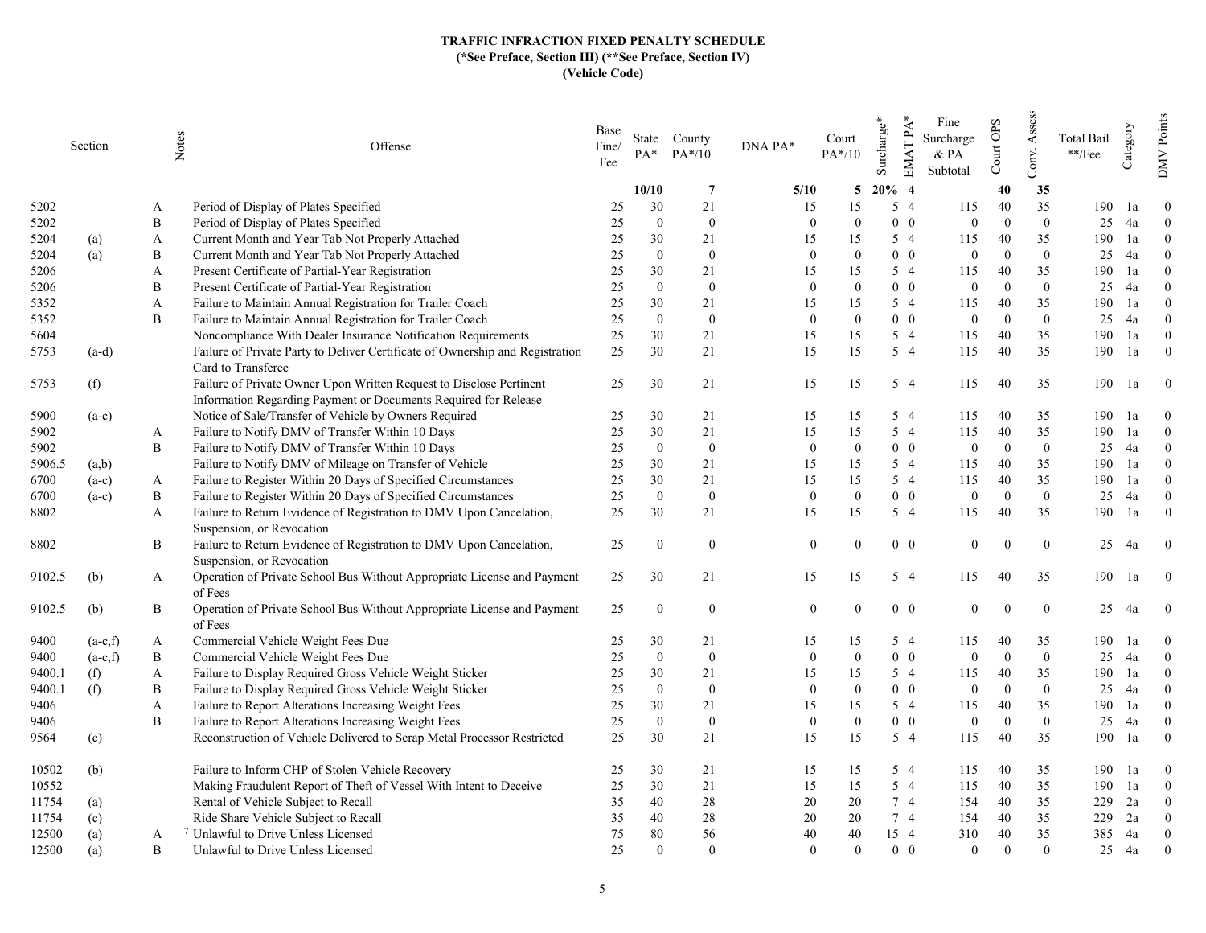**TRAFFIC INFRACTION FIXED PENALTY SCHEDULE**
**(*See Preface, Section III) (**See Preface, Section IV)**
**(Vehicle Code)**

| Section | | Notes | Offense | Base Fine/ Fee | State PA* | County PA*/10 | DNA PA* | Court PA*/10 | Surcharge* | EMAT PA* | Fine Surcharge & PA Subtotal | Court OPS | Conv. Assess | Total Bail **/Fee | Category | DMV Points |
|---|---|---|---|---|---|---|---|---|---|---|---|---|---|---|---|---|
| | | | | | **10/10** | **7** | **5/10** | **5** | **20%** | **4** | | **40** | **35** | | | |
| 5202 | | A | Period of Display of Plates Specified | 25 | 30 | 21 | 15 | 15 | 5 | 4 | 115 | 40 | 35 | 190 | 1a | 0 |
| 5202 | | B | Period of Display of Plates Specified | 25 | 0 | 0 | 0 | 0 | 0 | 0 | 0 | 0 | 0 | 25 | 4a | 0 |
| 5204 | (a) | A | Current Month and Year Tab Not Properly Attached | 25 | 30 | 21 | 15 | 15 | 5 | 4 | 115 | 40 | 35 | 190 | 1a | 0 |
| 5204 | (a) | B | Current Month and Year Tab Not Properly Attached | 25 | 0 | 0 | 0 | 0 | 0 | 0 | 0 | 0 | 0 | 25 | 4a | 0 |
| 5206 | | A | Present Certificate of Partial-Year Registration | 25 | 30 | 21 | 15 | 15 | 5 | 4 | 115 | 40 | 35 | 190 | 1a | 0 |
| 5206 | | B | Present Certificate of Partial-Year Registration | 25 | 0 | 0 | 0 | 0 | 0 | 0 | 0 | 0 | 0 | 25 | 4a | 0 |
| 5352 | | A | Failure to Maintain Annual Registration for Trailer Coach | 25 | 30 | 21 | 15 | 15 | 5 | 4 | 115 | 40 | 35 | 190 | 1a | 0 |
| 5352 | | B | Failure to Maintain Annual Registration for Trailer Coach | 25 | 0 | 0 | 0 | 0 | 0 | 0 | 0 | 0 | 0 | 25 | 4a | 0 |
| 5604 | | | Noncompliance With Dealer Insurance Notification Requirements | 25 | 30 | 21 | 15 | 15 | 5 | 4 | 115 | 40 | 35 | 190 | 1a | 0 |
| 5753 | (a-d) | | Failure of Private Party to Deliver Certificate of Ownership and Registration Card to Transferee | 25 | 30 | 21 | 15 | 15 | 5 | 4 | 115 | 40 | 35 | 190 | 1a | 0 |
| 5753 | (f) | | Failure of Private Owner Upon Written Request to Disclose Pertinent Information Regarding Payment or Documents Required for Release | 25 | 30 | 21 | 15 | 15 | 5 | 4 | 115 | 40 | 35 | 190 | 1a | 0 |
| 5900 | (a-c) | | Notice of Sale/Transfer of Vehicle by Owners Required | 25 | 30 | 21 | 15 | 15 | 5 | 4 | 115 | 40 | 35 | 190 | 1a | 0 |
| 5902 | | A | Failure to Notify DMV of Transfer Within 10 Days | 25 | 30 | 21 | 15 | 15 | 5 | 4 | 115 | 40 | 35 | 190 | 1a | 0 |
| 5902 | | B | Failure to Notify DMV of Transfer Within 10 Days | 25 | 0 | 0 | 0 | 0 | 0 | 0 | 0 | 0 | 0 | 25 | 4a | 0 |
| 5906.5 | (a,b) | | Failure to Notify DMV of Mileage on Transfer of Vehicle | 25 | 30 | 21 | 15 | 15 | 5 | 4 | 115 | 40 | 35 | 190 | 1a | 0 |
| 6700 | (a-c) | A | Failure to Register Within 20 Days of Specified Circumstances | 25 | 30 | 21 | 15 | 15 | 5 | 4 | 115 | 40 | 35 | 190 | 1a | 0 |
| 6700 | (a-c) | B | Failure to Register Within 20 Days of Specified Circumstances | 25 | 0 | 0 | 0 | 0 | 0 | 0 | 0 | 0 | 0 | 25 | 4a | 0 |
| 8802 | | A | Failure to Return Evidence of Registration to DMV Upon Cancelation, Suspension, or Revocation | 25 | 30 | 21 | 15 | 15 | 5 | 4 | 115 | 40 | 35 | 190 | 1a | 0 |
| 8802 | | B | Failure to Return Evidence of Registration to DMV Upon Cancelation, Suspension, or Revocation | 25 | 0 | 0 | 0 | 0 | 0 | 0 | 0 | 0 | 0 | 25 | 4a | 0 |
| 9102.5 | (b) | A | Operation of Private School Bus Without Appropriate License and Payment of Fees | 25 | 30 | 21 | 15 | 15 | 5 | 4 | 115 | 40 | 35 | 190 | 1a | 0 |
| 9102.5 | (b) | B | Operation of Private School Bus Without Appropriate License and Payment of Fees | 25 | 0 | 0 | 0 | 0 | 0 | 0 | 0 | 0 | 0 | 25 | 4a | 0 |
| 9400 | (a-c,f) | A | Commercial Vehicle Weight Fees Due | 25 | 30 | 21 | 15 | 15 | 5 | 4 | 115 | 40 | 35 | 190 | 1a | 0 |
| 9400 | (a-c,f) | B | Commercial Vehicle Weight Fees Due | 25 | 0 | 0 | 0 | 0 | 0 | 0 | 0 | 0 | 0 | 25 | 4a | 0 |
| 9400.1 | (f) | A | Failure to Display Required Gross Vehicle Weight Sticker | 25 | 30 | 21 | 15 | 15 | 5 | 4 | 115 | 40 | 35 | 190 | 1a | 0 |
| 9400.1 | (f) | B | Failure to Display Required Gross Vehicle Weight Sticker | 25 | 0 | 0 | 0 | 0 | 0 | 0 | 0 | 0 | 0 | 25 | 4a | 0 |
| 9406 | | A | Failure to Report Alterations Increasing Weight Fees | 25 | 30 | 21 | 15 | 15 | 5 | 4 | 115 | 40 | 35 | 190 | 1a | 0 |
| 9406 | | B | Failure to Report Alterations Increasing Weight Fees | 25 | 0 | 0 | 0 | 0 | 0 | 0 | 0 | 0 | 0 | 25 | 4a | 0 |
| 9564 | (c) | | Reconstruction of Vehicle Delivered to Scrap Metal Processor Restricted | 25 | 30 | 21 | 15 | 15 | 5 | 4 | 115 | 40 | 35 | 190 | 1a | 0 |
| 10502 | (b) | | Failure to Inform CHP of Stolen Vehicle Recovery | 25 | 30 | 21 | 15 | 15 | 5 | 4 | 115 | 40 | 35 | 190 | 1a | 0 |
| 10552 | | | Making Fraudulent Report of Theft of Vessel With Intent to Deceive | 25 | 30 | 21 | 15 | 15 | 5 | 4 | 115 | 40 | 35 | 190 | 1a | 0 |
| 11754 | (a) | | Rental of Vehicle Subject to Recall | 35 | 40 | 28 | 20 | 20 | 7 | 4 | 154 | 40 | 35 | 229 | 2a | 0 |
| 11754 | (c) | | Ride Share Vehicle Subject to Recall | 35 | 40 | 28 | 20 | 20 | 7 | 4 | 154 | 40 | 35 | 229 | 2a | 0 |
| 12500 | (a) | A | [7] Unlawful to Drive Unless Licensed | 75 | 80 | 56 | 40 | 40 | 15 | 4 | 310 | 40 | 35 | 385 | 4a | 0 |
| 12500 | (a) | B | Unlawful to Drive Unless Licensed | 25 | 0 | 0 | 0 | 0 | 0 | 0 | 0 | 0 | 0 | 25 | 4a | 0 |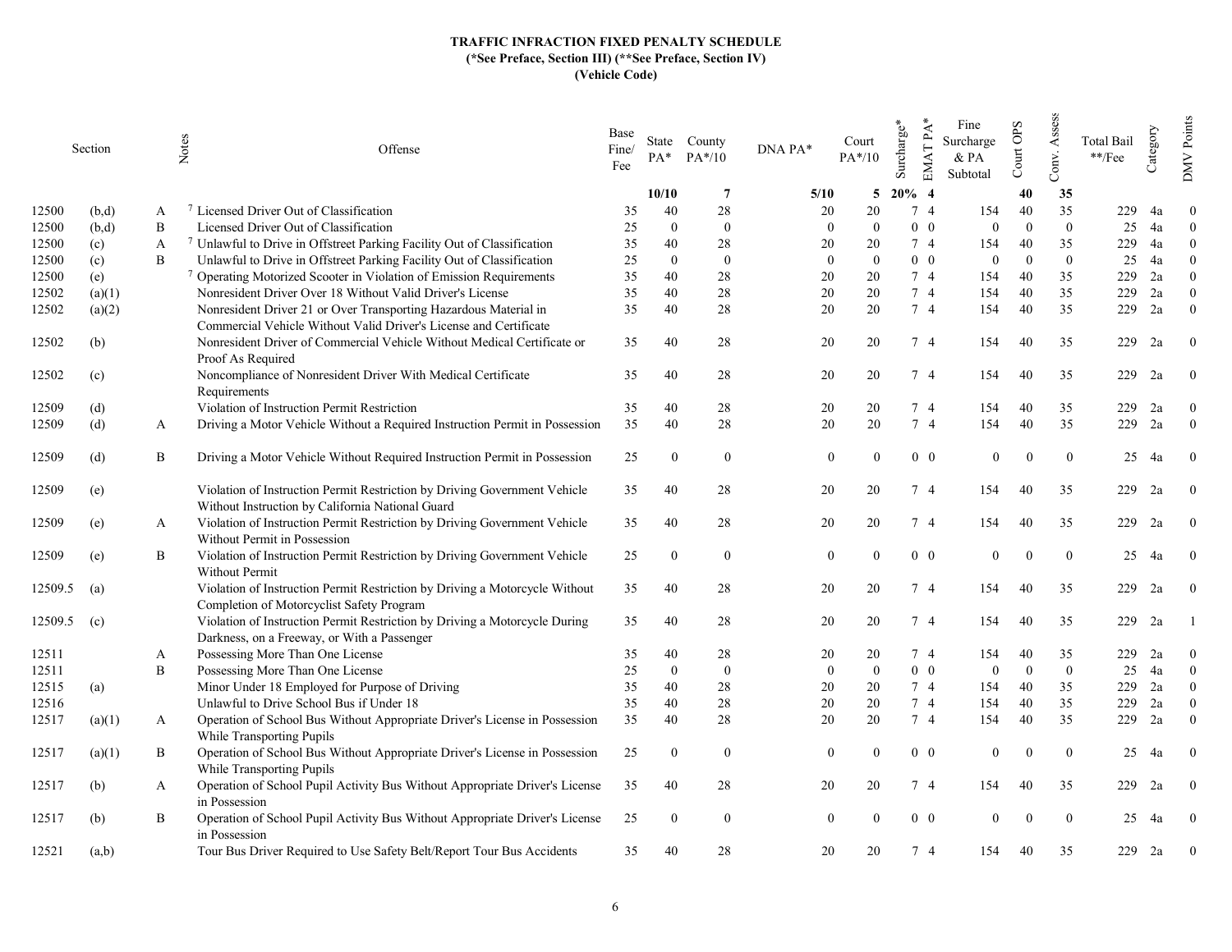**TRAFFIC INFRACTION FIXED PENALTY SCHEDULE**
**(*See Preface, Section III) (**See Preface, Section IV)**
**(Vehicle Code)**

| Section | | Notes | Offense | Base Fine/ Fee | State PA* | County PA*/10 | DNA PA* | Court PA*/10 | Surcharge* | EMAT PA* | Fine Surcharge & PA Subtotal | Court OPS | Conv. Assess | Total Bail **/Fee | Category | DMV Points |
|---|---|---|---|---|---|---|---|---|---|---|---|---|---|---|---|---|
| | | | | | **10/10** | **7** | **5/10** | **5** | **20%** | **4** | | **40** | **35** | | | |
| 12500 | (b,d) | A | [7] Licensed Driver Out of Classification | 35 | 40 | 28 | 20 | 20 | 7 | 4 | 154 | 40 | 35 | 229 | 4a | 0 |
| 12500 | (b,d) | B | Licensed Driver Out of Classification | 25 | 0 | 0 | 0 | 0 | 0 | 0 | 0 | 0 | 0 | 25 | 4a | 0 |
| 12500 | (c) | A | [7] Unlawful to Drive in Offstreet Parking Facility Out of Classification | 35 | 40 | 28 | 20 | 20 | 7 | 4 | 154 | 40 | 35 | 229 | 4a | 0 |
| 12500 | (c) | B | Unlawful to Drive in Offstreet Parking Facility Out of Classification | 25 | 0 | 0 | 0 | 0 | 0 | 0 | 0 | 0 | 0 | 25 | 4a | 0 |
| 12500 | (e) | | [7] Operating Motorized Scooter in Violation of Emission Requirements | 35 | 40 | 28 | 20 | 20 | 7 | 4 | 154 | 40 | 35 | 229 | 2a | 0 |
| 12502 | (a)(1) | | Nonresident Driver Over 18 Without Valid Driver's License | 35 | 40 | 28 | 20 | 20 | 7 | 4 | 154 | 40 | 35 | 229 | 2a | 0 |
| 12502 | (a)(2) | | Nonresident Driver 21 or Over Transporting Hazardous Material in Commercial Vehicle Without Valid Driver's License and Certificate | 35 | 40 | 28 | 20 | 20 | 7 | 4 | 154 | 40 | 35 | 229 | 2a | 0 |
| 12502 | (b) | | Nonresident Driver of Commercial Vehicle Without Medical Certificate or Proof As Required | 35 | 40 | 28 | 20 | 20 | 7 | 4 | 154 | 40 | 35 | 229 | 2a | 0 |
| 12502 | (c) | | Noncompliance of Nonresident Driver With Medical Certificate Requirements | 35 | 40 | 28 | 20 | 20 | 7 | 4 | 154 | 40 | 35 | 229 | 2a | 0 |
| 12509 | (d) | | Violation of Instruction Permit Restriction | 35 | 40 | 28 | 20 | 20 | 7 | 4 | 154 | 40 | 35 | 229 | 2a | 0 |
| 12509 | (d) | A | Driving a Motor Vehicle Without a Required Instruction Permit in Possession | 35 | 40 | 28 | 20 | 20 | 7 | 4 | 154 | 40 | 35 | 229 | 2a | 0 |
| 12509 | (d) | B | Driving a Motor Vehicle Without Required Instruction Permit in Possession | 25 | 0 | 0 | 0 | 0 | 0 | 0 | 0 | 0 | 0 | 25 | 4a | 0 |
| 12509 | (e) | | Violation of Instruction Permit Restriction by Driving Government Vehicle Without Instruction by California National Guard | 35 | 40 | 28 | 20 | 20 | 7 | 4 | 154 | 40 | 35 | 229 | 2a | 0 |
| 12509 | (e) | A | Violation of Instruction Permit Restriction by Driving Government Vehicle Without Permit in Possession | 35 | 40 | 28 | 20 | 20 | 7 | 4 | 154 | 40 | 35 | 229 | 2a | 0 |
| 12509 | (e) | B | Violation of Instruction Permit Restriction by Driving Government Vehicle Without Permit | 25 | 0 | 0 | 0 | 0 | 0 | 0 | 0 | 0 | 0 | 25 | 4a | 0 |
| 12509.5 | (a) | | Violation of Instruction Permit Restriction by Driving a Motorcycle Without Completion of Motorcyclist Safety Program | 35 | 40 | 28 | 20 | 20 | 7 | 4 | 154 | 40 | 35 | 229 | 2a | 0 |
| 12509.5 | (c) | | Violation of Instruction Permit Restriction by Driving a Motorcycle During Darkness, on a Freeway, or With a Passenger | 35 | 40 | 28 | 20 | 20 | 7 | 4 | 154 | 40 | 35 | 229 | 2a | 1 |
| 12511 | | A | Possessing More Than One License | 35 | 40 | 28 | 20 | 20 | 7 | 4 | 154 | 40 | 35 | 229 | 2a | 0 |
| 12511 | | B | Possessing More Than One License | 25 | 0 | 0 | 0 | 0 | 0 | 0 | 0 | 0 | 0 | 25 | 4a | 0 |
| 12515 | (a) | | Minor Under 18 Employed for Purpose of Driving | 35 | 40 | 28 | 20 | 20 | 7 | 4 | 154 | 40 | 35 | 229 | 2a | 0 |
| 12516 | | | Unlawful to Drive School Bus if Under 18 | 35 | 40 | 28 | 20 | 20 | 7 | 4 | 154 | 40 | 35 | 229 | 2a | 0 |
| 12517 | (a)(1) | A | Operation of School Bus Without Appropriate Driver's License in Possession While Transporting Pupils | 35 | 40 | 28 | 20 | 20 | 7 | 4 | 154 | 40 | 35 | 229 | 2a | 0 |
| 12517 | (a)(1) | B | Operation of School Bus Without Appropriate Driver's License in Possession While Transporting Pupils | 25 | 0 | 0 | 0 | 0 | 0 | 0 | 0 | 0 | 0 | 25 | 4a | 0 |
| 12517 | (b) | A | Operation of School Pupil Activity Bus Without Appropriate Driver's License in Possession | 35 | 40 | 28 | 20 | 20 | 7 | 4 | 154 | 40 | 35 | 229 | 2a | 0 |
| 12517 | (b) | B | Operation of School Pupil Activity Bus Without Appropriate Driver's License in Possession | 25 | 0 | 0 | 0 | 0 | 0 | 0 | 0 | 0 | 0 | 25 | 4a | 0 |
| 12521 | (a,b) | | Tour Bus Driver Required to Use Safety Belt/Report Tour Bus Accidents | 35 | 40 | 28 | 20 | 20 | 7 | 4 | 154 | 40 | 35 | 229 | 2a | 0 |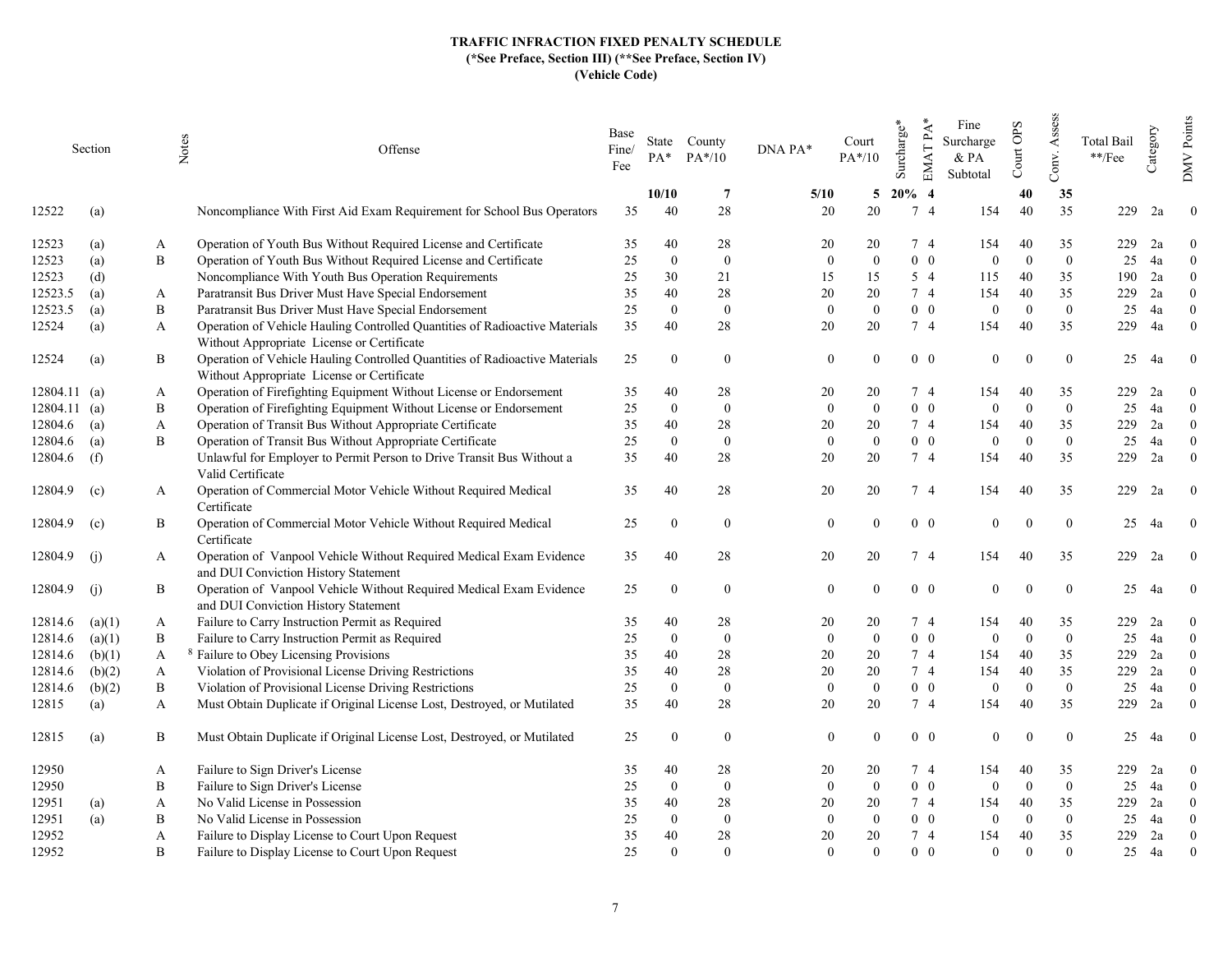**TRAFFIC INFRACTION FIXED PENALTY SCHEDULE**
**(*See Preface, Section III) (**See Preface, Section IV)**
**(Vehicle Code)**

| Section | | Notes | Offense | Base Fine/ Fee | State PA* | County PA*/10 | DNA PA* | Court PA*/10 | Surcharge* | EMAT PA* | Fine Surcharge & PA Subtotal | Court OPS | Conv. Assess | Total Bail **/Fee | Category | DMV Points |
|---|---|---|---|---|---|---|---|---|---|---|---|---|---|---|---|---|
| | | | | | **10/10** | **7** | **5/10** | **5** | **20%** | **4** | | **40** | **35** | | | |
| 12522 | (a) | | Noncompliance With First Aid Exam Requirement for School Bus Operators | 35 | 40 | 28 | 20 | 20 | 7 | 4 | 154 | 40 | 35 | 229 | 2a | 0 |
| 12523 | (a) | A | Operation of Youth Bus Without Required License and Certificate | 35 | 40 | 28 | 20 | 20 | 7 | 4 | 154 | 40 | 35 | 229 | 2a | 0 |
| 12523 | (a) | B | Operation of Youth Bus Without Required License and Certificate | 25 | 0 | 0 | 0 | 0 | 0 | 0 | 0 | 0 | 0 | 25 | 4a | 0 |
| 12523 | (d) | | Noncompliance With Youth Bus Operation Requirements | 25 | 30 | 21 | 15 | 15 | 5 | 4 | 115 | 40 | 35 | 190 | 2a | 0 |
| 12523.5 | (a) | A | Paratransit Bus Driver Must Have Special Endorsement | 35 | 40 | 28 | 20 | 20 | 7 | 4 | 154 | 40 | 35 | 229 | 2a | 0 |
| 12523.5 | (a) | B | Paratransit Bus Driver Must Have Special Endorsement | 25 | 0 | 0 | 0 | 0 | 0 | 0 | 0 | 0 | 0 | 25 | 4a | 0 |
| 12524 | (a) | A | Operation of Vehicle Hauling Controlled Quantities of Radioactive Materials Without Appropriate License or Certificate | 35 | 40 | 28 | 20 | 20 | 7 | 4 | 154 | 40 | 35 | 229 | 4a | 0 |
| 12524 | (a) | B | Operation of Vehicle Hauling Controlled Quantities of Radioactive Materials Without Appropriate License or Certificate | 25 | 0 | 0 | 0 | 0 | 0 | 0 | 0 | 0 | 0 | 25 | 4a | 0 |
| 12804.11 | (a) | A | Operation of Firefighting Equipment Without License or Endorsement | 35 | 40 | 28 | 20 | 20 | 7 | 4 | 154 | 40 | 35 | 229 | 2a | 0 |
| 12804.11 | (a) | B | Operation of Firefighting Equipment Without License or Endorsement | 25 | 0 | 0 | 0 | 0 | 0 | 0 | 0 | 0 | 0 | 25 | 4a | 0 |
| 12804.6 | (a) | A | Operation of Transit Bus Without Appropriate Certificate | 35 | 40 | 28 | 20 | 20 | 7 | 4 | 154 | 40 | 35 | 229 | 2a | 0 |
| 12804.6 | (a) | B | Operation of Transit Bus Without Appropriate Certificate | 25 | 0 | 0 | 0 | 0 | 0 | 0 | 0 | 0 | 0 | 25 | 4a | 0 |
| 12804.6 | (f) | | Unlawful for Employer to Permit Person to Drive Transit Bus Without a Valid Certificate | 35 | 40 | 28 | 20 | 20 | 7 | 4 | 154 | 40 | 35 | 229 | 2a | 0 |
| 12804.9 | (c) | A | Operation of Commercial Motor Vehicle Without Required Medical Certificate | 35 | 40 | 28 | 20 | 20 | 7 | 4 | 154 | 40 | 35 | 229 | 2a | 0 |
| 12804.9 | (c) | B | Operation of Commercial Motor Vehicle Without Required Medical Certificate | 25 | 0 | 0 | 0 | 0 | 0 | 0 | 0 | 0 | 0 | 25 | 4a | 0 |
| 12804.9 | (j) | A | Operation of Vanpool Vehicle Without Required Medical Exam Evidence and DUI Conviction History Statement | 35 | 40 | 28 | 20 | 20 | 7 | 4 | 154 | 40 | 35 | 229 | 2a | 0 |
| 12804.9 | (j) | B | Operation of Vanpool Vehicle Without Required Medical Exam Evidence and DUI Conviction History Statement | 25 | 0 | 0 | 0 | 0 | 0 | 0 | 0 | 0 | 0 | 25 | 4a | 0 |
| 12814.6 | (a)(1) | A | Failure to Carry Instruction Permit as Required | 35 | 40 | 28 | 20 | 20 | 7 | 4 | 154 | 40 | 35 | 229 | 2a | 0 |
| 12814.6 | (a)(1) | B | Failure to Carry Instruction Permit as Required | 25 | 0 | 0 | 0 | 0 | 0 | 0 | 0 | 0 | 0 | 25 | 4a | 0 |
| 12814.6 | (b)(1) | A | [8] Failure to Obey Licensing Provisions | 35 | 40 | 28 | 20 | 20 | 7 | 4 | 154 | 40 | 35 | 229 | 2a | 0 |
| 12814.6 | (b)(2) | A | Violation of Provisional License Driving Restrictions | 35 | 40 | 28 | 20 | 20 | 7 | 4 | 154 | 40 | 35 | 229 | 2a | 0 |
| 12814.6 | (b)(2) | B | Violation of Provisional License Driving Restrictions | 25 | 0 | 0 | 0 | 0 | 0 | 0 | 0 | 0 | 0 | 25 | 4a | 0 |
| 12815 | (a) | A | Must Obtain Duplicate if Original License Lost, Destroyed, or Mutilated | 35 | 40 | 28 | 20 | 20 | 7 | 4 | 154 | 40 | 35 | 229 | 2a | 0 |
| 12815 | (a) | B | Must Obtain Duplicate if Original License Lost, Destroyed, or Mutilated | 25 | 0 | 0 | 0 | 0 | 0 | 0 | 0 | 0 | 0 | 25 | 4a | 0 |
| 12950 | | A | Failure to Sign Driver's License | 35 | 40 | 28 | 20 | 20 | 7 | 4 | 154 | 40 | 35 | 229 | 2a | 0 |
| 12950 | | B | Failure to Sign Driver's License | 25 | 0 | 0 | 0 | 0 | 0 | 0 | 0 | 0 | 0 | 25 | 4a | 0 |
| 12951 | (a) | A | No Valid License in Possession | 35 | 40 | 28 | 20 | 20 | 7 | 4 | 154 | 40 | 35 | 229 | 2a | 0 |
| 12951 | (a) | B | No Valid License in Possession | 25 | 0 | 0 | 0 | 0 | 0 | 0 | 0 | 0 | 0 | 25 | 4a | 0 |
| 12952 | | A | Failure to Display License to Court Upon Request | 35 | 40 | 28 | 20 | 20 | 7 | 4 | 154 | 40 | 35 | 229 | 2a | 0 |
| 12952 | | B | Failure to Display License to Court Upon Request | 25 | 0 | 0 | 0 | 0 | 0 | 0 | 0 | 0 | 0 | 25 | 4a | 0 |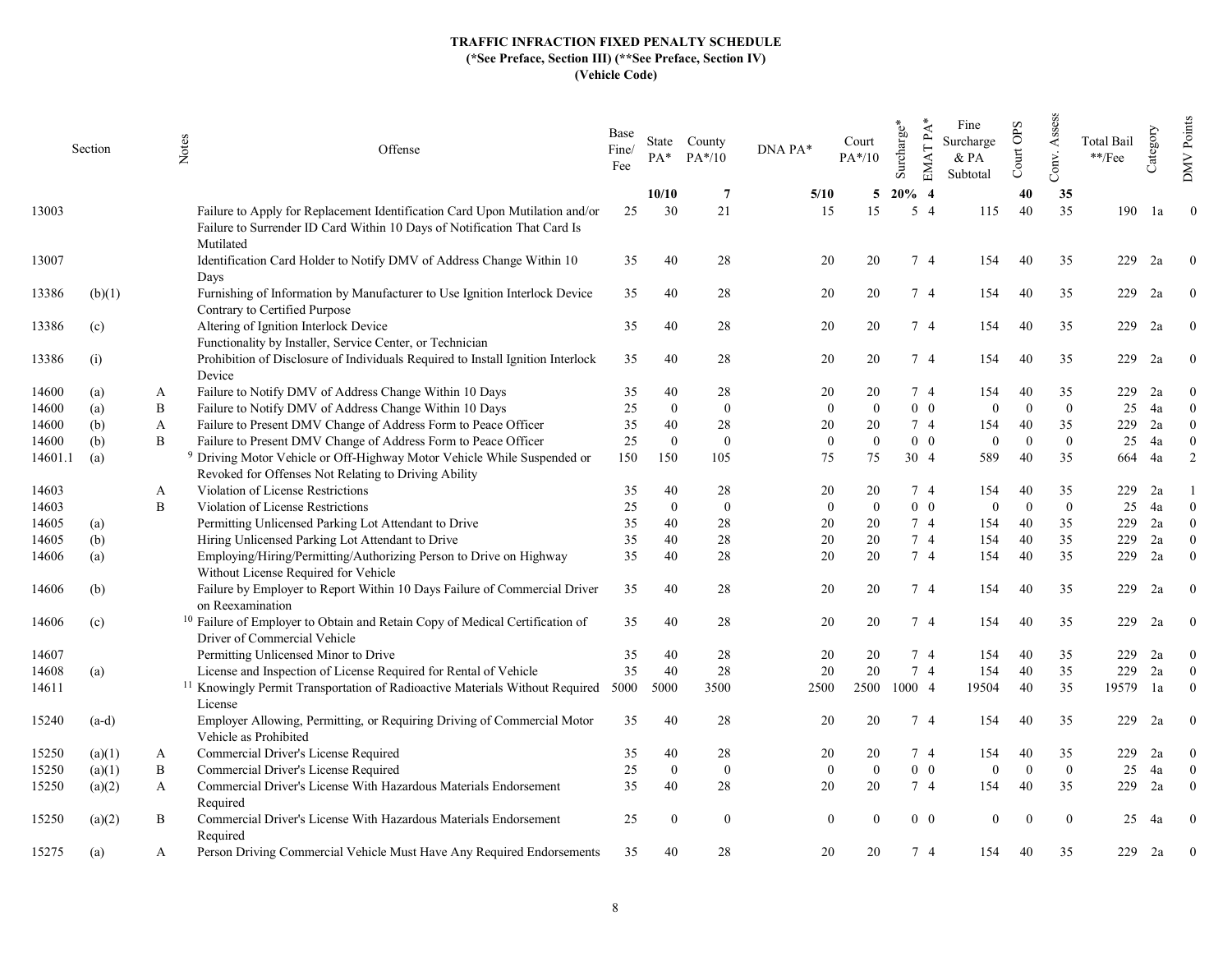**TRAFFIC INFRACTION FIXED PENALTY SCHEDULE**
**(*See Preface, Section III) (**See Preface, Section IV)**
**(Vehicle Code)**

| Section | | Notes | Offense | Base Fine/ Fee | State PA* | County PA*/10 | DNA PA* | Court PA*/10 | Surcharge* | EMAT PA* | Fine Surcharge & PA Subtotal | Court OPS | Conv. Assess | Total Bail **/Fee | Category | DMV Points |
|---|---|---|---|---|---|---|---|---|---|---|---|---|---|---|---|---|
| | | | | | **10/10** | **7** | **5/10** | **5** | **20%** | **4** | | **40** | **35** | | | |
| 13003 | | | Failure to Apply for Replacement Identification Card Upon Mutilation and/or Failure to Surrender ID Card Within 10 Days of Notification That Card Is Mutilated | 25 | 30 | 21 | 15 | 15 | 5 | 4 | 115 | 40 | 35 | 190 | 1a | 0 |
| 13007 | | | Identification Card Holder to Notify DMV of Address Change Within 10 Days | 35 | 40 | 28 | 20 | 20 | 7 | 4 | 154 | 40 | 35 | 229 | 2a | 0 |
| 13386 | (b)(1) | | Furnishing of Information by Manufacturer to Use Ignition Interlock Device Contrary to Certified Purpose | 35 | 40 | 28 | 20 | 20 | 7 | 4 | 154 | 40 | 35 | 229 | 2a | 0 |
| 13386 | (c) | | Altering of Ignition Interlock Device Functionality by Installer, Service Center, or Technician | 35 | 40 | 28 | 20 | 20 | 7 | 4 | 154 | 40 | 35 | 229 | 2a | 0 |
| 13386 | (i) | | Prohibition of Disclosure of Individuals Required to Install Ignition Interlock Device | 35 | 40 | 28 | 20 | 20 | 7 | 4 | 154 | 40 | 35 | 229 | 2a | 0 |
| 14600 | (a) | A | Failure to Notify DMV of Address Change Within 10 Days | 35 | 40 | 28 | 20 | 20 | 7 | 4 | 154 | 40 | 35 | 229 | 2a | 0 |
| 14600 | (a) | B | Failure to Notify DMV of Address Change Within 10 Days | 25 | 0 | 0 | 0 | 0 | 0 | 0 | 0 | 0 | 0 | 25 | 4a | 0 |
| 14600 | (b) | A | Failure to Present DMV Change of Address Form to Peace Officer | 35 | 40 | 28 | 20 | 20 | 7 | 4 | 154 | 40 | 35 | 229 | 2a | 0 |
| 14600 | (b) | B | Failure to Present DMV Change of Address Form to Peace Officer | 25 | 0 | 0 | 0 | 0 | 0 | 0 | 0 | 0 | 0 | 25 | 4a | 0 |
| 14601.1 | (a) | | [9] Driving Motor Vehicle or Off-Highway Motor Vehicle While Suspended or Revoked for Offenses Not Relating to Driving Ability | 150 | 150 | 105 | 75 | 75 | 30 | 4 | 589 | 40 | 35 | 664 | 4a | 2 |
| 14603 | | A | Violation of License Restrictions | 35 | 40 | 28 | 20 | 20 | 7 | 4 | 154 | 40 | 35 | 229 | 2a | 1 |
| 14603 | | B | Violation of License Restrictions | 25 | 0 | 0 | 0 | 0 | 0 | 0 | 0 | 0 | 0 | 25 | 4a | 0 |
| 14605 | (a) | | Permitting Unlicensed Parking Lot Attendant to Drive | 35 | 40 | 28 | 20 | 20 | 7 | 4 | 154 | 40 | 35 | 229 | 2a | 0 |
| 14605 | (b) | | Hiring Unlicensed Parking Lot Attendant to Drive | 35 | 40 | 28 | 20 | 20 | 7 | 4 | 154 | 40 | 35 | 229 | 2a | 0 |
| 14606 | (a) | | Employing/Hiring/Permitting/Authorizing Person to Drive on Highway Without License Required for Vehicle | 35 | 40 | 28 | 20 | 20 | 7 | 4 | 154 | 40 | 35 | 229 | 2a | 0 |
| 14606 | (b) | | Failure by Employer to Report Within 10 Days Failure of Commercial Driver on Reexamination | 35 | 40 | 28 | 20 | 20 | 7 | 4 | 154 | 40 | 35 | 229 | 2a | 0 |
| 14606 | (c) | | [10] Failure of Employer to Obtain and Retain Copy of Medical Certification of Driver of Commercial Vehicle | 35 | 40 | 28 | 20 | 20 | 7 | 4 | 154 | 40 | 35 | 229 | 2a | 0 |
| 14607 | | | Permitting Unlicensed Minor to Drive | 35 | 40 | 28 | 20 | 20 | 7 | 4 | 154 | 40 | 35 | 229 | 2a | 0 |
| 14608 | (a) | | License and Inspection of License Required for Rental of Vehicle | 35 | 40 | 28 | 20 | 20 | 7 | 4 | 154 | 40 | 35 | 229 | 2a | 0 |
| 14611 | | | [11] Knowingly Permit Transportation of Radioactive Materials Without Required License | 5000 | 5000 | 3500 | 2500 | 2500 | 1000 | 4 | 19504 | 40 | 35 | 19579 | 1a | 0 |
| 15240 | (a-d) | | Employer Allowing, Permitting, or Requiring Driving of Commercial Motor Vehicle as Prohibited | 35 | 40 | 28 | 20 | 20 | 7 | 4 | 154 | 40 | 35 | 229 | 2a | 0 |
| 15250 | (a)(1) | A | Commercial Driver's License Required | 35 | 40 | 28 | 20 | 20 | 7 | 4 | 154 | 40 | 35 | 229 | 2a | 0 |
| 15250 | (a)(1) | B | Commercial Driver's License Required | 25 | 0 | 0 | 0 | 0 | 0 | 0 | 0 | 0 | 0 | 25 | 4a | 0 |
| 15250 | (a)(2) | A | Commercial Driver's License With Hazardous Materials Endorsement Required | 35 | 40 | 28 | 20 | 20 | 7 | 4 | 154 | 40 | 35 | 229 | 2a | 0 |
| 15250 | (a)(2) | B | Commercial Driver's License With Hazardous Materials Endorsement Required | 25 | 0 | 0 | 0 | 0 | 0 | 0 | 0 | 0 | 0 | 25 | 4a | 0 |
| 15275 | (a) | A | Person Driving Commercial Vehicle Must Have Any Required Endorsements | 35 | 40 | 28 | 20 | 20 | 7 | 4 | 154 | 40 | 35 | 229 | 2a | 0 |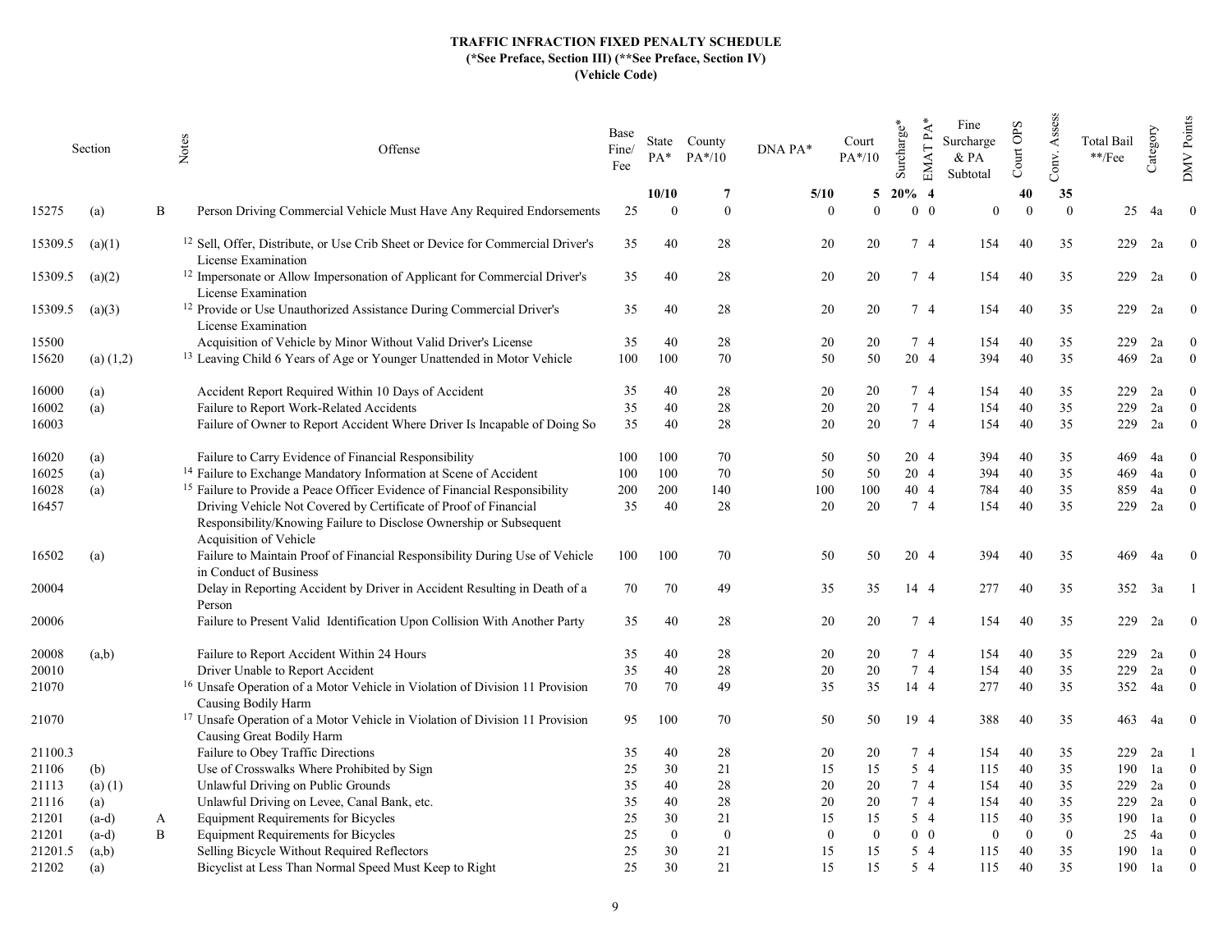# TRAFFIC INFRACTION FIXED PENALTY SCHEDULE
**(*See Preface, Section III) (**See Preface, Section IV)**
**(Vehicle Code)**

| Section | | Notes | Offense | Base Fine/ Fee | State PA* | County PA*/10 | DNA PA* | Court PA*/10 | Surcharge* | EMAT PA* | Fine Surcharge & PA Subtotal | Court OPS | Conv. Assess | Total Bail **/Fee | Category | DMV Points |
|---|---|---|---|---|---|---|---|---|---|---|---|---|---|---|---|---|
| | | | | | **10/10** | **7** | **5/10** | **5** | **20%** | **4** | | **40** | **35** | | | |
| 15275 | (a) | B | Person Driving Commercial Vehicle Must Have Any Required Endorsements | 25 | 0 | 0 | 0 | 0 | 0 | 0 | 0 | 0 | 0 | 25 | 4a | 0 |
| 15309.5 | (a)(1) | | [12] Sell, Offer, Distribute, or Use Crib Sheet or Device for Commercial Driver's License Examination | 35 | 40 | 28 | 20 | 20 | 7 | 4 | 154 | 40 | 35 | 229 | 2a | 0 |
| 15309.5 | (a)(2) | | [12] Impersonate or Allow Impersonation of Applicant for Commercial Driver's License Examination | 35 | 40 | 28 | 20 | 20 | 7 | 4 | 154 | 40 | 35 | 229 | 2a | 0 |
| 15309.5 | (a)(3) | | [12] Provide or Use Unauthorized Assistance During Commercial Driver's License Examination | 35 | 40 | 28 | 20 | 20 | 7 | 4 | 154 | 40 | 35 | 229 | 2a | 0 |
| 15500 | | | Acquisition of Vehicle by Minor Without Valid Driver's License | 35 | 40 | 28 | 20 | 20 | 7 | 4 | 154 | 40 | 35 | 229 | 2a | 0 |
| 15620 | (a) (1,2) | | [13] Leaving Child 6 Years of Age or Younger Unattended in Motor Vehicle | 100 | 100 | 70 | 50 | 50 | 20 | 4 | 394 | 40 | 35 | 469 | 2a | 0 |
| 16000 | (a) | | Accident Report Required Within 10 Days of Accident | 35 | 40 | 28 | 20 | 20 | 7 | 4 | 154 | 40 | 35 | 229 | 2a | 0 |
| 16002 | (a) | | Failure to Report Work-Related Accidents | 35 | 40 | 28 | 20 | 20 | 7 | 4 | 154 | 40 | 35 | 229 | 2a | 0 |
| 16003 | | | Failure of Owner to Report Accident Where Driver Is Incapable of Doing So | 35 | 40 | 28 | 20 | 20 | 7 | 4 | 154 | 40 | 35 | 229 | 2a | 0 |
| 16020 | (a) | | Failure to Carry Evidence of Financial Responsibility | 100 | 100 | 70 | 50 | 50 | 20 | 4 | 394 | 40 | 35 | 469 | 4a | 0 |
| 16025 | (a) | | [14] Failure to Exchange Mandatory Information at Scene of Accident | 100 | 100 | 70 | 50 | 50 | 20 | 4 | 394 | 40 | 35 | 469 | 4a | 0 |
| 16028 | (a) | | [15] Failure to Provide a Peace Officer Evidence of Financial Responsibility | 200 | 200 | 140 | 100 | 100 | 40 | 4 | 784 | 40 | 35 | 859 | 4a | 0 |
| 16457 | | | Driving Vehicle Not Covered by Certificate of Proof of Financial Responsibility/Knowing Failure to Disclose Ownership or Subsequent Acquisition of Vehicle | 35 | 40 | 28 | 20 | 20 | 7 | 4 | 154 | 40 | 35 | 229 | 2a | 0 |
| 16502 | (a) | | Failure to Maintain Proof of Financial Responsibility During Use of Vehicle in Conduct of Business | 100 | 100 | 70 | 50 | 50 | 20 | 4 | 394 | 40 | 35 | 469 | 4a | 0 |
| 20004 | | | Delay in Reporting Accident by Driver in Accident Resulting in Death of a Person | 70 | 70 | 49 | 35 | 35 | 14 | 4 | 277 | 40 | 35 | 352 | 3a | 1 |
| 20006 | | | Failure to Present Valid Identification Upon Collision With Another Party | 35 | 40 | 28 | 20 | 20 | 7 | 4 | 154 | 40 | 35 | 229 | 2a | 0 |
| 20008 | (a,b) | | Failure to Report Accident Within 24 Hours | 35 | 40 | 28 | 20 | 20 | 7 | 4 | 154 | 40 | 35 | 229 | 2a | 0 |
| 20010 | | | Driver Unable to Report Accident | 35 | 40 | 28 | 20 | 20 | 7 | 4 | 154 | 40 | 35 | 229 | 2a | 0 |
| 21070 | | | [16] Unsafe Operation of a Motor Vehicle in Violation of Division 11 Provision Causing Bodily Harm | 70 | 70 | 49 | 35 | 35 | 14 | 4 | 277 | 40 | 35 | 352 | 4a | 0 |
| 21070 | | | [17] Unsafe Operation of a Motor Vehicle in Violation of Division 11 Provision Causing Great Bodily Harm | 95 | 100 | 70 | 50 | 50 | 19 | 4 | 388 | 40 | 35 | 463 | 4a | 0 |
| 21100.3 | | | Failure to Obey Traffic Directions | 35 | 40 | 28 | 20 | 20 | 7 | 4 | 154 | 40 | 35 | 229 | 2a | 1 |
| 21106 | (b) | | Use of Crosswalks Where Prohibited by Sign | 25 | 30 | 21 | 15 | 15 | 5 | 4 | 115 | 40 | 35 | 190 | 1a | 0 |
| 21113 | (a) (1) | | Unlawful Driving on Public Grounds | 35 | 40 | 28 | 20 | 20 | 7 | 4 | 154 | 40 | 35 | 229 | 2a | 0 |
| 21116 | (a) | | Unlawful Driving on Levee, Canal Bank, etc. | 35 | 40 | 28 | 20 | 20 | 7 | 4 | 154 | 40 | 35 | 229 | 2a | 0 |
| 21201 | (a-d) | A | Equipment Requirements for Bicycles | 25 | 30 | 21 | 15 | 15 | 5 | 4 | 115 | 40 | 35 | 190 | 1a | 0 |
| 21201 | (a-d) | B | Equipment Requirements for Bicycles | 25 | 0 | 0 | 0 | 0 | 0 | 0 | 0 | 0 | 0 | 25 | 4a | 0 |
| 21201.5 | (a,b) | | Selling Bicycle Without Required Reflectors | 25 | 30 | 21 | 15 | 15 | 5 | 4 | 115 | 40 | 35 | 190 | 1a | 0 |
| 21202 | (a) | | Bicyclist at Less Than Normal Speed Must Keep to Right | 25 | 30 | 21 | 15 | 15 | 5 | 4 | 115 | 40 | 35 | 190 | 1a | 0 |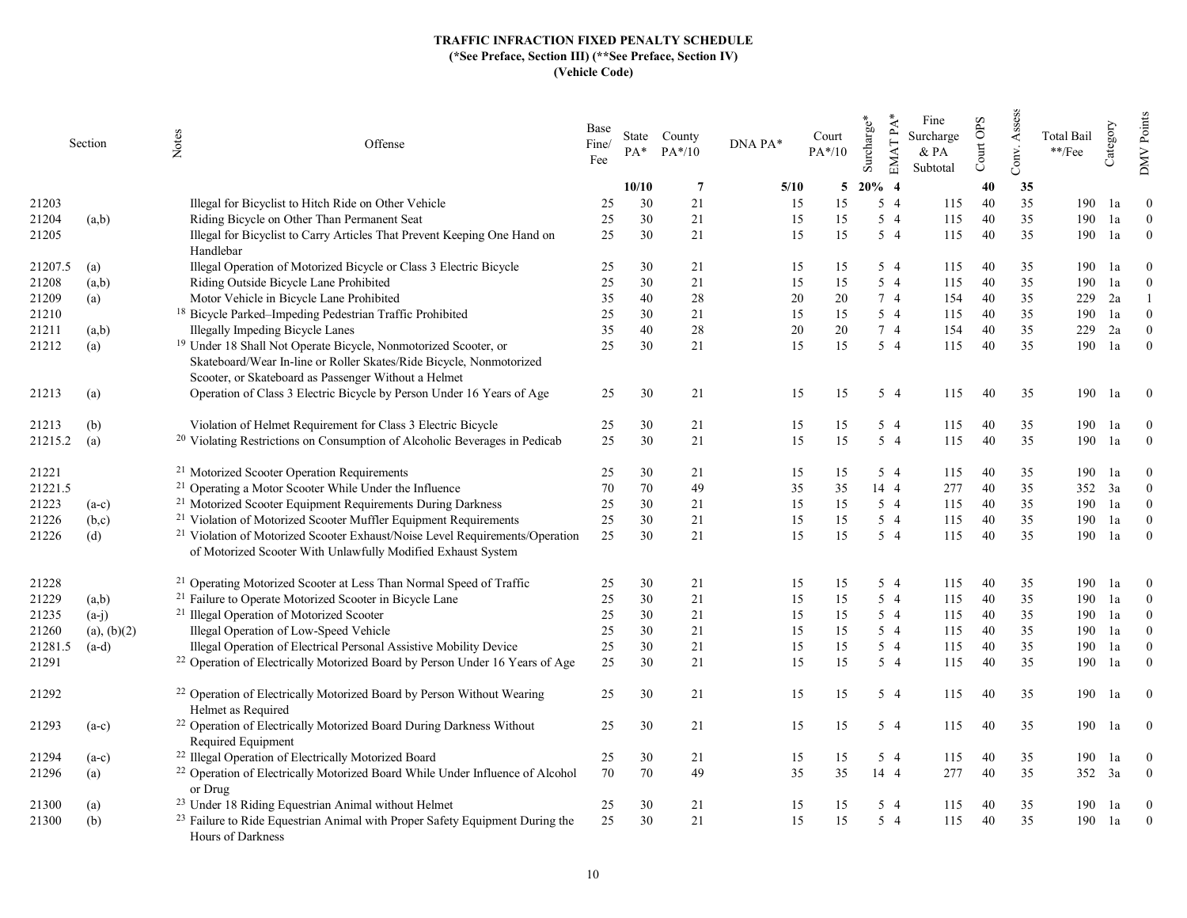**TRAFFIC INFRACTION FIXED PENALTY SCHEDULE**
**(*See Preface, Section III) (**See Preface, Section IV)**
**(Vehicle Code)**

| Section | | Notes | Offense | Base Fine/ Fee | State PA* | County PA*/10 | DNA PA* | Court PA*/10 | Surcharge* | EMAT PA* | Fine Surcharge & PA Subtotal | Court OPS | Conv. Assess | Total Bail **/Fee | Category | DMV Points |
|---|---|---|---|---|---|---|---|---|---|---|---|---|---|---|---|---|
| | | | | | **10/10** | **7** | **5/10** | **5** | **20%** | **4** | | **40** | **35** | | | |
| 21203 | | | Illegal for Bicyclist to Hitch Ride on Other Vehicle | 25 | 30 | 21 | 15 | 15 | 5 | 4 | 115 | 40 | 35 | 190 | 1a | 0 |
| 21204 | (a,b) | | Riding Bicycle on Other Than Permanent Seat | 25 | 30 | 21 | 15 | 15 | 5 | 4 | 115 | 40 | 35 | 190 | 1a | 0 |
| 21205 | | | Illegal for Bicyclist to Carry Articles That Prevent Keeping One Hand on Handlebar | 25 | 30 | 21 | 15 | 15 | 5 | 4 | 115 | 40 | 35 | 190 | 1a | 0 |
| 21207.5 | (a) | | Illegal Operation of Motorized Bicycle or Class 3 Electric Bicycle | 25 | 30 | 21 | 15 | 15 | 5 | 4 | 115 | 40 | 35 | 190 | 1a | 0 |
| 21208 | (a,b) | | Riding Outside Bicycle Lane Prohibited | 25 | 30 | 21 | 15 | 15 | 5 | 4 | 115 | 40 | 35 | 190 | 1a | 0 |
| 21209 | (a) | | Motor Vehicle in Bicycle Lane Prohibited | 35 | 40 | 28 | 20 | 20 | 7 | 4 | 154 | 40 | 35 | 229 | 2a | 1 |
| 21210 | | 18 | Bicycle Parked–Impeding Pedestrian Traffic Prohibited | 25 | 30 | 21 | 15 | 15 | 5 | 4 | 115 | 40 | 35 | 190 | 1a | 0 |
| 21211 | (a,b) | | Illegally Impeding Bicycle Lanes | 35 | 40 | 28 | 20 | 20 | 7 | 4 | 154 | 40 | 35 | 229 | 2a | 0 |
| 21212 | (a) | 19 | Under 18 Shall Not Operate Bicycle, Nonmotorized Scooter, or Skateboard/Wear In-line or Roller Skates/Ride Bicycle, Nonmotorized Scooter, or Skateboard as Passenger Without a Helmet | 25 | 30 | 21 | 15 | 15 | 5 | 4 | 115 | 40 | 35 | 190 | 1a | 0 |
| 21213 | (a) | | Operation of Class 3 Electric Bicycle by Person Under 16 Years of Age | 25 | 30 | 21 | 15 | 15 | 5 | 4 | 115 | 40 | 35 | 190 | 1a | 0 |
| 21213 | (b) | | Violation of Helmet Requirement for Class 3 Electric Bicycle | 25 | 30 | 21 | 15 | 15 | 5 | 4 | 115 | 40 | 35 | 190 | 1a | 0 |
| 21215.2 | (a) | 20 | Violating Restrictions on Consumption of Alcoholic Beverages in Pedicab | 25 | 30 | 21 | 15 | 15 | 5 | 4 | 115 | 40 | 35 | 190 | 1a | 0 |
| 21221 | | 21 | Motorized Scooter Operation Requirements | 25 | 30 | 21 | 15 | 15 | 5 | 4 | 115 | 40 | 35 | 190 | 1a | 0 |
| 21221.5 | | 21 | Operating a Motor Scooter While Under the Influence | 70 | 70 | 49 | 35 | 35 | 14 | 4 | 277 | 40 | 35 | 352 | 3a | 0 |
| 21223 | (a-c) | 21 | Motorized Scooter Equipment Requirements During Darkness | 25 | 30 | 21 | 15 | 15 | 5 | 4 | 115 | 40 | 35 | 190 | 1a | 0 |
| 21226 | (b,c) | 21 | Violation of Motorized Scooter Muffler Equipment Requirements | 25 | 30 | 21 | 15 | 15 | 5 | 4 | 115 | 40 | 35 | 190 | 1a | 0 |
| 21226 | (d) | 21 | Violation of Motorized Scooter Exhaust/Noise Level Requirements/Operation of Motorized Scooter With Unlawfully Modified Exhaust System | 25 | 30 | 21 | 15 | 15 | 5 | 4 | 115 | 40 | 35 | 190 | 1a | 0 |
| 21228 | | 21 | Operating Motorized Scooter at Less Than Normal Speed of Traffic | 25 | 30 | 21 | 15 | 15 | 5 | 4 | 115 | 40 | 35 | 190 | 1a | 0 |
| 21229 | (a,b) | 21 | Failure to Operate Motorized Scooter in Bicycle Lane | 25 | 30 | 21 | 15 | 15 | 5 | 4 | 115 | 40 | 35 | 190 | 1a | 0 |
| 21235 | (a-j) | 21 | Illegal Operation of Motorized Scooter | 25 | 30 | 21 | 15 | 15 | 5 | 4 | 115 | 40 | 35 | 190 | 1a | 0 |
| 21260 | (a), (b)(2) | | Illegal Operation of Low-Speed Vehicle | 25 | 30 | 21 | 15 | 15 | 5 | 4 | 115 | 40 | 35 | 190 | 1a | 0 |
| 21281.5 | (a-d) | | Illegal Operation of Electrical Personal Assistive Mobility Device | 25 | 30 | 21 | 15 | 15 | 5 | 4 | 115 | 40 | 35 | 190 | 1a | 0 |
| 21291 | | 22 | Operation of Electrically Motorized Board by Person Under 16 Years of Age | 25 | 30 | 21 | 15 | 15 | 5 | 4 | 115 | 40 | 35 | 190 | 1a | 0 |
| 21292 | | 22 | Operation of Electrically Motorized Board by Person Without Wearing Helmet as Required | 25 | 30 | 21 | 15 | 15 | 5 | 4 | 115 | 40 | 35 | 190 | 1a | 0 |
| 21293 | (a-c) | 22 | Operation of Electrically Motorized Board During Darkness Without Required Equipment | 25 | 30 | 21 | 15 | 15 | 5 | 4 | 115 | 40 | 35 | 190 | 1a | 0 |
| 21294 | (a-c) | 22 | Illegal Operation of Electrically Motorized Board | 25 | 30 | 21 | 15 | 15 | 5 | 4 | 115 | 40 | 35 | 190 | 1a | 0 |
| 21296 | (a) | 22 | Operation of Electrically Motorized Board While Under Influence of Alcohol or Drug | 70 | 70 | 49 | 35 | 35 | 14 | 4 | 277 | 40 | 35 | 352 | 3a | 0 |
| 21300 | (a) | 23 | Under 18 Riding Equestrian Animal without Helmet | 25 | 30 | 21 | 15 | 15 | 5 | 4 | 115 | 40 | 35 | 190 | 1a | 0 |
| 21300 | (b) | 23 | Failure to Ride Equestrian Animal with Proper Safety Equipment During the Hours of Darkness | 25 | 30 | 21 | 15 | 15 | 5 | 4 | 115 | 40 | 35 | 190 | 1a | 0 |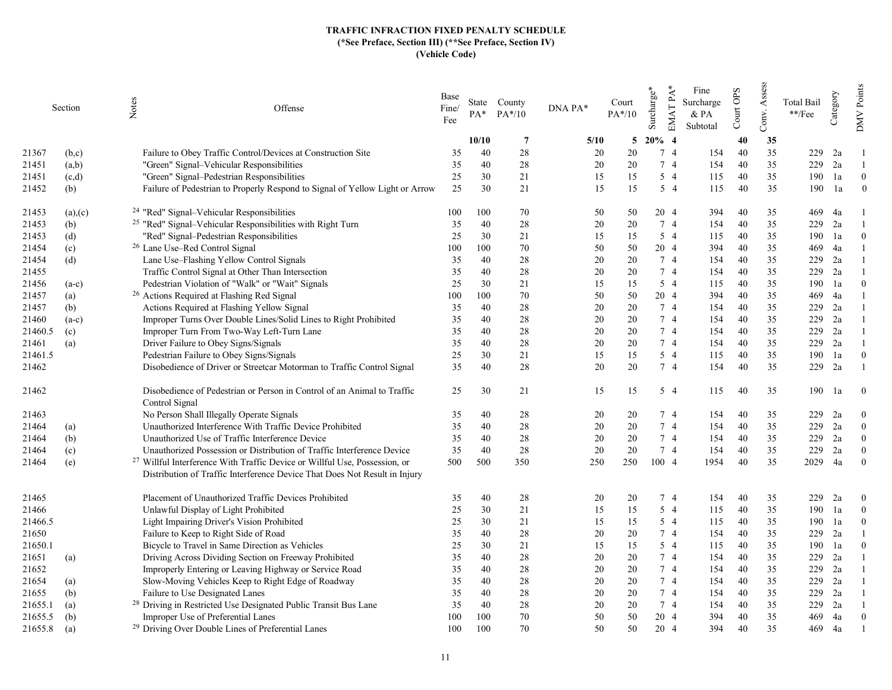**TRAFFIC INFRACTION FIXED PENALTY SCHEDULE**
**(*See Preface, Section III) (**See Preface, Section IV)**
**(Vehicle Code)**

| Section | | Notes | Offense | Base Fine/ Fee | State PA* | County PA*/10 | DNA PA* | Court PA*/10 | Surcharge* | EMAT PA* | Fine Surcharge & PA Subtotal | Court OPS | Conv. Assess | Total Bail **/Fee | Category | DMV Points |
|---|---|---|---|---|---|---|---|---|---|---|---|---|---|---|---|---|
| | | | | | **10/10** | **7** | **5/10** | **5** | **20%** | **4** | | **40** | **35** | | | |
| 21367 | (b,c) | | Failure to Obey Traffic Control/Devices at Construction Site | 35 | 40 | 28 | 20 | 20 | 7 | 4 | 154 | 40 | 35 | 229 | 2a | 1 |
| 21451 | (a,b) | | "Green" Signal–Vehicular Responsibilities | 35 | 40 | 28 | 20 | 20 | 7 | 4 | 154 | 40 | 35 | 229 | 2a | 1 |
| 21451 | (c,d) | | "Green" Signal–Pedestrian Responsibilities | 25 | 30 | 21 | 15 | 15 | 5 | 4 | 115 | 40 | 35 | 190 | 1a | 0 |
| 21452 | (b) | | Failure of Pedestrian to Properly Respond to Signal of Yellow Light or Arrow | 25 | 30 | 21 | 15 | 15 | 5 | 4 | 115 | 40 | 35 | 190 | 1a | 0 |
| 21453 | (a),(c) | 24 | "Red" Signal–Vehicular Responsibilities | 100 | 100 | 70 | 50 | 50 | 20 | 4 | 394 | 40 | 35 | 469 | 4a | 1 |
| 21453 | (b) | 25 | "Red" Signal–Vehicular Responsibilities with Right Turn | 35 | 40 | 28 | 20 | 20 | 7 | 4 | 154 | 40 | 35 | 229 | 2a | 1 |
| 21453 | (d) | | "Red" Signal–Pedestrian Responsibilities | 25 | 30 | 21 | 15 | 15 | 5 | 4 | 115 | 40 | 35 | 190 | 1a | 0 |
| 21454 | (c) | 26 | Lane Use–Red Control Signal | 100 | 100 | 70 | 50 | 50 | 20 | 4 | 394 | 40 | 35 | 469 | 4a | 1 |
| 21454 | (d) | | Lane Use–Flashing Yellow Control Signals | 35 | 40 | 28 | 20 | 20 | 7 | 4 | 154 | 40 | 35 | 229 | 2a | 1 |
| 21455 | | | Traffic Control Signal at Other Than Intersection | 35 | 40 | 28 | 20 | 20 | 7 | 4 | 154 | 40 | 35 | 229 | 2a | 1 |
| 21456 | (a-c) | | Pedestrian Violation of "Walk" or "Wait" Signals | 25 | 30 | 21 | 15 | 15 | 5 | 4 | 115 | 40 | 35 | 190 | 1a | 0 |
| 21457 | (a) | 26 | Actions Required at Flashing Red Signal | 100 | 100 | 70 | 50 | 50 | 20 | 4 | 394 | 40 | 35 | 469 | 4a | 1 |
| 21457 | (b) | | Actions Required at Flashing Yellow Signal | 35 | 40 | 28 | 20 | 20 | 7 | 4 | 154 | 40 | 35 | 229 | 2a | 1 |
| 21460 | (a-c) | | Improper Turns Over Double Lines/Solid Lines to Right Prohibited | 35 | 40 | 28 | 20 | 20 | 7 | 4 | 154 | 40 | 35 | 229 | 2a | 1 |
| 21460.5 | (c) | | Improper Turn From Two-Way Left-Turn Lane | 35 | 40 | 28 | 20 | 20 | 7 | 4 | 154 | 40 | 35 | 229 | 2a | 1 |
| 21461 | (a) | | Driver Failure to Obey Signs/Signals | 35 | 40 | 28 | 20 | 20 | 7 | 4 | 154 | 40 | 35 | 229 | 2a | 1 |
| 21461.5 | | | Pedestrian Failure to Obey Signs/Signals | 25 | 30 | 21 | 15 | 15 | 5 | 4 | 115 | 40 | 35 | 190 | 1a | 0 |
| 21462 | | | Disobedience of Driver or Streetcar Motorman to Traffic Control Signal | 35 | 40 | 28 | 20 | 20 | 7 | 4 | 154 | 40 | 35 | 229 | 2a | 1 |
| 21462 | | | Disobedience of Pedestrian or Person in Control of an Animal to Traffic Control Signal | 25 | 30 | 21 | 15 | 15 | 5 | 4 | 115 | 40 | 35 | 190 | 1a | 0 |
| 21463 | | | No Person Shall Illegally Operate Signals | 35 | 40 | 28 | 20 | 20 | 7 | 4 | 154 | 40 | 35 | 229 | 2a | 0 |
| 21464 | (a) | | Unauthorized Interference With Traffic Device Prohibited | 35 | 40 | 28 | 20 | 20 | 7 | 4 | 154 | 40 | 35 | 229 | 2a | 0 |
| 21464 | (b) | | Unauthorized Use of Traffic Interference Device | 35 | 40 | 28 | 20 | 20 | 7 | 4 | 154 | 40 | 35 | 229 | 2a | 0 |
| 21464 | (c) | | Unauthorized Possession or Distribution of Traffic Interference Device | 35 | 40 | 28 | 20 | 20 | 7 | 4 | 154 | 40 | 35 | 229 | 2a | 0 |
| 21464 | (e) | 27 | Willful Interference With Traffic Device or Willful Use, Possession, or Distribution of Traffic Interference Device That Does Not Result in Injury | 500 | 500 | 350 | 250 | 250 | 100 | 4 | 1954 | 40 | 35 | 2029 | 4a | 0 |
| 21465 | | | Placement of Unauthorized Traffic Devices Prohibited | 35 | 40 | 28 | 20 | 20 | 7 | 4 | 154 | 40 | 35 | 229 | 2a | 0 |
| 21466 | | | Unlawful Display of Light Prohibited | 25 | 30 | 21 | 15 | 15 | 5 | 4 | 115 | 40 | 35 | 190 | 1a | 0 |
| 21466.5 | | | Light Impairing Driver's Vision Prohibited | 25 | 30 | 21 | 15 | 15 | 5 | 4 | 115 | 40 | 35 | 190 | 1a | 0 |
| 21650 | | | Failure to Keep to Right Side of Road | 35 | 40 | 28 | 20 | 20 | 7 | 4 | 154 | 40 | 35 | 229 | 2a | 1 |
| 21650.1 | | | Bicycle to Travel in Same Direction as Vehicles | 25 | 30 | 21 | 15 | 15 | 5 | 4 | 115 | 40 | 35 | 190 | 1a | 0 |
| 21651 | (a) | | Driving Across Dividing Section on Freeway Prohibited | 35 | 40 | 28 | 20 | 20 | 7 | 4 | 154 | 40 | 35 | 229 | 2a | 1 |
| 21652 | | | Improperly Entering or Leaving Highway or Service Road | 35 | 40 | 28 | 20 | 20 | 7 | 4 | 154 | 40 | 35 | 229 | 2a | 1 |
| 21654 | (a) | | Slow-Moving Vehicles Keep to Right Edge of Roadway | 35 | 40 | 28 | 20 | 20 | 7 | 4 | 154 | 40 | 35 | 229 | 2a | 1 |
| 21655 | (b) | | Failure to Use Designated Lanes | 35 | 40 | 28 | 20 | 20 | 7 | 4 | 154 | 40 | 35 | 229 | 2a | 1 |
| 21655.1 | (a) | 28 | Driving in Restricted Use Designated Public Transit Bus Lane | 35 | 40 | 28 | 20 | 20 | 7 | 4 | 154 | 40 | 35 | 229 | 2a | 1 |
| 21655.5 | (b) | | Improper Use of Preferential Lanes | 100 | 100 | 70 | 50 | 50 | 20 | 4 | 394 | 40 | 35 | 469 | 4a | 0 |
| 21655.8 | (a) | 29 | Driving Over Double Lines of Preferential Lanes | 100 | 100 | 70 | 50 | 50 | 20 | 4 | 394 | 40 | 35 | 469 | 4a | 1 |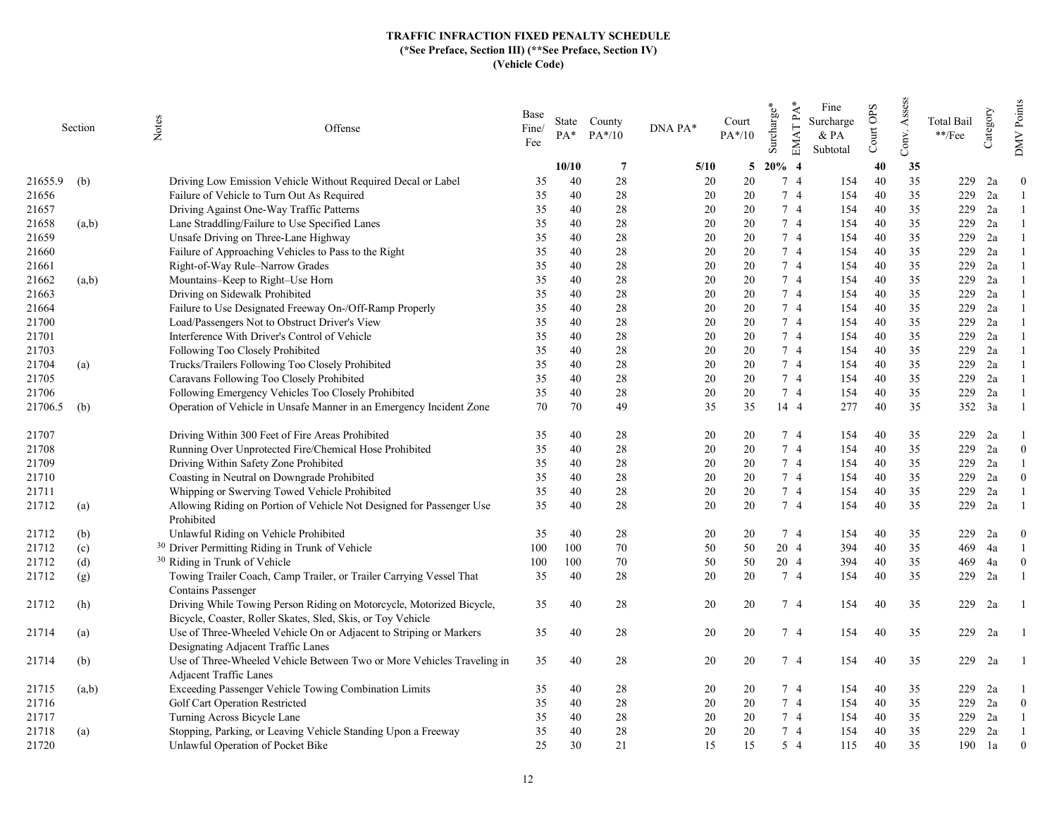**TRAFFIC INFRACTION FIXED PENALTY SCHEDULE**
**(*See Preface, Section III) (**See Preface, Section IV)**
**(Vehicle Code)**

| Section | | Notes | Offense | Base Fine/ Fee | State PA* | County PA*/10 | DNA PA* | Court PA*/10 | Surcharge* | EMAT PA* | Fine Surcharge & PA Subtotal | Court OPS | Conv. Assess | Total Bail **/Fee | Category | DMV Points |
|---|---|---|---|---|---|---|---|---|---|---|---|---|---|---|---|---|
| | | | | | **10/10** | **7** | **5/10** | **5** | **20%** | **4** | | **40** | **35** | | | |
| 21655.9 | (b) | | Driving Low Emission Vehicle Without Required Decal or Label | 35 | 40 | 28 | 20 | 20 | 7 | 4 | 154 | 40 | 35 | 229 | 2a | 0 |
| 21656 | | | Failure of Vehicle to Turn Out As Required | 35 | 40 | 28 | 20 | 20 | 7 | 4 | 154 | 40 | 35 | 229 | 2a | 1 |
| 21657 | | | Driving Against One-Way Traffic Patterns | 35 | 40 | 28 | 20 | 20 | 7 | 4 | 154 | 40 | 35 | 229 | 2a | 1 |
| 21658 | (a,b) | | Lane Straddling/Failure to Use Specified Lanes | 35 | 40 | 28 | 20 | 20 | 7 | 4 | 154 | 40 | 35 | 229 | 2a | 1 |
| 21659 | | | Unsafe Driving on Three-Lane Highway | 35 | 40 | 28 | 20 | 20 | 7 | 4 | 154 | 40 | 35 | 229 | 2a | 1 |
| 21660 | | | Failure of Approaching Vehicles to Pass to the Right | 35 | 40 | 28 | 20 | 20 | 7 | 4 | 154 | 40 | 35 | 229 | 2a | 1 |
| 21661 | | | Right-of-Way Rule–Narrow Grades | 35 | 40 | 28 | 20 | 20 | 7 | 4 | 154 | 40 | 35 | 229 | 2a | 1 |
| 21662 | (a,b) | | Mountains–Keep to Right–Use Horn | 35 | 40 | 28 | 20 | 20 | 7 | 4 | 154 | 40 | 35 | 229 | 2a | 1 |
| 21663 | | | Driving on Sidewalk Prohibited | 35 | 40 | 28 | 20 | 20 | 7 | 4 | 154 | 40 | 35 | 229 | 2a | 1 |
| 21664 | | | Failure to Use Designated Freeway On-/Off-Ramp Properly | 35 | 40 | 28 | 20 | 20 | 7 | 4 | 154 | 40 | 35 | 229 | 2a | 1 |
| 21700 | | | Load/Passengers Not to Obstruct Driver's View | 35 | 40 | 28 | 20 | 20 | 7 | 4 | 154 | 40 | 35 | 229 | 2a | 1 |
| 21701 | | | Interference With Driver's Control of Vehicle | 35 | 40 | 28 | 20 | 20 | 7 | 4 | 154 | 40 | 35 | 229 | 2a | 1 |
| 21703 | | | Following Too Closely Prohibited | 35 | 40 | 28 | 20 | 20 | 7 | 4 | 154 | 40 | 35 | 229 | 2a | 1 |
| 21704 | (a) | | Trucks/Trailers Following Too Closely Prohibited | 35 | 40 | 28 | 20 | 20 | 7 | 4 | 154 | 40 | 35 | 229 | 2a | 1 |
| 21705 | | | Caravans Following Too Closely Prohibited | 35 | 40 | 28 | 20 | 20 | 7 | 4 | 154 | 40 | 35 | 229 | 2a | 1 |
| 21706 | | | Following Emergency Vehicles Too Closely Prohibited | 35 | 40 | 28 | 20 | 20 | 7 | 4 | 154 | 40 | 35 | 229 | 2a | 1 |
| 21706.5 | (b) | | Operation of Vehicle in Unsafe Manner in an Emergency Incident Zone | 70 | 70 | 49 | 35 | 35 | 14 | 4 | 277 | 40 | 35 | 352 | 3a | 1 |
| 21707 | | | Driving Within 300 Feet of Fire Areas Prohibited | 35 | 40 | 28 | 20 | 20 | 7 | 4 | 154 | 40 | 35 | 229 | 2a | 1 |
| 21708 | | | Running Over Unprotected Fire/Chemical Hose Prohibited | 35 | 40 | 28 | 20 | 20 | 7 | 4 | 154 | 40 | 35 | 229 | 2a | 0 |
| 21709 | | | Driving Within Safety Zone Prohibited | 35 | 40 | 28 | 20 | 20 | 7 | 4 | 154 | 40 | 35 | 229 | 2a | 1 |
| 21710 | | | Coasting in Neutral on Downgrade Prohibited | 35 | 40 | 28 | 20 | 20 | 7 | 4 | 154 | 40 | 35 | 229 | 2a | 0 |
| 21711 | | | Whipping or Swerving Towed Vehicle Prohibited | 35 | 40 | 28 | 20 | 20 | 7 | 4 | 154 | 40 | 35 | 229 | 2a | 1 |
| 21712 | (a) | | Allowing Riding on Portion of Vehicle Not Designed for Passenger Use Prohibited | 35 | 40 | 28 | 20 | 20 | 7 | 4 | 154 | 40 | 35 | 229 | 2a | 1 |
| 21712 | (b) | | Unlawful Riding on Vehicle Prohibited | 35 | 40 | 28 | 20 | 20 | 7 | 4 | 154 | 40 | 35 | 229 | 2a | 0 |
| 21712 | (c) | 30 | Driver Permitting Riding in Trunk of Vehicle | 100 | 100 | 70 | 50 | 50 | 20 | 4 | 394 | 40 | 35 | 469 | 4a | 1 |
| 21712 | (d) | 30 | Riding in Trunk of Vehicle | 100 | 100 | 70 | 50 | 50 | 20 | 4 | 394 | 40 | 35 | 469 | 4a | 0 |
| 21712 | (g) | | Towing Trailer Coach, Camp Trailer, or Trailer Carrying Vessel That Contains Passenger | 35 | 40 | 28 | 20 | 20 | 7 | 4 | 154 | 40 | 35 | 229 | 2a | 1 |
| 21712 | (h) | | Driving While Towing Person Riding on Motorcycle, Motorized Bicycle, Bicycle, Coaster, Roller Skates, Sled, Skis, or Toy Vehicle | 35 | 40 | 28 | 20 | 20 | 7 | 4 | 154 | 40 | 35 | 229 | 2a | 1 |
| 21714 | (a) | | Use of Three-Wheeled Vehicle On or Adjacent to Striping or Markers Designating Adjacent Traffic Lanes | 35 | 40 | 28 | 20 | 20 | 7 | 4 | 154 | 40 | 35 | 229 | 2a | 1 |
| 21714 | (b) | | Use of Three-Wheeled Vehicle Between Two or More Vehicles Traveling in Adjacent Traffic Lanes | 35 | 40 | 28 | 20 | 20 | 7 | 4 | 154 | 40 | 35 | 229 | 2a | 1 |
| 21715 | (a,b) | | Exceeding Passenger Vehicle Towing Combination Limits | 35 | 40 | 28 | 20 | 20 | 7 | 4 | 154 | 40 | 35 | 229 | 2a | 1 |
| 21716 | | | Golf Cart Operation Restricted | 35 | 40 | 28 | 20 | 20 | 7 | 4 | 154 | 40 | 35 | 229 | 2a | 0 |
| 21717 | | | Turning Across Bicycle Lane | 35 | 40 | 28 | 20 | 20 | 7 | 4 | 154 | 40 | 35 | 229 | 2a | 1 |
| 21718 | (a) | | Stopping, Parking, or Leaving Vehicle Standing Upon a Freeway | 35 | 40 | 28 | 20 | 20 | 7 | 4 | 154 | 40 | 35 | 229 | 2a | 1 |
| 21720 | | | Unlawful Operation of Pocket Bike | 25 | 30 | 21 | 15 | 15 | 5 | 4 | 115 | 40 | 35 | 190 | 1a | 0 |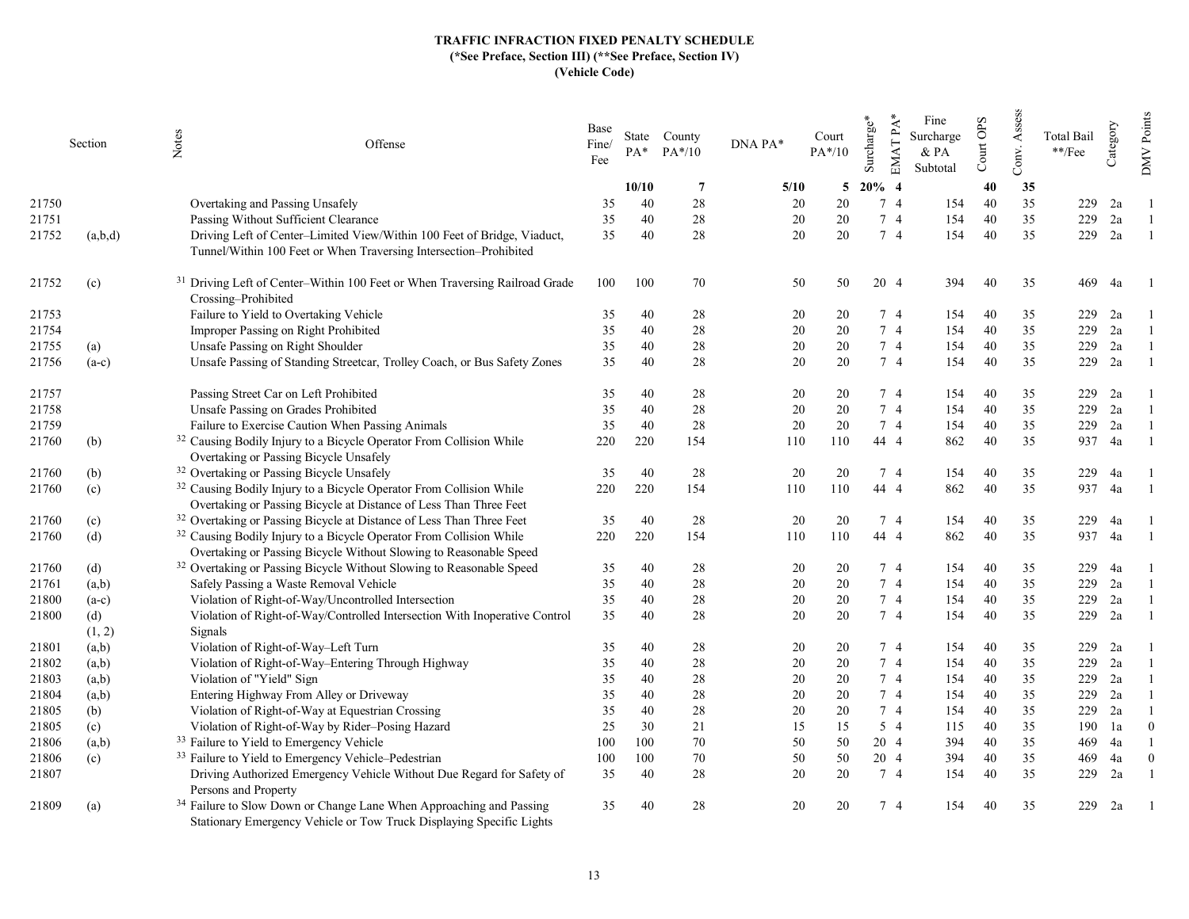**TRAFFIC INFRACTION FIXED PENALTY SCHEDULE**
**(*See Preface, Section III) (**See Preface, Section IV)**
**(Vehicle Code)**

| Section | | Notes | Offense | Base Fine/ Fee | State PA* | County PA*/10 | DNA PA* | Court PA*/10 | Surcharge* | EMAT PA* | Fine Surcharge & PA Subtotal | Court OPS | Conv. Assess | Total Bail **/Fee | Category | DMV Points |
|---|---|---|---|---|---|---|---|---|---|---|---|---|---|---|---|---|
| | | | | | **10/10** | **7** | **5/10** | **5** | **20%** | **4** | | **40** | **35** | | | |
| 21750 | | | Overtaking and Passing Unsafely | 35 | 40 | 28 | 20 | 20 | 7 | 4 | 154 | 40 | 35 | 229 | 2a | 1 |
| 21751 | | | Passing Without Sufficient Clearance | 35 | 40 | 28 | 20 | 20 | 7 | 4 | 154 | 40 | 35 | 229 | 2a | 1 |
| 21752 | (a,b,d) | | Driving Left of Center–Limited View/Within 100 Feet of Bridge, Viaduct, Tunnel/Within 100 Feet or When Traversing Intersection–Prohibited | 35 | 40 | 28 | 20 | 20 | 7 | 4 | 154 | 40 | 35 | 229 | 2a | 1 |
| 21752 | (c) | 31 | Driving Left of Center–Within 100 Feet or When Traversing Railroad Grade Crossing–Prohibited | 100 | 100 | 70 | 50 | 50 | 20 | 4 | 394 | 40 | 35 | 469 | 4a | 1 |
| 21753 | | | Failure to Yield to Overtaking Vehicle | 35 | 40 | 28 | 20 | 20 | 7 | 4 | 154 | 40 | 35 | 229 | 2a | 1 |
| 21754 | | | Improper Passing on Right Prohibited | 35 | 40 | 28 | 20 | 20 | 7 | 4 | 154 | 40 | 35 | 229 | 2a | 1 |
| 21755 | (a) | | Unsafe Passing on Right Shoulder | 35 | 40 | 28 | 20 | 20 | 7 | 4 | 154 | 40 | 35 | 229 | 2a | 1 |
| 21756 | (a-c) | | Unsafe Passing of Standing Streetcar, Trolley Coach, or Bus Safety Zones | 35 | 40 | 28 | 20 | 20 | 7 | 4 | 154 | 40 | 35 | 229 | 2a | 1 |
| 21757 | | | Passing Street Car on Left Prohibited | 35 | 40 | 28 | 20 | 20 | 7 | 4 | 154 | 40 | 35 | 229 | 2a | 1 |
| 21758 | | | Unsafe Passing on Grades Prohibited | 35 | 40 | 28 | 20 | 20 | 7 | 4 | 154 | 40 | 35 | 229 | 2a | 1 |
| 21759 | | | Failure to Exercise Caution When Passing Animals | 35 | 40 | 28 | 20 | 20 | 7 | 4 | 154 | 40 | 35 | 229 | 2a | 1 |
| 21760 | (b) | 32 | Causing Bodily Injury to a Bicycle Operator From Collision While Overtaking or Passing Bicycle Unsafely | 220 | 220 | 154 | 110 | 110 | 44 | 4 | 862 | 40 | 35 | 937 | 4a | 1 |
| 21760 | (b) | 32 | Overtaking or Passing Bicycle Unsafely | 35 | 40 | 28 | 20 | 20 | 7 | 4 | 154 | 40 | 35 | 229 | 4a | 1 |
| 21760 | (c) | 32 | Causing Bodily Injury to a Bicycle Operator From Collision While Overtaking or Passing Bicycle at Distance of Less Than Three Feet | 220 | 220 | 154 | 110 | 110 | 44 | 4 | 862 | 40 | 35 | 937 | 4a | 1 |
| 21760 | (c) | 32 | Overtaking or Passing Bicycle at Distance of Less Than Three Feet | 35 | 40 | 28 | 20 | 20 | 7 | 4 | 154 | 40 | 35 | 229 | 4a | 1 |
| 21760 | (d) | 32 | Causing Bodily Injury to a Bicycle Operator From Collision While Overtaking or Passing Bicycle Without Slowing to Reasonable Speed | 220 | 220 | 154 | 110 | 110 | 44 | 4 | 862 | 40 | 35 | 937 | 4a | 1 |
| 21760 | (d) | 32 | Overtaking or Passing Bicycle Without Slowing to Reasonable Speed | 35 | 40 | 28 | 20 | 20 | 7 | 4 | 154 | 40 | 35 | 229 | 4a | 1 |
| 21761 | (a,b) | | Safely Passing a Waste Removal Vehicle | 35 | 40 | 28 | 20 | 20 | 7 | 4 | 154 | 40 | 35 | 229 | 2a | 1 |
| 21800 | (a-c) | | Violation of Right-of-Way/Uncontrolled Intersection | 35 | 40 | 28 | 20 | 20 | 7 | 4 | 154 | 40 | 35 | 229 | 2a | 1 |
| 21800 | (d) (1, 2) | | Violation of Right-of-Way/Controlled Intersection With Inoperative Control Signals | 35 | 40 | 28 | 20 | 20 | 7 | 4 | 154 | 40 | 35 | 229 | 2a | 1 |
| 21801 | (a,b) | | Violation of Right-of-Way–Left Turn | 35 | 40 | 28 | 20 | 20 | 7 | 4 | 154 | 40 | 35 | 229 | 2a | 1 |
| 21802 | (a,b) | | Violation of Right-of-Way–Entering Through Highway | 35 | 40 | 28 | 20 | 20 | 7 | 4 | 154 | 40 | 35 | 229 | 2a | 1 |
| 21803 | (a,b) | | Violation of "Yield" Sign | 35 | 40 | 28 | 20 | 20 | 7 | 4 | 154 | 40 | 35 | 229 | 2a | 1 |
| 21804 | (a,b) | | Entering Highway From Alley or Driveway | 35 | 40 | 28 | 20 | 20 | 7 | 4 | 154 | 40 | 35 | 229 | 2a | 1 |
| 21805 | (b) | | Violation of Right-of-Way at Equestrian Crossing | 35 | 40 | 28 | 20 | 20 | 7 | 4 | 154 | 40 | 35 | 229 | 2a | 1 |
| 21805 | (c) | | Violation of Right-of-Way by Rider–Posing Hazard | 25 | 30 | 21 | 15 | 15 | 5 | 4 | 115 | 40 | 35 | 190 | 1a | 0 |
| 21806 | (a,b) | 33 | Failure to Yield to Emergency Vehicle | 100 | 100 | 70 | 50 | 50 | 20 | 4 | 394 | 40 | 35 | 469 | 4a | 1 |
| 21806 | (c) | 33 | Failure to Yield to Emergency Vehicle–Pedestrian | 100 | 100 | 70 | 50 | 50 | 20 | 4 | 394 | 40 | 35 | 469 | 4a | 0 |
| 21807 | | | Driving Authorized Emergency Vehicle Without Due Regard for Safety of Persons and Property | 35 | 40 | 28 | 20 | 20 | 7 | 4 | 154 | 40 | 35 | 229 | 2a | 1 |
| 21809 | (a) | 34 | Failure to Slow Down or Change Lane When Approaching and Passing Stationary Emergency Vehicle or Tow Truck Displaying Specific Lights | 35 | 40 | 28 | 20 | 20 | 7 | 4 | 154 | 40 | 35 | 229 | 2a | 1 |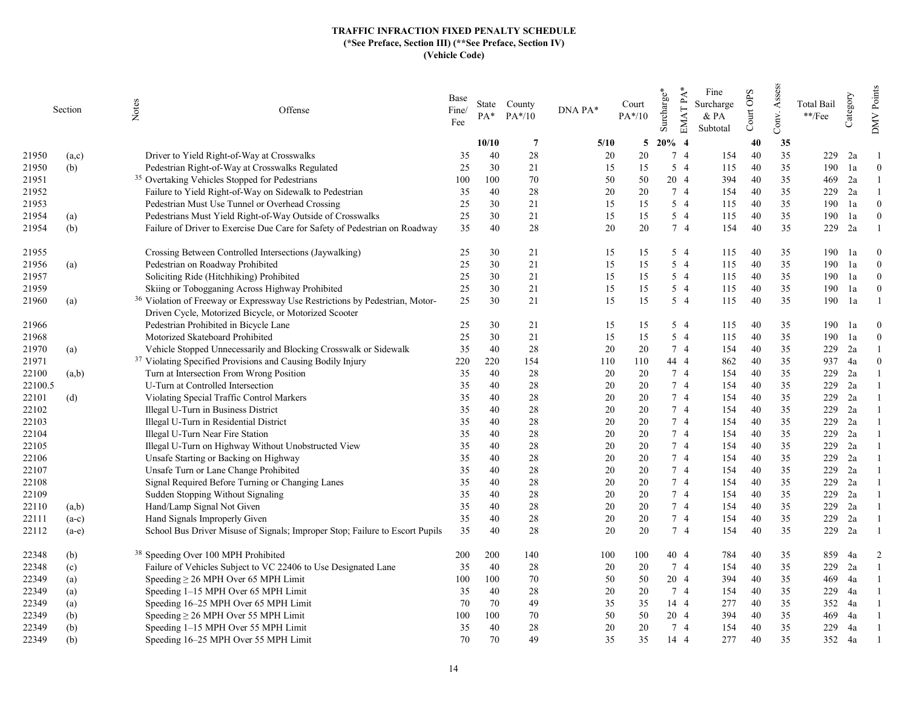**TRAFFIC INFRACTION FIXED PENALTY SCHEDULE**
**(*See Preface, Section III) (**See Preface, Section IV)**
**(Vehicle Code)**

| Section | | Notes | Offense | Base Fine/ Fee | State PA* | County PA*/10 | DNA PA* | Court PA*/10 | Surcharge* | EMAT PA* | Fine Surcharge & PA Subtotal | Court OPS | Conv. Assess | Total Bail **/Fee | Category | DMV Points |
|---|---|---|---|---|---|---|---|---|---|---|---|---|---|---|---|---|
| | | | | | **10/10** | **7** | **5/10** | **5** | **20%** | **4** | | **40** | **35** | | | |
| 21950 | (a,c) | | Driver to Yield Right-of-Way at Crosswalks | 35 | 40 | 28 | 20 | 20 | 7 | 4 | 154 | 40 | 35 | 229 | 2a | 1 |
| 21950 | (b) | | Pedestrian Right-of-Way at Crosswalks Regulated | 25 | 30 | 21 | 15 | 15 | 5 | 4 | 115 | 40 | 35 | 190 | 1a | 0 |
| 21951 | | 35 | Overtaking Vehicles Stopped for Pedestrians | 100 | 100 | 70 | 50 | 50 | 20 | 4 | 394 | 40 | 35 | 469 | 2a | 1 |
| 21952 | | | Failure to Yield Right-of-Way on Sidewalk to Pedestrian | 35 | 40 | 28 | 20 | 20 | 7 | 4 | 154 | 40 | 35 | 229 | 2a | 1 |
| 21953 | | | Pedestrian Must Use Tunnel or Overhead Crossing | 25 | 30 | 21 | 15 | 15 | 5 | 4 | 115 | 40 | 35 | 190 | 1a | 0 |
| 21954 | (a) | | Pedestrians Must Yield Right-of-Way Outside of Crosswalks | 25 | 30 | 21 | 15 | 15 | 5 | 4 | 115 | 40 | 35 | 190 | 1a | 0 |
| 21954 | (b) | | Failure of Driver to Exercise Due Care for Safety of Pedestrian on Roadway | 35 | 40 | 28 | 20 | 20 | 7 | 4 | 154 | 40 | 35 | 229 | 2a | 1 |
| 21955 | | | Crossing Between Controlled Intersections (Jaywalking) | 25 | 30 | 21 | 15 | 15 | 5 | 4 | 115 | 40 | 35 | 190 | 1a | 0 |
| 21956 | (a) | | Pedestrian on Roadway Prohibited | 25 | 30 | 21 | 15 | 15 | 5 | 4 | 115 | 40 | 35 | 190 | 1a | 0 |
| 21957 | | | Soliciting Ride (Hitchhiking) Prohibited | 25 | 30 | 21 | 15 | 15 | 5 | 4 | 115 | 40 | 35 | 190 | 1a | 0 |
| 21959 | | | Skiing or Tobogganing Across Highway Prohibited | 25 | 30 | 21 | 15 | 15 | 5 | 4 | 115 | 40 | 35 | 190 | 1a | 0 |
| 21960 | (a) | 36 | Violation of Freeway or Expressway Use Restrictions by Pedestrian, Motor-Driven Cycle, Motorized Bicycle, or Motorized Scooter | 25 | 30 | 21 | 15 | 15 | 5 | 4 | 115 | 40 | 35 | 190 | 1a | 1 |
| 21966 | | | Pedestrian Prohibited in Bicycle Lane | 25 | 30 | 21 | 15 | 15 | 5 | 4 | 115 | 40 | 35 | 190 | 1a | 0 |
| 21968 | | | Motorized Skateboard Prohibited | 25 | 30 | 21 | 15 | 15 | 5 | 4 | 115 | 40 | 35 | 190 | 1a | 0 |
| 21970 | (a) | | Vehicle Stopped Unnecessarily and Blocking Crosswalk or Sidewalk | 35 | 40 | 28 | 20 | 20 | 7 | 4 | 154 | 40 | 35 | 229 | 2a | 1 |
| 21971 | | 37 | Violating Specified Provisions and Causing Bodily Injury | 220 | 220 | 154 | 110 | 110 | 44 | 4 | 862 | 40 | 35 | 937 | 4a | 0 |
| 22100 | (a,b) | | Turn at Intersection From Wrong Position | 35 | 40 | 28 | 20 | 20 | 7 | 4 | 154 | 40 | 35 | 229 | 2a | 1 |
| 22100.5 | | | U-Turn at Controlled Intersection | 35 | 40 | 28 | 20 | 20 | 7 | 4 | 154 | 40 | 35 | 229 | 2a | 1 |
| 22101 | (d) | | Violating Special Traffic Control Markers | 35 | 40 | 28 | 20 | 20 | 7 | 4 | 154 | 40 | 35 | 229 | 2a | 1 |
| 22102 | | | Illegal U-Turn in Business District | 35 | 40 | 28 | 20 | 20 | 7 | 4 | 154 | 40 | 35 | 229 | 2a | 1 |
| 22103 | | | Illegal U-Turn in Residential District | 35 | 40 | 28 | 20 | 20 | 7 | 4 | 154 | 40 | 35 | 229 | 2a | 1 |
| 22104 | | | Illegal U-Turn Near Fire Station | 35 | 40 | 28 | 20 | 20 | 7 | 4 | 154 | 40 | 35 | 229 | 2a | 1 |
| 22105 | | | Illegal U-Turn on Highway Without Unobstructed View | 35 | 40 | 28 | 20 | 20 | 7 | 4 | 154 | 40 | 35 | 229 | 2a | 1 |
| 22106 | | | Unsafe Starting or Backing on Highway | 35 | 40 | 28 | 20 | 20 | 7 | 4 | 154 | 40 | 35 | 229 | 2a | 1 |
| 22107 | | | Unsafe Turn or Lane Change Prohibited | 35 | 40 | 28 | 20 | 20 | 7 | 4 | 154 | 40 | 35 | 229 | 2a | 1 |
| 22108 | | | Signal Required Before Turning or Changing Lanes | 35 | 40 | 28 | 20 | 20 | 7 | 4 | 154 | 40 | 35 | 229 | 2a | 1 |
| 22109 | | | Sudden Stopping Without Signaling | 35 | 40 | 28 | 20 | 20 | 7 | 4 | 154 | 40 | 35 | 229 | 2a | 1 |
| 22110 | (a,b) | | Hand/Lamp Signal Not Given | 35 | 40 | 28 | 20 | 20 | 7 | 4 | 154 | 40 | 35 | 229 | 2a | 1 |
| 22111 | (a-c) | | Hand Signals Improperly Given | 35 | 40 | 28 | 20 | 20 | 7 | 4 | 154 | 40 | 35 | 229 | 2a | 1 |
| 22112 | (a-e) | | School Bus Driver Misuse of Signals; Improper Stop; Failure to Escort Pupils | 35 | 40 | 28 | 20 | 20 | 7 | 4 | 154 | 40 | 35 | 229 | 2a | 1 |
| 22348 | (b) | 38 | Speeding Over 100 MPH Prohibited | 200 | 200 | 140 | 100 | 100 | 40 | 4 | 784 | 40 | 35 | 859 | 4a | 2 |
| 22348 | (c) | | Failure of Vehicles Subject to VC 22406 to Use Designated Lane | 35 | 40 | 28 | 20 | 20 | 7 | 4 | 154 | 40 | 35 | 229 | 2a | 1 |
| 22349 | (a) | | Speeding ≥ 26 MPH Over 65 MPH Limit | 100 | 100 | 70 | 50 | 50 | 20 | 4 | 394 | 40 | 35 | 469 | 4a | 1 |
| 22349 | (a) | | Speeding 1–15 MPH Over 65 MPH Limit | 35 | 40 | 28 | 20 | 20 | 7 | 4 | 154 | 40 | 35 | 229 | 4a | 1 |
| 22349 | (a) | | Speeding 16–25 MPH Over 65 MPH Limit | 70 | 70 | 49 | 35 | 35 | 14 | 4 | 277 | 40 | 35 | 352 | 4a | 1 |
| 22349 | (b) | | Speeding ≥ 26 MPH Over 55 MPH Limit | 100 | 100 | 70 | 50 | 50 | 20 | 4 | 394 | 40 | 35 | 469 | 4a | 1 |
| 22349 | (b) | | Speeding 1–15 MPH Over 55 MPH Limit | 35 | 40 | 28 | 20 | 20 | 7 | 4 | 154 | 40 | 35 | 229 | 4a | 1 |
| 22349 | (b) | | Speeding 16–25 MPH Over 55 MPH Limit | 70 | 70 | 49 | 35 | 35 | 14 | 4 | 277 | 40 | 35 | 352 | 4a | 1 |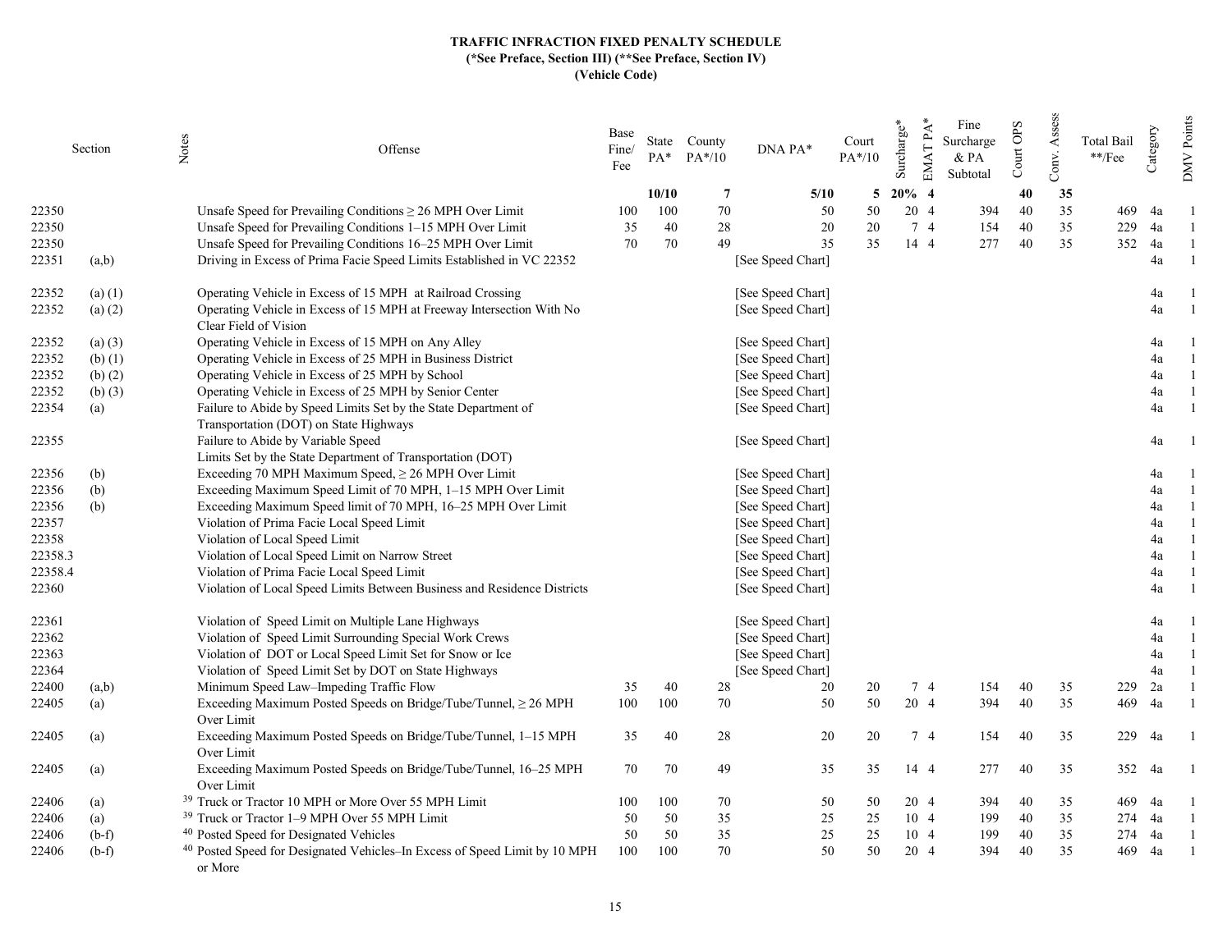**TRAFFIC INFRACTION FIXED PENALTY SCHEDULE**
**(*See Preface, Section III) (**See Preface, Section IV)**
**(Vehicle Code)**

| Section | | Notes | Offense | Base Fine/ Fee | State PA* | County PA*/10 | DNA PA* | Court PA*/10 | Surcharge* | EMAT PA* | Fine Surcharge & PA Subtotal | Court OPS | Conv. Assess | Total Bail **/Fee | Category | DMV Points |
|---|---|---|---|---|---|---|---|---|---|---|---|---|---|---|---|---|
| | | | | | **10/10** | **7** | **5/10** | **5** | **20%** | **4** | | **40** | **35** | | | |
| 22350 | | | Unsafe Speed for Prevailing Conditions ≥ 26 MPH Over Limit | 100 | 100 | 70 | 50 | 50 | 20 | 4 | 394 | 40 | 35 | 469 | 4a | 1 |
| 22350 | | | Unsafe Speed for Prevailing Conditions 1–15 MPH Over Limit | 35 | 40 | 28 | 20 | 20 | 7 | 4 | 154 | 40 | 35 | 229 | 4a | 1 |
| 22350 | | | Unsafe Speed for Prevailing Conditions 16–25 MPH Over Limit | 70 | 70 | 49 | 35 | 35 | 14 | 4 | 277 | 40 | 35 | 352 | 4a | 1 |
| 22351 | (a,b) | | Driving in Excess of Prima Facie Speed Limits Established in VC 22352 | | | | [See Speed Chart] | | | | | | | | 4a | 1 |
| 22352 | (a) (1) | | Operating Vehicle in Excess of 15 MPH at Railroad Crossing | | | | [See Speed Chart] | | | | | | | | 4a | 1 |
| 22352 | (a) (2) | | Operating Vehicle in Excess of 15 MPH at Freeway Intersection With No Clear Field of Vision | | | | [See Speed Chart] | | | | | | | | 4a | 1 |
| 22352 | (a) (3) | | Operating Vehicle in Excess of 15 MPH on Any Alley | | | | [See Speed Chart] | | | | | | | | 4a | 1 |
| 22352 | (b) (1) | | Operating Vehicle in Excess of 25 MPH in Business District | | | | [See Speed Chart] | | | | | | | | 4a | 1 |
| 22352 | (b) (2) | | Operating Vehicle in Excess of 25 MPH by School | | | | [See Speed Chart] | | | | | | | | 4a | 1 |
| 22352 | (b) (3) | | Operating Vehicle in Excess of 25 MPH by Senior Center | | | | [See Speed Chart] | | | | | | | | 4a | 1 |
| 22354 | (a) | | Failure to Abide by Speed Limits Set by the State Department of Transportation (DOT) on State Highways | | | | [See Speed Chart] | | | | | | | | 4a | 1 |
| 22355 | | | Failure to Abide by Variable Speed Limits Set by the State Department of Transportation (DOT) | | | | [See Speed Chart] | | | | | | | | 4a | 1 |
| 22356 | (b) | | Exceeding 70 MPH Maximum Speed, ≥ 26 MPH Over Limit | | | | [See Speed Chart] | | | | | | | | 4a | 1 |
| 22356 | (b) | | Exceeding Maximum Speed Limit of 70 MPH, 1–15 MPH Over Limit | | | | [See Speed Chart] | | | | | | | | 4a | 1 |
| 22356 | (b) | | Exceeding Maximum Speed limit of 70 MPH, 16–25 MPH Over Limit | | | | [See Speed Chart] | | | | | | | | 4a | 1 |
| 22357 | | | Violation of Prima Facie Local Speed Limit | | | | [See Speed Chart] | | | | | | | | 4a | 1 |
| 22358 | | | Violation of Local Speed Limit | | | | [See Speed Chart] | | | | | | | | 4a | 1 |
| 22358.3 | | | Violation of Local Speed Limit on Narrow Street | | | | [See Speed Chart] | | | | | | | | 4a | 1 |
| 22358.4 | | | Violation of Prima Facie Local Speed Limit | | | | [See Speed Chart] | | | | | | | | 4a | 1 |
| 22360 | | | Violation of Local Speed Limits Between Business and Residence Districts | | | | [See Speed Chart] | | | | | | | | 4a | 1 |
| 22361 | | | Violation of Speed Limit on Multiple Lane Highways | | | | [See Speed Chart] | | | | | | | | 4a | 1 |
| 22362 | | | Violation of Speed Limit Surrounding Special Work Crews | | | | [See Speed Chart] | | | | | | | | 4a | 1 |
| 22363 | | | Violation of DOT or Local Speed Limit Set for Snow or Ice | | | | [See Speed Chart] | | | | | | | | 4a | 1 |
| 22364 | | | Violation of Speed Limit Set by DOT on State Highways | | | | [See Speed Chart] | | | | | | | | 4a | 1 |
| 22400 | (a,b) | | Minimum Speed Law–Impeding Traffic Flow | 35 | 40 | 28 | 20 | 20 | 7 | 4 | 154 | 40 | 35 | 229 | 2a | 1 |
| 22405 | (a) | | Exceeding Maximum Posted Speeds on Bridge/Tube/Tunnel, ≥ 26 MPH Over Limit | 100 | 100 | 70 | 50 | 50 | 20 | 4 | 394 | 40 | 35 | 469 | 4a | 1 |
| 22405 | (a) | | Exceeding Maximum Posted Speeds on Bridge/Tube/Tunnel, 1–15 MPH Over Limit | 35 | 40 | 28 | 20 | 20 | 7 | 4 | 154 | 40 | 35 | 229 | 4a | 1 |
| 22405 | (a) | | Exceeding Maximum Posted Speeds on Bridge/Tube/Tunnel, 16–25 MPH Over Limit | 70 | 70 | 49 | 35 | 35 | 14 | 4 | 277 | 40 | 35 | 352 | 4a | 1 |
| 22406 | (a) | [39] | Truck or Tractor 10 MPH or More Over 55 MPH Limit | 100 | 100 | 70 | 50 | 50 | 20 | 4 | 394 | 40 | 35 | 469 | 4a | 1 |
| 22406 | (a) | [39] | Truck or Tractor 1–9 MPH Over 55 MPH Limit | 50 | 50 | 35 | 25 | 25 | 10 | 4 | 199 | 40 | 35 | 274 | 4a | 1 |
| 22406 | (b-f) | [40] | Posted Speed for Designated Vehicles | 50 | 50 | 35 | 25 | 25 | 10 | 4 | 199 | 40 | 35 | 274 | 4a | 1 |
| 22406 | (b-f) | [40] | Posted Speed for Designated Vehicles–In Excess of Speed Limit by 10 MPH or More | 100 | 100 | 70 | 50 | 50 | 20 | 4 | 394 | 40 | 35 | 469 | 4a | 1 |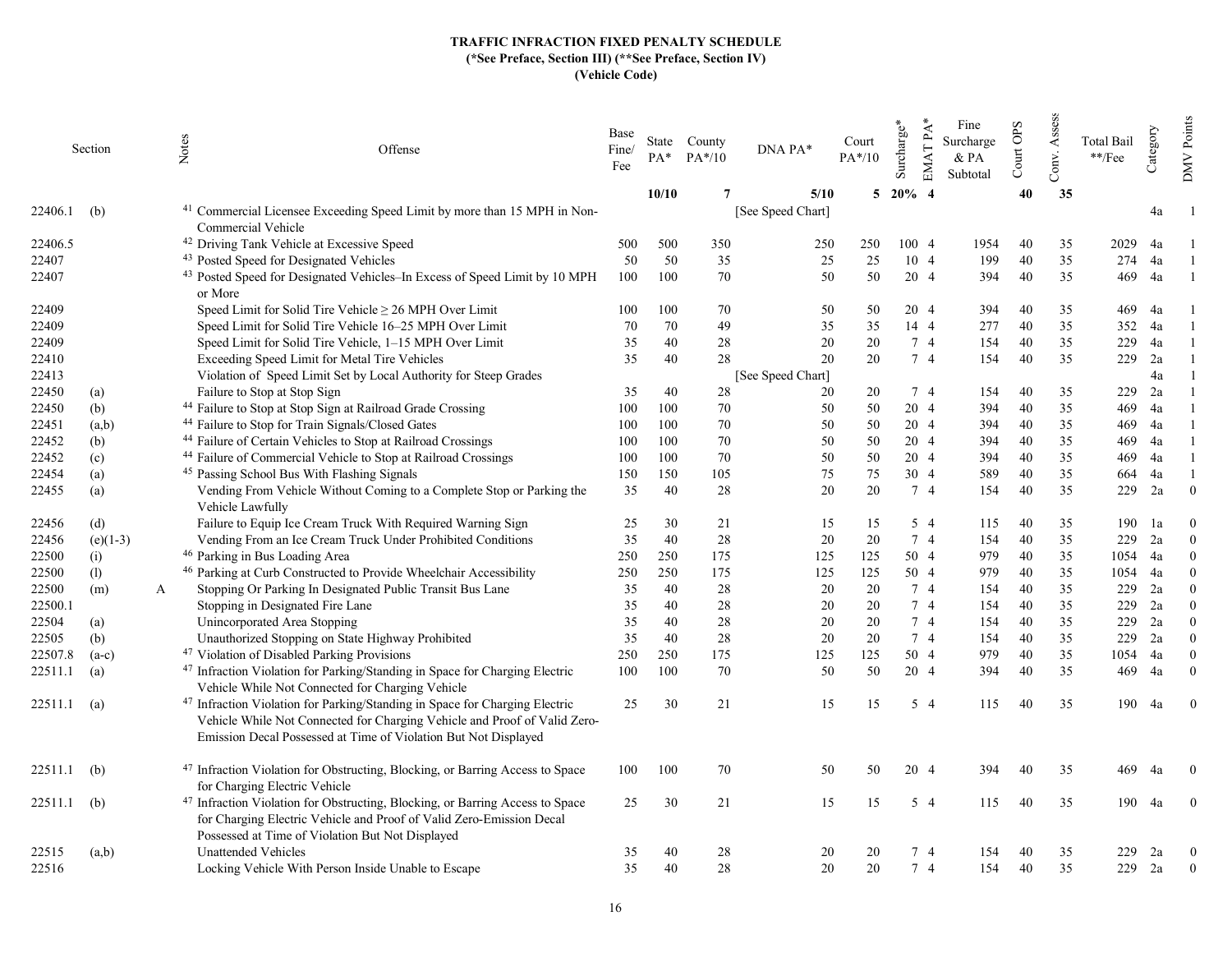**TRAFFIC INFRACTION FIXED PENALTY SCHEDULE**
**(*See Preface, Section III) (**See Preface, Section IV)**
**(Vehicle Code)**

| Section | | Notes | Offense | Base Fine/ Fee | State PA* | County PA*/10 | DNA PA* | Court PA*/10 | Surcharge* | EMAT PA* | Fine Surcharge & PA Subtotal | Court OPS | Conv. Assess | Total Bail **/Fee | Category | DMV Points |
|---|---|---|---|---|---|---|---|---|---|---|---|---|---|---|---|---|
| | | | | | **10/10** | **7** | **5/10** | **5** | **20%** | **4** | | **40** | **35** | | | |
| 22406.1 | (b) | | [41] Commercial Licensee Exceeding Speed Limit by more than 15 MPH in Non-Commercial Vehicle | | | | [See Speed Chart] | | | | | | | | 4a | 1 |
| 22406.5 | | | [42] Driving Tank Vehicle at Excessive Speed | 500 | 500 | 350 | 250 | 250 | 100 | 4 | 1954 | 40 | 35 | 2029 | 4a | 1 |
| 22407 | | | [43] Posted Speed for Designated Vehicles | 50 | 50 | 35 | 25 | 25 | 10 | 4 | 199 | 40 | 35 | 274 | 4a | 1 |
| 22407 | | | [43] Posted Speed for Designated Vehicles–In Excess of Speed Limit by 10 MPH or More | 100 | 100 | 70 | 50 | 50 | 20 | 4 | 394 | 40 | 35 | 469 | 4a | 1 |
| 22409 | | | Speed Limit for Solid Tire Vehicle ≥ 26 MPH Over Limit | 100 | 100 | 70 | 50 | 50 | 20 | 4 | 394 | 40 | 35 | 469 | 4a | 1 |
| 22409 | | | Speed Limit for Solid Tire Vehicle 16–25 MPH Over Limit | 70 | 70 | 49 | 35 | 35 | 14 | 4 | 277 | 40 | 35 | 352 | 4a | 1 |
| 22409 | | | Speed Limit for Solid Tire Vehicle, 1–15 MPH Over Limit | 35 | 40 | 28 | 20 | 20 | 7 | 4 | 154 | 40 | 35 | 229 | 4a | 1 |
| 22410 | | | Exceeding Speed Limit for Metal Tire Vehicles | 35 | 40 | 28 | 20 | 20 | 7 | 4 | 154 | 40 | 35 | 229 | 2a | 1 |
| 22413 | | | Violation of Speed Limit Set by Local Authority for Steep Grades | | | | [See Speed Chart] | | | | | | | | 4a | 1 |
| 22450 | (a) | | Failure to Stop at Stop Sign | 35 | 40 | 28 | 20 | 20 | 7 | 4 | 154 | 40 | 35 | 229 | 2a | 1 |
| 22450 | (b) | | [44] Failure to Stop at Stop Sign at Railroad Grade Crossing | 100 | 100 | 70 | 50 | 50 | 20 | 4 | 394 | 40 | 35 | 469 | 4a | 1 |
| 22451 | (a,b) | | [44] Failure to Stop for Train Signals/Closed Gates | 100 | 100 | 70 | 50 | 50 | 20 | 4 | 394 | 40 | 35 | 469 | 4a | 1 |
| 22452 | (b) | | [44] Failure of Certain Vehicles to Stop at Railroad Crossings | 100 | 100 | 70 | 50 | 50 | 20 | 4 | 394 | 40 | 35 | 469 | 4a | 1 |
| 22452 | (c) | | [44] Failure of Commercial Vehicle to Stop at Railroad Crossings | 100 | 100 | 70 | 50 | 50 | 20 | 4 | 394 | 40 | 35 | 469 | 4a | 1 |
| 22454 | (a) | | [45] Passing School Bus With Flashing Signals | 150 | 150 | 105 | 75 | 75 | 30 | 4 | 589 | 40 | 35 | 664 | 4a | 1 |
| 22455 | (a) | | Vending From Vehicle Without Coming to a Complete Stop or Parking the Vehicle Lawfully | 35 | 40 | 28 | 20 | 20 | 7 | 4 | 154 | 40 | 35 | 229 | 2a | 0 |
| 22456 | (d) | | Failure to Equip Ice Cream Truck With Required Warning Sign | 25 | 30 | 21 | 15 | 15 | 5 | 4 | 115 | 40 | 35 | 190 | 1a | 0 |
| 22456 | (e)(1-3) | | Vending From an Ice Cream Truck Under Prohibited Conditions | 35 | 40 | 28 | 20 | 20 | 7 | 4 | 154 | 40 | 35 | 229 | 2a | 0 |
| 22500 | (i) | | [46] Parking in Bus Loading Area | 250 | 250 | 175 | 125 | 125 | 50 | 4 | 979 | 40 | 35 | 1054 | 4a | 0 |
| 22500 | (l) | | [46] Parking at Curb Constructed to Provide Wheelchair Accessibility | 250 | 250 | 175 | 125 | 125 | 50 | 4 | 979 | 40 | 35 | 1054 | 4a | 0 |
| 22500 | (m) | A | Stopping Or Parking In Designated Public Transit Bus Lane | 35 | 40 | 28 | 20 | 20 | 7 | 4 | 154 | 40 | 35 | 229 | 2a | 0 |
| 22500.1 | | | Stopping in Designated Fire Lane | 35 | 40 | 28 | 20 | 20 | 7 | 4 | 154 | 40 | 35 | 229 | 2a | 0 |
| 22504 | (a) | | Unincorporated Area Stopping | 35 | 40 | 28 | 20 | 20 | 7 | 4 | 154 | 40 | 35 | 229 | 2a | 0 |
| 22505 | (b) | | Unauthorized Stopping on State Highway Prohibited | 35 | 40 | 28 | 20 | 20 | 7 | 4 | 154 | 40 | 35 | 229 | 2a | 0 |
| 22507.8 | (a-c) | | [47] Violation of Disabled Parking Provisions | 250 | 250 | 175 | 125 | 125 | 50 | 4 | 979 | 40 | 35 | 1054 | 4a | 0 |
| 22511.1 | (a) | | [47] Infraction Violation for Parking/Standing in Space for Charging Electric Vehicle While Not Connected for Charging Vehicle | 100 | 100 | 70 | 50 | 50 | 20 | 4 | 394 | 40 | 35 | 469 | 4a | 0 |
| 22511.1 | (a) | | [47] Infraction Violation for Parking/Standing in Space for Charging Electric Vehicle While Not Connected for Charging Vehicle and Proof of Valid Zero-Emission Decal Possessed at Time of Violation But Not Displayed | 25 | 30 | 21 | 15 | 15 | 5 | 4 | 115 | 40 | 35 | 190 | 4a | 0 |
| 22511.1 | (b) | | [47] Infraction Violation for Obstructing, Blocking, or Barring Access to Space for Charging Electric Vehicle | 100 | 100 | 70 | 50 | 50 | 20 | 4 | 394 | 40 | 35 | 469 | 4a | 0 |
| 22511.1 | (b) | | [47] Infraction Violation for Obstructing, Blocking, or Barring Access to Space for Charging Electric Vehicle and Proof of Valid Zero-Emission Decal Possessed at Time of Violation But Not Displayed | 25 | 30 | 21 | 15 | 15 | 5 | 4 | 115 | 40 | 35 | 190 | 4a | 0 |
| 22515 | (a,b) | | Unattended Vehicles | 35 | 40 | 28 | 20 | 20 | 7 | 4 | 154 | 40 | 35 | 229 | 2a | 0 |
| 22516 | | | Locking Vehicle With Person Inside Unable to Escape | 35 | 40 | 28 | 20 | 20 | 7 | 4 | 154 | 40 | 35 | 229 | 2a | 0 |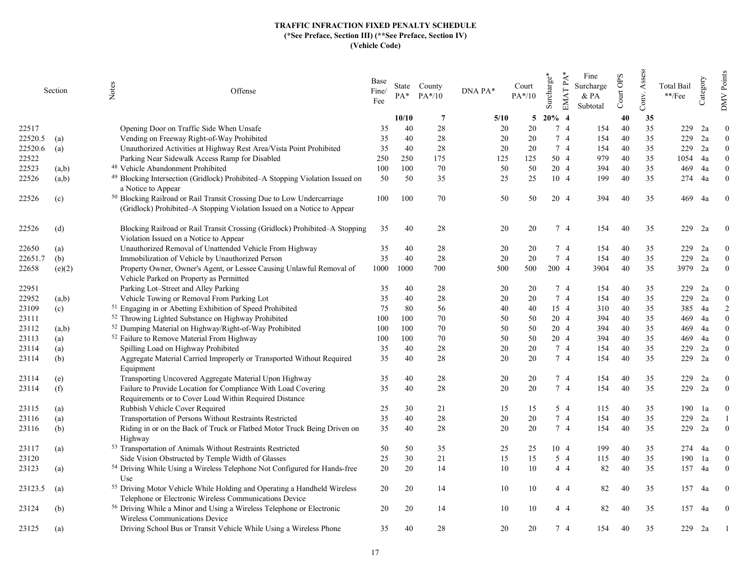**TRAFFIC INFRACTION FIXED PENALTY SCHEDULE**
**(*See Preface, Section III) (**See Preface, Section IV)**
**(Vehicle Code)**

| Section | | Notes | Offense | Base Fine/ Fee | State PA* | County PA*/10 | DNA PA* | Court PA*/10 | Surcharge* | EMAT PA* | Fine Surcharge & PA Subtotal | Court OPS | Conv. Assess | Total Bail **/Fee | Category | DMV Points |
|---|---|---|---|---|---|---|---|---|---|---|---|---|---|---|---|---|
| | | | | | **10/10** | **7** | **5/10** | **5** | **20%** | **4** | | **40** | **35** | | | |
| 22517 | | | Opening Door on Traffic Side When Unsafe | 35 | 40 | 28 | 20 | 20 | 7 | 4 | 154 | 40 | 35 | 229 | 2a | 0 |
| 22520.5 | (a) | | Vending on Freeway Right-of-Way Prohibited | 35 | 40 | 28 | 20 | 20 | 7 | 4 | 154 | 40 | 35 | 229 | 2a | 0 |
| 22520.6 | (a) | | Unauthorized Activities at Highway Rest Area/Vista Point Prohibited | 35 | 40 | 28 | 20 | 20 | 7 | 4 | 154 | 40 | 35 | 229 | 2a | 0 |
| 22522 | | | Parking Near Sidewalk Access Ramp for Disabled | 250 | 250 | 175 | 125 | 125 | 50 | 4 | 979 | 40 | 35 | 1054 | 4a | 0 |
| 22523 | (a,b) | 48 | Vehicle Abandonment Prohibited | 100 | 100 | 70 | 50 | 50 | 20 | 4 | 394 | 40 | 35 | 469 | 4a | 0 |
| 22526 | (a,b) | 49 | Blocking Intersection (Gridlock) Prohibited–A Stopping Violation Issued on a Notice to Appear | 50 | 50 | 35 | 25 | 25 | 10 | 4 | 199 | 40 | 35 | 274 | 4a | 0 |
| 22526 | (c) | 50 | Blocking Railroad or Rail Transit Crossing Due to Low Undercarriage (Gridlock) Prohibited–A Stopping Violation Issued on a Notice to Appear | 100 | 100 | 70 | 50 | 50 | 20 | 4 | 394 | 40 | 35 | 469 | 4a | 0 |
| 22526 | (d) | | Blocking Railroad or Rail Transit Crossing (Gridlock) Prohibited–A Stopping Violation Issued on a Notice to Appear | 35 | 40 | 28 | 20 | 20 | 7 | 4 | 154 | 40 | 35 | 229 | 2a | 0 |
| 22650 | (a) | | Unauthorized Removal of Unattended Vehicle From Highway | 35 | 40 | 28 | 20 | 20 | 7 | 4 | 154 | 40 | 35 | 229 | 2a | 0 |
| 22651.7 | (b) | | Immobilization of Vehicle by Unauthorized Person | 35 | 40 | 28 | 20 | 20 | 7 | 4 | 154 | 40 | 35 | 229 | 2a | 0 |
| 22658 | (e)(2) | | Property Owner, Owner's Agent, or Lessee Causing Unlawful Removal of Vehicle Parked on Property as Permitted | 1000 | 1000 | 700 | 500 | 500 | 200 | 4 | 3904 | 40 | 35 | 3979 | 2a | 0 |
| 22951 | | | Parking Lot–Street and Alley Parking | 35 | 40 | 28 | 20 | 20 | 7 | 4 | 154 | 40 | 35 | 229 | 2a | 0 |
| 22952 | (a,b) | | Vehicle Towing or Removal From Parking Lot | 35 | 40 | 28 | 20 | 20 | 7 | 4 | 154 | 40 | 35 | 229 | 2a | 0 |
| 23109 | (c) | 51 | Engaging in or Abetting Exhibition of Speed Prohibited | 75 | 80 | 56 | 40 | 40 | 15 | 4 | 310 | 40 | 35 | 385 | 4a | 2 |
| 23111 | | 52 | Throwing Lighted Substance on Highway Prohibited | 100 | 100 | 70 | 50 | 50 | 20 | 4 | 394 | 40 | 35 | 469 | 4a | 0 |
| 23112 | (a,b) | 52 | Dumping Material on Highway/Right-of-Way Prohibited | 100 | 100 | 70 | 50 | 50 | 20 | 4 | 394 | 40 | 35 | 469 | 4a | 0 |
| 23113 | (a) | 52 | Failure to Remove Material From Highway | 100 | 100 | 70 | 50 | 50 | 20 | 4 | 394 | 40 | 35 | 469 | 4a | 0 |
| 23114 | (a) | | Spilling Load on Highway Prohibited | 35 | 40 | 28 | 20 | 20 | 7 | 4 | 154 | 40 | 35 | 229 | 2a | 0 |
| 23114 | (b) | | Aggregate Material Carried Improperly or Transported Without Required Equipment | 35 | 40 | 28 | 20 | 20 | 7 | 4 | 154 | 40 | 35 | 229 | 2a | 0 |
| 23114 | (e) | | Transporting Uncovered Aggregate Material Upon Highway | 35 | 40 | 28 | 20 | 20 | 7 | 4 | 154 | 40 | 35 | 229 | 2a | 0 |
| 23114 | (f) | | Failure to Provide Location for Compliance With Load Covering Requirements or to Cover Load Within Required Distance | 35 | 40 | 28 | 20 | 20 | 7 | 4 | 154 | 40 | 35 | 229 | 2a | 0 |
| 23115 | (a) | | Rubbish Vehicle Cover Required | 25 | 30 | 21 | 15 | 15 | 5 | 4 | 115 | 40 | 35 | 190 | 1a | 0 |
| 23116 | (a) | | Transportation of Persons Without Restraints Restricted | 35 | 40 | 28 | 20 | 20 | 7 | 4 | 154 | 40 | 35 | 229 | 2a | 1 |
| 23116 | (b) | | Riding in or on the Back of Truck or Flatbed Motor Truck Being Driven on Highway | 35 | 40 | 28 | 20 | 20 | 7 | 4 | 154 | 40 | 35 | 229 | 2a | 0 |
| 23117 | (a) | 53 | Transportation of Animals Without Restraints Restricted | 50 | 50 | 35 | 25 | 25 | 10 | 4 | 199 | 40 | 35 | 274 | 4a | 0 |
| 23120 | | | Side Vision Obstructed by Temple Width of Glasses | 25 | 30 | 21 | 15 | 15 | 5 | 4 | 115 | 40 | 35 | 190 | 1a | 0 |
| 23123 | (a) | 54 | Driving While Using a Wireless Telephone Not Configured for Hands-free Use | 20 | 20 | 14 | 10 | 10 | 4 | 4 | 82 | 40 | 35 | 157 | 4a | 0 |
| 23123.5 | (a) | 55 | Driving Motor Vehicle While Holding and Operating a Handheld Wireless Telephone or Electronic Wireless Communications Device | 20 | 20 | 14 | 10 | 10 | 4 | 4 | 82 | 40 | 35 | 157 | 4a | 0 |
| 23124 | (b) | 56 | Driving While a Minor and Using a Wireless Telephone or Electronic Wireless Communications Device | 20 | 20 | 14 | 10 | 10 | 4 | 4 | 82 | 40 | 35 | 157 | 4a | 0 |
| 23125 | (a) | | Driving School Bus or Transit Vehicle While Using a Wireless Phone | 35 | 40 | 28 | 20 | 20 | 7 | 4 | 154 | 40 | 35 | 229 | 2a | 1 |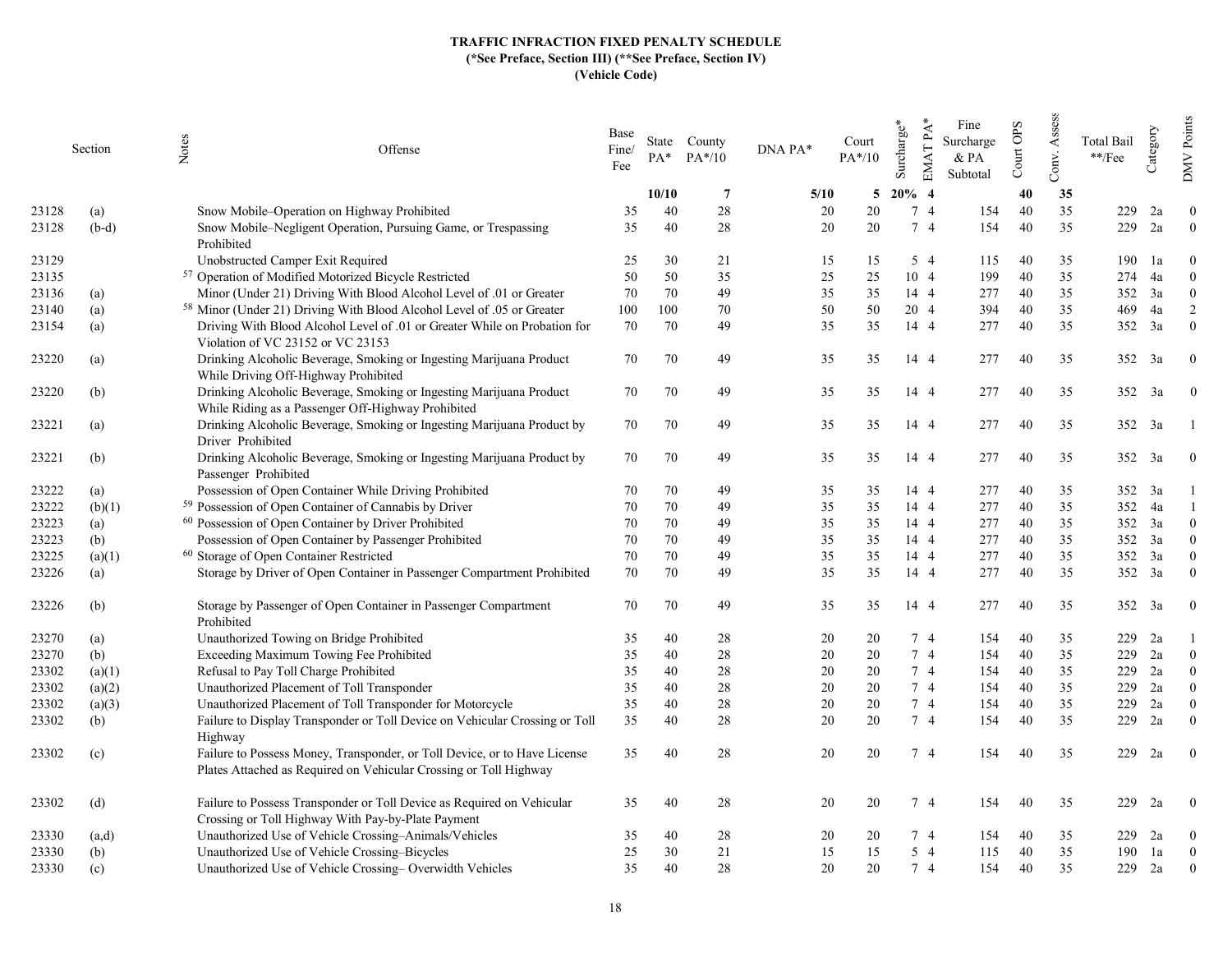**TRAFFIC INFRACTION FIXED PENALTY SCHEDULE**
**(*See Preface, Section III) (**See Preface, Section IV)**
**(Vehicle Code)**

| Section | | Notes | Offense | Base Fine/ Fee | State PA* | County PA*/10 | DNA PA* | Court PA*/10 | Surcharge* | EMAT PA* | Fine Surcharge & PA Subtotal | Court OPS | Conv. Assess | Total Bail **/Fee | Category | DMV Points |
|---|---|---|---|---|---|---|---|---|---|---|---|---|---|---|---|---|
| | | | | | **10/10** | **7** | **5/10** | **5** | **20%** | **4** | | **40** | **35** | | | |
| 23128 | (a) | | Snow Mobile–Operation on Highway Prohibited | 35 | 40 | 28 | 20 | 20 | 7 | 4 | 154 | 40 | 35 | 229 | 2a | 0 |
| 23128 | (b-d) | | Snow Mobile–Negligent Operation, Pursuing Game, or Trespassing Prohibited | 35 | 40 | 28 | 20 | 20 | 7 | 4 | 154 | 40 | 35 | 229 | 2a | 0 |
| 23129 | | | Unobstructed Camper Exit Required | 25 | 30 | 21 | 15 | 15 | 5 | 4 | 115 | 40 | 35 | 190 | 1a | 0 |
| 23135 | | 57 | Operation of Modified Motorized Bicycle Restricted | 50 | 50 | 35 | 25 | 25 | 10 | 4 | 199 | 40 | 35 | 274 | 4a | 0 |
| 23136 | (a) | | Minor (Under 21) Driving With Blood Alcohol Level of .01 or Greater | 70 | 70 | 49 | 35 | 35 | 14 | 4 | 277 | 40 | 35 | 352 | 3a | 0 |
| 23140 | (a) | 58 | Minor (Under 21) Driving With Blood Alcohol Level of .05 or Greater | 100 | 100 | 70 | 50 | 50 | 20 | 4 | 394 | 40 | 35 | 469 | 4a | 2 |
| 23154 | (a) | | Driving With Blood Alcohol Level of .01 or Greater While on Probation for Violation of VC 23152 or VC 23153 | 70 | 70 | 49 | 35 | 35 | 14 | 4 | 277 | 40 | 35 | 352 | 3a | 0 |
| 23220 | (a) | | Drinking Alcoholic Beverage, Smoking or Ingesting Marijuana Product While Driving Off-Highway Prohibited | 70 | 70 | 49 | 35 | 35 | 14 | 4 | 277 | 40 | 35 | 352 | 3a | 0 |
| 23220 | (b) | | Drinking Alcoholic Beverage, Smoking or Ingesting Marijuana Product While Riding as a Passenger Off-Highway Prohibited | 70 | 70 | 49 | 35 | 35 | 14 | 4 | 277 | 40 | 35 | 352 | 3a | 0 |
| 23221 | (a) | | Drinking Alcoholic Beverage, Smoking or Ingesting Marijuana Product by Driver Prohibited | 70 | 70 | 49 | 35 | 35 | 14 | 4 | 277 | 40 | 35 | 352 | 3a | 1 |
| 23221 | (b) | | Drinking Alcoholic Beverage, Smoking or Ingesting Marijuana Product by Passenger Prohibited | 70 | 70 | 49 | 35 | 35 | 14 | 4 | 277 | 40 | 35 | 352 | 3a | 0 |
| 23222 | (a) | | Possession of Open Container While Driving Prohibited | 70 | 70 | 49 | 35 | 35 | 14 | 4 | 277 | 40 | 35 | 352 | 3a | 1 |
| 23222 | (b)(1) | 59 | Possession of Open Container of Cannabis by Driver | 70 | 70 | 49 | 35 | 35 | 14 | 4 | 277 | 40 | 35 | 352 | 4a | 1 |
| 23223 | (a) | 60 | Possession of Open Container by Driver Prohibited | 70 | 70 | 49 | 35 | 35 | 14 | 4 | 277 | 40 | 35 | 352 | 3a | 0 |
| 23223 | (b) | | Possession of Open Container by Passenger Prohibited | 70 | 70 | 49 | 35 | 35 | 14 | 4 | 277 | 40 | 35 | 352 | 3a | 0 |
| 23225 | (a)(1) | 60 | Storage of Open Container Restricted | 70 | 70 | 49 | 35 | 35 | 14 | 4 | 277 | 40 | 35 | 352 | 3a | 0 |
| 23226 | (a) | | Storage by Driver of Open Container in Passenger Compartment Prohibited | 70 | 70 | 49 | 35 | 35 | 14 | 4 | 277 | 40 | 35 | 352 | 3a | 0 |
| 23226 | (b) | | Storage by Passenger of Open Container in Passenger Compartment Prohibited | 70 | 70 | 49 | 35 | 35 | 14 | 4 | 277 | 40 | 35 | 352 | 3a | 0 |
| 23270 | (a) | | Unauthorized Towing on Bridge Prohibited | 35 | 40 | 28 | 20 | 20 | 7 | 4 | 154 | 40 | 35 | 229 | 2a | 1 |
| 23270 | (b) | | Exceeding Maximum Towing Fee Prohibited | 35 | 40 | 28 | 20 | 20 | 7 | 4 | 154 | 40 | 35 | 229 | 2a | 0 |
| 23302 | (a)(1) | | Refusal to Pay Toll Charge Prohibited | 35 | 40 | 28 | 20 | 20 | 7 | 4 | 154 | 40 | 35 | 229 | 2a | 0 |
| 23302 | (a)(2) | | Unauthorized Placement of Toll Transponder | 35 | 40 | 28 | 20 | 20 | 7 | 4 | 154 | 40 | 35 | 229 | 2a | 0 |
| 23302 | (a)(3) | | Unauthorized Placement of Toll Transponder for Motorcycle | 35 | 40 | 28 | 20 | 20 | 7 | 4 | 154 | 40 | 35 | 229 | 2a | 0 |
| 23302 | (b) | | Failure to Display Transponder or Toll Device on Vehicular Crossing or Toll Highway | 35 | 40 | 28 | 20 | 20 | 7 | 4 | 154 | 40 | 35 | 229 | 2a | 0 |
| 23302 | (c) | | Failure to Possess Money, Transponder, or Toll Device, or to Have License Plates Attached as Required on Vehicular Crossing or Toll Highway | 35 | 40 | 28 | 20 | 20 | 7 | 4 | 154 | 40 | 35 | 229 | 2a | 0 |
| 23302 | (d) | | Failure to Possess Transponder or Toll Device as Required on Vehicular Crossing or Toll Highway With Pay-by-Plate Payment | 35 | 40 | 28 | 20 | 20 | 7 | 4 | 154 | 40 | 35 | 229 | 2a | 0 |
| 23330 | (a,d) | | Unauthorized Use of Vehicle Crossing–Animals/Vehicles | 35 | 40 | 28 | 20 | 20 | 7 | 4 | 154 | 40 | 35 | 229 | 2a | 0 |
| 23330 | (b) | | Unauthorized Use of Vehicle Crossing–Bicycles | 25 | 30 | 21 | 15 | 15 | 5 | 4 | 115 | 40 | 35 | 190 | 1a | 0 |
| 23330 | (c) | | Unauthorized Use of Vehicle Crossing– Overwidth Vehicles | 35 | 40 | 28 | 20 | 20 | 7 | 4 | 154 | 40 | 35 | 229 | 2a | 0 |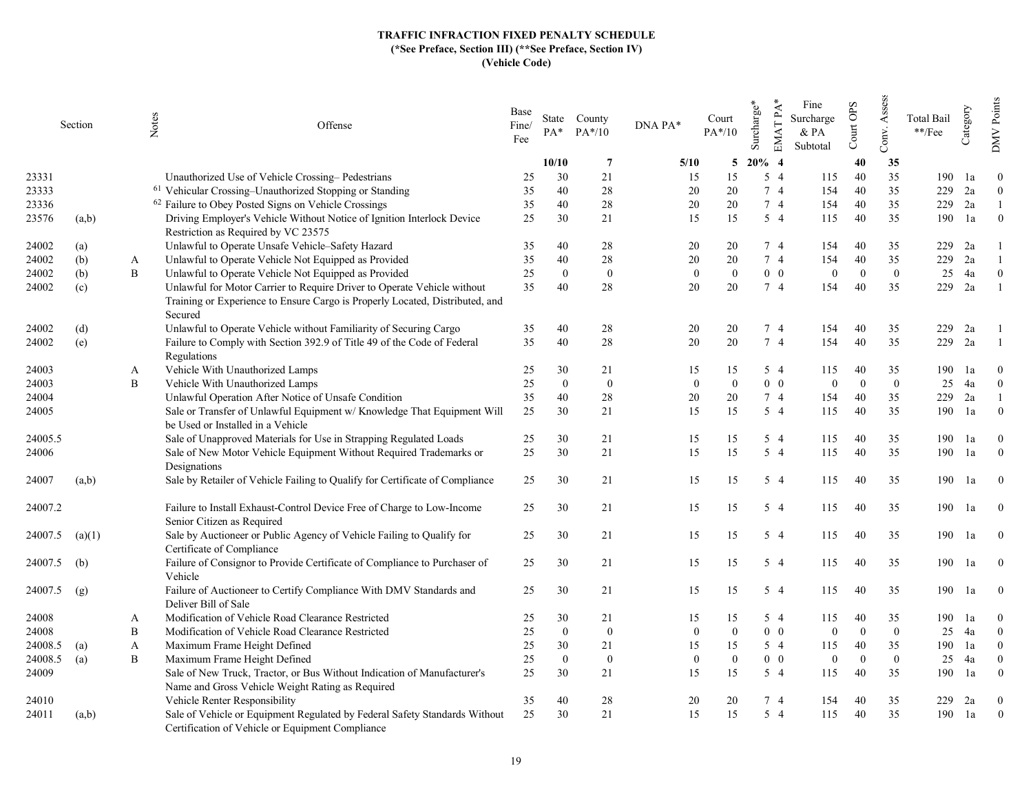**TRAFFIC INFRACTION FIXED PENALTY SCHEDULE**
**(*See Preface, Section III) (**See Preface, Section IV)**
**(Vehicle Code)**

| Section | | Notes | Offense | Base Fine/ Fee | State PA* | County PA*/10 | DNA PA* | Court PA*/10 | Surcharge* | EMAT PA* | Fine Surcharge & PA Subtotal | Court OPS | Conv. Assess | Total Bail **/Fee | Category | DMV Points |
|---|---|---|---|---|---|---|---|---|---|---|---|---|---|---|---|---|
| | | | | | **10/10** | **7** | **5/10** | **5** | **20%** | **4** | | **40** | **35** | | | |
| 23331 | | | Unauthorized Use of Vehicle Crossing– Pedestrians | 25 | 30 | 21 | 15 | 15 | 5 | 4 | 115 | 40 | 35 | 190 | 1a | 0 |
| 23333 | | | [61] Vehicular Crossing–Unauthorized Stopping or Standing | 35 | 40 | 28 | 20 | 20 | 7 | 4 | 154 | 40 | 35 | 229 | 2a | 0 |
| 23336 | | | [62] Failure to Obey Posted Signs on Vehicle Crossings | 35 | 40 | 28 | 20 | 20 | 7 | 4 | 154 | 40 | 35 | 229 | 2a | 1 |
| 23576 | (a,b) | | Driving Employer's Vehicle Without Notice of Ignition Interlock Device Restriction as Required by VC 23575 | 25 | 30 | 21 | 15 | 15 | 5 | 4 | 115 | 40 | 35 | 190 | 1a | 0 |
| 24002 | (a) | | Unlawful to Operate Unsafe Vehicle–Safety Hazard | 35 | 40 | 28 | 20 | 20 | 7 | 4 | 154 | 40 | 35 | 229 | 2a | 1 |
| 24002 | (b) | A | Unlawful to Operate Vehicle Not Equipped as Provided | 35 | 40 | 28 | 20 | 20 | 7 | 4 | 154 | 40 | 35 | 229 | 2a | 1 |
| 24002 | (b) | B | Unlawful to Operate Vehicle Not Equipped as Provided | 25 | 0 | 0 | 0 | 0 | 0 | 0 | 0 | 0 | 0 | 25 | 4a | 0 |
| 24002 | (c) | | Unlawful for Motor Carrier to Require Driver to Operate Vehicle without Training or Experience to Ensure Cargo is Properly Located, Distributed, and Secured | 35 | 40 | 28 | 20 | 20 | 7 | 4 | 154 | 40 | 35 | 229 | 2a | 1 |
| 24002 | (d) | | Unlawful to Operate Vehicle without Familiarity of Securing Cargo | 35 | 40 | 28 | 20 | 20 | 7 | 4 | 154 | 40 | 35 | 229 | 2a | 1 |
| 24002 | (e) | | Failure to Comply with Section 392.9 of Title 49 of the Code of Federal Regulations | 35 | 40 | 28 | 20 | 20 | 7 | 4 | 154 | 40 | 35 | 229 | 2a | 1 |
| 24003 | | A | Vehicle With Unauthorized Lamps | 25 | 30 | 21 | 15 | 15 | 5 | 4 | 115 | 40 | 35 | 190 | 1a | 0 |
| 24003 | | B | Vehicle With Unauthorized Lamps | 25 | 0 | 0 | 0 | 0 | 0 | 0 | 0 | 0 | 0 | 25 | 4a | 0 |
| 24004 | | | Unlawful Operation After Notice of Unsafe Condition | 35 | 40 | 28 | 20 | 20 | 7 | 4 | 154 | 40 | 35 | 229 | 2a | 1 |
| 24005 | | | Sale or Transfer of Unlawful Equipment w/ Knowledge That Equipment Will be Used or Installed in a Vehicle | 25 | 30 | 21 | 15 | 15 | 5 | 4 | 115 | 40 | 35 | 190 | 1a | 0 |
| 24005.5 | | | Sale of Unapproved Materials for Use in Strapping Regulated Loads | 25 | 30 | 21 | 15 | 15 | 5 | 4 | 115 | 40 | 35 | 190 | 1a | 0 |
| 24006 | | | Sale of New Motor Vehicle Equipment Without Required Trademarks or Designations | 25 | 30 | 21 | 15 | 15 | 5 | 4 | 115 | 40 | 35 | 190 | 1a | 0 |
| 24007 | (a,b) | | Sale by Retailer of Vehicle Failing to Qualify for Certificate of Compliance | 25 | 30 | 21 | 15 | 15 | 5 | 4 | 115 | 40 | 35 | 190 | 1a | 0 |
| 24007.2 | | | Failure to Install Exhaust-Control Device Free of Charge to Low-Income Senior Citizen as Required | 25 | 30 | 21 | 15 | 15 | 5 | 4 | 115 | 40 | 35 | 190 | 1a | 0 |
| 24007.5 | (a)(1) | | Sale by Auctioneer or Public Agency of Vehicle Failing to Qualify for Certificate of Compliance | 25 | 30 | 21 | 15 | 15 | 5 | 4 | 115 | 40 | 35 | 190 | 1a | 0 |
| 24007.5 | (b) | | Failure of Consignor to Provide Certificate of Compliance to Purchaser of Vehicle | 25 | 30 | 21 | 15 | 15 | 5 | 4 | 115 | 40 | 35 | 190 | 1a | 0 |
| 24007.5 | (g) | | Failure of Auctioneer to Certify Compliance With DMV Standards and Deliver Bill of Sale | 25 | 30 | 21 | 15 | 15 | 5 | 4 | 115 | 40 | 35 | 190 | 1a | 0 |
| 24008 | | A | Modification of Vehicle Road Clearance Restricted | 25 | 30 | 21 | 15 | 15 | 5 | 4 | 115 | 40 | 35 | 190 | 1a | 0 |
| 24008 | | B | Modification of Vehicle Road Clearance Restricted | 25 | 0 | 0 | 0 | 0 | 0 | 0 | 0 | 0 | 0 | 25 | 4a | 0 |
| 24008.5 | (a) | A | Maximum Frame Height Defined | 25 | 30 | 21 | 15 | 15 | 5 | 4 | 115 | 40 | 35 | 190 | 1a | 0 |
| 24008.5 | (a) | B | Maximum Frame Height Defined | 25 | 0 | 0 | 0 | 0 | 0 | 0 | 0 | 0 | 0 | 25 | 4a | 0 |
| 24009 | | | Sale of New Truck, Tractor, or Bus Without Indication of Manufacturer's Name and Gross Vehicle Weight Rating as Required | 25 | 30 | 21 | 15 | 15 | 5 | 4 | 115 | 40 | 35 | 190 | 1a | 0 |
| 24010 | | | Vehicle Renter Responsibility | 35 | 40 | 28 | 20 | 20 | 7 | 4 | 154 | 40 | 35 | 229 | 2a | 0 |
| 24011 | (a,b) | | Sale of Vehicle or Equipment Regulated by Federal Safety Standards Without Certification of Vehicle or Equipment Compliance | 25 | 30 | 21 | 15 | 15 | 5 | 4 | 115 | 40 | 35 | 190 | 1a | 0 |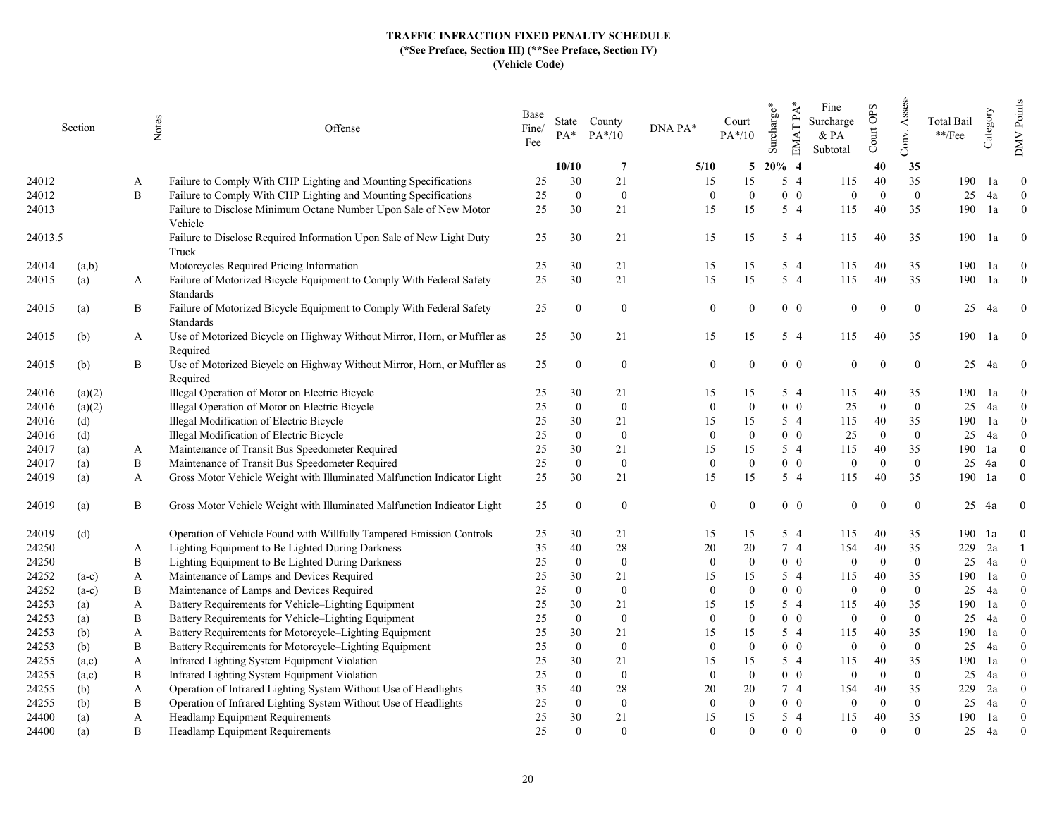# TRAFFIC INFRACTION FIXED PENALTY SCHEDULE
**(\*See Preface, Section III) (\*\*See Preface, Section IV)**
**(Vehicle Code)**

| Section | | Notes | Offense | Base Fine/ Fee | State PA* | County PA*/10 | DNA PA* | Court PA*/10 | Surcharge* | EMAT PA* | Fine Surcharge & PA Subtotal | Court OPS | Conv. Assess | Total Bail **/Fee | Category | DMV Points |
|---|---|---|---|---|---|---|---|---|---|---|---|---|---|---|---|---|
| | | | | | **10/10** | **7** | **5/10** | **5** | **20%** | **4** | | **40** | **35** | | | |
| 24012 | | A | Failure to Comply With CHP Lighting and Mounting Specifications | 25 | 30 | 21 | 15 | 15 | 5 | 4 | 115 | 40 | 35 | 190 | 1a | 0 |
| 24012 | | B | Failure to Comply With CHP Lighting and Mounting Specifications | 25 | 0 | 0 | 0 | 0 | 0 | 0 | 0 | 0 | 0 | 25 | 4a | 0 |
| 24013 | | | Failure to Disclose Minimum Octane Number Upon Sale of New Motor Vehicle | 25 | 30 | 21 | 15 | 15 | 5 | 4 | 115 | 40 | 35 | 190 | 1a | 0 |
| 24013.5 | | | Failure to Disclose Required Information Upon Sale of New Light Duty Truck | 25 | 30 | 21 | 15 | 15 | 5 | 4 | 115 | 40 | 35 | 190 | 1a | 0 |
| 24014 | (a,b) | | Motorcycles Required Pricing Information | 25 | 30 | 21 | 15 | 15 | 5 | 4 | 115 | 40 | 35 | 190 | 1a | 0 |
| 24015 | (a) | A | Failure of Motorized Bicycle Equipment to Comply With Federal Safety Standards | 25 | 30 | 21 | 15 | 15 | 5 | 4 | 115 | 40 | 35 | 190 | 1a | 0 |
| 24015 | (a) | B | Failure of Motorized Bicycle Equipment to Comply With Federal Safety Standards | 25 | 0 | 0 | 0 | 0 | 0 | 0 | 0 | 0 | 0 | 25 | 4a | 0 |
| 24015 | (b) | A | Use of Motorized Bicycle on Highway Without Mirror, Horn, or Muffler as Required | 25 | 30 | 21 | 15 | 15 | 5 | 4 | 115 | 40 | 35 | 190 | 1a | 0 |
| 24015 | (b) | B | Use of Motorized Bicycle on Highway Without Mirror, Horn, or Muffler as Required | 25 | 0 | 0 | 0 | 0 | 0 | 0 | 0 | 0 | 0 | 25 | 4a | 0 |
| 24016 | (a)(2) | | Illegal Operation of Motor on Electric Bicycle | 25 | 30 | 21 | 15 | 15 | 5 | 4 | 115 | 40 | 35 | 190 | 1a | 0 |
| 24016 | (a)(2) | | Illegal Operation of Motor on Electric Bicycle | 25 | 0 | 0 | 0 | 0 | 0 | 0 | 25 | 0 | 0 | 25 | 4a | 0 |
| 24016 | (d) | | Illegal Modification of Electric Bicycle | 25 | 30 | 21 | 15 | 15 | 5 | 4 | 115 | 40 | 35 | 190 | 1a | 0 |
| 24016 | (d) | | Illegal Modification of Electric Bicycle | 25 | 0 | 0 | 0 | 0 | 0 | 0 | 25 | 0 | 0 | 25 | 4a | 0 |
| 24017 | (a) | A | Maintenance of Transit Bus Speedometer Required | 25 | 30 | 21 | 15 | 15 | 5 | 4 | 115 | 40 | 35 | 190 | 1a | 0 |
| 24017 | (a) | B | Maintenance of Transit Bus Speedometer Required | 25 | 0 | 0 | 0 | 0 | 0 | 0 | 0 | 0 | 0 | 25 | 4a | 0 |
| 24019 | (a) | A | Gross Motor Vehicle Weight with Illuminated Malfunction Indicator Light | 25 | 30 | 21 | 15 | 15 | 5 | 4 | 115 | 40 | 35 | 190 | 1a | 0 |
| 24019 | (a) | B | Gross Motor Vehicle Weight with Illuminated Malfunction Indicator Light | 25 | 0 | 0 | 0 | 0 | 0 | 0 | 0 | 0 | 0 | 25 | 4a | 0 |
| 24019 | (d) | | Operation of Vehicle Found with Willfully Tampered Emission Controls | 25 | 30 | 21 | 15 | 15 | 5 | 4 | 115 | 40 | 35 | 190 | 1a | 0 |
| 24250 | | A | Lighting Equipment to Be Lighted During Darkness | 35 | 40 | 28 | 20 | 20 | 7 | 4 | 154 | 40 | 35 | 229 | 2a | 1 |
| 24250 | | B | Lighting Equipment to Be Lighted During Darkness | 25 | 0 | 0 | 0 | 0 | 0 | 0 | 0 | 0 | 0 | 25 | 4a | 0 |
| 24252 | (a-c) | A | Maintenance of Lamps and Devices Required | 25 | 30 | 21 | 15 | 15 | 5 | 4 | 115 | 40 | 35 | 190 | 1a | 0 |
| 24252 | (a-c) | B | Maintenance of Lamps and Devices Required | 25 | 0 | 0 | 0 | 0 | 0 | 0 | 0 | 0 | 0 | 25 | 4a | 0 |
| 24253 | (a) | A | Battery Requirements for Vehicle–Lighting Equipment | 25 | 30 | 21 | 15 | 15 | 5 | 4 | 115 | 40 | 35 | 190 | 1a | 0 |
| 24253 | (a) | B | Battery Requirements for Vehicle–Lighting Equipment | 25 | 0 | 0 | 0 | 0 | 0 | 0 | 0 | 0 | 0 | 25 | 4a | 0 |
| 24253 | (b) | A | Battery Requirements for Motorcycle–Lighting Equipment | 25 | 30 | 21 | 15 | 15 | 5 | 4 | 115 | 40 | 35 | 190 | 1a | 0 |
| 24253 | (b) | B | Battery Requirements for Motorcycle–Lighting Equipment | 25 | 0 | 0 | 0 | 0 | 0 | 0 | 0 | 0 | 0 | 25 | 4a | 0 |
| 24255 | (a,c) | A | Infrared Lighting System Equipment Violation | 25 | 30 | 21 | 15 | 15 | 5 | 4 | 115 | 40 | 35 | 190 | 1a | 0 |
| 24255 | (a,c) | B | Infrared Lighting System Equipment Violation | 25 | 0 | 0 | 0 | 0 | 0 | 0 | 0 | 0 | 0 | 25 | 4a | 0 |
| 24255 | (b) | A | Operation of Infrared Lighting System Without Use of Headlights | 35 | 40 | 28 | 20 | 20 | 7 | 4 | 154 | 40 | 35 | 229 | 2a | 0 |
| 24255 | (b) | B | Operation of Infrared Lighting System Without Use of Headlights | 25 | 0 | 0 | 0 | 0 | 0 | 0 | 0 | 0 | 0 | 25 | 4a | 0 |
| 24400 | (a) | A | Headlamp Equipment Requirements | 25 | 30 | 21 | 15 | 15 | 5 | 4 | 115 | 40 | 35 | 190 | 1a | 0 |
| 24400 | (a) | B | Headlamp Equipment Requirements | 25 | 0 | 0 | 0 | 0 | 0 | 0 | 0 | 0 | 0 | 25 | 4a | 0 |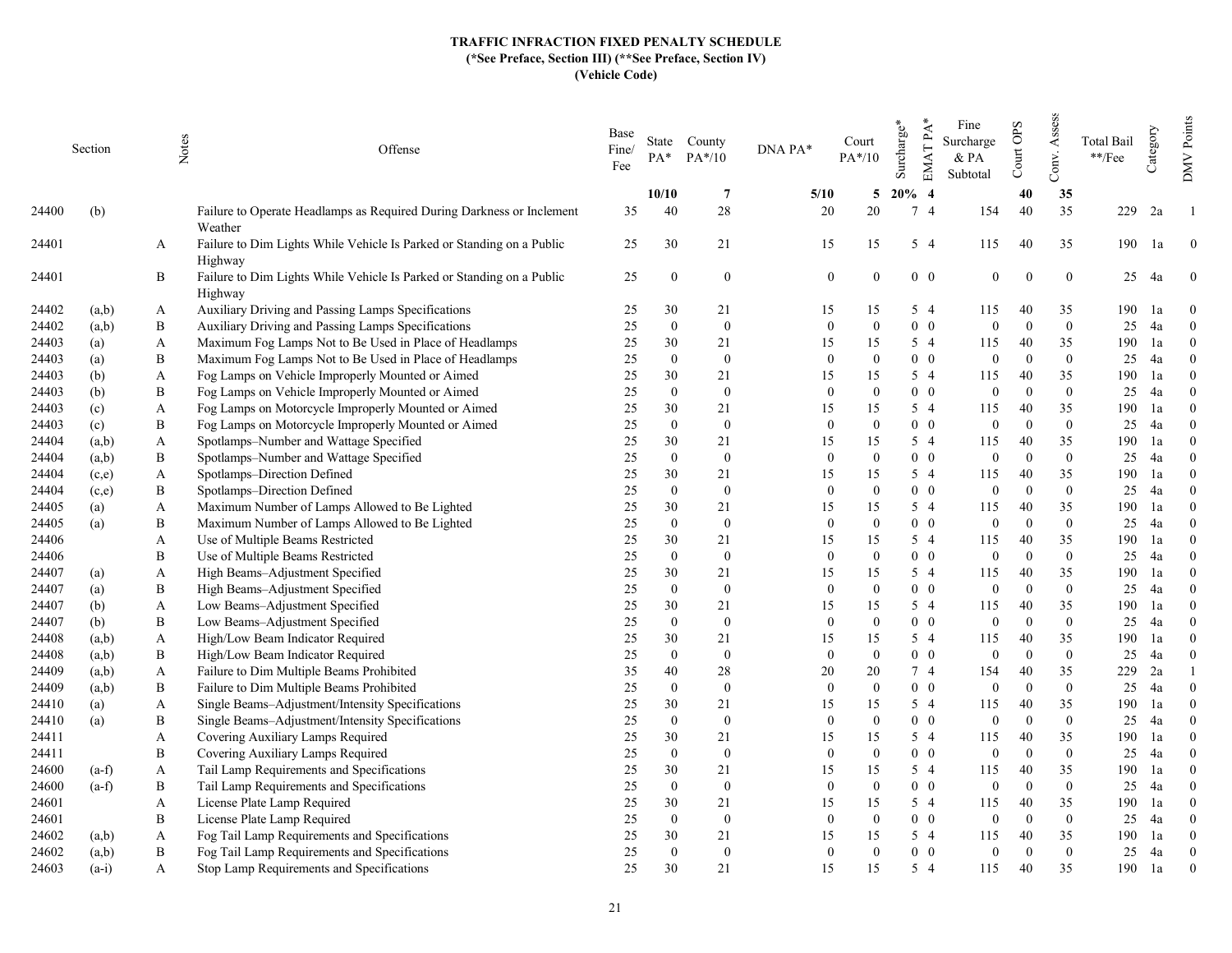**TRAFFIC INFRACTION FIXED PENALTY SCHEDULE**
**(*See Preface, Section III) (**See Preface, Section IV)**
**(Vehicle Code)**

| Section | | Notes | Offense | Base Fine/ Fee | State PA* | County PA*/10 | DNA PA* | Court PA*/10 | Surcharge* | EMAT PA* | Fine Surcharge & PA Subtotal | Court OPS | Conv. Assess | Total Bail **/Fee | Category | DMV Points |
|---|---|---|---|---|---|---|---|---|---|---|---|---|---|---|---|---|
| | | | | | **10/10** | **7** | **5/10** | **5** | **20%** | **4** | | **40** | **35** | | | |
| 24400 | (b) | | Failure to Operate Headlamps as Required During Darkness or Inclement Weather | 35 | 40 | 28 | 20 | 20 | 7 | 4 | 154 | 40 | 35 | 229 | 2a | 1 |
| 24401 | | A | Failure to Dim Lights While Vehicle Is Parked or Standing on a Public Highway | 25 | 30 | 21 | 15 | 15 | 5 | 4 | 115 | 40 | 35 | 190 | 1a | 0 |
| 24401 | | B | Failure to Dim Lights While Vehicle Is Parked or Standing on a Public Highway | 25 | 0 | 0 | 0 | 0 | 0 | 0 | 0 | 0 | 0 | 25 | 4a | 0 |
| 24402 | (a,b) | A | Auxiliary Driving and Passing Lamps Specifications | 25 | 30 | 21 | 15 | 15 | 5 | 4 | 115 | 40 | 35 | 190 | 1a | 0 |
| 24402 | (a,b) | B | Auxiliary Driving and Passing Lamps Specifications | 25 | 0 | 0 | 0 | 0 | 0 | 0 | 0 | 0 | 0 | 25 | 4a | 0 |
| 24403 | (a) | A | Maximum Fog Lamps Not to Be Used in Place of Headlamps | 25 | 30 | 21 | 15 | 15 | 5 | 4 | 115 | 40 | 35 | 190 | 1a | 0 |
| 24403 | (a) | B | Maximum Fog Lamps Not to Be Used in Place of Headlamps | 25 | 0 | 0 | 0 | 0 | 0 | 0 | 0 | 0 | 0 | 25 | 4a | 0 |
| 24403 | (b) | A | Fog Lamps on Vehicle Improperly Mounted or Aimed | 25 | 30 | 21 | 15 | 15 | 5 | 4 | 115 | 40 | 35 | 190 | 1a | 0 |
| 24403 | (b) | B | Fog Lamps on Vehicle Improperly Mounted or Aimed | 25 | 0 | 0 | 0 | 0 | 0 | 0 | 0 | 0 | 0 | 25 | 4a | 0 |
| 24403 | (c) | A | Fog Lamps on Motorcycle Improperly Mounted or Aimed | 25 | 30 | 21 | 15 | 15 | 5 | 4 | 115 | 40 | 35 | 190 | 1a | 0 |
| 24403 | (c) | B | Fog Lamps on Motorcycle Improperly Mounted or Aimed | 25 | 0 | 0 | 0 | 0 | 0 | 0 | 0 | 0 | 0 | 25 | 4a | 0 |
| 24404 | (a,b) | A | Spotlamps–Number and Wattage Specified | 25 | 30 | 21 | 15 | 15 | 5 | 4 | 115 | 40 | 35 | 190 | 1a | 0 |
| 24404 | (a,b) | B | Spotlamps–Number and Wattage Specified | 25 | 0 | 0 | 0 | 0 | 0 | 0 | 0 | 0 | 0 | 25 | 4a | 0 |
| 24404 | (c,e) | A | Spotlamps–Direction Defined | 25 | 30 | 21 | 15 | 15 | 5 | 4 | 115 | 40 | 35 | 190 | 1a | 0 |
| 24404 | (c,e) | B | Spotlamps–Direction Defined | 25 | 0 | 0 | 0 | 0 | 0 | 0 | 0 | 0 | 0 | 25 | 4a | 0 |
| 24405 | (a) | A | Maximum Number of Lamps Allowed to Be Lighted | 25 | 30 | 21 | 15 | 15 | 5 | 4 | 115 | 40 | 35 | 190 | 1a | 0 |
| 24405 | (a) | B | Maximum Number of Lamps Allowed to Be Lighted | 25 | 0 | 0 | 0 | 0 | 0 | 0 | 0 | 0 | 0 | 25 | 4a | 0 |
| 24406 | | A | Use of Multiple Beams Restricted | 25 | 30 | 21 | 15 | 15 | 5 | 4 | 115 | 40 | 35 | 190 | 1a | 0 |
| 24406 | | B | Use of Multiple Beams Restricted | 25 | 0 | 0 | 0 | 0 | 0 | 0 | 0 | 0 | 0 | 25 | 4a | 0 |
| 24407 | (a) | A | High Beams–Adjustment Specified | 25 | 30 | 21 | 15 | 15 | 5 | 4 | 115 | 40 | 35 | 190 | 1a | 0 |
| 24407 | (a) | B | High Beams–Adjustment Specified | 25 | 0 | 0 | 0 | 0 | 0 | 0 | 0 | 0 | 0 | 25 | 4a | 0 |
| 24407 | (b) | A | Low Beams–Adjustment Specified | 25 | 30 | 21 | 15 | 15 | 5 | 4 | 115 | 40 | 35 | 190 | 1a | 0 |
| 24407 | (b) | B | Low Beams–Adjustment Specified | 25 | 0 | 0 | 0 | 0 | 0 | 0 | 0 | 0 | 0 | 25 | 4a | 0 |
| 24408 | (a,b) | A | High/Low Beam Indicator Required | 25 | 30 | 21 | 15 | 15 | 5 | 4 | 115 | 40 | 35 | 190 | 1a | 0 |
| 24408 | (a,b) | B | High/Low Beam Indicator Required | 25 | 0 | 0 | 0 | 0 | 0 | 0 | 0 | 0 | 0 | 25 | 4a | 0 |
| 24409 | (a,b) | A | Failure to Dim Multiple Beams Prohibited | 35 | 40 | 28 | 20 | 20 | 7 | 4 | 154 | 40 | 35 | 229 | 2a | 1 |
| 24409 | (a,b) | B | Failure to Dim Multiple Beams Prohibited | 25 | 0 | 0 | 0 | 0 | 0 | 0 | 0 | 0 | 0 | 25 | 4a | 0 |
| 24410 | (a) | A | Single Beams–Adjustment/Intensity Specifications | 25 | 30 | 21 | 15 | 15 | 5 | 4 | 115 | 40 | 35 | 190 | 1a | 0 |
| 24410 | (a) | B | Single Beams–Adjustment/Intensity Specifications | 25 | 0 | 0 | 0 | 0 | 0 | 0 | 0 | 0 | 0 | 25 | 4a | 0 |
| 24411 | | A | Covering Auxiliary Lamps Required | 25 | 30 | 21 | 15 | 15 | 5 | 4 | 115 | 40 | 35 | 190 | 1a | 0 |
| 24411 | | B | Covering Auxiliary Lamps Required | 25 | 0 | 0 | 0 | 0 | 0 | 0 | 0 | 0 | 0 | 25 | 4a | 0 |
| 24600 | (a-f) | A | Tail Lamp Requirements and Specifications | 25 | 30 | 21 | 15 | 15 | 5 | 4 | 115 | 40 | 35 | 190 | 1a | 0 |
| 24600 | (a-f) | B | Tail Lamp Requirements and Specifications | 25 | 0 | 0 | 0 | 0 | 0 | 0 | 0 | 0 | 0 | 25 | 4a | 0 |
| 24601 | | A | License Plate Lamp Required | 25 | 30 | 21 | 15 | 15 | 5 | 4 | 115 | 40 | 35 | 190 | 1a | 0 |
| 24601 | | B | License Plate Lamp Required | 25 | 0 | 0 | 0 | 0 | 0 | 0 | 0 | 0 | 0 | 25 | 4a | 0 |
| 24602 | (a,b) | A | Fog Tail Lamp Requirements and Specifications | 25 | 30 | 21 | 15 | 15 | 5 | 4 | 115 | 40 | 35 | 190 | 1a | 0 |
| 24602 | (a,b) | B | Fog Tail Lamp Requirements and Specifications | 25 | 0 | 0 | 0 | 0 | 0 | 0 | 0 | 0 | 0 | 25 | 4a | 0 |
| 24603 | (a-i) | A | Stop Lamp Requirements and Specifications | 25 | 30 | 21 | 15 | 15 | 5 | 4 | 115 | 40 | 35 | 190 | 1a | 0 |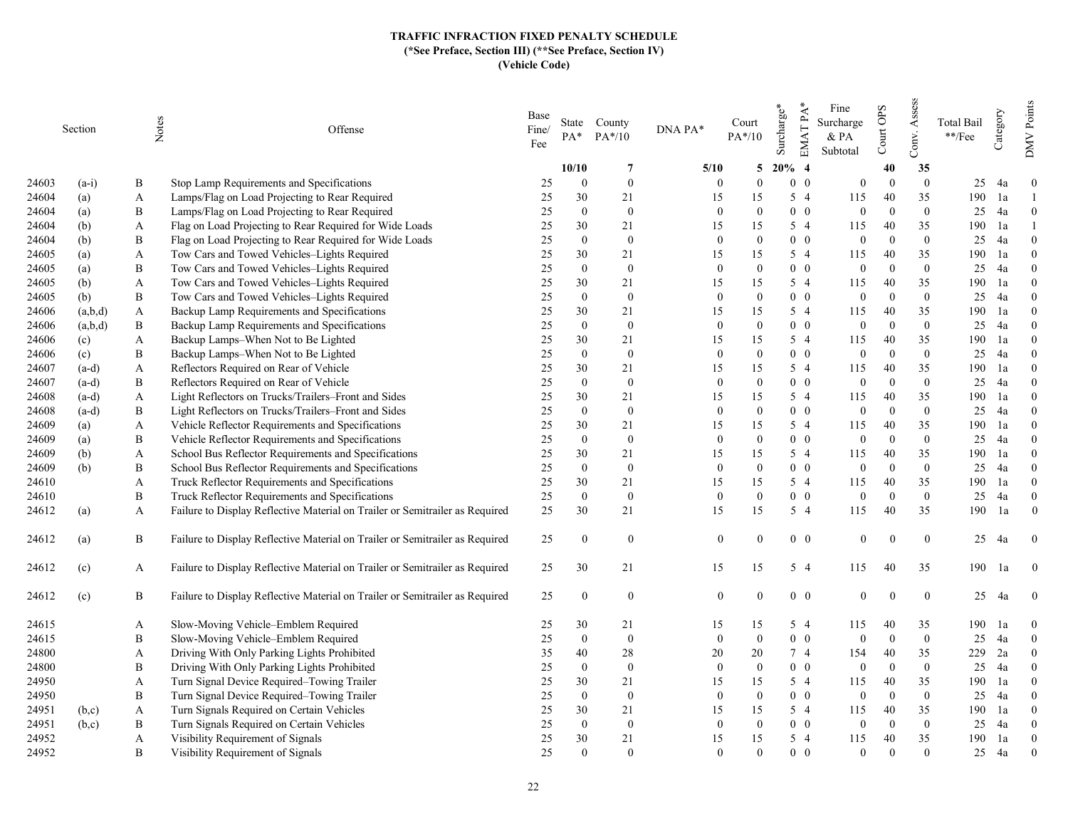**TRAFFIC INFRACTION FIXED PENALTY SCHEDULE**
**(*See Preface, Section III) (**See Preface, Section IV)**
**(Vehicle Code)**

| Section | | Notes | Offense | Base Fine/ Fee | State PA* | County PA*/10 | DNA PA* | Court PA*/10 | Surcharge* | EMAT PA* | Fine Surcharge & PA Subtotal | Court OPS | Conv. Assess | Total Bail **/Fee | Category | DMV Points |
|---|---|---|---|---|---|---|---|---|---|---|---|---|---|---|---|---|
| | | | | | **10/10** | **7** | **5/10** | **5** | **20%** | **4** | | **40** | **35** | | | |
| 24603 | (a-i) | B | Stop Lamp Requirements and Specifications | 25 | 0 | 0 | 0 | 0 | 0 | 0 | 0 | 0 | 0 | 25 | 4a | 0 |
| 24604 | (a) | A | Lamps/Flag on Load Projecting to Rear Required | 25 | 30 | 21 | 15 | 15 | 5 | 4 | 115 | 40 | 35 | 190 | 1a | 1 |
| 24604 | (a) | B | Lamps/Flag on Load Projecting to Rear Required | 25 | 0 | 0 | 0 | 0 | 0 | 0 | 0 | 0 | 0 | 25 | 4a | 0 |
| 24604 | (b) | A | Flag on Load Projecting to Rear Required for Wide Loads | 25 | 30 | 21 | 15 | 15 | 5 | 4 | 115 | 40 | 35 | 190 | 1a | 1 |
| 24604 | (b) | B | Flag on Load Projecting to Rear Required for Wide Loads | 25 | 0 | 0 | 0 | 0 | 0 | 0 | 0 | 0 | 0 | 25 | 4a | 0 |
| 24605 | (a) | A | Tow Cars and Towed Vehicles–Lights Required | 25 | 30 | 21 | 15 | 15 | 5 | 4 | 115 | 40 | 35 | 190 | 1a | 0 |
| 24605 | (a) | B | Tow Cars and Towed Vehicles–Lights Required | 25 | 0 | 0 | 0 | 0 | 0 | 0 | 0 | 0 | 0 | 25 | 4a | 0 |
| 24605 | (b) | A | Tow Cars and Towed Vehicles–Lights Required | 25 | 30 | 21 | 15 | 15 | 5 | 4 | 115 | 40 | 35 | 190 | 1a | 0 |
| 24605 | (b) | B | Tow Cars and Towed Vehicles–Lights Required | 25 | 0 | 0 | 0 | 0 | 0 | 0 | 0 | 0 | 0 | 25 | 4a | 0 |
| 24606 | (a,b,d) | A | Backup Lamp Requirements and Specifications | 25 | 30 | 21 | 15 | 15 | 5 | 4 | 115 | 40 | 35 | 190 | 1a | 0 |
| 24606 | (a,b,d) | B | Backup Lamp Requirements and Specifications | 25 | 0 | 0 | 0 | 0 | 0 | 0 | 0 | 0 | 0 | 25 | 4a | 0 |
| 24606 | (c) | A | Backup Lamps–When Not to Be Lighted | 25 | 30 | 21 | 15 | 15 | 5 | 4 | 115 | 40 | 35 | 190 | 1a | 0 |
| 24606 | (c) | B | Backup Lamps–When Not to Be Lighted | 25 | 0 | 0 | 0 | 0 | 0 | 0 | 0 | 0 | 0 | 25 | 4a | 0 |
| 24607 | (a-d) | A | Reflectors Required on Rear of Vehicle | 25 | 30 | 21 | 15 | 15 | 5 | 4 | 115 | 40 | 35 | 190 | 1a | 0 |
| 24607 | (a-d) | B | Reflectors Required on Rear of Vehicle | 25 | 0 | 0 | 0 | 0 | 0 | 0 | 0 | 0 | 0 | 25 | 4a | 0 |
| 24608 | (a-d) | A | Light Reflectors on Trucks/Trailers–Front and Sides | 25 | 30 | 21 | 15 | 15 | 5 | 4 | 115 | 40 | 35 | 190 | 1a | 0 |
| 24608 | (a-d) | B | Light Reflectors on Trucks/Trailers–Front and Sides | 25 | 0 | 0 | 0 | 0 | 0 | 0 | 0 | 0 | 0 | 25 | 4a | 0 |
| 24609 | (a) | A | Vehicle Reflector Requirements and Specifications | 25 | 30 | 21 | 15 | 15 | 5 | 4 | 115 | 40 | 35 | 190 | 1a | 0 |
| 24609 | (a) | B | Vehicle Reflector Requirements and Specifications | 25 | 0 | 0 | 0 | 0 | 0 | 0 | 0 | 0 | 0 | 25 | 4a | 0 |
| 24609 | (b) | A | School Bus Reflector Requirements and Specifications | 25 | 30 | 21 | 15 | 15 | 5 | 4 | 115 | 40 | 35 | 190 | 1a | 0 |
| 24609 | (b) | B | School Bus Reflector Requirements and Specifications | 25 | 0 | 0 | 0 | 0 | 0 | 0 | 0 | 0 | 0 | 25 | 4a | 0 |
| 24610 | | A | Truck Reflector Requirements and Specifications | 25 | 30 | 21 | 15 | 15 | 5 | 4 | 115 | 40 | 35 | 190 | 1a | 0 |
| 24610 | | B | Truck Reflector Requirements and Specifications | 25 | 0 | 0 | 0 | 0 | 0 | 0 | 0 | 0 | 0 | 25 | 4a | 0 |
| 24612 | (a) | A | Failure to Display Reflective Material on Trailer or Semitrailer as Required | 25 | 30 | 21 | 15 | 15 | 5 | 4 | 115 | 40 | 35 | 190 | 1a | 0 |
| 24612 | (a) | B | Failure to Display Reflective Material on Trailer or Semitrailer as Required | 25 | 0 | 0 | 0 | 0 | 0 | 0 | 0 | 0 | 0 | 25 | 4a | 0 |
| 24612 | (c) | A | Failure to Display Reflective Material on Trailer or Semitrailer as Required | 25 | 30 | 21 | 15 | 15 | 5 | 4 | 115 | 40 | 35 | 190 | 1a | 0 |
| 24612 | (c) | B | Failure to Display Reflective Material on Trailer or Semitrailer as Required | 25 | 0 | 0 | 0 | 0 | 0 | 0 | 0 | 0 | 0 | 25 | 4a | 0 |
| 24615 | | A | Slow-Moving Vehicle–Emblem Required | 25 | 30 | 21 | 15 | 15 | 5 | 4 | 115 | 40 | 35 | 190 | 1a | 0 |
| 24615 | | B | Slow-Moving Vehicle–Emblem Required | 25 | 0 | 0 | 0 | 0 | 0 | 0 | 0 | 0 | 0 | 25 | 4a | 0 |
| 24800 | | A | Driving With Only Parking Lights Prohibited | 35 | 40 | 28 | 20 | 20 | 7 | 4 | 154 | 40 | 35 | 229 | 2a | 0 |
| 24800 | | B | Driving With Only Parking Lights Prohibited | 25 | 0 | 0 | 0 | 0 | 0 | 0 | 0 | 0 | 0 | 25 | 4a | 0 |
| 24950 | | A | Turn Signal Device Required–Towing Trailer | 25 | 30 | 21 | 15 | 15 | 5 | 4 | 115 | 40 | 35 | 190 | 1a | 0 |
| 24950 | | B | Turn Signal Device Required–Towing Trailer | 25 | 0 | 0 | 0 | 0 | 0 | 0 | 0 | 0 | 0 | 25 | 4a | 0 |
| 24951 | (b,c) | A | Turn Signals Required on Certain Vehicles | 25 | 30 | 21 | 15 | 15 | 5 | 4 | 115 | 40 | 35 | 190 | 1a | 0 |
| 24951 | (b,c) | B | Turn Signals Required on Certain Vehicles | 25 | 0 | 0 | 0 | 0 | 0 | 0 | 0 | 0 | 0 | 25 | 4a | 0 |
| 24952 | | A | Visibility Requirement of Signals | 25 | 30 | 21 | 15 | 15 | 5 | 4 | 115 | 40 | 35 | 190 | 1a | 0 |
| 24952 | | B | Visibility Requirement of Signals | 25 | 0 | 0 | 0 | 0 | 0 | 0 | 0 | 0 | 0 | 25 | 4a | 0 |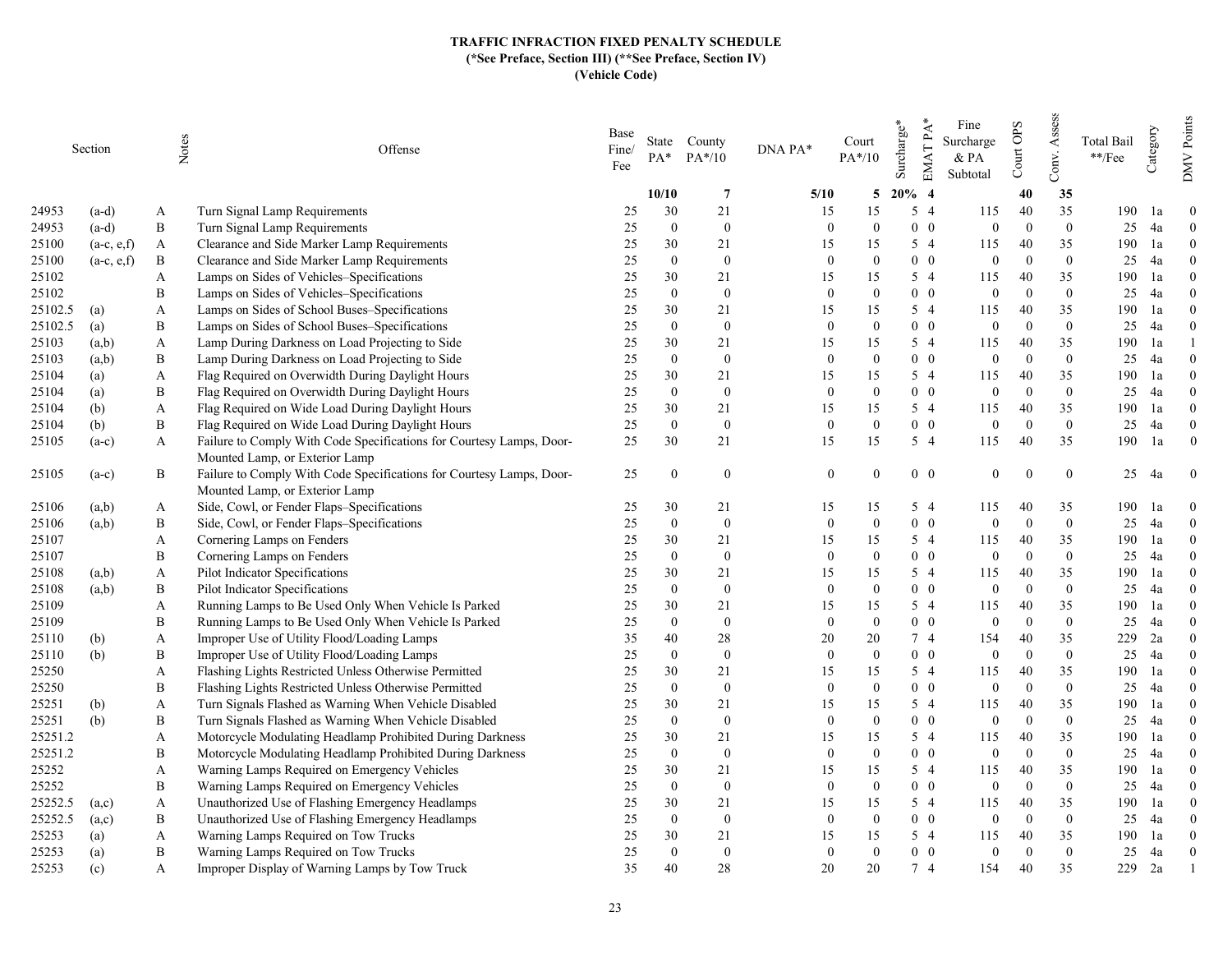**TRAFFIC INFRACTION FIXED PENALTY SCHEDULE**
**(*See Preface, Section III) (**See Preface, Section IV)**
**(Vehicle Code)**

| Section | | Notes | Offense | Base Fine/ Fee | State PA* | County PA*/10 | DNA PA* | Court PA*/10 | Surcharge* | EMAT PA* | Fine Surcharge & PA Subtotal | Court OPS | Conv. Assess | Total Bail **/Fee | Category | DMV Points |
|---|---|---|---|---|---|---|---|---|---|---|---|---|---|---|---|---|
| | | | | | **10/10** | **7** | **5/10** | **5** | **20%** | **4** | | **40** | **35** | | | |
| 24953 | (a-d) | A | Turn Signal Lamp Requirements | 25 | 30 | 21 | 15 | 15 | 5 | 4 | 115 | 40 | 35 | 190 | 1a | 0 |
| 24953 | (a-d) | B | Turn Signal Lamp Requirements | 25 | 0 | 0 | 0 | 0 | 0 | 0 | 0 | 0 | 0 | 25 | 4a | 0 |
| 25100 | (a-c, e,f) | A | Clearance and Side Marker Lamp Requirements | 25 | 30 | 21 | 15 | 15 | 5 | 4 | 115 | 40 | 35 | 190 | 1a | 0 |
| 25100 | (a-c, e,f) | B | Clearance and Side Marker Lamp Requirements | 25 | 0 | 0 | 0 | 0 | 0 | 0 | 0 | 0 | 0 | 25 | 4a | 0 |
| 25102 | | A | Lamps on Sides of Vehicles–Specifications | 25 | 30 | 21 | 15 | 15 | 5 | 4 | 115 | 40 | 35 | 190 | 1a | 0 |
| 25102 | | B | Lamps on Sides of Vehicles–Specifications | 25 | 0 | 0 | 0 | 0 | 0 | 0 | 0 | 0 | 0 | 25 | 4a | 0 |
| 25102.5 | (a) | A | Lamps on Sides of School Buses–Specifications | 25 | 30 | 21 | 15 | 15 | 5 | 4 | 115 | 40 | 35 | 190 | 1a | 0 |
| 25102.5 | (a) | B | Lamps on Sides of School Buses–Specifications | 25 | 0 | 0 | 0 | 0 | 0 | 0 | 0 | 0 | 0 | 25 | 4a | 0 |
| 25103 | (a,b) | A | Lamp During Darkness on Load Projecting to Side | 25 | 30 | 21 | 15 | 15 | 5 | 4 | 115 | 40 | 35 | 190 | 1a | 1 |
| 25103 | (a,b) | B | Lamp During Darkness on Load Projecting to Side | 25 | 0 | 0 | 0 | 0 | 0 | 0 | 0 | 0 | 0 | 25 | 4a | 0 |
| 25104 | (a) | A | Flag Required on Overwidth During Daylight Hours | 25 | 30 | 21 | 15 | 15 | 5 | 4 | 115 | 40 | 35 | 190 | 1a | 0 |
| 25104 | (a) | B | Flag Required on Overwidth During Daylight Hours | 25 | 0 | 0 | 0 | 0 | 0 | 0 | 0 | 0 | 0 | 25 | 4a | 0 |
| 25104 | (b) | A | Flag Required on Wide Load During Daylight Hours | 25 | 30 | 21 | 15 | 15 | 5 | 4 | 115 | 40 | 35 | 190 | 1a | 0 |
| 25104 | (b) | B | Flag Required on Wide Load During Daylight Hours | 25 | 0 | 0 | 0 | 0 | 0 | 0 | 0 | 0 | 0 | 25 | 4a | 0 |
| 25105 | (a-c) | A | Failure to Comply With Code Specifications for Courtesy Lamps, Door-Mounted Lamp, or Exterior Lamp | 25 | 30 | 21 | 15 | 15 | 5 | 4 | 115 | 40 | 35 | 190 | 1a | 0 |
| 25105 | (a-c) | B | Failure to Comply With Code Specifications for Courtesy Lamps, Door-Mounted Lamp, or Exterior Lamp | 25 | 0 | 0 | 0 | 0 | 0 | 0 | 0 | 0 | 0 | 25 | 4a | 0 |
| 25106 | (a,b) | A | Side, Cowl, or Fender Flaps–Specifications | 25 | 30 | 21 | 15 | 15 | 5 | 4 | 115 | 40 | 35 | 190 | 1a | 0 |
| 25106 | (a,b) | B | Side, Cowl, or Fender Flaps–Specifications | 25 | 0 | 0 | 0 | 0 | 0 | 0 | 0 | 0 | 0 | 25 | 4a | 0 |
| 25107 | | A | Cornering Lamps on Fenders | 25 | 30 | 21 | 15 | 15 | 5 | 4 | 115 | 40 | 35 | 190 | 1a | 0 |
| 25107 | | B | Cornering Lamps on Fenders | 25 | 0 | 0 | 0 | 0 | 0 | 0 | 0 | 0 | 0 | 25 | 4a | 0 |
| 25108 | (a,b) | A | Pilot Indicator Specifications | 25 | 30 | 21 | 15 | 15 | 5 | 4 | 115 | 40 | 35 | 190 | 1a | 0 |
| 25108 | (a,b) | B | Pilot Indicator Specifications | 25 | 0 | 0 | 0 | 0 | 0 | 0 | 0 | 0 | 0 | 25 | 4a | 0 |
| 25109 | | A | Running Lamps to Be Used Only When Vehicle Is Parked | 25 | 30 | 21 | 15 | 15 | 5 | 4 | 115 | 40 | 35 | 190 | 1a | 0 |
| 25109 | | B | Running Lamps to Be Used Only When Vehicle Is Parked | 25 | 0 | 0 | 0 | 0 | 0 | 0 | 0 | 0 | 0 | 25 | 4a | 0 |
| 25110 | (b) | A | Improper Use of Utility Flood/Loading Lamps | 35 | 40 | 28 | 20 | 20 | 7 | 4 | 154 | 40 | 35 | 229 | 2a | 0 |
| 25110 | (b) | B | Improper Use of Utility Flood/Loading Lamps | 25 | 0 | 0 | 0 | 0 | 0 | 0 | 0 | 0 | 0 | 25 | 4a | 0 |
| 25250 | | A | Flashing Lights Restricted Unless Otherwise Permitted | 25 | 30 | 21 | 15 | 15 | 5 | 4 | 115 | 40 | 35 | 190 | 1a | 0 |
| 25250 | | B | Flashing Lights Restricted Unless Otherwise Permitted | 25 | 0 | 0 | 0 | 0 | 0 | 0 | 0 | 0 | 0 | 25 | 4a | 0 |
| 25251 | (b) | A | Turn Signals Flashed as Warning When Vehicle Disabled | 25 | 30 | 21 | 15 | 15 | 5 | 4 | 115 | 40 | 35 | 190 | 1a | 0 |
| 25251 | (b) | B | Turn Signals Flashed as Warning When Vehicle Disabled | 25 | 0 | 0 | 0 | 0 | 0 | 0 | 0 | 0 | 0 | 25 | 4a | 0 |
| 25251.2 | | A | Motorcycle Modulating Headlamp Prohibited During Darkness | 25 | 30 | 21 | 15 | 15 | 5 | 4 | 115 | 40 | 35 | 190 | 1a | 0 |
| 25251.2 | | B | Motorcycle Modulating Headlamp Prohibited During Darkness | 25 | 0 | 0 | 0 | 0 | 0 | 0 | 0 | 0 | 0 | 25 | 4a | 0 |
| 25252 | | A | Warning Lamps Required on Emergency Vehicles | 25 | 30 | 21 | 15 | 15 | 5 | 4 | 115 | 40 | 35 | 190 | 1a | 0 |
| 25252 | | B | Warning Lamps Required on Emergency Vehicles | 25 | 0 | 0 | 0 | 0 | 0 | 0 | 0 | 0 | 0 | 25 | 4a | 0 |
| 25252.5 | (a,c) | A | Unauthorized Use of Flashing Emergency Headlamps | 25 | 30 | 21 | 15 | 15 | 5 | 4 | 115 | 40 | 35 | 190 | 1a | 0 |
| 25252.5 | (a,c) | B | Unauthorized Use of Flashing Emergency Headlamps | 25 | 0 | 0 | 0 | 0 | 0 | 0 | 0 | 0 | 0 | 25 | 4a | 0 |
| 25253 | (a) | A | Warning Lamps Required on Tow Trucks | 25 | 30 | 21 | 15 | 15 | 5 | 4 | 115 | 40 | 35 | 190 | 1a | 0 |
| 25253 | (a) | B | Warning Lamps Required on Tow Trucks | 25 | 0 | 0 | 0 | 0 | 0 | 0 | 0 | 0 | 0 | 25 | 4a | 0 |
| 25253 | (c) | A | Improper Display of Warning Lamps by Tow Truck | 35 | 40 | 28 | 20 | 20 | 7 | 4 | 154 | 40 | 35 | 229 | 2a | 1 |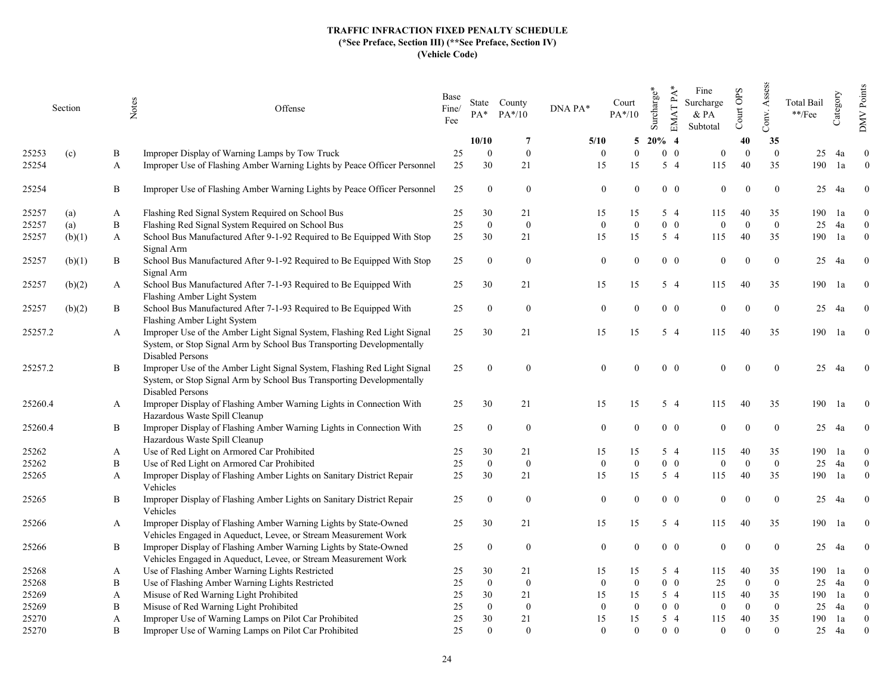**TRAFFIC INFRACTION FIXED PENALTY SCHEDULE**
**(*See Preface, Section III) (**See Preface, Section IV)**
**(Vehicle Code)**

| Section | | Notes | Offense | Base Fine/ Fee | State PA* | County PA*/10 | DNA PA* | Court PA*/10 | Surcharge* | EMAT PA* | Fine Surcharge & PA Subtotal | Court OPS | Conv. Assess | Total Bail **/Fee | Category | DMV Points |
|---|---|---|---|---|---|---|---|---|---|---|---|---|---|---|---|---|
| | | | | | **10/10** | **7** | **5/10** | **5** | **20%** | **4** | | **40** | **35** | | | |
| 25253 | (c) | B | Improper Display of Warning Lamps by Tow Truck | 25 | 0 | 0 | 0 | 0 | 0 | 0 | 0 | 0 | 0 | 25 | 4a | 0 |
| 25254 | | A | Improper Use of Flashing Amber Warning Lights by Peace Officer Personnel | 25 | 30 | 21 | 15 | 15 | 5 | 4 | 115 | 40 | 35 | 190 | 1a | 0 |
| 25254 | | B | Improper Use of Flashing Amber Warning Lights by Peace Officer Personnel | 25 | 0 | 0 | 0 | 0 | 0 | 0 | 0 | 0 | 0 | 25 | 4a | 0 |
| 25257 | (a) | A | Flashing Red Signal System Required on School Bus | 25 | 30 | 21 | 15 | 15 | 5 | 4 | 115 | 40 | 35 | 190 | 1a | 0 |
| 25257 | (a) | B | Flashing Red Signal System Required on School Bus | 25 | 0 | 0 | 0 | 0 | 0 | 0 | 0 | 0 | 0 | 25 | 4a | 0 |
| 25257 | (b)(1) | A | School Bus Manufactured After 9-1-92 Required to Be Equipped With Stop Signal Arm | 25 | 30 | 21 | 15 | 15 | 5 | 4 | 115 | 40 | 35 | 190 | 1a | 0 |
| 25257 | (b)(1) | B | School Bus Manufactured After 9-1-92 Required to Be Equipped With Stop Signal Arm | 25 | 0 | 0 | 0 | 0 | 0 | 0 | 0 | 0 | 0 | 25 | 4a | 0 |
| 25257 | (b)(2) | A | School Bus Manufactured After 7-1-93 Required to Be Equipped With Flashing Amber Light System | 25 | 30 | 21 | 15 | 15 | 5 | 4 | 115 | 40 | 35 | 190 | 1a | 0 |
| 25257 | (b)(2) | B | School Bus Manufactured After 7-1-93 Required to Be Equipped With Flashing Amber Light System | 25 | 0 | 0 | 0 | 0 | 0 | 0 | 0 | 0 | 0 | 25 | 4a | 0 |
| 25257.2 | | A | Improper Use of the Amber Light Signal System, Flashing Red Light Signal System, or Stop Signal Arm by School Bus Transporting Developmentally Disabled Persons | 25 | 30 | 21 | 15 | 15 | 5 | 4 | 115 | 40 | 35 | 190 | 1a | 0 |
| 25257.2 | | B | Improper Use of the Amber Light Signal System, Flashing Red Light Signal System, or Stop Signal Arm by School Bus Transporting Developmentally Disabled Persons | 25 | 0 | 0 | 0 | 0 | 0 | 0 | 0 | 0 | 0 | 25 | 4a | 0 |
| 25260.4 | | A | Improper Display of Flashing Amber Warning Lights in Connection With Hazardous Waste Spill Cleanup | 25 | 30 | 21 | 15 | 15 | 5 | 4 | 115 | 40 | 35 | 190 | 1a | 0 |
| 25260.4 | | B | Improper Display of Flashing Amber Warning Lights in Connection With Hazardous Waste Spill Cleanup | 25 | 0 | 0 | 0 | 0 | 0 | 0 | 0 | 0 | 0 | 25 | 4a | 0 |
| 25262 | | A | Use of Red Light on Armored Car Prohibited | 25 | 30 | 21 | 15 | 15 | 5 | 4 | 115 | 40 | 35 | 190 | 1a | 0 |
| 25262 | | B | Use of Red Light on Armored Car Prohibited | 25 | 0 | 0 | 0 | 0 | 0 | 0 | 0 | 0 | 0 | 25 | 4a | 0 |
| 25265 | | A | Improper Display of Flashing Amber Lights on Sanitary District Repair Vehicles | 25 | 30 | 21 | 15 | 15 | 5 | 4 | 115 | 40 | 35 | 190 | 1a | 0 |
| 25265 | | B | Improper Display of Flashing Amber Lights on Sanitary District Repair Vehicles | 25 | 0 | 0 | 0 | 0 | 0 | 0 | 0 | 0 | 0 | 25 | 4a | 0 |
| 25266 | | A | Improper Display of Flashing Amber Warning Lights by State-Owned Vehicles Engaged in Aqueduct, Levee, or Stream Measurement Work | 25 | 30 | 21 | 15 | 15 | 5 | 4 | 115 | 40 | 35 | 190 | 1a | 0 |
| 25266 | | B | Improper Display of Flashing Amber Warning Lights by State-Owned Vehicles Engaged in Aqueduct, Levee, or Stream Measurement Work | 25 | 0 | 0 | 0 | 0 | 0 | 0 | 0 | 0 | 0 | 25 | 4a | 0 |
| 25268 | | A | Use of Flashing Amber Warning Lights Restricted | 25 | 30 | 21 | 15 | 15 | 5 | 4 | 115 | 40 | 35 | 190 | 1a | 0 |
| 25268 | | B | Use of Flashing Amber Warning Lights Restricted | 25 | 0 | 0 | 0 | 0 | 0 | 0 | 25 | 0 | 0 | 25 | 4a | 0 |
| 25269 | | A | Misuse of Red Warning Light Prohibited | 25 | 30 | 21 | 15 | 15 | 5 | 4 | 115 | 40 | 35 | 190 | 1a | 0 |
| 25269 | | B | Misuse of Red Warning Light Prohibited | 25 | 0 | 0 | 0 | 0 | 0 | 0 | 0 | 0 | 0 | 25 | 4a | 0 |
| 25270 | | A | Improper Use of Warning Lamps on Pilot Car Prohibited | 25 | 30 | 21 | 15 | 15 | 5 | 4 | 115 | 40 | 35 | 190 | 1a | 0 |
| 25270 | | B | Improper Use of Warning Lamps on Pilot Car Prohibited | 25 | 0 | 0 | 0 | 0 | 0 | 0 | 0 | 0 | 0 | 25 | 4a | 0 |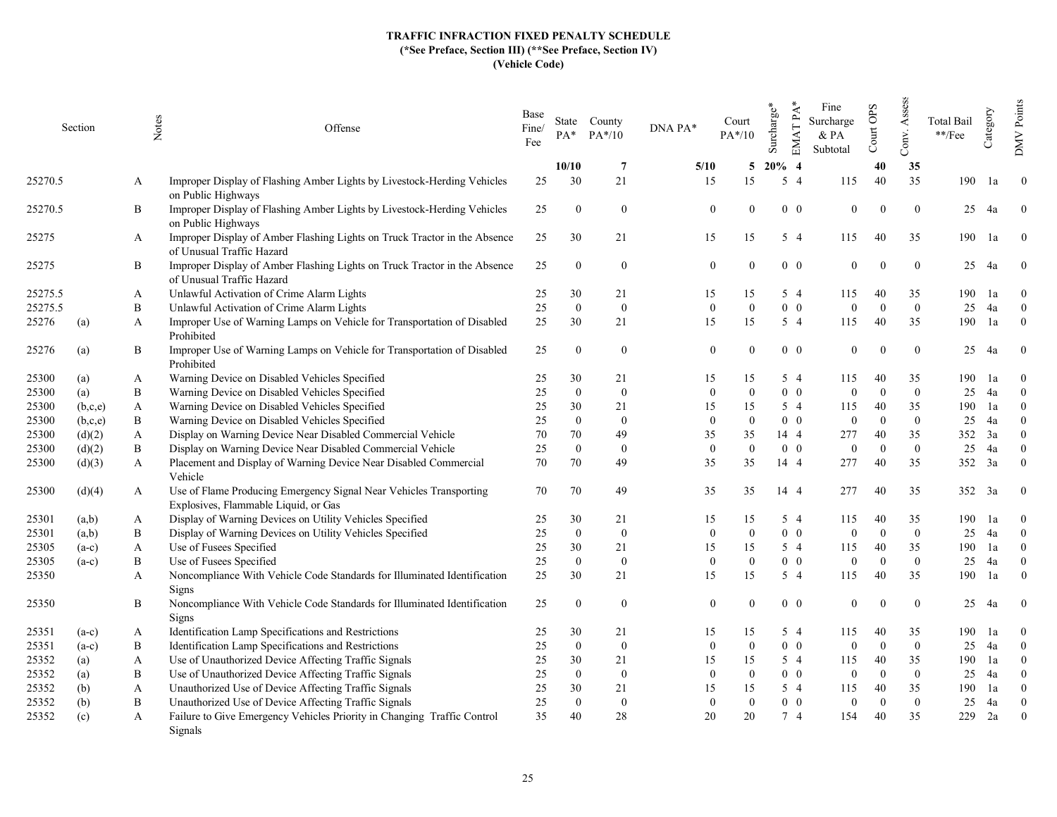# TRAFFIC INFRACTION FIXED PENALTY SCHEDULE

**(*See Preface, Section III) (**See Preface, Section IV)**

**(Vehicle Code)**

| Section | | Notes | Offense | Base Fine/ Fee | State PA* | County PA*/10 | DNA PA* | Court PA*/10 | Surcharge* | EMAT PA* | Fine Surcharge & PA Subtotal | Court OPS | Conv. Assess | Total Bail **/Fee | Category | DMV Points |
|---|---|---|---|---|---|---|---|---|---|---|---|---|---|---|---|---|
| | | | | | **10/10** | **7** | **5/10** | **5** | **20%** | **4** | | **40** | **35** | | | |
| 25270.5 | | A | Improper Display of Flashing Amber Lights by Livestock-Herding Vehicles on Public Highways | 25 | 30 | 21 | 15 | 15 | 5 | 4 | 115 | 40 | 35 | 190 | 1a | 0 |
| 25270.5 | | B | Improper Display of Flashing Amber Lights by Livestock-Herding Vehicles on Public Highways | 25 | 0 | 0 | 0 | 0 | 0 | 0 | 0 | 0 | 0 | 25 | 4a | 0 |
| 25275 | | A | Improper Display of Amber Flashing Lights on Truck Tractor in the Absence of Unusual Traffic Hazard | 25 | 30 | 21 | 15 | 15 | 5 | 4 | 115 | 40 | 35 | 190 | 1a | 0 |
| 25275 | | B | Improper Display of Amber Flashing Lights on Truck Tractor in the Absence of Unusual Traffic Hazard | 25 | 0 | 0 | 0 | 0 | 0 | 0 | 0 | 0 | 0 | 25 | 4a | 0 |
| 25275.5 | | A | Unlawful Activation of Crime Alarm Lights | 25 | 30 | 21 | 15 | 15 | 5 | 4 | 115 | 40 | 35 | 190 | 1a | 0 |
| 25275.5 | | B | Unlawful Activation of Crime Alarm Lights | 25 | 0 | 0 | 0 | 0 | 0 | 0 | 0 | 0 | 0 | 25 | 4a | 0 |
| 25276 | (a) | A | Improper Use of Warning Lamps on Vehicle for Transportation of Disabled Prohibited | 25 | 30 | 21 | 15 | 15 | 5 | 4 | 115 | 40 | 35 | 190 | 1a | 0 |
| 25276 | (a) | B | Improper Use of Warning Lamps on Vehicle for Transportation of Disabled Prohibited | 25 | 0 | 0 | 0 | 0 | 0 | 0 | 0 | 0 | 0 | 25 | 4a | 0 |
| 25300 | (a) | A | Warning Device on Disabled Vehicles Specified | 25 | 30 | 21 | 15 | 15 | 5 | 4 | 115 | 40 | 35 | 190 | 1a | 0 |
| 25300 | (a) | B | Warning Device on Disabled Vehicles Specified | 25 | 0 | 0 | 0 | 0 | 0 | 0 | 0 | 0 | 0 | 25 | 4a | 0 |
| 25300 | (b,c,e) | A | Warning Device on Disabled Vehicles Specified | 25 | 30 | 21 | 15 | 15 | 5 | 4 | 115 | 40 | 35 | 190 | 1a | 0 |
| 25300 | (b,c,e) | B | Warning Device on Disabled Vehicles Specified | 25 | 0 | 0 | 0 | 0 | 0 | 0 | 0 | 0 | 0 | 25 | 4a | 0 |
| 25300 | (d)(2) | A | Display on Warning Device Near Disabled Commercial Vehicle | 70 | 70 | 49 | 35 | 35 | 14 | 4 | 277 | 40 | 35 | 352 | 3a | 0 |
| 25300 | (d)(2) | B | Display on Warning Device Near Disabled Commercial Vehicle | 25 | 0 | 0 | 0 | 0 | 0 | 0 | 0 | 0 | 0 | 25 | 4a | 0 |
| 25300 | (d)(3) | A | Placement and Display of Warning Device Near Disabled Commercial Vehicle | 70 | 70 | 49 | 35 | 35 | 14 | 4 | 277 | 40 | 35 | 352 | 3a | 0 |
| 25300 | (d)(4) | A | Use of Flame Producing Emergency Signal Near Vehicles Transporting Explosives, Flammable Liquid, or Gas | 70 | 70 | 49 | 35 | 35 | 14 | 4 | 277 | 40 | 35 | 352 | 3a | 0 |
| 25301 | (a,b) | A | Display of Warning Devices on Utility Vehicles Specified | 25 | 30 | 21 | 15 | 15 | 5 | 4 | 115 | 40 | 35 | 190 | 1a | 0 |
| 25301 | (a,b) | B | Display of Warning Devices on Utility Vehicles Specified | 25 | 0 | 0 | 0 | 0 | 0 | 0 | 0 | 0 | 0 | 25 | 4a | 0 |
| 25305 | (a-c) | A | Use of Fusees Specified | 25 | 30 | 21 | 15 | 15 | 5 | 4 | 115 | 40 | 35 | 190 | 1a | 0 |
| 25305 | (a-c) | B | Use of Fusees Specified | 25 | 0 | 0 | 0 | 0 | 0 | 0 | 0 | 0 | 0 | 25 | 4a | 0 |
| 25350 | | A | Noncompliance With Vehicle Code Standards for Illuminated Identification Signs | 25 | 30 | 21 | 15 | 15 | 5 | 4 | 115 | 40 | 35 | 190 | 1a | 0 |
| 25350 | | B | Noncompliance With Vehicle Code Standards for Illuminated Identification Signs | 25 | 0 | 0 | 0 | 0 | 0 | 0 | 0 | 0 | 0 | 25 | 4a | 0 |
| 25351 | (a-c) | A | Identification Lamp Specifications and Restrictions | 25 | 30 | 21 | 15 | 15 | 5 | 4 | 115 | 40 | 35 | 190 | 1a | 0 |
| 25351 | (a-c) | B | Identification Lamp Specifications and Restrictions | 25 | 0 | 0 | 0 | 0 | 0 | 0 | 0 | 0 | 0 | 25 | 4a | 0 |
| 25352 | (a) | A | Use of Unauthorized Device Affecting Traffic Signals | 25 | 30 | 21 | 15 | 15 | 5 | 4 | 115 | 40 | 35 | 190 | 1a | 0 |
| 25352 | (a) | B | Use of Unauthorized Device Affecting Traffic Signals | 25 | 0 | 0 | 0 | 0 | 0 | 0 | 0 | 0 | 0 | 25 | 4a | 0 |
| 25352 | (b) | A | Unauthorized Use of Device Affecting Traffic Signals | 25 | 30 | 21 | 15 | 15 | 5 | 4 | 115 | 40 | 35 | 190 | 1a | 0 |
| 25352 | (b) | B | Unauthorized Use of Device Affecting Traffic Signals | 25 | 0 | 0 | 0 | 0 | 0 | 0 | 0 | 0 | 0 | 25 | 4a | 0 |
| 25352 | (c) | A | Failure to Give Emergency Vehicles Priority in Changing Traffic Control Signals | 35 | 40 | 28 | 20 | 20 | 7 | 4 | 154 | 40 | 35 | 229 | 2a | 0 |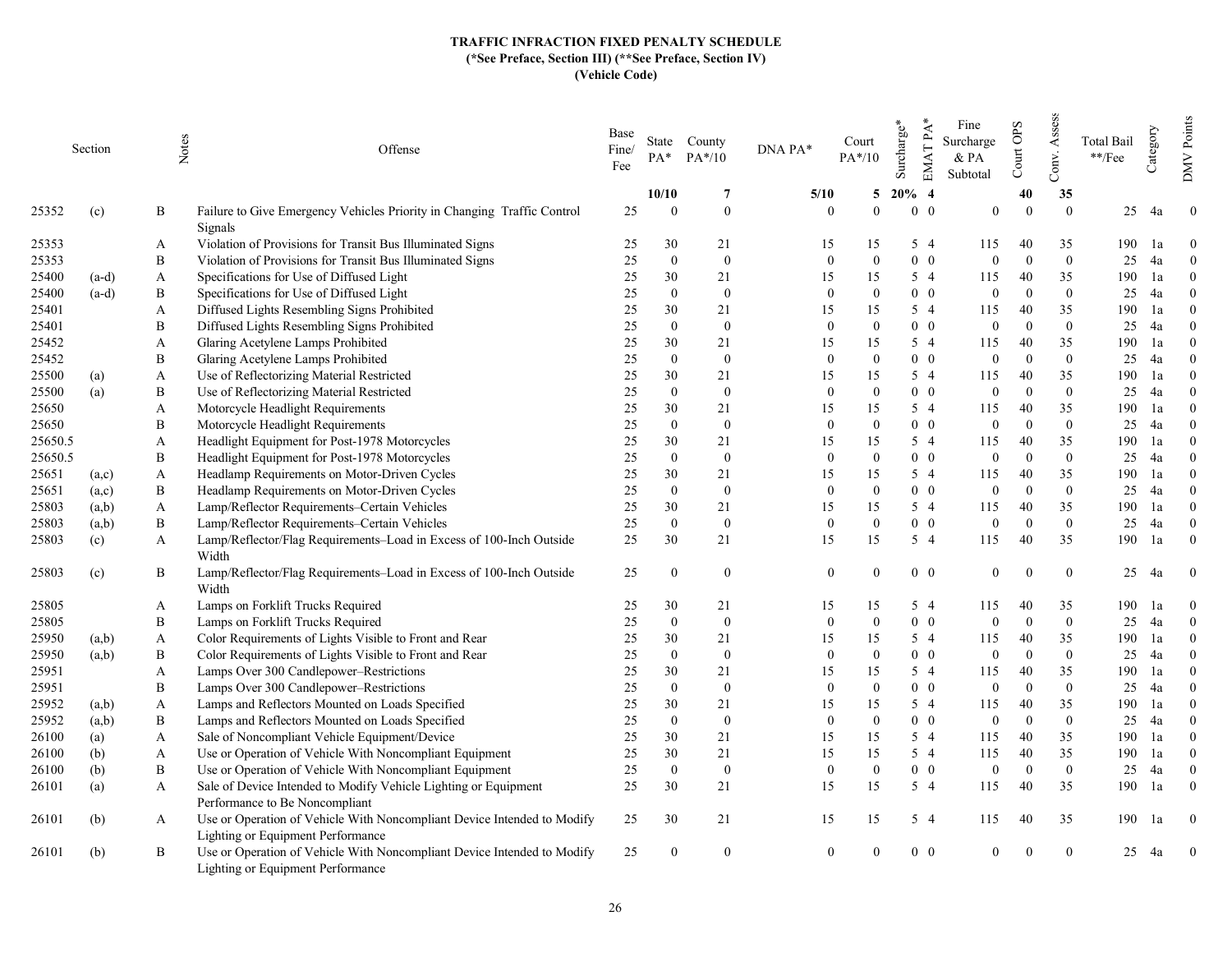**TRAFFIC INFRACTION FIXED PENALTY SCHEDULE**
**(*See Preface, Section III) (**See Preface, Section IV)**
**(Vehicle Code)**

| Section | | Notes | Offense | Base Fine/ Fee | State PA* | County PA*/10 | DNA PA* | Court PA*/10 | Surcharge* | EMAT PA* | Fine Surcharge & PA Subtotal | Court OPS | Conv. Assess | Total Bail **/Fee | Category | DMV Points |
|---|---|---|---|---|---|---|---|---|---|---|---|---|---|---|---|---|
| | | | | | **10/10** | **7** | **5/10** | **5** | **20%** | **4** | | **40** | **35** | | | |
| 25352 | (c) | B | Failure to Give Emergency Vehicles Priority in Changing Traffic Control Signals | 25 | 0 | 0 | 0 | 0 | 0 | 0 | 0 | 0 | 0 | 25 | 4a | 0 |
| 25353 | | A | Violation of Provisions for Transit Bus Illuminated Signs | 25 | 30 | 21 | 15 | 15 | 5 | 4 | 115 | 40 | 35 | 190 | 1a | 0 |
| 25353 | | B | Violation of Provisions for Transit Bus Illuminated Signs | 25 | 0 | 0 | 0 | 0 | 0 | 0 | 0 | 0 | 0 | 25 | 4a | 0 |
| 25400 | (a-d) | A | Specifications for Use of Diffused Light | 25 | 30 | 21 | 15 | 15 | 5 | 4 | 115 | 40 | 35 | 190 | 1a | 0 |
| 25400 | (a-d) | B | Specifications for Use of Diffused Light | 25 | 0 | 0 | 0 | 0 | 0 | 0 | 0 | 0 | 0 | 25 | 4a | 0 |
| 25401 | | A | Diffused Lights Resembling Signs Prohibited | 25 | 30 | 21 | 15 | 15 | 5 | 4 | 115 | 40 | 35 | 190 | 1a | 0 |
| 25401 | | B | Diffused Lights Resembling Signs Prohibited | 25 | 0 | 0 | 0 | 0 | 0 | 0 | 0 | 0 | 0 | 25 | 4a | 0 |
| 25452 | | A | Glaring Acetylene Lamps Prohibited | 25 | 30 | 21 | 15 | 15 | 5 | 4 | 115 | 40 | 35 | 190 | 1a | 0 |
| 25452 | | B | Glaring Acetylene Lamps Prohibited | 25 | 0 | 0 | 0 | 0 | 0 | 0 | 0 | 0 | 0 | 25 | 4a | 0 |
| 25500 | (a) | A | Use of Reflectorizing Material Restricted | 25 | 30 | 21 | 15 | 15 | 5 | 4 | 115 | 40 | 35 | 190 | 1a | 0 |
| 25500 | (a) | B | Use of Reflectorizing Material Restricted | 25 | 0 | 0 | 0 | 0 | 0 | 0 | 0 | 0 | 0 | 25 | 4a | 0 |
| 25650 | | A | Motorcycle Headlight Requirements | 25 | 30 | 21 | 15 | 15 | 5 | 4 | 115 | 40 | 35 | 190 | 1a | 0 |
| 25650 | | B | Motorcycle Headlight Requirements | 25 | 0 | 0 | 0 | 0 | 0 | 0 | 0 | 0 | 0 | 25 | 4a | 0 |
| 25650.5 | | A | Headlight Equipment for Post-1978 Motorcycles | 25 | 30 | 21 | 15 | 15 | 5 | 4 | 115 | 40 | 35 | 190 | 1a | 0 |
| 25650.5 | | B | Headlight Equipment for Post-1978 Motorcycles | 25 | 0 | 0 | 0 | 0 | 0 | 0 | 0 | 0 | 0 | 25 | 4a | 0 |
| 25651 | (a,c) | A | Headlamp Requirements on Motor-Driven Cycles | 25 | 30 | 21 | 15 | 15 | 5 | 4 | 115 | 40 | 35 | 190 | 1a | 0 |
| 25651 | (a,c) | B | Headlamp Requirements on Motor-Driven Cycles | 25 | 0 | 0 | 0 | 0 | 0 | 0 | 0 | 0 | 0 | 25 | 4a | 0 |
| 25803 | (a,b) | A | Lamp/Reflector Requirements–Certain Vehicles | 25 | 30 | 21 | 15 | 15 | 5 | 4 | 115 | 40 | 35 | 190 | 1a | 0 |
| 25803 | (a,b) | B | Lamp/Reflector Requirements–Certain Vehicles | 25 | 0 | 0 | 0 | 0 | 0 | 0 | 0 | 0 | 0 | 25 | 4a | 0 |
| 25803 | (c) | A | Lamp/Reflector/Flag Requirements–Load in Excess of 100-Inch Outside Width | 25 | 30 | 21 | 15 | 15 | 5 | 4 | 115 | 40 | 35 | 190 | 1a | 0 |
| 25803 | (c) | B | Lamp/Reflector/Flag Requirements–Load in Excess of 100-Inch Outside Width | 25 | 0 | 0 | 0 | 0 | 0 | 0 | 0 | 0 | 0 | 25 | 4a | 0 |
| 25805 | | A | Lamps on Forklift Trucks Required | 25 | 30 | 21 | 15 | 15 | 5 | 4 | 115 | 40 | 35 | 190 | 1a | 0 |
| 25805 | | B | Lamps on Forklift Trucks Required | 25 | 0 | 0 | 0 | 0 | 0 | 0 | 0 | 0 | 0 | 25 | 4a | 0 |
| 25950 | (a,b) | A | Color Requirements of Lights Visible to Front and Rear | 25 | 30 | 21 | 15 | 15 | 5 | 4 | 115 | 40 | 35 | 190 | 1a | 0 |
| 25950 | (a,b) | B | Color Requirements of Lights Visible to Front and Rear | 25 | 0 | 0 | 0 | 0 | 0 | 0 | 0 | 0 | 0 | 25 | 4a | 0 |
| 25951 | | A | Lamps Over 300 Candlepower–Restrictions | 25 | 30 | 21 | 15 | 15 | 5 | 4 | 115 | 40 | 35 | 190 | 1a | 0 |
| 25951 | | B | Lamps Over 300 Candlepower–Restrictions | 25 | 0 | 0 | 0 | 0 | 0 | 0 | 0 | 0 | 0 | 25 | 4a | 0 |
| 25952 | (a,b) | A | Lamps and Reflectors Mounted on Loads Specified | 25 | 30 | 21 | 15 | 15 | 5 | 4 | 115 | 40 | 35 | 190 | 1a | 0 |
| 25952 | (a,b) | B | Lamps and Reflectors Mounted on Loads Specified | 25 | 0 | 0 | 0 | 0 | 0 | 0 | 0 | 0 | 0 | 25 | 4a | 0 |
| 26100 | (a) | A | Sale of Noncompliant Vehicle Equipment/Device | 25 | 30 | 21 | 15 | 15 | 5 | 4 | 115 | 40 | 35 | 190 | 1a | 0 |
| 26100 | (b) | A | Use or Operation of Vehicle With Noncompliant Equipment | 25 | 30 | 21 | 15 | 15 | 5 | 4 | 115 | 40 | 35 | 190 | 1a | 0 |
| 26100 | (b) | B | Use or Operation of Vehicle With Noncompliant Equipment | 25 | 0 | 0 | 0 | 0 | 0 | 0 | 0 | 0 | 0 | 25 | 4a | 0 |
| 26101 | (a) | A | Sale of Device Intended to Modify Vehicle Lighting or Equipment Performance to Be Noncompliant | 25 | 30 | 21 | 15 | 15 | 5 | 4 | 115 | 40 | 35 | 190 | 1a | 0 |
| 26101 | (b) | A | Use or Operation of Vehicle With Noncompliant Device Intended to Modify Lighting or Equipment Performance | 25 | 30 | 21 | 15 | 15 | 5 | 4 | 115 | 40 | 35 | 190 | 1a | 0 |
| 26101 | (b) | B | Use or Operation of Vehicle With Noncompliant Device Intended to Modify Lighting or Equipment Performance | 25 | 0 | 0 | 0 | 0 | 0 | 0 | 0 | 0 | 0 | 25 | 4a | 0 |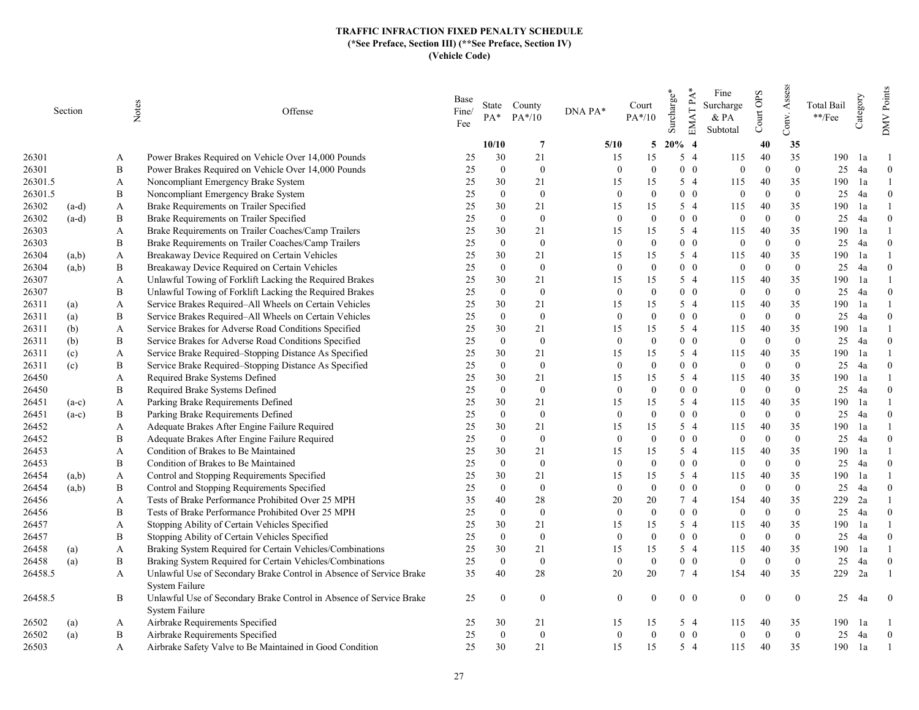**TRAFFIC INFRACTION FIXED PENALTY SCHEDULE**
**(*See Preface, Section III) (**See Preface, Section IV)**
**(Vehicle Code)**

| Section | | Notes | Offense | Base Fine/ Fee | State PA* | County PA*/10 | DNA PA* | Court PA*/10 | Surcharge* | EMAT PA* | Fine Surcharge & PA Subtotal | Court OPS | Conv. Assess | Total Bail **/Fee | Category | DMV Points |
|---|---|---|---|---|---|---|---|---|---|---|---|---|---|---|---|---|
| | | | | | 10/10 | 7 | 5/10 | 5 | 20% | 4 | | 40 | 35 | | | |
| 26301 | | A | Power Brakes Required on Vehicle Over 14,000 Pounds | 25 | 30 | 21 | 15 | 15 | 5 | 4 | 115 | 40 | 35 | 190 | 1a | 1 |
| 26301 | | B | Power Brakes Required on Vehicle Over 14,000 Pounds | 25 | 0 | 0 | 0 | 0 | 0 | 0 | 0 | 0 | 0 | 25 | 4a | 0 |
| 26301.5 | | A | Noncompliant Emergency Brake System | 25 | 30 | 21 | 15 | 15 | 5 | 4 | 115 | 40 | 35 | 190 | 1a | 1 |
| 26301.5 | | B | Noncompliant Emergency Brake System | 25 | 0 | 0 | 0 | 0 | 0 | 0 | 0 | 0 | 0 | 25 | 4a | 0 |
| 26302 | (a-d) | A | Brake Requirements on Trailer Specified | 25 | 30 | 21 | 15 | 15 | 5 | 4 | 115 | 40 | 35 | 190 | 1a | 1 |
| 26302 | (a-d) | B | Brake Requirements on Trailer Specified | 25 | 0 | 0 | 0 | 0 | 0 | 0 | 0 | 0 | 0 | 25 | 4a | 0 |
| 26303 | | A | Brake Requirements on Trailer Coaches/Camp Trailers | 25 | 30 | 21 | 15 | 15 | 5 | 4 | 115 | 40 | 35 | 190 | 1a | 1 |
| 26303 | | B | Brake Requirements on Trailer Coaches/Camp Trailers | 25 | 0 | 0 | 0 | 0 | 0 | 0 | 0 | 0 | 0 | 25 | 4a | 0 |
| 26304 | (a,b) | A | Breakaway Device Required on Certain Vehicles | 25 | 30 | 21 | 15 | 15 | 5 | 4 | 115 | 40 | 35 | 190 | 1a | 1 |
| 26304 | (a,b) | B | Breakaway Device Required on Certain Vehicles | 25 | 0 | 0 | 0 | 0 | 0 | 0 | 0 | 0 | 0 | 25 | 4a | 0 |
| 26307 | | A | Unlawful Towing of Forklift Lacking the Required Brakes | 25 | 30 | 21 | 15 | 15 | 5 | 4 | 115 | 40 | 35 | 190 | 1a | 1 |
| 26307 | | B | Unlawful Towing of Forklift Lacking the Required Brakes | 25 | 0 | 0 | 0 | 0 | 0 | 0 | 0 | 0 | 0 | 25 | 4a | 0 |
| 26311 | (a) | A | Service Brakes Required–All Wheels on Certain Vehicles | 25 | 30 | 21 | 15 | 15 | 5 | 4 | 115 | 40 | 35 | 190 | 1a | 1 |
| 26311 | (a) | B | Service Brakes Required–All Wheels on Certain Vehicles | 25 | 0 | 0 | 0 | 0 | 0 | 0 | 0 | 0 | 0 | 25 | 4a | 0 |
| 26311 | (b) | A | Service Brakes for Adverse Road Conditions Specified | 25 | 30 | 21 | 15 | 15 | 5 | 4 | 115 | 40 | 35 | 190 | 1a | 1 |
| 26311 | (b) | B | Service Brakes for Adverse Road Conditions Specified | 25 | 0 | 0 | 0 | 0 | 0 | 0 | 0 | 0 | 0 | 25 | 4a | 0 |
| 26311 | (c) | A | Service Brake Required–Stopping Distance As Specified | 25 | 30 | 21 | 15 | 15 | 5 | 4 | 115 | 40 | 35 | 190 | 1a | 1 |
| 26311 | (c) | B | Service Brake Required–Stopping Distance As Specified | 25 | 0 | 0 | 0 | 0 | 0 | 0 | 0 | 0 | 0 | 25 | 4a | 0 |
| 26450 | | A | Required Brake Systems Defined | 25 | 30 | 21 | 15 | 15 | 5 | 4 | 115 | 40 | 35 | 190 | 1a | 1 |
| 26450 | | B | Required Brake Systems Defined | 25 | 0 | 0 | 0 | 0 | 0 | 0 | 0 | 0 | 0 | 25 | 4a | 0 |
| 26451 | (a-c) | A | Parking Brake Requirements Defined | 25 | 30 | 21 | 15 | 15 | 5 | 4 | 115 | 40 | 35 | 190 | 1a | 1 |
| 26451 | (a-c) | B | Parking Brake Requirements Defined | 25 | 0 | 0 | 0 | 0 | 0 | 0 | 0 | 0 | 0 | 25 | 4a | 0 |
| 26452 | | A | Adequate Brakes After Engine Failure Required | 25 | 30 | 21 | 15 | 15 | 5 | 4 | 115 | 40 | 35 | 190 | 1a | 1 |
| 26452 | | B | Adequate Brakes After Engine Failure Required | 25 | 0 | 0 | 0 | 0 | 0 | 0 | 0 | 0 | 0 | 25 | 4a | 0 |
| 26453 | | A | Condition of Brakes to Be Maintained | 25 | 30 | 21 | 15 | 15 | 5 | 4 | 115 | 40 | 35 | 190 | 1a | 1 |
| 26453 | | B | Condition of Brakes to Be Maintained | 25 | 0 | 0 | 0 | 0 | 0 | 0 | 0 | 0 | 0 | 25 | 4a | 0 |
| 26454 | (a,b) | A | Control and Stopping Requirements Specified | 25 | 30 | 21 | 15 | 15 | 5 | 4 | 115 | 40 | 35 | 190 | 1a | 1 |
| 26454 | (a,b) | B | Control and Stopping Requirements Specified | 25 | 0 | 0 | 0 | 0 | 0 | 0 | 0 | 0 | 0 | 25 | 4a | 0 |
| 26456 | | A | Tests of Brake Performance Prohibited Over 25 MPH | 35 | 40 | 28 | 20 | 20 | 7 | 4 | 154 | 40 | 35 | 229 | 2a | 1 |
| 26456 | | B | Tests of Brake Performance Prohibited Over 25 MPH | 25 | 0 | 0 | 0 | 0 | 0 | 0 | 0 | 0 | 0 | 25 | 4a | 0 |
| 26457 | | A | Stopping Ability of Certain Vehicles Specified | 25 | 30 | 21 | 15 | 15 | 5 | 4 | 115 | 40 | 35 | 190 | 1a | 1 |
| 26457 | | B | Stopping Ability of Certain Vehicles Specified | 25 | 0 | 0 | 0 | 0 | 0 | 0 | 0 | 0 | 0 | 25 | 4a | 0 |
| 26458 | (a) | A | Braking System Required for Certain Vehicles/Combinations | 25 | 30 | 21 | 15 | 15 | 5 | 4 | 115 | 40 | 35 | 190 | 1a | 1 |
| 26458 | (a) | B | Braking System Required for Certain Vehicles/Combinations | 25 | 0 | 0 | 0 | 0 | 0 | 0 | 0 | 0 | 0 | 25 | 4a | 0 |
| 26458.5 | | A | Unlawful Use of Secondary Brake Control in Absence of Service Brake System Failure | 35 | 40 | 28 | 20 | 20 | 7 | 4 | 154 | 40 | 35 | 229 | 2a | 1 |
| 26458.5 | | B | Unlawful Use of Secondary Brake Control in Absence of Service Brake System Failure | 25 | 0 | 0 | 0 | 0 | 0 | 0 | 0 | 0 | 0 | 25 | 4a | 0 |
| 26502 | (a) | A | Airbrake Requirements Specified | 25 | 30 | 21 | 15 | 15 | 5 | 4 | 115 | 40 | 35 | 190 | 1a | 1 |
| 26502 | (a) | B | Airbrake Requirements Specified | 25 | 0 | 0 | 0 | 0 | 0 | 0 | 0 | 0 | 0 | 25 | 4a | 0 |
| 26503 | | A | Airbrake Safety Valve to Be Maintained in Good Condition | 25 | 30 | 21 | 15 | 15 | 5 | 4 | 115 | 40 | 35 | 190 | 1a | 1 |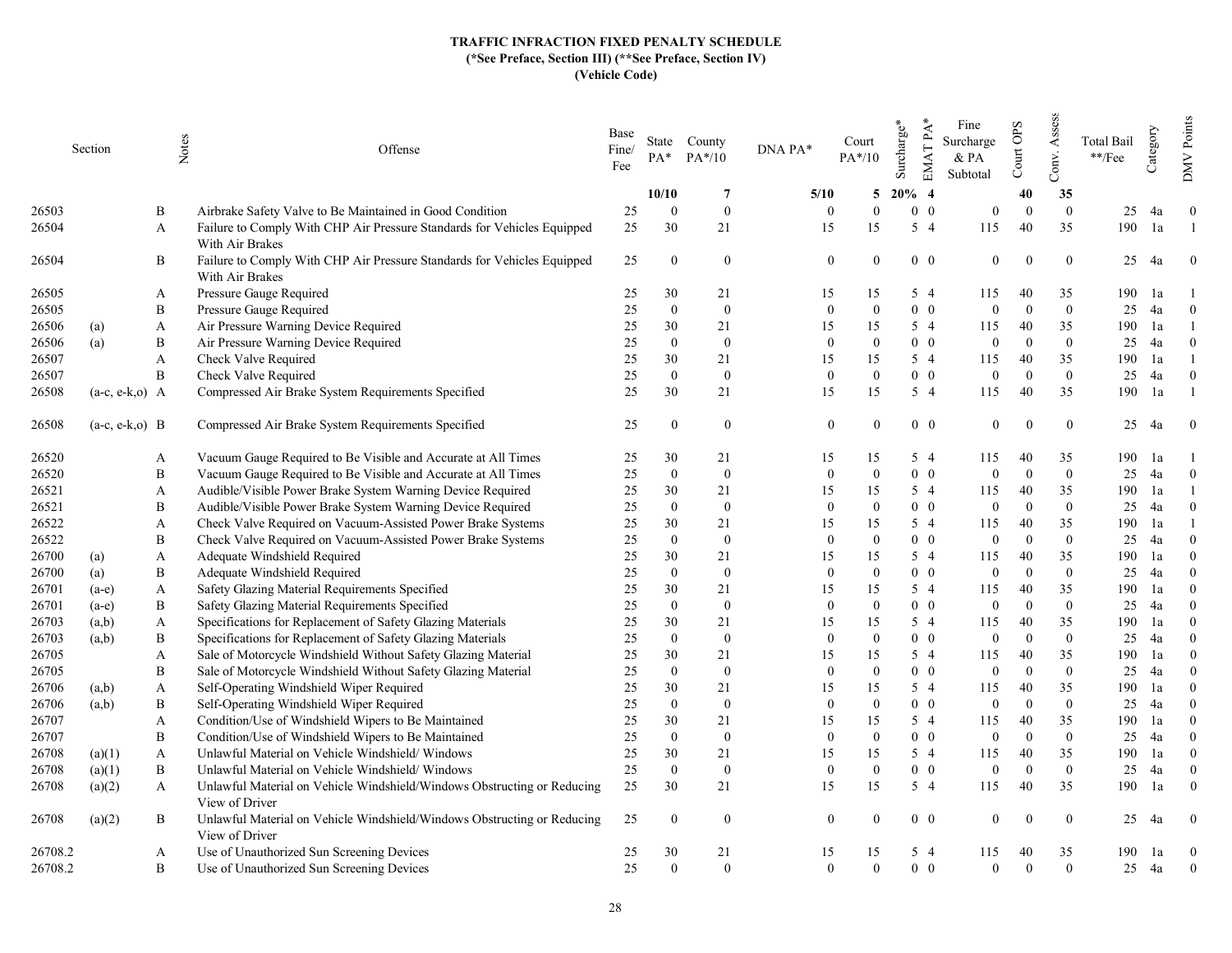**TRAFFIC INFRACTION FIXED PENALTY SCHEDULE**
**(*See Preface, Section III) (**See Preface, Section IV)**
**(Vehicle Code)**

| Section | | Notes | Offense | Base Fine/ Fee | State PA* | County PA*/10 | DNA PA* | Court PA*/10 | Surcharge* | EMAT PA* | Fine Surcharge & PA Subtotal | Court OPS | Conv. Assess | Total Bail **/Fee | Category | DMV Points |
|---|---|---|---|---|---|---|---|---|---|---|---|---|---|---|---|---|
| | | | | | **10/10** | **7** | **5/10** | **5** | **20%** | **4** | | **40** | **35** | | | |
| 26503 | | B | Airbrake Safety Valve to Be Maintained in Good Condition | 25 | 0 | 0 | 0 | 0 | 0 | 0 | 0 | 0 | 0 | 25 | 4a | 0 |
| 26504 | | A | Failure to Comply With CHP Air Pressure Standards for Vehicles Equipped With Air Brakes | 25 | 30 | 21 | 15 | 15 | 5 | 4 | 115 | 40 | 35 | 190 | 1a | 1 |
| 26504 | | B | Failure to Comply With CHP Air Pressure Standards for Vehicles Equipped With Air Brakes | 25 | 0 | 0 | 0 | 0 | 0 | 0 | 0 | 0 | 0 | 25 | 4a | 0 |
| 26505 | | A | Pressure Gauge Required | 25 | 30 | 21 | 15 | 15 | 5 | 4 | 115 | 40 | 35 | 190 | 1a | 1 |
| 26505 | | B | Pressure Gauge Required | 25 | 0 | 0 | 0 | 0 | 0 | 0 | 0 | 0 | 0 | 25 | 4a | 0 |
| 26506 | (a) | A | Air Pressure Warning Device Required | 25 | 30 | 21 | 15 | 15 | 5 | 4 | 115 | 40 | 35 | 190 | 1a | 1 |
| 26506 | (a) | B | Air Pressure Warning Device Required | 25 | 0 | 0 | 0 | 0 | 0 | 0 | 0 | 0 | 0 | 25 | 4a | 0 |
| 26507 | | A | Check Valve Required | 25 | 30 | 21 | 15 | 15 | 5 | 4 | 115 | 40 | 35 | 190 | 1a | 1 |
| 26507 | | B | Check Valve Required | 25 | 0 | 0 | 0 | 0 | 0 | 0 | 0 | 0 | 0 | 25 | 4a | 0 |
| 26508 | (a-c, e-k,o) | A | Compressed Air Brake System Requirements Specified | 25 | 30 | 21 | 15 | 15 | 5 | 4 | 115 | 40 | 35 | 190 | 1a | 1 |
| 26508 | (a-c, e-k,o) | B | Compressed Air Brake System Requirements Specified | 25 | 0 | 0 | 0 | 0 | 0 | 0 | 0 | 0 | 0 | 25 | 4a | 0 |
| 26520 | | A | Vacuum Gauge Required to Be Visible and Accurate at All Times | 25 | 30 | 21 | 15 | 15 | 5 | 4 | 115 | 40 | 35 | 190 | 1a | 1 |
| 26520 | | B | Vacuum Gauge Required to Be Visible and Accurate at All Times | 25 | 0 | 0 | 0 | 0 | 0 | 0 | 0 | 0 | 0 | 25 | 4a | 0 |
| 26521 | | A | Audible/Visible Power Brake System Warning Device Required | 25 | 30 | 21 | 15 | 15 | 5 | 4 | 115 | 40 | 35 | 190 | 1a | 1 |
| 26521 | | B | Audible/Visible Power Brake System Warning Device Required | 25 | 0 | 0 | 0 | 0 | 0 | 0 | 0 | 0 | 0 | 25 | 4a | 0 |
| 26522 | | A | Check Valve Required on Vacuum-Assisted Power Brake Systems | 25 | 30 | 21 | 15 | 15 | 5 | 4 | 115 | 40 | 35 | 190 | 1a | 1 |
| 26522 | | B | Check Valve Required on Vacuum-Assisted Power Brake Systems | 25 | 0 | 0 | 0 | 0 | 0 | 0 | 0 | 0 | 0 | 25 | 4a | 0 |
| 26700 | (a) | A | Adequate Windshield Required | 25 | 30 | 21 | 15 | 15 | 5 | 4 | 115 | 40 | 35 | 190 | 1a | 0 |
| 26700 | (a) | B | Adequate Windshield Required | 25 | 0 | 0 | 0 | 0 | 0 | 0 | 0 | 0 | 0 | 25 | 4a | 0 |
| 26701 | (a-e) | A | Safety Glazing Material Requirements Specified | 25 | 30 | 21 | 15 | 15 | 5 | 4 | 115 | 40 | 35 | 190 | 1a | 0 |
| 26701 | (a-e) | B | Safety Glazing Material Requirements Specified | 25 | 0 | 0 | 0 | 0 | 0 | 0 | 0 | 0 | 0 | 25 | 4a | 0 |
| 26703 | (a,b) | A | Specifications for Replacement of Safety Glazing Materials | 25 | 30 | 21 | 15 | 15 | 5 | 4 | 115 | 40 | 35 | 190 | 1a | 0 |
| 26703 | (a,b) | B | Specifications for Replacement of Safety Glazing Materials | 25 | 0 | 0 | 0 | 0 | 0 | 0 | 0 | 0 | 0 | 25 | 4a | 0 |
| 26705 | | A | Sale of Motorcycle Windshield Without Safety Glazing Material | 25 | 30 | 21 | 15 | 15 | 5 | 4 | 115 | 40 | 35 | 190 | 1a | 0 |
| 26705 | | B | Sale of Motorcycle Windshield Without Safety Glazing Material | 25 | 0 | 0 | 0 | 0 | 0 | 0 | 0 | 0 | 0 | 25 | 4a | 0 |
| 26706 | (a,b) | A | Self-Operating Windshield Wiper Required | 25 | 30 | 21 | 15 | 15 | 5 | 4 | 115 | 40 | 35 | 190 | 1a | 0 |
| 26706 | (a,b) | B | Self-Operating Windshield Wiper Required | 25 | 0 | 0 | 0 | 0 | 0 | 0 | 0 | 0 | 0 | 25 | 4a | 0 |
| 26707 | | A | Condition/Use of Windshield Wipers to Be Maintained | 25 | 30 | 21 | 15 | 15 | 5 | 4 | 115 | 40 | 35 | 190 | 1a | 0 |
| 26707 | | B | Condition/Use of Windshield Wipers to Be Maintained | 25 | 0 | 0 | 0 | 0 | 0 | 0 | 0 | 0 | 0 | 25 | 4a | 0 |
| 26708 | (a)(1) | A | Unlawful Material on Vehicle Windshield/ Windows | 25 | 30 | 21 | 15 | 15 | 5 | 4 | 115 | 40 | 35 | 190 | 1a | 0 |
| 26708 | (a)(1) | B | Unlawful Material on Vehicle Windshield/ Windows | 25 | 0 | 0 | 0 | 0 | 0 | 0 | 0 | 0 | 0 | 25 | 4a | 0 |
| 26708 | (a)(2) | A | Unlawful Material on Vehicle Windshield/Windows Obstructing or Reducing View of Driver | 25 | 30 | 21 | 15 | 15 | 5 | 4 | 115 | 40 | 35 | 190 | 1a | 0 |
| 26708 | (a)(2) | B | Unlawful Material on Vehicle Windshield/Windows Obstructing or Reducing View of Driver | 25 | 0 | 0 | 0 | 0 | 0 | 0 | 0 | 0 | 0 | 25 | 4a | 0 |
| 26708.2 | | A | Use of Unauthorized Sun Screening Devices | 25 | 30 | 21 | 15 | 15 | 5 | 4 | 115 | 40 | 35 | 190 | 1a | 0 |
| 26708.2 | | B | Use of Unauthorized Sun Screening Devices | 25 | 0 | 0 | 0 | 0 | 0 | 0 | 0 | 0 | 0 | 25 | 4a | 0 |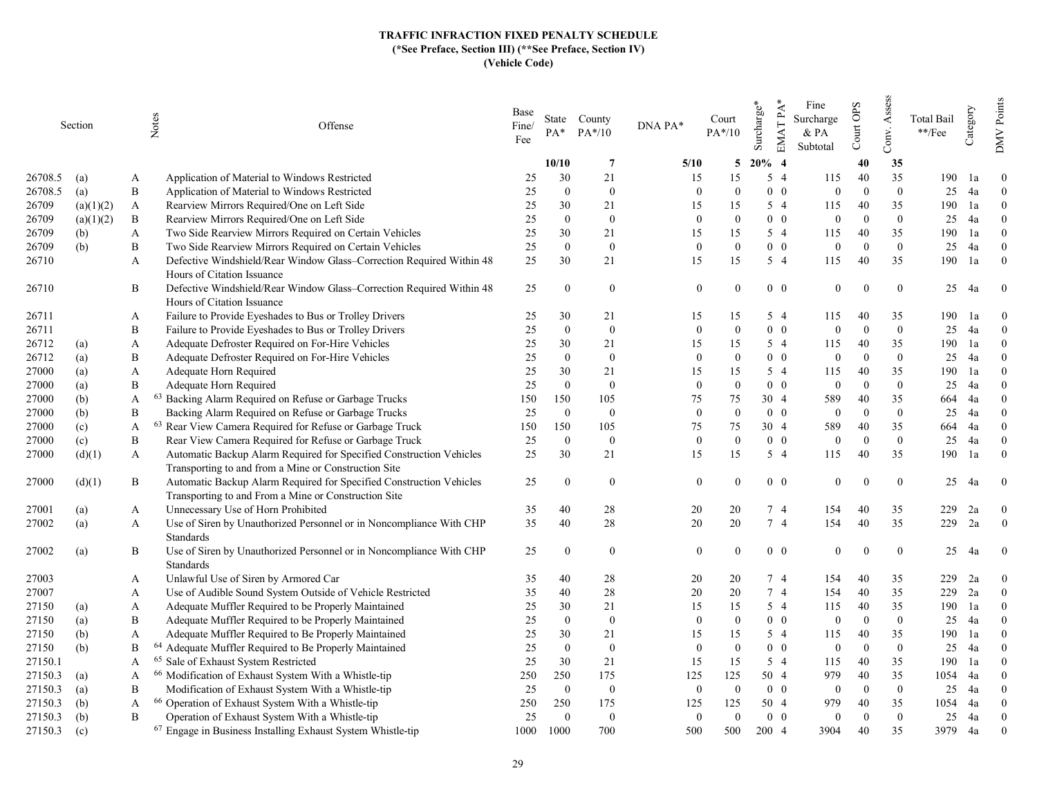**TRAFFIC INFRACTION FIXED PENALTY SCHEDULE**
**(*See Preface, Section III) (**See Preface, Section IV)**
**(Vehicle Code)**

| Section | | Notes | | Offense | Base Fine/ Fee | State PA* | County PA*/10 | DNA PA* | Court PA*/10 | Surcharge* | EMAT PA* | Fine Surcharge & PA Subtotal | Court OPS | Conv. Assess | Total Bail **/Fee | Category | DMV Points |
|---|---|---|---|---|---|---|---|---|---|---|---|---|---|---|---|---|---|
| | | | | | | **10/10** | **7** | **5/10** | **5** | **20%** | **4** | | **40** | **35** | | | |
| 26708.5 | (a) | A | | Application of Material to Windows Restricted | 25 | 30 | 21 | 15 | 15 | 5 | 4 | 115 | 40 | 35 | 190 | 1a | 0 |
| 26708.5 | (a) | B | | Application of Material to Windows Restricted | 25 | 0 | 0 | 0 | 0 | 0 | 0 | 0 | 0 | 0 | 25 | 4a | 0 |
| 26709 | (a)(1)(2) | A | | Rearview Mirrors Required/One on Left Side | 25 | 30 | 21 | 15 | 15 | 5 | 4 | 115 | 40 | 35 | 190 | 1a | 0 |
| 26709 | (a)(1)(2) | B | | Rearview Mirrors Required/One on Left Side | 25 | 0 | 0 | 0 | 0 | 0 | 0 | 0 | 0 | 0 | 25 | 4a | 0 |
| 26709 | (b) | A | | Two Side Rearview Mirrors Required on Certain Vehicles | 25 | 30 | 21 | 15 | 15 | 5 | 4 | 115 | 40 | 35 | 190 | 1a | 0 |
| 26709 | (b) | B | | Two Side Rearview Mirrors Required on Certain Vehicles | 25 | 0 | 0 | 0 | 0 | 0 | 0 | 0 | 0 | 0 | 25 | 4a | 0 |
| 26710 | | A | | Defective Windshield/Rear Window Glass–Correction Required Within 48 Hours of Citation Issuance | 25 | 30 | 21 | 15 | 15 | 5 | 4 | 115 | 40 | 35 | 190 | 1a | 0 |
| 26710 | | B | | Defective Windshield/Rear Window Glass–Correction Required Within 48 Hours of Citation Issuance | 25 | 0 | 0 | 0 | 0 | 0 | 0 | 0 | 0 | 0 | 25 | 4a | 0 |
| 26711 | | A | | Failure to Provide Eyeshades to Bus or Trolley Drivers | 25 | 30 | 21 | 15 | 15 | 5 | 4 | 115 | 40 | 35 | 190 | 1a | 0 |
| 26711 | | B | | Failure to Provide Eyeshades to Bus or Trolley Drivers | 25 | 0 | 0 | 0 | 0 | 0 | 0 | 0 | 0 | 0 | 25 | 4a | 0 |
| 26712 | (a) | A | | Adequate Defroster Required on For-Hire Vehicles | 25 | 30 | 21 | 15 | 15 | 5 | 4 | 115 | 40 | 35 | 190 | 1a | 0 |
| 26712 | (a) | B | | Adequate Defroster Required on For-Hire Vehicles | 25 | 0 | 0 | 0 | 0 | 0 | 0 | 0 | 0 | 0 | 25 | 4a | 0 |
| 27000 | (a) | A | | Adequate Horn Required | 25 | 30 | 21 | 15 | 15 | 5 | 4 | 115 | 40 | 35 | 190 | 1a | 0 |
| 27000 | (a) | B | | Adequate Horn Required | 25 | 0 | 0 | 0 | 0 | 0 | 0 | 0 | 0 | 0 | 25 | 4a | 0 |
| 27000 | (b) | A | 63 | Backing Alarm Required on Refuse or Garbage Trucks | 150 | 150 | 105 | 75 | 75 | 30 | 4 | 589 | 40 | 35 | 664 | 4a | 0 |
| 27000 | (b) | B | | Backing Alarm Required on Refuse or Garbage Trucks | 25 | 0 | 0 | 0 | 0 | 0 | 0 | 0 | 0 | 0 | 25 | 4a | 0 |
| 27000 | (c) | A | 63 | Rear View Camera Required for Refuse or Garbage Truck | 150 | 150 | 105 | 75 | 75 | 30 | 4 | 589 | 40 | 35 | 664 | 4a | 0 |
| 27000 | (c) | B | | Rear View Camera Required for Refuse or Garbage Truck | 25 | 0 | 0 | 0 | 0 | 0 | 0 | 0 | 0 | 0 | 25 | 4a | 0 |
| 27000 | (d)(1) | A | | Automatic Backup Alarm Required for Specified Construction Vehicles Transporting to and from a Mine or Construction Site | 25 | 30 | 21 | 15 | 15 | 5 | 4 | 115 | 40 | 35 | 190 | 1a | 0 |
| 27000 | (d)(1) | B | | Automatic Backup Alarm Required for Specified Construction Vehicles Transporting to and From a Mine or Construction Site | 25 | 0 | 0 | 0 | 0 | 0 | 0 | 0 | 0 | 0 | 25 | 4a | 0 |
| 27001 | (a) | A | | Unnecessary Use of Horn Prohibited | 35 | 40 | 28 | 20 | 20 | 7 | 4 | 154 | 40 | 35 | 229 | 2a | 0 |
| 27002 | (a) | A | | Use of Siren by Unauthorized Personnel or in Noncompliance With CHP Standards | 35 | 40 | 28 | 20 | 20 | 7 | 4 | 154 | 40 | 35 | 229 | 2a | 0 |
| 27002 | (a) | B | | Use of Siren by Unauthorized Personnel or in Noncompliance With CHP Standards | 25 | 0 | 0 | 0 | 0 | 0 | 0 | 0 | 0 | 0 | 25 | 4a | 0 |
| 27003 | | A | | Unlawful Use of Siren by Armored Car | 35 | 40 | 28 | 20 | 20 | 7 | 4 | 154 | 40 | 35 | 229 | 2a | 0 |
| 27007 | | A | | Use of Audible Sound System Outside of Vehicle Restricted | 35 | 40 | 28 | 20 | 20 | 7 | 4 | 154 | 40 | 35 | 229 | 2a | 0 |
| 27150 | (a) | A | | Adequate Muffler Required to be Properly Maintained | 25 | 30 | 21 | 15 | 15 | 5 | 4 | 115 | 40 | 35 | 190 | 1a | 0 |
| 27150 | (a) | B | | Adequate Muffler Required to be Properly Maintained | 25 | 0 | 0 | 0 | 0 | 0 | 0 | 0 | 0 | 0 | 25 | 4a | 0 |
| 27150 | (b) | A | | Adequate Muffler Required to Be Properly Maintained | 25 | 30 | 21 | 15 | 15 | 5 | 4 | 115 | 40 | 35 | 190 | 1a | 0 |
| 27150 | (b) | B | 64 | Adequate Muffler Required to Be Properly Maintained | 25 | 0 | 0 | 0 | 0 | 0 | 0 | 0 | 0 | 0 | 25 | 4a | 0 |
| 27150.1 | | A | 65 | Sale of Exhaust System Restricted | 25 | 30 | 21 | 15 | 15 | 5 | 4 | 115 | 40 | 35 | 190 | 1a | 0 |
| 27150.3 | (a) | A | 66 | Modification of Exhaust System With a Whistle-tip | 250 | 250 | 175 | 125 | 125 | 50 | 4 | 979 | 40 | 35 | 1054 | 4a | 0 |
| 27150.3 | (a) | B | | Modification of Exhaust System With a Whistle-tip | 25 | 0 | 0 | 0 | 0 | 0 | 0 | 0 | 0 | 0 | 25 | 4a | 0 |
| 27150.3 | (b) | A | 66 | Operation of Exhaust System With a Whistle-tip | 250 | 250 | 175 | 125 | 125 | 50 | 4 | 979 | 40 | 35 | 1054 | 4a | 0 |
| 27150.3 | (b) | B | | Operation of Exhaust System With a Whistle-tip | 25 | 0 | 0 | 0 | 0 | 0 | 0 | 0 | 0 | 0 | 25 | 4a | 0 |
| 27150.3 | (c) | | 67 | Engage in Business Installing Exhaust System Whistle-tip | 1000 | 1000 | 700 | 500 | 500 | 200 | 4 | 3904 | 40 | 35 | 3979 | 4a | 0 |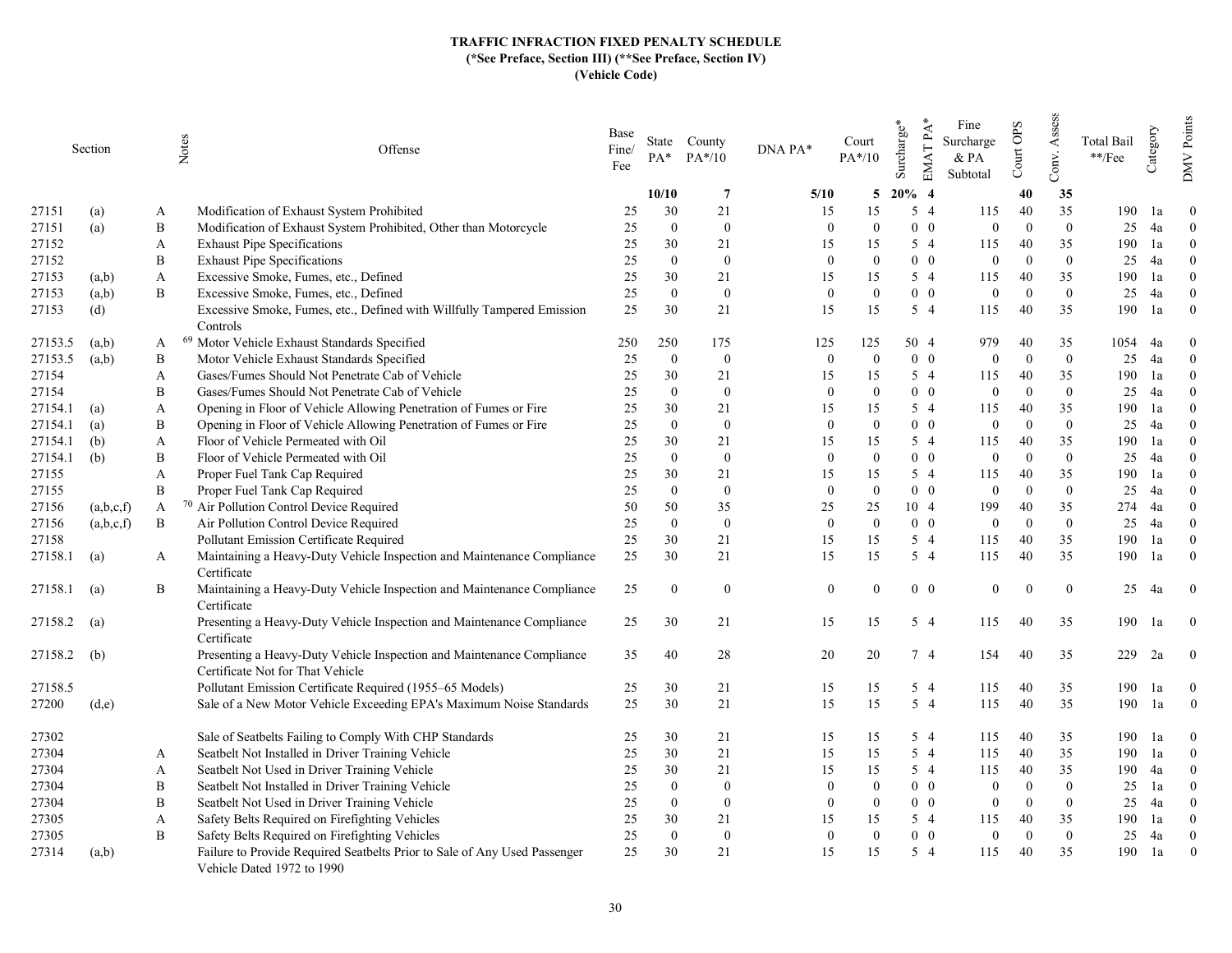**TRAFFIC INFRACTION FIXED PENALTY SCHEDULE**
**(*See Preface, Section III) (**See Preface, Section IV)**
**(Vehicle Code)**

| Section | | Notes | Offense | Base Fine/ Fee | State PA* | County PA*/10 | DNA PA* | Court PA*/10 | Surcharge* | EMAT PA* | Fine Surcharge & PA Subtotal | Court OPS | Conv. Assess | Total Bail **/Fee | Category | DMV Points |
|---|---|---|---|---|---|---|---|---|---|---|---|---|---|---|---|---|
| | | | | | **10/10** | **7** | **5/10** | **5** | **20%** | **4** | | **40** | **35** | | | |
| 27151 | (a) | A | Modification of Exhaust System Prohibited | 25 | 30 | 21 | 15 | 15 | 5 | 4 | 115 | 40 | 35 | 190 | 1a | 0 |
| 27151 | (a) | B | Modification of Exhaust System Prohibited, Other than Motorcycle | 25 | 0 | 0 | 0 | 0 | 0 | 0 | 0 | 0 | 0 | 25 | 4a | 0 |
| 27152 | | A | Exhaust Pipe Specifications | 25 | 30 | 21 | 15 | 15 | 5 | 4 | 115 | 40 | 35 | 190 | 1a | 0 |
| 27152 | | B | Exhaust Pipe Specifications | 25 | 0 | 0 | 0 | 0 | 0 | 0 | 0 | 0 | 0 | 25 | 4a | 0 |
| 27153 | (a,b) | A | Excessive Smoke, Fumes, etc., Defined | 25 | 30 | 21 | 15 | 15 | 5 | 4 | 115 | 40 | 35 | 190 | 1a | 0 |
| 27153 | (a,b) | B | Excessive Smoke, Fumes, etc., Defined | 25 | 0 | 0 | 0 | 0 | 0 | 0 | 0 | 0 | 0 | 25 | 4a | 0 |
| 27153 | (d) | | Excessive Smoke, Fumes, etc., Defined with Willfully Tampered Emission Controls | 25 | 30 | 21 | 15 | 15 | 5 | 4 | 115 | 40 | 35 | 190 | 1a | 0 |
| 27153.5 | (a,b) | A | [69] Motor Vehicle Exhaust Standards Specified | 250 | 250 | 175 | 125 | 125 | 50 | 4 | 979 | 40 | 35 | 1054 | 4a | 0 |
| 27153.5 | (a,b) | B | Motor Vehicle Exhaust Standards Specified | 25 | 0 | 0 | 0 | 0 | 0 | 0 | 0 | 0 | 0 | 25 | 4a | 0 |
| 27154 | | A | Gases/Fumes Should Not Penetrate Cab of Vehicle | 25 | 30 | 21 | 15 | 15 | 5 | 4 | 115 | 40 | 35 | 190 | 1a | 0 |
| 27154 | | B | Gases/Fumes Should Not Penetrate Cab of Vehicle | 25 | 0 | 0 | 0 | 0 | 0 | 0 | 0 | 0 | 0 | 25 | 4a | 0 |
| 27154.1 | (a) | A | Opening in Floor of Vehicle Allowing Penetration of Fumes or Fire | 25 | 30 | 21 | 15 | 15 | 5 | 4 | 115 | 40 | 35 | 190 | 1a | 0 |
| 27154.1 | (a) | B | Opening in Floor of Vehicle Allowing Penetration of Fumes or Fire | 25 | 0 | 0 | 0 | 0 | 0 | 0 | 0 | 0 | 0 | 25 | 4a | 0 |
| 27154.1 | (b) | A | Floor of Vehicle Permeated with Oil | 25 | 30 | 21 | 15 | 15 | 5 | 4 | 115 | 40 | 35 | 190 | 1a | 0 |
| 27154.1 | (b) | B | Floor of Vehicle Permeated with Oil | 25 | 0 | 0 | 0 | 0 | 0 | 0 | 0 | 0 | 0 | 25 | 4a | 0 |
| 27155 | | A | Proper Fuel Tank Cap Required | 25 | 30 | 21 | 15 | 15 | 5 | 4 | 115 | 40 | 35 | 190 | 1a | 0 |
| 27155 | | B | Proper Fuel Tank Cap Required | 25 | 0 | 0 | 0 | 0 | 0 | 0 | 0 | 0 | 0 | 25 | 4a | 0 |
| 27156 | (a,b,c,f) | A | [70] Air Pollution Control Device Required | 50 | 50 | 35 | 25 | 25 | 10 | 4 | 199 | 40 | 35 | 274 | 4a | 0 |
| 27156 | (a,b,c,f) | B | Air Pollution Control Device Required | 25 | 0 | 0 | 0 | 0 | 0 | 0 | 0 | 0 | 0 | 25 | 4a | 0 |
| 27158 | | | Pollutant Emission Certificate Required | 25 | 30 | 21 | 15 | 15 | 5 | 4 | 115 | 40 | 35 | 190 | 1a | 0 |
| 27158.1 | (a) | A | Maintaining a Heavy-Duty Vehicle Inspection and Maintenance Compliance Certificate | 25 | 30 | 21 | 15 | 15 | 5 | 4 | 115 | 40 | 35 | 190 | 1a | 0 |
| 27158.1 | (a) | B | Maintaining a Heavy-Duty Vehicle Inspection and Maintenance Compliance Certificate | 25 | 0 | 0 | 0 | 0 | 0 | 0 | 0 | 0 | 0 | 25 | 4a | 0 |
| 27158.2 | (a) | | Presenting a Heavy-Duty Vehicle Inspection and Maintenance Compliance Certificate | 25 | 30 | 21 | 15 | 15 | 5 | 4 | 115 | 40 | 35 | 190 | 1a | 0 |
| 27158.2 | (b) | | Presenting a Heavy-Duty Vehicle Inspection and Maintenance Compliance Certificate Not for That Vehicle | 35 | 40 | 28 | 20 | 20 | 7 | 4 | 154 | 40 | 35 | 229 | 2a | 0 |
| 27158.5 | | | Pollutant Emission Certificate Required (1955–65 Models) | 25 | 30 | 21 | 15 | 15 | 5 | 4 | 115 | 40 | 35 | 190 | 1a | 0 |
| 27200 | (d,e) | | Sale of a New Motor Vehicle Exceeding EPA's Maximum Noise Standards | 25 | 30 | 21 | 15 | 15 | 5 | 4 | 115 | 40 | 35 | 190 | 1a | 0 |
| 27302 | | | Sale of Seatbelts Failing to Comply With CHP Standards | 25 | 30 | 21 | 15 | 15 | 5 | 4 | 115 | 40 | 35 | 190 | 1a | 0 |
| 27304 | | A | Seatbelt Not Installed in Driver Training Vehicle | 25 | 30 | 21 | 15 | 15 | 5 | 4 | 115 | 40 | 35 | 190 | 1a | 0 |
| 27304 | | A | Seatbelt Not Used in Driver Training Vehicle | 25 | 30 | 21 | 15 | 15 | 5 | 4 | 115 | 40 | 35 | 190 | 4a | 0 |
| 27304 | | B | Seatbelt Not Installed in Driver Training Vehicle | 25 | 0 | 0 | 0 | 0 | 0 | 0 | 0 | 0 | 0 | 25 | 1a | 0 |
| 27304 | | B | Seatbelt Not Used in Driver Training Vehicle | 25 | 0 | 0 | 0 | 0 | 0 | 0 | 0 | 0 | 0 | 25 | 4a | 0 |
| 27305 | | A | Safety Belts Required on Firefighting Vehicles | 25 | 30 | 21 | 15 | 15 | 5 | 4 | 115 | 40 | 35 | 190 | 1a | 0 |
| 27305 | | B | Safety Belts Required on Firefighting Vehicles | 25 | 0 | 0 | 0 | 0 | 0 | 0 | 0 | 0 | 0 | 25 | 4a | 0 |
| 27314 | (a,b) | | Failure to Provide Required Seatbelts Prior to Sale of Any Used Passenger Vehicle Dated 1972 to 1990 | 25 | 30 | 21 | 15 | 15 | 5 | 4 | 115 | 40 | 35 | 190 | 1a | 0 |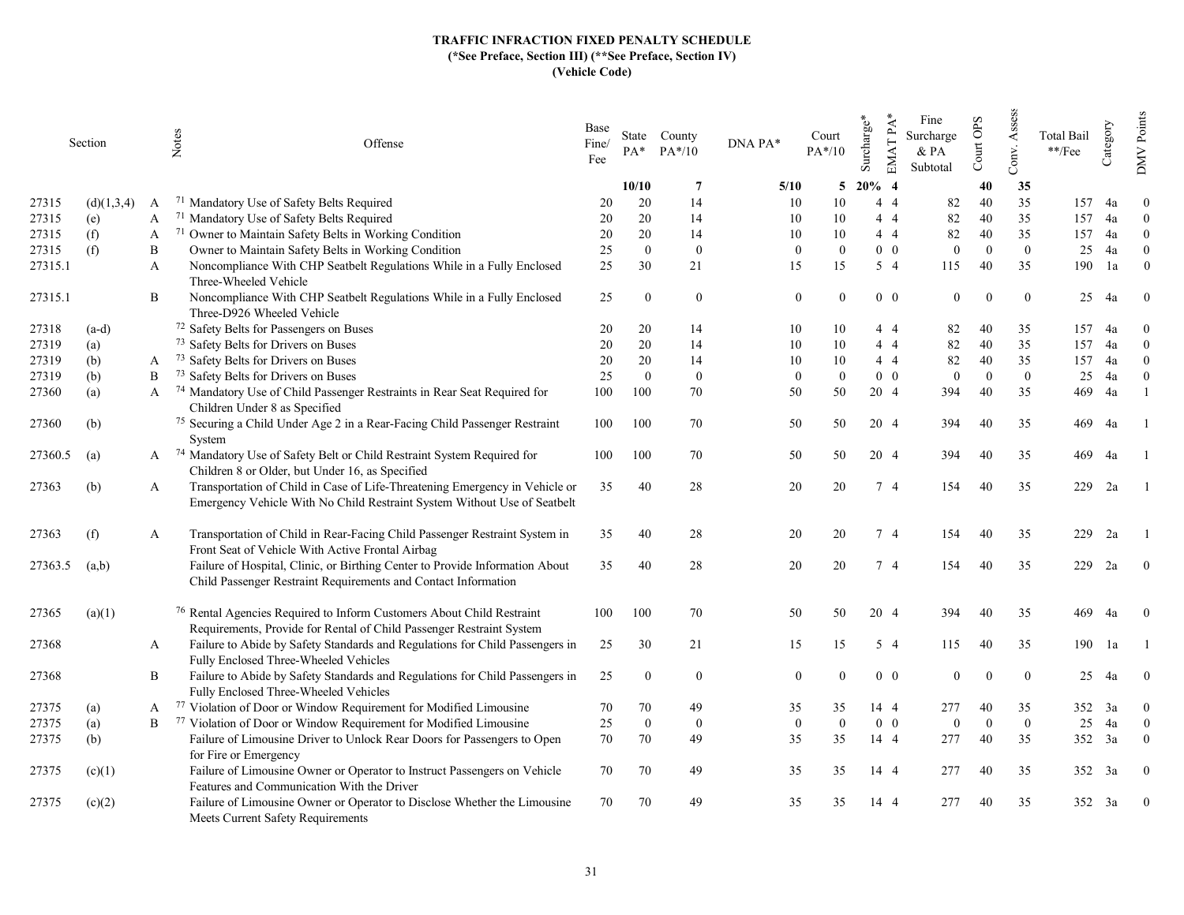**TRAFFIC INFRACTION FIXED PENALTY SCHEDULE**
**(*See Preface, Section III) (**See Preface, Section IV)**
**(Vehicle Code)**

| Section | | Notes | Offense | Base Fine/ Fee | State PA* | County PA*/10 | DNA PA* | Court PA*/10 | Surcharge* | EMAT PA* | Fine Surcharge & PA Subtotal | Court OPS | Conv. Assess | Total Bail **/Fee | Category | DMV Points |
|---|---|---|---|---|---|---|---|---|---|---|---|---|---|---|---|---|
| | | | | | **10/10** | **7** | **5/10** | **5** | **20%** | **4** | | **40** | **35** | | | |
| 27315 | (d)(1,3,4) | A | [71] Mandatory Use of Safety Belts Required | 20 | 20 | 14 | 10 | 10 | 4 | 4 | 82 | 40 | 35 | 157 | 4a | 0 |
| 27315 | (e) | A | [71] Mandatory Use of Safety Belts Required | 20 | 20 | 14 | 10 | 10 | 4 | 4 | 82 | 40 | 35 | 157 | 4a | 0 |
| 27315 | (f) | A | [71] Owner to Maintain Safety Belts in Working Condition | 20 | 20 | 14 | 10 | 10 | 4 | 4 | 82 | 40 | 35 | 157 | 4a | 0 |
| 27315 | (f) | B | Owner to Maintain Safety Belts in Working Condition | 25 | 0 | 0 | 0 | 0 | 0 | 0 | 0 | 0 | 0 | 25 | 4a | 0 |
| 27315.1 | | A | Noncompliance With CHP Seatbelt Regulations While in a Fully Enclosed Three-Wheeled Vehicle | 25 | 30 | 21 | 15 | 15 | 5 | 4 | 115 | 40 | 35 | 190 | 1a | 0 |
| 27315.1 | | B | Noncompliance With CHP Seatbelt Regulations While in a Fully Enclosed Three-D926 Wheeled Vehicle | 25 | 0 | 0 | 0 | 0 | 0 | 0 | 0 | 0 | 0 | 25 | 4a | 0 |
| 27318 | (a-d) | | [72] Safety Belts for Passengers on Buses | 20 | 20 | 14 | 10 | 10 | 4 | 4 | 82 | 40 | 35 | 157 | 4a | 0 |
| 27319 | (a) | | [73] Safety Belts for Drivers on Buses | 20 | 20 | 14 | 10 | 10 | 4 | 4 | 82 | 40 | 35 | 157 | 4a | 0 |
| 27319 | (b) | A | [73] Safety Belts for Drivers on Buses | 20 | 20 | 14 | 10 | 10 | 4 | 4 | 82 | 40 | 35 | 157 | 4a | 0 |
| 27319 | (b) | B | [73] Safety Belts for Drivers on Buses | 25 | 0 | 0 | 0 | 0 | 0 | 0 | 0 | 0 | 0 | 25 | 4a | 0 |
| 27360 | (a) | A | [74] Mandatory Use of Child Passenger Restraints in Rear Seat Required for Children Under 8 as Specified | 100 | 100 | 70 | 50 | 50 | 20 | 4 | 394 | 40 | 35 | 469 | 4a | 1 |
| 27360 | (b) | | [75] Securing a Child Under Age 2 in a Rear-Facing Child Passenger Restraint System | 100 | 100 | 70 | 50 | 50 | 20 | 4 | 394 | 40 | 35 | 469 | 4a | 1 |
| 27360.5 | (a) | A | [74] Mandatory Use of Safety Belt or Child Restraint System Required for Children 8 or Older, but Under 16, as Specified | 100 | 100 | 70 | 50 | 50 | 20 | 4 | 394 | 40 | 35 | 469 | 4a | 1 |
| 27363 | (b) | A | Transportation of Child in Case of Life-Threatening Emergency in Vehicle or Emergency Vehicle With No Child Restraint System Without Use of Seatbelt | 35 | 40 | 28 | 20 | 20 | 7 | 4 | 154 | 40 | 35 | 229 | 2a | 1 |
| 27363 | (f) | A | Transportation of Child in Rear-Facing Child Passenger Restraint System in Front Seat of Vehicle With Active Frontal Airbag | 35 | 40 | 28 | 20 | 20 | 7 | 4 | 154 | 40 | 35 | 229 | 2a | 1 |
| 27363.5 | (a,b) | | Failure of Hospital, Clinic, or Birthing Center to Provide Information About Child Passenger Restraint Requirements and Contact Information | 35 | 40 | 28 | 20 | 20 | 7 | 4 | 154 | 40 | 35 | 229 | 2a | 0 |
| 27365 | (a)(1) | | [76] Rental Agencies Required to Inform Customers About Child Restraint Requirements, Provide for Rental of Child Passenger Restraint System | 100 | 100 | 70 | 50 | 50 | 20 | 4 | 394 | 40 | 35 | 469 | 4a | 0 |
| 27368 | | A | Failure to Abide by Safety Standards and Regulations for Child Passengers in Fully Enclosed Three-Wheeled Vehicles | 25 | 30 | 21 | 15 | 15 | 5 | 4 | 115 | 40 | 35 | 190 | 1a | 1 |
| 27368 | | B | Failure to Abide by Safety Standards and Regulations for Child Passengers in Fully Enclosed Three-Wheeled Vehicles | 25 | 0 | 0 | 0 | 0 | 0 | 0 | 0 | 0 | 0 | 25 | 4a | 0 |
| 27375 | (a) | A | [77] Violation of Door or Window Requirement for Modified Limousine | 70 | 70 | 49 | 35 | 35 | 14 | 4 | 277 | 40 | 35 | 352 | 3a | 0 |
| 27375 | (a) | B | [77] Violation of Door or Window Requirement for Modified Limousine | 25 | 0 | 0 | 0 | 0 | 0 | 0 | 0 | 0 | 0 | 25 | 4a | 0 |
| 27375 | (b) | | Failure of Limousine Driver to Unlock Rear Doors for Passengers to Open for Fire or Emergency | 70 | 70 | 49 | 35 | 35 | 14 | 4 | 277 | 40 | 35 | 352 | 3a | 0 |
| 27375 | (c)(1) | | Failure of Limousine Owner or Operator to Instruct Passengers on Vehicle Features and Communication With the Driver | 70 | 70 | 49 | 35 | 35 | 14 | 4 | 277 | 40 | 35 | 352 | 3a | 0 |
| 27375 | (c)(2) | | Failure of Limousine Owner or Operator to Disclose Whether the Limousine Meets Current Safety Requirements | 70 | 70 | 49 | 35 | 35 | 14 | 4 | 277 | 40 | 35 | 352 | 3a | 0 |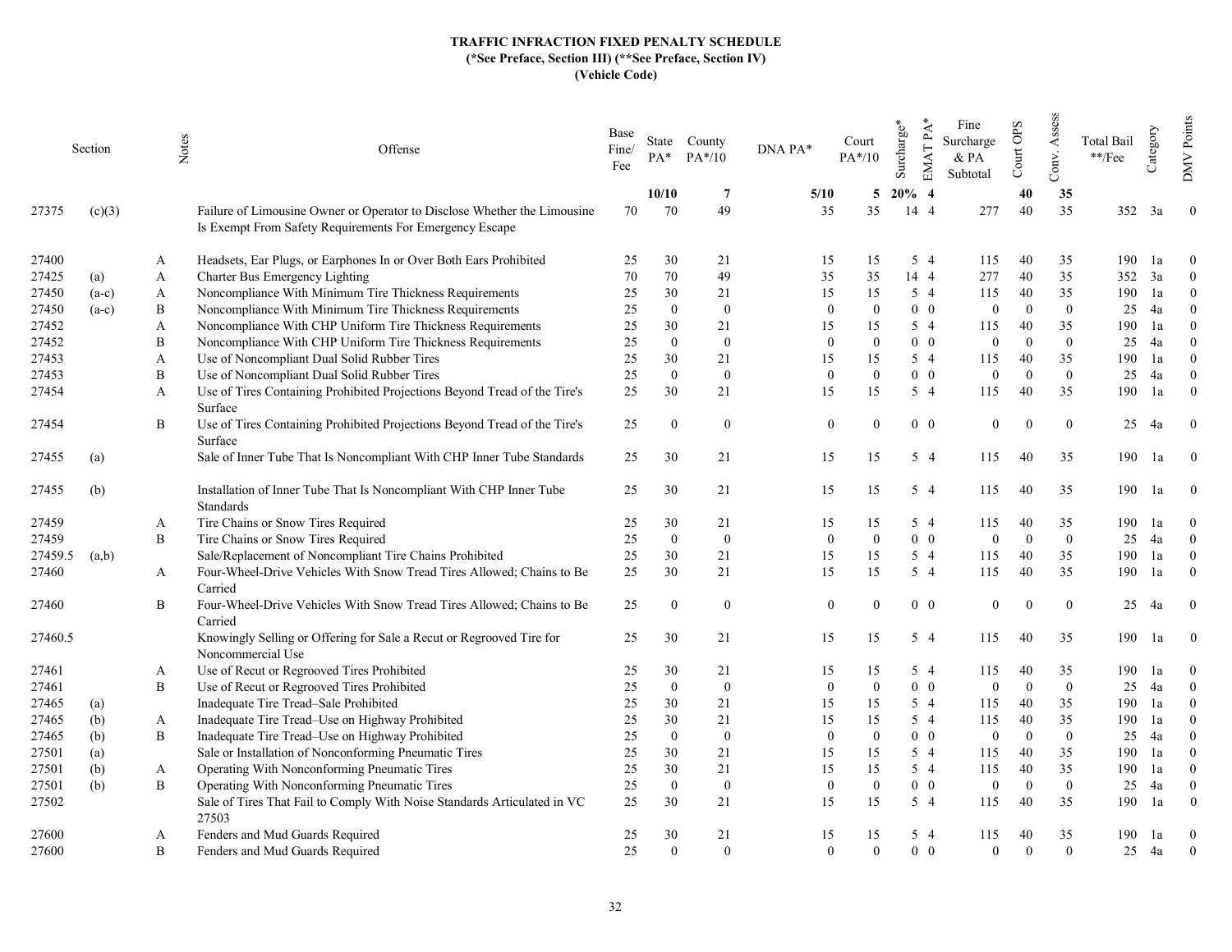**TRAFFIC INFRACTION FIXED PENALTY SCHEDULE**
**(*See Preface, Section III) (**See Preface, Section IV)**
**(Vehicle Code)**

| Section | | Notes | Offense | Base Fine/ Fee | State PA* | County PA*/10 | DNA PA* | Court PA*/10 | Surcharge* | EMAT PA* | Fine Surcharge & PA Subtotal | Court OPS | Conv. Assess | Total Bail **/Fee | Category | DMV Points |
|---|---|---|---|---|---|---|---|---|---|---|---|---|---|---|---|---|
| | | | | | **10/10** | **7** | **5/10** | **5** | **20%** | **4** | | **40** | **35** | | | |
| 27375 | (c)(3) | | Failure of Limousine Owner or Operator to Disclose Whether the Limousine Is Exempt From Safety Requirements For Emergency Escape | 70 | 70 | 49 | 35 | 35 | 14 | 4 | 277 | 40 | 35 | 352 | 3a | 0 |
| 27400 | | A | Headsets, Ear Plugs, or Earphones In or Over Both Ears Prohibited | 25 | 30 | 21 | 15 | 15 | 5 | 4 | 115 | 40 | 35 | 190 | 1a | 0 |
| 27425 | (a) | A | Charter Bus Emergency Lighting | 70 | 70 | 49 | 35 | 35 | 14 | 4 | 277 | 40 | 35 | 352 | 3a | 0 |
| 27450 | (a-c) | A | Noncompliance With Minimum Tire Thickness Requirements | 25 | 30 | 21 | 15 | 15 | 5 | 4 | 115 | 40 | 35 | 190 | 1a | 0 |
| 27450 | (a-c) | B | Noncompliance With Minimum Tire Thickness Requirements | 25 | 0 | 0 | 0 | 0 | 0 | 0 | 0 | 0 | 0 | 25 | 4a | 0 |
| 27452 | | A | Noncompliance With CHP Uniform Tire Thickness Requirements | 25 | 30 | 21 | 15 | 15 | 5 | 4 | 115 | 40 | 35 | 190 | 1a | 0 |
| 27452 | | B | Noncompliance With CHP Uniform Tire Thickness Requirements | 25 | 0 | 0 | 0 | 0 | 0 | 0 | 0 | 0 | 0 | 25 | 4a | 0 |
| 27453 | | A | Use of Noncompliant Dual Solid Rubber Tires | 25 | 30 | 21 | 15 | 15 | 5 | 4 | 115 | 40 | 35 | 190 | 1a | 0 |
| 27453 | | B | Use of Noncompliant Dual Solid Rubber Tires | 25 | 0 | 0 | 0 | 0 | 0 | 0 | 0 | 0 | 0 | 25 | 4a | 0 |
| 27454 | | A | Use of Tires Containing Prohibited Projections Beyond Tread of the Tire's Surface | 25 | 30 | 21 | 15 | 15 | 5 | 4 | 115 | 40 | 35 | 190 | 1a | 0 |
| 27454 | | B | Use of Tires Containing Prohibited Projections Beyond Tread of the Tire's Surface | 25 | 0 | 0 | 0 | 0 | 0 | 0 | 0 | 0 | 0 | 25 | 4a | 0 |
| 27455 | (a) | | Sale of Inner Tube That Is Noncompliant With CHP Inner Tube Standards | 25 | 30 | 21 | 15 | 15 | 5 | 4 | 115 | 40 | 35 | 190 | 1a | 0 |
| 27455 | (b) | | Installation of Inner Tube That Is Noncompliant With CHP Inner Tube Standards | 25 | 30 | 21 | 15 | 15 | 5 | 4 | 115 | 40 | 35 | 190 | 1a | 0 |
| 27459 | | A | Tire Chains or Snow Tires Required | 25 | 30 | 21 | 15 | 15 | 5 | 4 | 115 | 40 | 35 | 190 | 1a | 0 |
| 27459 | | B | Tire Chains or Snow Tires Required | 25 | 0 | 0 | 0 | 0 | 0 | 0 | 0 | 0 | 0 | 25 | 4a | 0 |
| 27459.5 | (a,b) | | Sale/Replacement of Noncompliant Tire Chains Prohibited | 25 | 30 | 21 | 15 | 15 | 5 | 4 | 115 | 40 | 35 | 190 | 1a | 0 |
| 27460 | | A | Four-Wheel-Drive Vehicles With Snow Tread Tires Allowed; Chains to Be Carried | 25 | 30 | 21 | 15 | 15 | 5 | 4 | 115 | 40 | 35 | 190 | 1a | 0 |
| 27460 | | B | Four-Wheel-Drive Vehicles With Snow Tread Tires Allowed; Chains to Be Carried | 25 | 0 | 0 | 0 | 0 | 0 | 0 | 0 | 0 | 0 | 25 | 4a | 0 |
| 27460.5 | | | Knowingly Selling or Offering for Sale a Recut or Regrooved Tire for Noncommercial Use | 25 | 30 | 21 | 15 | 15 | 5 | 4 | 115 | 40 | 35 | 190 | 1a | 0 |
| 27461 | | A | Use of Recut or Regrooved Tires Prohibited | 25 | 30 | 21 | 15 | 15 | 5 | 4 | 115 | 40 | 35 | 190 | 1a | 0 |
| 27461 | | B | Use of Recut or Regrooved Tires Prohibited | 25 | 0 | 0 | 0 | 0 | 0 | 0 | 0 | 0 | 0 | 25 | 4a | 0 |
| 27465 | (a) | | Inadequate Tire Tread–Sale Prohibited | 25 | 30 | 21 | 15 | 15 | 5 | 4 | 115 | 40 | 35 | 190 | 1a | 0 |
| 27465 | (b) | A | Inadequate Tire Tread–Use on Highway Prohibited | 25 | 30 | 21 | 15 | 15 | 5 | 4 | 115 | 40 | 35 | 190 | 1a | 0 |
| 27465 | (b) | B | Inadequate Tire Tread–Use on Highway Prohibited | 25 | 0 | 0 | 0 | 0 | 0 | 0 | 0 | 0 | 0 | 25 | 4a | 0 |
| 27501 | (a) | | Sale or Installation of Nonconforming Pneumatic Tires | 25 | 30 | 21 | 15 | 15 | 5 | 4 | 115 | 40 | 35 | 190 | 1a | 0 |
| 27501 | (b) | A | Operating With Nonconforming Pneumatic Tires | 25 | 30 | 21 | 15 | 15 | 5 | 4 | 115 | 40 | 35 | 190 | 1a | 0 |
| 27501 | (b) | B | Operating With Nonconforming Pneumatic Tires | 25 | 0 | 0 | 0 | 0 | 0 | 0 | 0 | 0 | 0 | 25 | 4a | 0 |
| 27502 | | | Sale of Tires That Fail to Comply With Noise Standards Articulated in VC 27503 | 25 | 30 | 21 | 15 | 15 | 5 | 4 | 115 | 40 | 35 | 190 | 1a | 0 |
| 27600 | | A | Fenders and Mud Guards Required | 25 | 30 | 21 | 15 | 15 | 5 | 4 | 115 | 40 | 35 | 190 | 1a | 0 |
| 27600 | | B | Fenders and Mud Guards Required | 25 | 0 | 0 | 0 | 0 | 0 | 0 | 0 | 0 | 0 | 25 | 4a | 0 |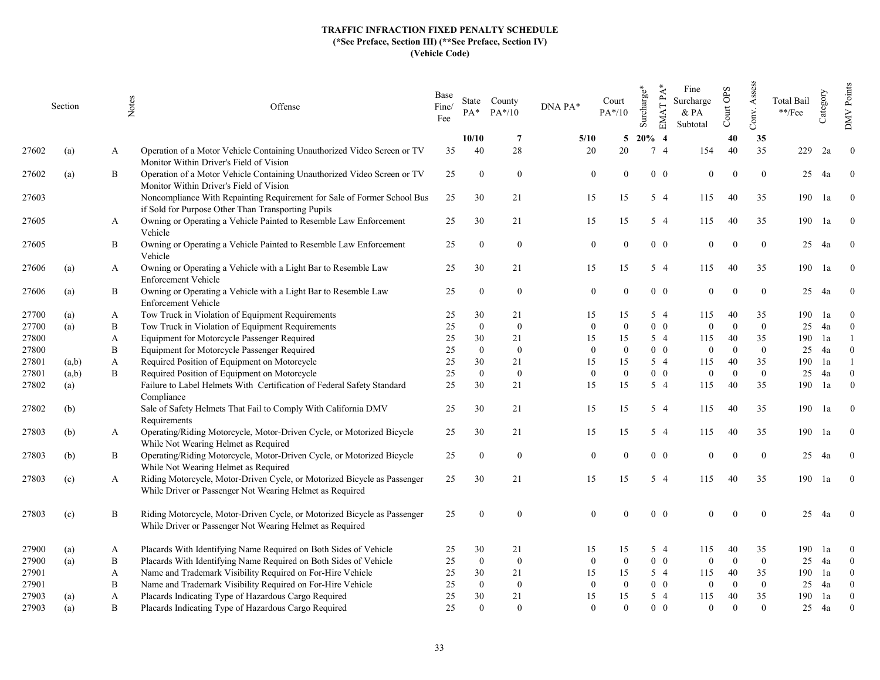**TRAFFIC INFRACTION FIXED PENALTY SCHEDULE**
**(*See Preface, Section III) (**See Preface, Section IV)**
**(Vehicle Code)**

| Section | | Notes | Offense | Base Fine/ Fee | State PA* | County PA*/10 | DNA PA* | Court PA*/10 | Surcharge* | EMAT PA* | Fine Surcharge & PA Subtotal | Court OPS | Conv. Assess | Total Bail **/Fee | Category | DMV Points |
|---|---|---|---|---|---|---|---|---|---|---|---|---|---|---|---|---|
| | | | | | **10/10** | **7** | **5/10** | **5** | **20%** | **4** | | **40** | **35** | | | |
| 27602 | (a) | A | Operation of a Motor Vehicle Containing Unauthorized Video Screen or TV Monitor Within Driver's Field of Vision | 35 | 40 | 28 | 20 | 20 | 7 | 4 | 154 | 40 | 35 | 229 | 2a | 0 |
| 27602 | (a) | B | Operation of a Motor Vehicle Containing Unauthorized Video Screen or TV Monitor Within Driver's Field of Vision | 25 | 0 | 0 | 0 | 0 | 0 | 0 | 0 | 0 | 0 | 25 | 4a | 0 |
| 27603 | | | Noncompliance With Repainting Requirement for Sale of Former School Bus if Sold for Purpose Other Than Transporting Pupils | 25 | 30 | 21 | 15 | 15 | 5 | 4 | 115 | 40 | 35 | 190 | 1a | 0 |
| 27605 | | A | Owning or Operating a Vehicle Painted to Resemble Law Enforcement Vehicle | 25 | 30 | 21 | 15 | 15 | 5 | 4 | 115 | 40 | 35 | 190 | 1a | 0 |
| 27605 | | B | Owning or Operating a Vehicle Painted to Resemble Law Enforcement Vehicle | 25 | 0 | 0 | 0 | 0 | 0 | 0 | 0 | 0 | 0 | 25 | 4a | 0 |
| 27606 | (a) | A | Owning or Operating a Vehicle with a Light Bar to Resemble Law Enforcement Vehicle | 25 | 30 | 21 | 15 | 15 | 5 | 4 | 115 | 40 | 35 | 190 | 1a | 0 |
| 27606 | (a) | B | Owning or Operating a Vehicle with a Light Bar to Resemble Law Enforcement Vehicle | 25 | 0 | 0 | 0 | 0 | 0 | 0 | 0 | 0 | 0 | 25 | 4a | 0 |
| 27700 | (a) | A | Tow Truck in Violation of Equipment Requirements | 25 | 30 | 21 | 15 | 15 | 5 | 4 | 115 | 40 | 35 | 190 | 1a | 0 |
| 27700 | (a) | B | Tow Truck in Violation of Equipment Requirements | 25 | 0 | 0 | 0 | 0 | 0 | 0 | 0 | 0 | 0 | 25 | 4a | 0 |
| 27800 | | A | Equipment for Motorcycle Passenger Required | 25 | 30 | 21 | 15 | 15 | 5 | 4 | 115 | 40 | 35 | 190 | 1a | 1 |
| 27800 | | B | Equipment for Motorcycle Passenger Required | 25 | 0 | 0 | 0 | 0 | 0 | 0 | 0 | 0 | 0 | 25 | 4a | 0 |
| 27801 | (a,b) | A | Required Position of Equipment on Motorcycle | 25 | 30 | 21 | 15 | 15 | 5 | 4 | 115 | 40 | 35 | 190 | 1a | 1 |
| 27801 | (a,b) | B | Required Position of Equipment on Motorcycle | 25 | 0 | 0 | 0 | 0 | 0 | 0 | 0 | 0 | 0 | 25 | 4a | 0 |
| 27802 | (a) | | Failure to Label Helmets With Certification of Federal Safety Standard Compliance | 25 | 30 | 21 | 15 | 15 | 5 | 4 | 115 | 40 | 35 | 190 | 1a | 0 |
| 27802 | (b) | | Sale of Safety Helmets That Fail to Comply With California DMV Requirements | 25 | 30 | 21 | 15 | 15 | 5 | 4 | 115 | 40 | 35 | 190 | 1a | 0 |
| 27803 | (b) | A | Operating/Riding Motorcycle, Motor-Driven Cycle, or Motorized Bicycle While Not Wearing Helmet as Required | 25 | 30 | 21 | 15 | 15 | 5 | 4 | 115 | 40 | 35 | 190 | 1a | 0 |
| 27803 | (b) | B | Operating/Riding Motorcycle, Motor-Driven Cycle, or Motorized Bicycle While Not Wearing Helmet as Required | 25 | 0 | 0 | 0 | 0 | 0 | 0 | 0 | 0 | 0 | 25 | 4a | 0 |
| 27803 | (c) | A | Riding Motorcycle, Motor-Driven Cycle, or Motorized Bicycle as Passenger While Driver or Passenger Not Wearing Helmet as Required | 25 | 30 | 21 | 15 | 15 | 5 | 4 | 115 | 40 | 35 | 190 | 1a | 0 |
| 27803 | (c) | B | Riding Motorcycle, Motor-Driven Cycle, or Motorized Bicycle as Passenger While Driver or Passenger Not Wearing Helmet as Required | 25 | 0 | 0 | 0 | 0 | 0 | 0 | 0 | 0 | 0 | 25 | 4a | 0 |
| 27900 | (a) | A | Placards With Identifying Name Required on Both Sides of Vehicle | 25 | 30 | 21 | 15 | 15 | 5 | 4 | 115 | 40 | 35 | 190 | 1a | 0 |
| 27900 | (a) | B | Placards With Identifying Name Required on Both Sides of Vehicle | 25 | 0 | 0 | 0 | 0 | 0 | 0 | 0 | 0 | 0 | 25 | 4a | 0 |
| 27901 | | A | Name and Trademark Visibility Required on For-Hire Vehicle | 25 | 30 | 21 | 15 | 15 | 5 | 4 | 115 | 40 | 35 | 190 | 1a | 0 |
| 27901 | | B | Name and Trademark Visibility Required on For-Hire Vehicle | 25 | 0 | 0 | 0 | 0 | 0 | 0 | 0 | 0 | 0 | 25 | 4a | 0 |
| 27903 | (a) | A | Placards Indicating Type of Hazardous Cargo Required | 25 | 30 | 21 | 15 | 15 | 5 | 4 | 115 | 40 | 35 | 190 | 1a | 0 |
| 27903 | (a) | B | Placards Indicating Type of Hazardous Cargo Required | 25 | 0 | 0 | 0 | 0 | 0 | 0 | 0 | 0 | 0 | 25 | 4a | 0 |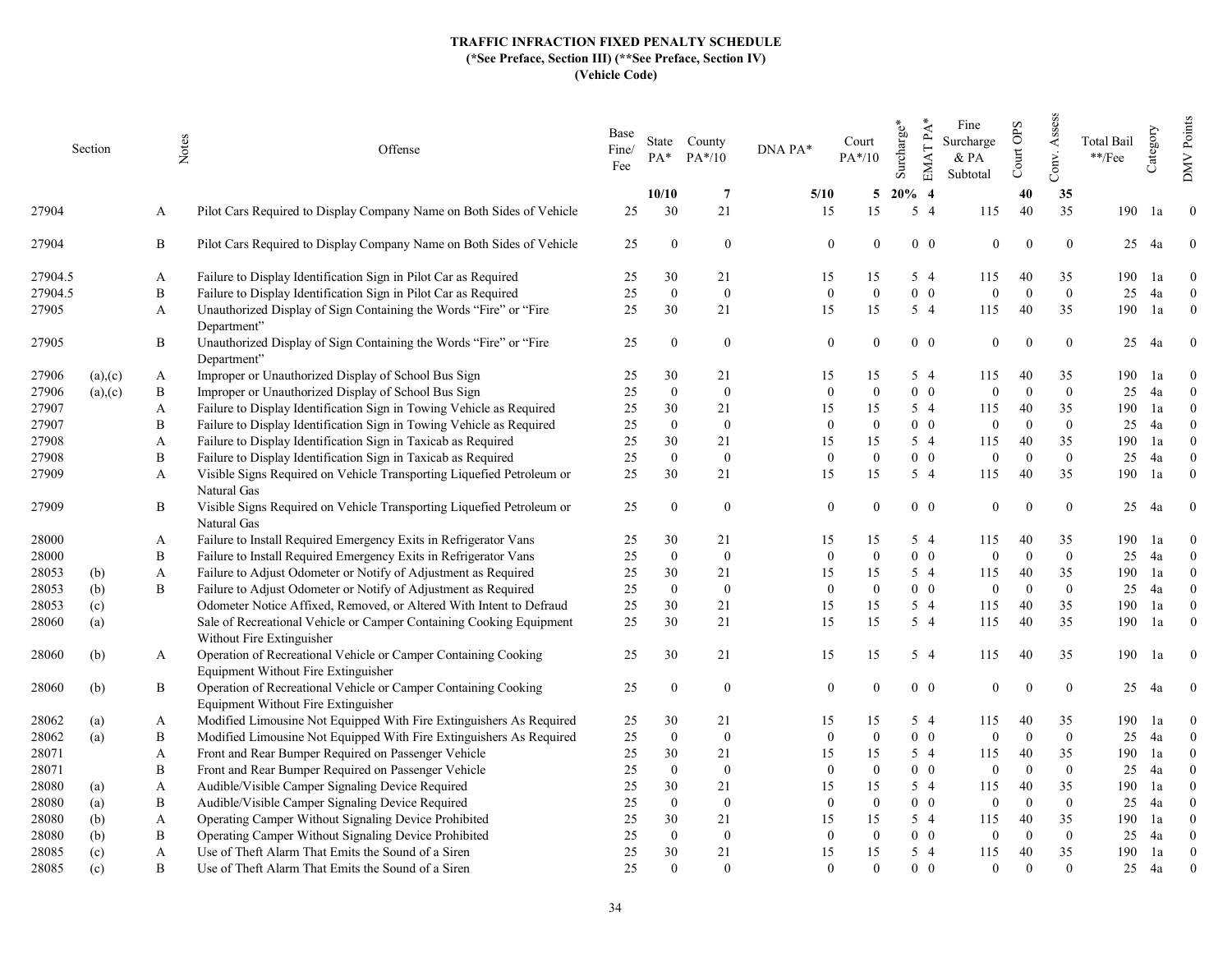# TRAFFIC INFRACTION FIXED PENALTY SCHEDULE

**(*See Preface, Section III) (**See Preface, Section IV)**

**(Vehicle Code)**

| Section | | Notes | Offense | Base Fine/ Fee | State PA* | County PA*/10 | DNA PA* | Court PA*/10 | Surcharge* | EMAT PA* | Fine Surcharge & PA Subtotal | Court OPS | Conv. Assess | Total Bail **/Fee | Category | DMV Points |
|---|---|---|---|---|---|---|---|---|---|---|---|---|---|---|---|---|
| | | | | | **10/10** | **7** | **5/10** | **5** | **20%** | **4** | | **40** | **35** | | | |
| 27904 | | A | Pilot Cars Required to Display Company Name on Both Sides of Vehicle | 25 | 30 | 21 | 15 | 15 | 5 | 4 | 115 | 40 | 35 | 190 | 1a | 0 |
| 27904 | | B | Pilot Cars Required to Display Company Name on Both Sides of Vehicle | 25 | 0 | 0 | 0 | 0 | 0 | 0 | 0 | 0 | 0 | 25 | 4a | 0 |
| 27904.5 | | A | Failure to Display Identification Sign in Pilot Car as Required | 25 | 30 | 21 | 15 | 15 | 5 | 4 | 115 | 40 | 35 | 190 | 1a | 0 |
| 27904.5 | | B | Failure to Display Identification Sign in Pilot Car as Required | 25 | 0 | 0 | 0 | 0 | 0 | 0 | 0 | 0 | 0 | 25 | 4a | 0 |
| 27905 | | A | Unauthorized Display of Sign Containing the Words "Fire" or "Fire Department" | 25 | 30 | 21 | 15 | 15 | 5 | 4 | 115 | 40 | 35 | 190 | 1a | 0 |
| 27905 | | B | Unauthorized Display of Sign Containing the Words "Fire" or "Fire Department" | 25 | 0 | 0 | 0 | 0 | 0 | 0 | 0 | 0 | 0 | 25 | 4a | 0 |
| 27906 | (a),(c) | A | Improper or Unauthorized Display of School Bus Sign | 25 | 30 | 21 | 15 | 15 | 5 | 4 | 115 | 40 | 35 | 190 | 1a | 0 |
| 27906 | (a),(c) | B | Improper or Unauthorized Display of School Bus Sign | 25 | 0 | 0 | 0 | 0 | 0 | 0 | 0 | 0 | 0 | 25 | 4a | 0 |
| 27907 | | A | Failure to Display Identification Sign in Towing Vehicle as Required | 25 | 30 | 21 | 15 | 15 | 5 | 4 | 115 | 40 | 35 | 190 | 1a | 0 |
| 27907 | | B | Failure to Display Identification Sign in Towing Vehicle as Required | 25 | 0 | 0 | 0 | 0 | 0 | 0 | 0 | 0 | 0 | 25 | 4a | 0 |
| 27908 | | A | Failure to Display Identification Sign in Taxicab as Required | 25 | 30 | 21 | 15 | 15 | 5 | 4 | 115 | 40 | 35 | 190 | 1a | 0 |
| 27908 | | B | Failure to Display Identification Sign in Taxicab as Required | 25 | 0 | 0 | 0 | 0 | 0 | 0 | 0 | 0 | 0 | 25 | 4a | 0 |
| 27909 | | A | Visible Signs Required on Vehicle Transporting Liquefied Petroleum or Natural Gas | 25 | 30 | 21 | 15 | 15 | 5 | 4 | 115 | 40 | 35 | 190 | 1a | 0 |
| 27909 | | B | Visible Signs Required on Vehicle Transporting Liquefied Petroleum or Natural Gas | 25 | 0 | 0 | 0 | 0 | 0 | 0 | 0 | 0 | 0 | 25 | 4a | 0 |
| 28000 | | A | Failure to Install Required Emergency Exits in Refrigerator Vans | 25 | 30 | 21 | 15 | 15 | 5 | 4 | 115 | 40 | 35 | 190 | 1a | 0 |
| 28000 | | B | Failure to Install Required Emergency Exits in Refrigerator Vans | 25 | 0 | 0 | 0 | 0 | 0 | 0 | 0 | 0 | 0 | 25 | 4a | 0 |
| 28053 | (b) | A | Failure to Adjust Odometer or Notify of Adjustment as Required | 25 | 30 | 21 | 15 | 15 | 5 | 4 | 115 | 40 | 35 | 190 | 1a | 0 |
| 28053 | (b) | B | Failure to Adjust Odometer or Notify of Adjustment as Required | 25 | 0 | 0 | 0 | 0 | 0 | 0 | 0 | 0 | 0 | 25 | 4a | 0 |
| 28053 | (c) | | Odometer Notice Affixed, Removed, or Altered With Intent to Defraud | 25 | 30 | 21 | 15 | 15 | 5 | 4 | 115 | 40 | 35 | 190 | 1a | 0 |
| 28060 | (a) | | Sale of Recreational Vehicle or Camper Containing Cooking Equipment Without Fire Extinguisher | 25 | 30 | 21 | 15 | 15 | 5 | 4 | 115 | 40 | 35 | 190 | 1a | 0 |
| 28060 | (b) | A | Operation of Recreational Vehicle or Camper Containing Cooking Equipment Without Fire Extinguisher | 25 | 30 | 21 | 15 | 15 | 5 | 4 | 115 | 40 | 35 | 190 | 1a | 0 |
| 28060 | (b) | B | Operation of Recreational Vehicle or Camper Containing Cooking Equipment Without Fire Extinguisher | 25 | 0 | 0 | 0 | 0 | 0 | 0 | 0 | 0 | 0 | 25 | 4a | 0 |
| 28062 | (a) | A | Modified Limousine Not Equipped With Fire Extinguishers As Required | 25 | 30 | 21 | 15 | 15 | 5 | 4 | 115 | 40 | 35 | 190 | 1a | 0 |
| 28062 | (a) | B | Modified Limousine Not Equipped With Fire Extinguishers As Required | 25 | 0 | 0 | 0 | 0 | 0 | 0 | 0 | 0 | 0 | 25 | 4a | 0 |
| 28071 | | A | Front and Rear Bumper Required on Passenger Vehicle | 25 | 30 | 21 | 15 | 15 | 5 | 4 | 115 | 40 | 35 | 190 | 1a | 0 |
| 28071 | | B | Front and Rear Bumper Required on Passenger Vehicle | 25 | 0 | 0 | 0 | 0 | 0 | 0 | 0 | 0 | 0 | 25 | 4a | 0 |
| 28080 | (a) | A | Audible/Visible Camper Signaling Device Required | 25 | 30 | 21 | 15 | 15 | 5 | 4 | 115 | 40 | 35 | 190 | 1a | 0 |
| 28080 | (a) | B | Audible/Visible Camper Signaling Device Required | 25 | 0 | 0 | 0 | 0 | 0 | 0 | 0 | 0 | 0 | 25 | 4a | 0 |
| 28080 | (b) | A | Operating Camper Without Signaling Device Prohibited | 25 | 30 | 21 | 15 | 15 | 5 | 4 | 115 | 40 | 35 | 190 | 1a | 0 |
| 28080 | (b) | B | Operating Camper Without Signaling Device Prohibited | 25 | 0 | 0 | 0 | 0 | 0 | 0 | 0 | 0 | 0 | 25 | 4a | 0 |
| 28085 | (c) | A | Use of Theft Alarm That Emits the Sound of a Siren | 25 | 30 | 21 | 15 | 15 | 5 | 4 | 115 | 40 | 35 | 190 | 1a | 0 |
| 28085 | (c) | B | Use of Theft Alarm That Emits the Sound of a Siren | 25 | 0 | 0 | 0 | 0 | 0 | 0 | 0 | 0 | 0 | 25 | 4a | 0 |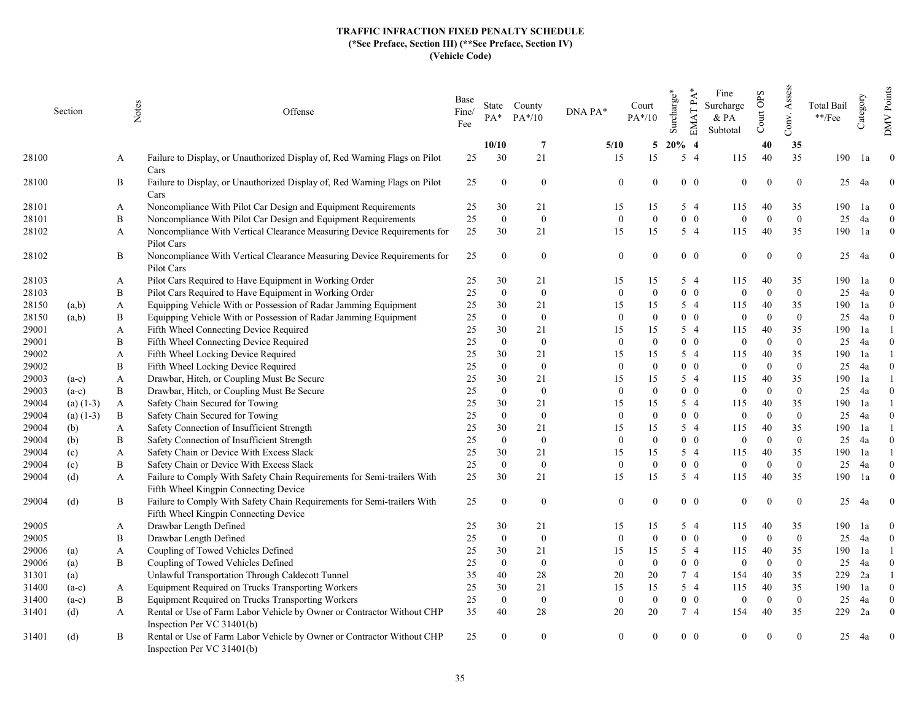# TRAFFIC INFRACTION FIXED PENALTY SCHEDULE
**(*See Preface, Section III) (**See Preface, Section IV)**
**(Vehicle Code)**

| Section | | Notes | Offense | Base Fine/ Fee | State PA* | County PA*/10 | DNA PA* | Court PA*/10 | Surcharge* | EMAT PA* | Fine Surcharge & PA Subtotal | Court OPS | Conv. Assess | Total Bail **/Fee | Category | DMV Points |
|---|---|---|---|---|---|---|---|---|---|---|---|---|---|---|---|---|
| | | | | | **10/10** | **7** | **5/10** | **5** | **20%** | **4** | | **40** | **35** | | | |
| 28100 | | A | Failure to Display, or Unauthorized Display of, Red Warning Flags on Pilot Cars | 25 | 30 | 21 | 15 | 15 | 5 | 4 | 115 | 40 | 35 | 190 | 1a | 0 |
| 28100 | | B | Failure to Display, or Unauthorized Display of, Red Warning Flags on Pilot Cars | 25 | 0 | 0 | 0 | 0 | 0 | 0 | 0 | 0 | 0 | 25 | 4a | 0 |
| 28101 | | A | Noncompliance With Pilot Car Design and Equipment Requirements | 25 | 30 | 21 | 15 | 15 | 5 | 4 | 115 | 40 | 35 | 190 | 1a | 0 |
| 28101 | | B | Noncompliance With Pilot Car Design and Equipment Requirements | 25 | 0 | 0 | 0 | 0 | 0 | 0 | 0 | 0 | 0 | 25 | 4a | 0 |
| 28102 | | A | Noncompliance With Vertical Clearance Measuring Device Requirements for Pilot Cars | 25 | 30 | 21 | 15 | 15 | 5 | 4 | 115 | 40 | 35 | 190 | 1a | 0 |
| 28102 | | B | Noncompliance With Vertical Clearance Measuring Device Requirements for Pilot Cars | 25 | 0 | 0 | 0 | 0 | 0 | 0 | 0 | 0 | 0 | 25 | 4a | 0 |
| 28103 | | A | Pilot Cars Required to Have Equipment in Working Order | 25 | 30 | 21 | 15 | 15 | 5 | 4 | 115 | 40 | 35 | 190 | 1a | 0 |
| 28103 | | B | Pilot Cars Required to Have Equipment in Working Order | 25 | 0 | 0 | 0 | 0 | 0 | 0 | 0 | 0 | 0 | 25 | 4a | 0 |
| 28150 | (a,b) | A | Equipping Vehicle With or Possession of Radar Jamming Equipment | 25 | 30 | 21 | 15 | 15 | 5 | 4 | 115 | 40 | 35 | 190 | 1a | 0 |
| 28150 | (a,b) | B | Equipping Vehicle With or Possession of Radar Jamming Equipment | 25 | 0 | 0 | 0 | 0 | 0 | 0 | 0 | 0 | 0 | 25 | 4a | 0 |
| 29001 | | A | Fifth Wheel Connecting Device Required | 25 | 30 | 21 | 15 | 15 | 5 | 4 | 115 | 40 | 35 | 190 | 1a | 1 |
| 29001 | | B | Fifth Wheel Connecting Device Required | 25 | 0 | 0 | 0 | 0 | 0 | 0 | 0 | 0 | 0 | 25 | 4a | 0 |
| 29002 | | A | Fifth Wheel Locking Device Required | 25 | 30 | 21 | 15 | 15 | 5 | 4 | 115 | 40 | 35 | 190 | 1a | 1 |
| 29002 | | B | Fifth Wheel Locking Device Required | 25 | 0 | 0 | 0 | 0 | 0 | 0 | 0 | 0 | 0 | 25 | 4a | 0 |
| 29003 | (a-c) | A | Drawbar, Hitch, or Coupling Must Be Secure | 25 | 30 | 21 | 15 | 15 | 5 | 4 | 115 | 40 | 35 | 190 | 1a | 1 |
| 29003 | (a-c) | B | Drawbar, Hitch, or Coupling Must Be Secure | 25 | 0 | 0 | 0 | 0 | 0 | 0 | 0 | 0 | 0 | 25 | 4a | 0 |
| 29004 | (a) (1-3) | A | Safety Chain Secured for Towing | 25 | 30 | 21 | 15 | 15 | 5 | 4 | 115 | 40 | 35 | 190 | 1a | 1 |
| 29004 | (a) (1-3) | B | Safety Chain Secured for Towing | 25 | 0 | 0 | 0 | 0 | 0 | 0 | 0 | 0 | 0 | 25 | 4a | 0 |
| 29004 | (b) | A | Safety Connection of Insufficient Strength | 25 | 30 | 21 | 15 | 15 | 5 | 4 | 115 | 40 | 35 | 190 | 1a | 1 |
| 29004 | (b) | B | Safety Connection of Insufficient Strength | 25 | 0 | 0 | 0 | 0 | 0 | 0 | 0 | 0 | 0 | 25 | 4a | 0 |
| 29004 | (c) | A | Safety Chain or Device With Excess Slack | 25 | 30 | 21 | 15 | 15 | 5 | 4 | 115 | 40 | 35 | 190 | 1a | 1 |
| 29004 | (c) | B | Safety Chain or Device With Excess Slack | 25 | 0 | 0 | 0 | 0 | 0 | 0 | 0 | 0 | 0 | 25 | 4a | 0 |
| 29004 | (d) | A | Failure to Comply With Safety Chain Requirements for Semi-trailers With Fifth Wheel Kingpin Connecting Device | 25 | 30 | 21 | 15 | 15 | 5 | 4 | 115 | 40 | 35 | 190 | 1a | 0 |
| 29004 | (d) | B | Failure to Comply With Safety Chain Requirements for Semi-trailers With Fifth Wheel Kingpin Connecting Device | 25 | 0 | 0 | 0 | 0 | 0 | 0 | 0 | 0 | 0 | 25 | 4a | 0 |
| 29005 | | A | Drawbar Length Defined | 25 | 30 | 21 | 15 | 15 | 5 | 4 | 115 | 40 | 35 | 190 | 1a | 0 |
| 29005 | | B | Drawbar Length Defined | 25 | 0 | 0 | 0 | 0 | 0 | 0 | 0 | 0 | 0 | 25 | 4a | 0 |
| 29006 | (a) | A | Coupling of Towed Vehicles Defined | 25 | 30 | 21 | 15 | 15 | 5 | 4 | 115 | 40 | 35 | 190 | 1a | 1 |
| 29006 | (a) | B | Coupling of Towed Vehicles Defined | 25 | 0 | 0 | 0 | 0 | 0 | 0 | 0 | 0 | 0 | 25 | 4a | 0 |
| 31301 | (a) | | Unlawful Transportation Through Caldecott Tunnel | 35 | 40 | 28 | 20 | 20 | 7 | 4 | 154 | 40 | 35 | 229 | 2a | 1 |
| 31400 | (a-c) | A | Equipment Required on Trucks Transporting Workers | 25 | 30 | 21 | 15 | 15 | 5 | 4 | 115 | 40 | 35 | 190 | 1a | 0 |
| 31400 | (a-c) | B | Equipment Required on Trucks Transporting Workers | 25 | 0 | 0 | 0 | 0 | 0 | 0 | 0 | 0 | 0 | 25 | 4a | 0 |
| 31401 | (d) | A | Rental or Use of Farm Labor Vehicle by Owner or Contractor Without CHP Inspection Per VC 31401(b) | 35 | 40 | 28 | 20 | 20 | 7 | 4 | 154 | 40 | 35 | 229 | 2a | 0 |
| 31401 | (d) | B | Rental or Use of Farm Labor Vehicle by Owner or Contractor Without CHP Inspection Per VC 31401(b) | 25 | 0 | 0 | 0 | 0 | 0 | 0 | 0 | 0 | 0 | 25 | 4a | 0 |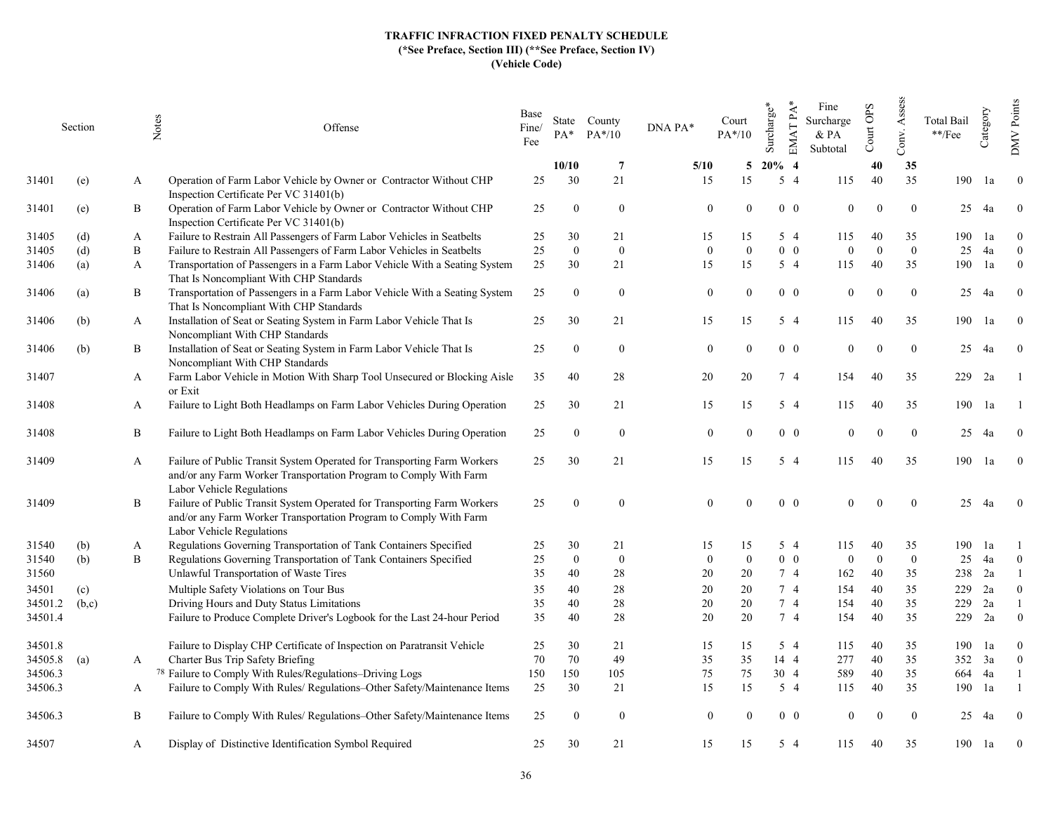**TRAFFIC INFRACTION FIXED PENALTY SCHEDULE**
**(*See Preface, Section III) (**See Preface, Section IV)**
**(Vehicle Code)**

| Section | | Notes | Offense | Base Fine/ Fee | State PA* | County PA*/10 | DNA PA* | Court PA*/10 | Surcharge* | EMAT PA* | Fine Surcharge & PA Subtotal | Court OPS | Conv. Assess | Total Bail **/Fee | Category | DMV Points |
|---|---|---|---|---|---|---|---|---|---|---|---|---|---|---|---|---|
| | | | | | **10/10** | **7** | **5/10** | **5** | **20%** | **4** | | **40** | **35** | | | |
| 31401 | (e) | A | Operation of Farm Labor Vehicle by Owner or Contractor Without CHP Inspection Certificate Per VC 31401(b) | 25 | 30 | 21 | 15 | 15 | 5 | 4 | 115 | 40 | 35 | 190 | 1a | 0 |
| 31401 | (e) | B | Operation of Farm Labor Vehicle by Owner or Contractor Without CHP Inspection Certificate Per VC 31401(b) | 25 | 0 | 0 | 0 | 0 | 0 | 0 | 0 | 0 | 0 | 25 | 4a | 0 |
| 31405 | (d) | A | Failure to Restrain All Passengers of Farm Labor Vehicles in Seatbelts | 25 | 30 | 21 | 15 | 15 | 5 | 4 | 115 | 40 | 35 | 190 | 1a | 0 |
| 31405 | (d) | B | Failure to Restrain All Passengers of Farm Labor Vehicles in Seatbelts | 25 | 0 | 0 | 0 | 0 | 0 | 0 | 0 | 0 | 0 | 25 | 4a | 0 |
| 31406 | (a) | A | Transportation of Passengers in a Farm Labor Vehicle With a Seating System That Is Noncompliant With CHP Standards | 25 | 30 | 21 | 15 | 15 | 5 | 4 | 115 | 40 | 35 | 190 | 1a | 0 |
| 31406 | (a) | B | Transportation of Passengers in a Farm Labor Vehicle With a Seating System That Is Noncompliant With CHP Standards | 25 | 0 | 0 | 0 | 0 | 0 | 0 | 0 | 0 | 0 | 25 | 4a | 0 |
| 31406 | (b) | A | Installation of Seat or Seating System in Farm Labor Vehicle That Is Noncompliant With CHP Standards | 25 | 30 | 21 | 15 | 15 | 5 | 4 | 115 | 40 | 35 | 190 | 1a | 0 |
| 31406 | (b) | B | Installation of Seat or Seating System in Farm Labor Vehicle That Is Noncompliant With CHP Standards | 25 | 0 | 0 | 0 | 0 | 0 | 0 | 0 | 0 | 0 | 25 | 4a | 0 |
| 31407 | | A | Farm Labor Vehicle in Motion With Sharp Tool Unsecured or Blocking Aisle or Exit | 35 | 40 | 28 | 20 | 20 | 7 | 4 | 154 | 40 | 35 | 229 | 2a | 1 |
| 31408 | | A | Failure to Light Both Headlamps on Farm Labor Vehicles During Operation | 25 | 30 | 21 | 15 | 15 | 5 | 4 | 115 | 40 | 35 | 190 | 1a | 1 |
| 31408 | | B | Failure to Light Both Headlamps on Farm Labor Vehicles During Operation | 25 | 0 | 0 | 0 | 0 | 0 | 0 | 0 | 0 | 0 | 25 | 4a | 0 |
| 31409 | | A | Failure of Public Transit System Operated for Transporting Farm Workers and/or any Farm Worker Transportation Program to Comply With Farm Labor Vehicle Regulations | 25 | 30 | 21 | 15 | 15 | 5 | 4 | 115 | 40 | 35 | 190 | 1a | 0 |
| 31409 | | B | Failure of Public Transit System Operated for Transporting Farm Workers and/or any Farm Worker Transportation Program to Comply With Farm Labor Vehicle Regulations | 25 | 0 | 0 | 0 | 0 | 0 | 0 | 0 | 0 | 0 | 25 | 4a | 0 |
| 31540 | (b) | A | Regulations Governing Transportation of Tank Containers Specified | 25 | 30 | 21 | 15 | 15 | 5 | 4 | 115 | 40 | 35 | 190 | 1a | 1 |
| 31540 | (b) | B | Regulations Governing Transportation of Tank Containers Specified | 25 | 0 | 0 | 0 | 0 | 0 | 0 | 0 | 0 | 0 | 25 | 4a | 0 |
| 31560 | | | Unlawful Transportation of Waste Tires | 35 | 40 | 28 | 20 | 20 | 7 | 4 | 162 | 40 | 35 | 238 | 2a | 1 |
| 34501 | (c) | | Multiple Safety Violations on Tour Bus | 35 | 40 | 28 | 20 | 20 | 7 | 4 | 154 | 40 | 35 | 229 | 2a | 0 |
| 34501.2 | (b,c) | | Driving Hours and Duty Status Limitations | 35 | 40 | 28 | 20 | 20 | 7 | 4 | 154 | 40 | 35 | 229 | 2a | 1 |
| 34501.4 | | | Failure to Produce Complete Driver's Logbook for the Last 24-hour Period | 35 | 40 | 28 | 20 | 20 | 7 | 4 | 154 | 40 | 35 | 229 | 2a | 0 |
| 34501.8 | | | Failure to Display CHP Certificate of Inspection on Paratransit Vehicle | 25 | 30 | 21 | 15 | 15 | 5 | 4 | 115 | 40 | 35 | 190 | 1a | 0 |
| 34505.8 | (a) | A | Charter Bus Trip Safety Briefing | 70 | 70 | 49 | 35 | 35 | 14 | 4 | 277 | 40 | 35 | 352 | 3a | 0 |
| 34506.3 | | | [78] Failure to Comply With Rules/Regulations–Driving Logs | 150 | 150 | 105 | 75 | 75 | 30 | 4 | 589 | 40 | 35 | 664 | 4a | 1 |
| 34506.3 | | A | Failure to Comply With Rules/ Regulations–Other Safety/Maintenance Items | 25 | 30 | 21 | 15 | 15 | 5 | 4 | 115 | 40 | 35 | 190 | 1a | 1 |
| 34506.3 | | B | Failure to Comply With Rules/ Regulations–Other Safety/Maintenance Items | 25 | 0 | 0 | 0 | 0 | 0 | 0 | 0 | 0 | 0 | 25 | 4a | 0 |
| 34507 | | A | Display of Distinctive Identification Symbol Required | 25 | 30 | 21 | 15 | 15 | 5 | 4 | 115 | 40 | 35 | 190 | 1a | 0 |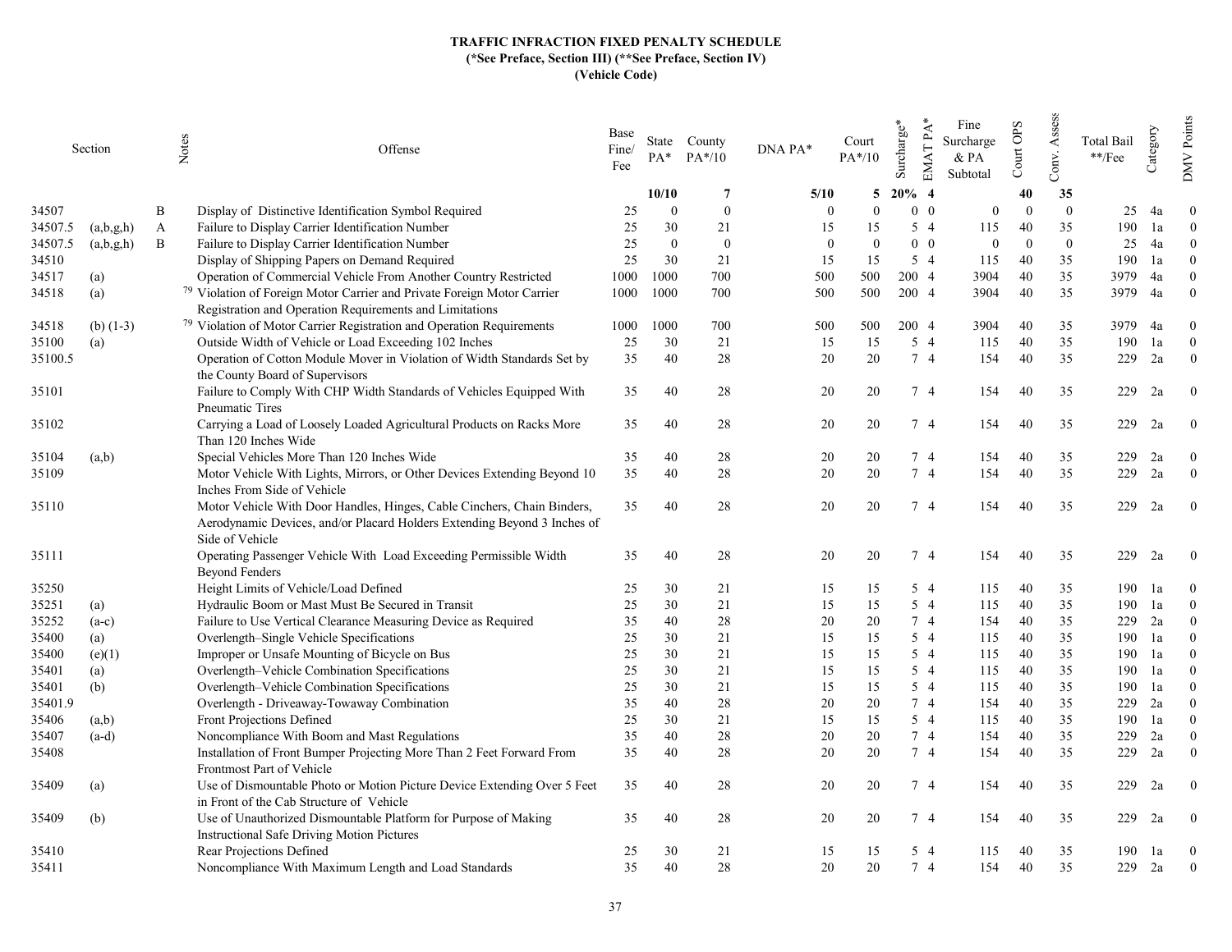**TRAFFIC INFRACTION FIXED PENALTY SCHEDULE**
**(*See Preface, Section III) (**See Preface, Section IV)**
**(Vehicle Code)**

| Section | | Notes | Offense | Base Fine/ Fee | State PA* | County PA*/10 | DNA PA* | Court PA*/10 | Surcharge* | EMAT PA* | Fine Surcharge & PA Subtotal | Court OPS | Conv. Assess | Total Bail **/Fee | Category | DMV Points |
|---|---|---|---|---|---|---|---|---|---|---|---|---|---|---|---|---|
| | | | | | **10/10** | **7** | **5/10** | **5** | **20%** | **4** | | **40** | **35** | | | |
| 34507 | | B | Display of Distinctive Identification Symbol Required | 25 | 0 | 0 | 0 | 0 | 0 | 0 | 0 | 0 | 0 | 25 | 4a | 0 |
| 34507.5 | (a,b,g,h) | A | Failure to Display Carrier Identification Number | 25 | 30 | 21 | 15 | 15 | 5 | 4 | 115 | 40 | 35 | 190 | 1a | 0 |
| 34507.5 | (a,b,g,h) | B | Failure to Display Carrier Identification Number | 25 | 0 | 0 | 0 | 0 | 0 | 0 | 0 | 0 | 0 | 25 | 4a | 0 |
| 34510 | | | Display of Shipping Papers on Demand Required | 25 | 30 | 21 | 15 | 15 | 5 | 4 | 115 | 40 | 35 | 190 | 1a | 0 |
| 34517 | (a) | | Operation of Commercial Vehicle From Another Country Restricted | 1000 | 1000 | 700 | 500 | 500 | 200 | 4 | 3904 | 40 | 35 | 3979 | 4a | 0 |
| 34518 | (a) | | [79] Violation of Foreign Motor Carrier and Private Foreign Motor Carrier Registration and Operation Requirements and Limitations | 1000 | 1000 | 700 | 500 | 500 | 200 | 4 | 3904 | 40 | 35 | 3979 | 4a | 0 |
| 34518 | (b) (1-3) | | [79] Violation of Motor Carrier Registration and Operation Requirements | 1000 | 1000 | 700 | 500 | 500 | 200 | 4 | 3904 | 40 | 35 | 3979 | 4a | 0 |
| 35100 | (a) | | Outside Width of Vehicle or Load Exceeding 102 Inches | 25 | 30 | 21 | 15 | 15 | 5 | 4 | 115 | 40 | 35 | 190 | 1a | 0 |
| 35100.5 | | | Operation of Cotton Module Mover in Violation of Width Standards Set by the County Board of Supervisors | 35 | 40 | 28 | 20 | 20 | 7 | 4 | 154 | 40 | 35 | 229 | 2a | 0 |
| 35101 | | | Failure to Comply With CHP Width Standards of Vehicles Equipped With Pneumatic Tires | 35 | 40 | 28 | 20 | 20 | 7 | 4 | 154 | 40 | 35 | 229 | 2a | 0 |
| 35102 | | | Carrying a Load of Loosely Loaded Agricultural Products on Racks More Than 120 Inches Wide | 35 | 40 | 28 | 20 | 20 | 7 | 4 | 154 | 40 | 35 | 229 | 2a | 0 |
| 35104 | (a,b) | | Special Vehicles More Than 120 Inches Wide | 35 | 40 | 28 | 20 | 20 | 7 | 4 | 154 | 40 | 35 | 229 | 2a | 0 |
| 35109 | | | Motor Vehicle With Lights, Mirrors, or Other Devices Extending Beyond 10 Inches From Side of Vehicle | 35 | 40 | 28 | 20 | 20 | 7 | 4 | 154 | 40 | 35 | 229 | 2a | 0 |
| 35110 | | | Motor Vehicle With Door Handles, Hinges, Cable Cinchers, Chain Binders, Aerodynamic Devices, and/or Placard Holders Extending Beyond 3 Inches of Side of Vehicle | 35 | 40 | 28 | 20 | 20 | 7 | 4 | 154 | 40 | 35 | 229 | 2a | 0 |
| 35111 | | | Operating Passenger Vehicle With Load Exceeding Permissible Width Beyond Fenders | 35 | 40 | 28 | 20 | 20 | 7 | 4 | 154 | 40 | 35 | 229 | 2a | 0 |
| 35250 | | | Height Limits of Vehicle/Load Defined | 25 | 30 | 21 | 15 | 15 | 5 | 4 | 115 | 40 | 35 | 190 | 1a | 0 |
| 35251 | (a) | | Hydraulic Boom or Mast Must Be Secured in Transit | 25 | 30 | 21 | 15 | 15 | 5 | 4 | 115 | 40 | 35 | 190 | 1a | 0 |
| 35252 | (a-c) | | Failure to Use Vertical Clearance Measuring Device as Required | 35 | 40 | 28 | 20 | 20 | 7 | 4 | 154 | 40 | 35 | 229 | 2a | 0 |
| 35400 | (a) | | Overlength–Single Vehicle Specifications | 25 | 30 | 21 | 15 | 15 | 5 | 4 | 115 | 40 | 35 | 190 | 1a | 0 |
| 35400 | (e)(1) | | Improper or Unsafe Mounting of Bicycle on Bus | 25 | 30 | 21 | 15 | 15 | 5 | 4 | 115 | 40 | 35 | 190 | 1a | 0 |
| 35401 | (a) | | Overlength–Vehicle Combination Specifications | 25 | 30 | 21 | 15 | 15 | 5 | 4 | 115 | 40 | 35 | 190 | 1a | 0 |
| 35401 | (b) | | Overlength–Vehicle Combination Specifications | 25 | 30 | 21 | 15 | 15 | 5 | 4 | 115 | 40 | 35 | 190 | 1a | 0 |
| 35401.9 | | | Overlength - Driveaway-Towaway Combination | 35 | 40 | 28 | 20 | 20 | 7 | 4 | 154 | 40 | 35 | 229 | 2a | 0 |
| 35406 | (a,b) | | Front Projections Defined | 25 | 30 | 21 | 15 | 15 | 5 | 4 | 115 | 40 | 35 | 190 | 1a | 0 |
| 35407 | (a-d) | | Noncompliance With Boom and Mast Regulations | 35 | 40 | 28 | 20 | 20 | 7 | 4 | 154 | 40 | 35 | 229 | 2a | 0 |
| 35408 | | | Installation of Front Bumper Projecting More Than 2 Feet Forward From Frontmost Part of Vehicle | 35 | 40 | 28 | 20 | 20 | 7 | 4 | 154 | 40 | 35 | 229 | 2a | 0 |
| 35409 | (a) | | Use of Dismountable Photo or Motion Picture Device Extending Over 5 Feet in Front of the Cab Structure of Vehicle | 35 | 40 | 28 | 20 | 20 | 7 | 4 | 154 | 40 | 35 | 229 | 2a | 0 |
| 35409 | (b) | | Use of Unauthorized Dismountable Platform for Purpose of Making Instructional Safe Driving Motion Pictures | 35 | 40 | 28 | 20 | 20 | 7 | 4 | 154 | 40 | 35 | 229 | 2a | 0 |
| 35410 | | | Rear Projections Defined | 25 | 30 | 21 | 15 | 15 | 5 | 4 | 115 | 40 | 35 | 190 | 1a | 0 |
| 35411 | | | Noncompliance With Maximum Length and Load Standards | 35 | 40 | 28 | 20 | 20 | 7 | 4 | 154 | 40 | 35 | 229 | 2a | 0 |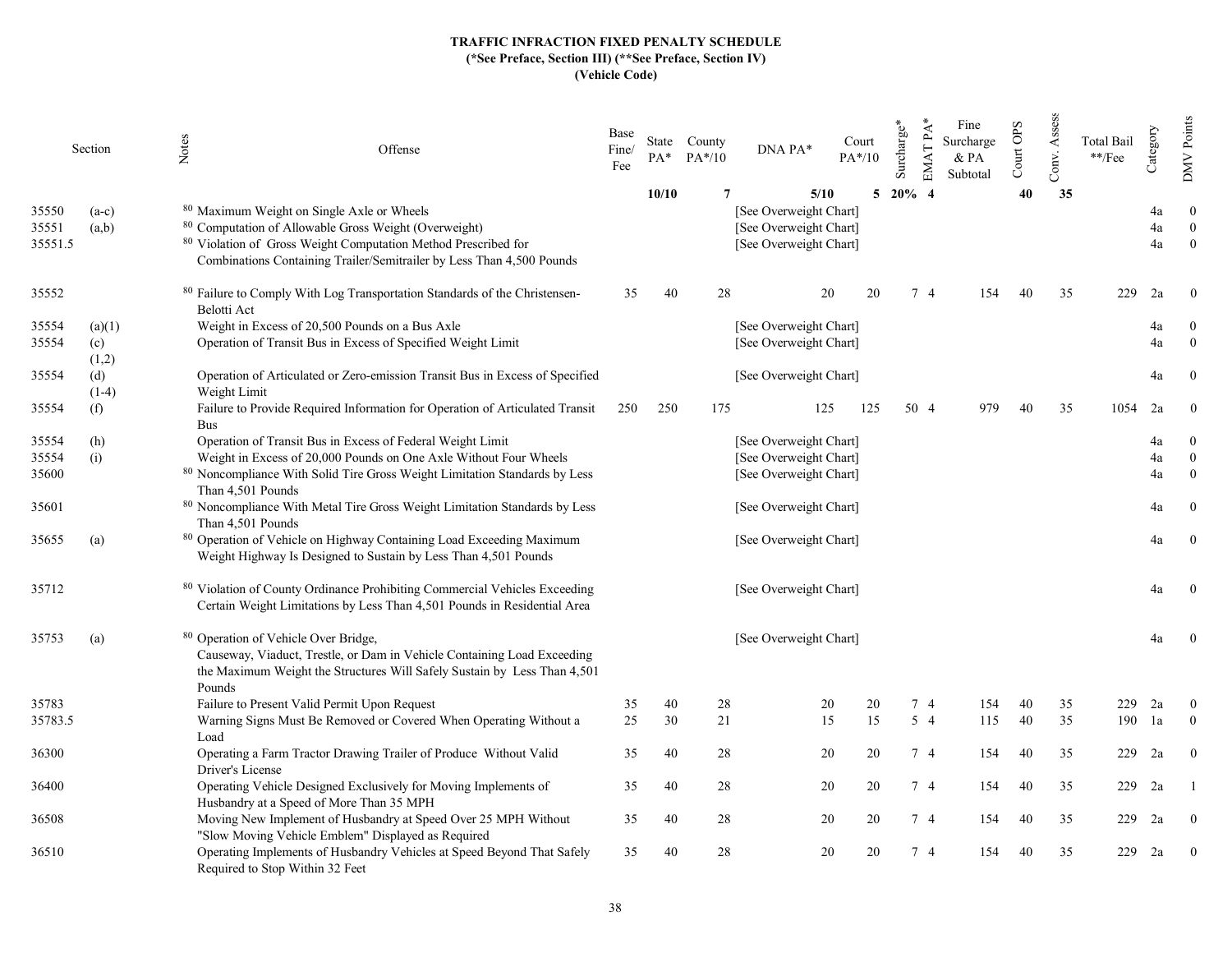**TRAFFIC INFRACTION FIXED PENALTY SCHEDULE**
**(*See Preface, Section III) (**See Preface, Section IV)**
**(Vehicle Code)**

| Section | | Notes | Offense | Base Fine/ Fee | State PA* | County PA*/10 | DNA PA* | Court PA*/10 | Surcharge* | EMAT PA* | Fine Surcharge & PA Subtotal | Court OPS | Conv. Assess | Total Bail **/Fee | Category | DMV Points |
|---|---|---|---|---|---|---|---|---|---|---|---|---|---|---|---|---|
| | | | | | **10/10** | **7** | **5/10** | **5** | **20%** | **4** | | **40** | **35** | | | |
| 35550 | (a-c) | 80 | Maximum Weight on Single Axle or Wheels | | | | [See Overweight Chart] | | | | | | | | 4a | 0 |
| 35551 | (a,b) | 80 | Computation of Allowable Gross Weight (Overweight) | | | | [See Overweight Chart] | | | | | | | | 4a | 0 |
| 35551.5 | | 80 | Violation of Gross Weight Computation Method Prescribed for Combinations Containing Trailer/Semitrailer by Less Than 4,500 Pounds | | | | [See Overweight Chart] | | | | | | | | 4a | 0 |
| 35552 | | 80 | Failure to Comply With Log Transportation Standards of the Christensen-Belotti Act | 35 | 40 | 28 | 20 | 20 | 7 | 4 | 154 | 40 | 35 | 229 | 2a | 0 |
| 35554 | (a)(1) | | Weight in Excess of 20,500 Pounds on a Bus Axle | | | | [See Overweight Chart] | | | | | | | | 4a | 0 |
| 35554 | (c) (1,2) | | Operation of Transit Bus in Excess of Specified Weight Limit | | | | [See Overweight Chart] | | | | | | | | 4a | 0 |
| 35554 | (d) (1-4) | | Operation of Articulated or Zero-emission Transit Bus in Excess of Specified Weight Limit | | | | [See Overweight Chart] | | | | | | | | 4a | 0 |
| 35554 | (f) | | Failure to Provide Required Information for Operation of Articulated Transit Bus | 250 | 250 | 175 | 125 | 125 | 50 | 4 | 979 | 40 | 35 | 1054 | 2a | 0 |
| 35554 | (h) | | Operation of Transit Bus in Excess of Federal Weight Limit | | | | [See Overweight Chart] | | | | | | | | 4a | 0 |
| 35554 | (i) | | Weight in Excess of 20,000 Pounds on One Axle Without Four Wheels | | | | [See Overweight Chart] | | | | | | | | 4a | 0 |
| 35600 | | 80 | Noncompliance With Solid Tire Gross Weight Limitation Standards by Less Than 4,501 Pounds | | | | [See Overweight Chart] | | | | | | | | 4a | 0 |
| 35601 | | 80 | Noncompliance With Metal Tire Gross Weight Limitation Standards by Less Than 4,501 Pounds | | | | [See Overweight Chart] | | | | | | | | 4a | 0 |
| 35655 | (a) | 80 | Operation of Vehicle on Highway Containing Load Exceeding Maximum Weight Highway Is Designed to Sustain by Less Than 4,501 Pounds | | | | [See Overweight Chart] | | | | | | | | 4a | 0 |
| 35712 | | 80 | Violation of County Ordinance Prohibiting Commercial Vehicles Exceeding Certain Weight Limitations by Less Than 4,501 Pounds in Residential Area | | | | [See Overweight Chart] | | | | | | | | 4a | 0 |
| 35753 | (a) | 80 | Operation of Vehicle Over Bridge, Causeway, Viaduct, Trestle, or Dam in Vehicle Containing Load Exceeding the Maximum Weight the Structures Will Safely Sustain by Less Than 4,501 Pounds | | | | [See Overweight Chart] | | | | | | | | 4a | 0 |
| 35783 | | | Failure to Present Valid Permit Upon Request | 35 | 40 | 28 | 20 | 20 | 7 | 4 | 154 | 40 | 35 | 229 | 2a | 0 |
| 35783.5 | | | Warning Signs Must Be Removed or Covered When Operating Without a Load | 25 | 30 | 21 | 15 | 15 | 5 | 4 | 115 | 40 | 35 | 190 | 1a | 0 |
| 36300 | | | Operating a Farm Tractor Drawing Trailer of Produce Without Valid Driver's License | 35 | 40 | 28 | 20 | 20 | 7 | 4 | 154 | 40 | 35 | 229 | 2a | 0 |
| 36400 | | | Operating Vehicle Designed Exclusively for Moving Implements of Husbandry at a Speed of More Than 35 MPH | 35 | 40 | 28 | 20 | 20 | 7 | 4 | 154 | 40 | 35 | 229 | 2a | 1 |
| 36508 | | | Moving New Implement of Husbandry at Speed Over 25 MPH Without "Slow Moving Vehicle Emblem" Displayed as Required | 35 | 40 | 28 | 20 | 20 | 7 | 4 | 154 | 40 | 35 | 229 | 2a | 0 |
| 36510 | | | Operating Implements of Husbandry Vehicles at Speed Beyond That Safely Required to Stop Within 32 Feet | 35 | 40 | 28 | 20 | 20 | 7 | 4 | 154 | 40 | 35 | 229 | 2a | 0 |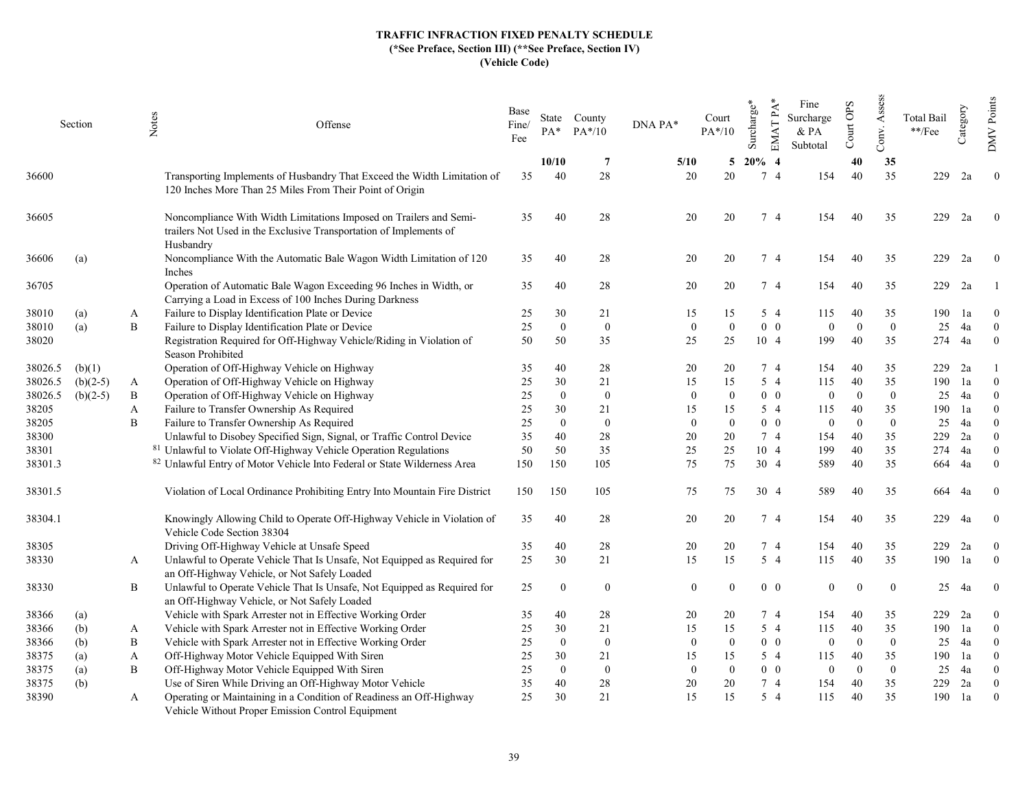**TRAFFIC INFRACTION FIXED PENALTY SCHEDULE**
**(*See Preface, Section III) (**See Preface, Section IV)**
**(Vehicle Code)**

| Section | | Notes | Offense | Base Fine/ Fee | State PA* | County PA*/10 | DNA PA* | Court PA*/10 | Surcharge* | EMAT PA* | Fine Surcharge & PA Subtotal | Court OPS | Conv. Assess | Total Bail **/Fee | Category | DMV Points |
|---|---|---|---|---|---|---|---|---|---|---|---|---|---|---|---|---|
| | | | | | **10/10** | **7** | **5/10** | **5** | **20%** | **4** | | **40** | **35** | | | |
| 36600 | | | Transporting Implements of Husbandry That Exceed the Width Limitation of 120 Inches More Than 25 Miles From Their Point of Origin | 35 | 40 | 28 | 20 | 20 | 7 | 4 | 154 | 40 | 35 | 229 | 2a | 0 |
| 36605 | | | Noncompliance With Width Limitations Imposed on Trailers and Semi-trailers Not Used in the Exclusive Transportation of Implements of Husbandry | 35 | 40 | 28 | 20 | 20 | 7 | 4 | 154 | 40 | 35 | 229 | 2a | 0 |
| 36606 | (a) | | Noncompliance With the Automatic Bale Wagon Width Limitation of 120 Inches | 35 | 40 | 28 | 20 | 20 | 7 | 4 | 154 | 40 | 35 | 229 | 2a | 0 |
| 36705 | | | Operation of Automatic Bale Wagon Exceeding 96 Inches in Width, or Carrying a Load in Excess of 100 Inches During Darkness | 35 | 40 | 28 | 20 | 20 | 7 | 4 | 154 | 40 | 35 | 229 | 2a | 1 |
| 38010 | (a) | A | Failure to Display Identification Plate or Device | 25 | 30 | 21 | 15 | 15 | 5 | 4 | 115 | 40 | 35 | 190 | 1a | 0 |
| 38010 | (a) | B | Failure to Display Identification Plate or Device | 25 | 0 | 0 | 0 | 0 | 0 | 0 | 0 | 0 | 0 | 25 | 4a | 0 |
| 38020 | | | Registration Required for Off-Highway Vehicle/Riding in Violation of Season Prohibited | 50 | 50 | 35 | 25 | 25 | 10 | 4 | 199 | 40 | 35 | 274 | 4a | 0 |
| 38026.5 | (b)(1) | | Operation of Off-Highway Vehicle on Highway | 35 | 40 | 28 | 20 | 20 | 7 | 4 | 154 | 40 | 35 | 229 | 2a | 1 |
| 38026.5 | (b)(2-5) | A | Operation of Off-Highway Vehicle on Highway | 25 | 30 | 21 | 15 | 15 | 5 | 4 | 115 | 40 | 35 | 190 | 1a | 0 |
| 38026.5 | (b)(2-5) | B | Operation of Off-Highway Vehicle on Highway | 25 | 0 | 0 | 0 | 0 | 0 | 0 | 0 | 0 | 0 | 25 | 4a | 0 |
| 38205 | | A | Failure to Transfer Ownership As Required | 25 | 30 | 21 | 15 | 15 | 5 | 4 | 115 | 40 | 35 | 190 | 1a | 0 |
| 38205 | | B | Failure to Transfer Ownership As Required | 25 | 0 | 0 | 0 | 0 | 0 | 0 | 0 | 0 | 0 | 25 | 4a | 0 |
| 38300 | | | Unlawful to Disobey Specified Sign, Signal, or Traffic Control Device | 35 | 40 | 28 | 20 | 20 | 7 | 4 | 154 | 40 | 35 | 229 | 2a | 0 |
| 38301 | | [81] | Unlawful to Violate Off-Highway Vehicle Operation Regulations | 50 | 50 | 35 | 25 | 25 | 10 | 4 | 199 | 40 | 35 | 274 | 4a | 0 |
| 38301.3 | | [82] | Unlawful Entry of Motor Vehicle Into Federal or State Wilderness Area | 150 | 150 | 105 | 75 | 75 | 30 | 4 | 589 | 40 | 35 | 664 | 4a | 0 |
| 38301.5 | | | Violation of Local Ordinance Prohibiting Entry Into Mountain Fire District | 150 | 150 | 105 | 75 | 75 | 30 | 4 | 589 | 40 | 35 | 664 | 4a | 0 |
| 38304.1 | | | Knowingly Allowing Child to Operate Off-Highway Vehicle in Violation of Vehicle Code Section 38304 | 35 | 40 | 28 | 20 | 20 | 7 | 4 | 154 | 40 | 35 | 229 | 4a | 0 |
| 38305 | | | Driving Off-Highway Vehicle at Unsafe Speed | 35 | 40 | 28 | 20 | 20 | 7 | 4 | 154 | 40 | 35 | 229 | 2a | 0 |
| 38330 | | A | Unlawful to Operate Vehicle That Is Unsafe, Not Equipped as Required for an Off-Highway Vehicle, or Not Safely Loaded | 25 | 30 | 21 | 15 | 15 | 5 | 4 | 115 | 40 | 35 | 190 | 1a | 0 |
| 38330 | | B | Unlawful to Operate Vehicle That Is Unsafe, Not Equipped as Required for an Off-Highway Vehicle, or Not Safely Loaded | 25 | 0 | 0 | 0 | 0 | 0 | 0 | 0 | 0 | 0 | 25 | 4a | 0 |
| 38366 | (a) | | Vehicle with Spark Arrester not in Effective Working Order | 35 | 40 | 28 | 20 | 20 | 7 | 4 | 154 | 40 | 35 | 229 | 2a | 0 |
| 38366 | (b) | A | Vehicle with Spark Arrester not in Effective Working Order | 25 | 30 | 21 | 15 | 15 | 5 | 4 | 115 | 40 | 35 | 190 | 1a | 0 |
| 38366 | (b) | B | Vehicle with Spark Arrester not in Effective Working Order | 25 | 0 | 0 | 0 | 0 | 0 | 0 | 0 | 0 | 0 | 25 | 4a | 0 |
| 38375 | (a) | A | Off-Highway Motor Vehicle Equipped With Siren | 25 | 30 | 21 | 15 | 15 | 5 | 4 | 115 | 40 | 35 | 190 | 1a | 0 |
| 38375 | (a) | B | Off-Highway Motor Vehicle Equipped With Siren | 25 | 0 | 0 | 0 | 0 | 0 | 0 | 0 | 0 | 0 | 25 | 4a | 0 |
| 38375 | (b) | | Use of Siren While Driving an Off-Highway Motor Vehicle | 35 | 40 | 28 | 20 | 20 | 7 | 4 | 154 | 40 | 35 | 229 | 2a | 0 |
| 38390 | | A | Operating or Maintaining in a Condition of Readiness an Off-Highway Vehicle Without Proper Emission Control Equipment | 25 | 30 | 21 | 15 | 15 | 5 | 4 | 115 | 40 | 35 | 190 | 1a | 0 |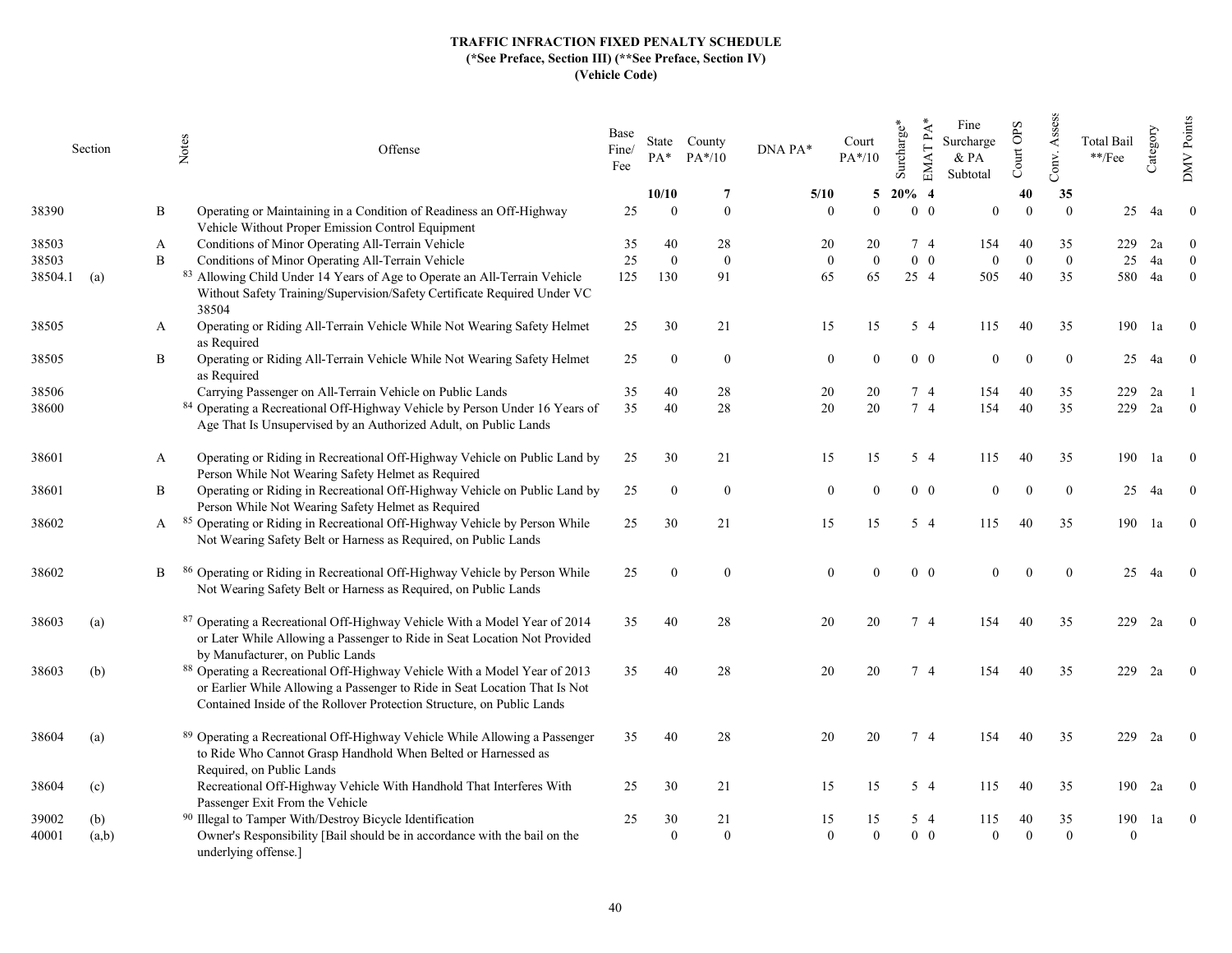**TRAFFIC INFRACTION FIXED PENALTY SCHEDULE**
**(*See Preface, Section III) (**See Preface, Section IV)**
**(Vehicle Code)**

| Section | | Notes | Offense | Base Fine/ Fee | State PA* | County PA*/10 | DNA PA* | Court PA*/10 | Surcharge* | EMAT PA* | Fine Surcharge & PA Subtotal | Court OPS | Conv. Assess | Total Bail **/Fee | Category | DMV Points |
|---|---|---|---|---|---|---|---|---|---|---|---|---|---|---|---|---|
| | | | | | **10/10** | **7** | **5/10** | **5** | **20%** | **4** | | **40** | **35** | | | |
| 38390 | | B | Operating or Maintaining in a Condition of Readiness an Off-Highway Vehicle Without Proper Emission Control Equipment | 25 | 0 | 0 | 0 | 0 | 0 | 0 | 0 | 0 | 0 | 25 | 4a | 0 |
| 38503 | | A | Conditions of Minor Operating All-Terrain Vehicle | 35 | 40 | 28 | 20 | 20 | 7 | 4 | 154 | 40 | 35 | 229 | 2a | 0 |
| 38503 | | B | Conditions of Minor Operating All-Terrain Vehicle | 25 | 0 | 0 | 0 | 0 | 0 | 0 | 0 | 0 | 0 | 25 | 4a | 0 |
| 38504.1 | (a) | [83] | Allowing Child Under 14 Years of Age to Operate an All-Terrain Vehicle Without Safety Training/Supervision/Safety Certificate Required Under VC 38504 | 125 | 130 | 91 | 65 | 65 | 25 | 4 | 505 | 40 | 35 | 580 | 4a | 0 |
| 38505 | | A | Operating or Riding All-Terrain Vehicle While Not Wearing Safety Helmet as Required | 25 | 30 | 21 | 15 | 15 | 5 | 4 | 115 | 40 | 35 | 190 | 1a | 0 |
| 38505 | | B | Operating or Riding All-Terrain Vehicle While Not Wearing Safety Helmet as Required | 25 | 0 | 0 | 0 | 0 | 0 | 0 | 0 | 0 | 0 | 25 | 4a | 0 |
| 38506 | | | Carrying Passenger on All-Terrain Vehicle on Public Lands | 35 | 40 | 28 | 20 | 20 | 7 | 4 | 154 | 40 | 35 | 229 | 2a | 1 |
| 38600 | | [84] | Operating a Recreational Off-Highway Vehicle by Person Under 16 Years of Age That Is Unsupervised by an Authorized Adult, on Public Lands | 35 | 40 | 28 | 20 | 20 | 7 | 4 | 154 | 40 | 35 | 229 | 2a | 0 |
| 38601 | | A | Operating or Riding in Recreational Off-Highway Vehicle on Public Land by Person While Not Wearing Safety Helmet as Required | 25 | 30 | 21 | 15 | 15 | 5 | 4 | 115 | 40 | 35 | 190 | 1a | 0 |
| 38601 | | B | Operating or Riding in Recreational Off-Highway Vehicle on Public Land by Person While Not Wearing Safety Helmet as Required | 25 | 0 | 0 | 0 | 0 | 0 | 0 | 0 | 0 | 0 | 25 | 4a | 0 |
| 38602 | | A [85] | Operating or Riding in Recreational Off-Highway Vehicle by Person While Not Wearing Safety Belt or Harness as Required, on Public Lands | 25 | 30 | 21 | 15 | 15 | 5 | 4 | 115 | 40 | 35 | 190 | 1a | 0 |
| 38602 | | B [86] | Operating or Riding in Recreational Off-Highway Vehicle by Person While Not Wearing Safety Belt or Harness as Required, on Public Lands | 25 | 0 | 0 | 0 | 0 | 0 | 0 | 0 | 0 | 0 | 25 | 4a | 0 |
| 38603 | (a) | [87] | Operating a Recreational Off-Highway Vehicle With a Model Year of 2014 or Later While Allowing a Passenger to Ride in Seat Location Not Provided by Manufacturer, on Public Lands | 35 | 40 | 28 | 20 | 20 | 7 | 4 | 154 | 40 | 35 | 229 | 2a | 0 |
| 38603 | (b) | [88] | Operating a Recreational Off-Highway Vehicle With a Model Year of 2013 or Earlier While Allowing a Passenger to Ride in Seat Location That Is Not Contained Inside of the Rollover Protection Structure, on Public Lands | 35 | 40 | 28 | 20 | 20 | 7 | 4 | 154 | 40 | 35 | 229 | 2a | 0 |
| 38604 | (a) | [89] | Operating a Recreational Off-Highway Vehicle While Allowing a Passenger to Ride Who Cannot Grasp Handhold When Belted or Harnessed as Required, on Public Lands | 35 | 40 | 28 | 20 | 20 | 7 | 4 | 154 | 40 | 35 | 229 | 2a | 0 |
| 38604 | (c) | | Recreational Off-Highway Vehicle With Handhold That Interferes With Passenger Exit From the Vehicle | 25 | 30 | 21 | 15 | 15 | 5 | 4 | 115 | 40 | 35 | 190 | 2a | 0 |
| 39002 | (b) | [90] | Illegal to Tamper With/Destroy Bicycle Identification | 25 | 30 | 21 | 15 | 15 | 5 | 4 | 115 | 40 | 35 | 190 | 1a | 0 |
| 40001 | (a,b) | | Owner's Responsibility [Bail should be in accordance with the bail on the underlying offense.] | | 0 | 0 | 0 | 0 | 0 | 0 | 0 | 0 | 0 | 0 | | |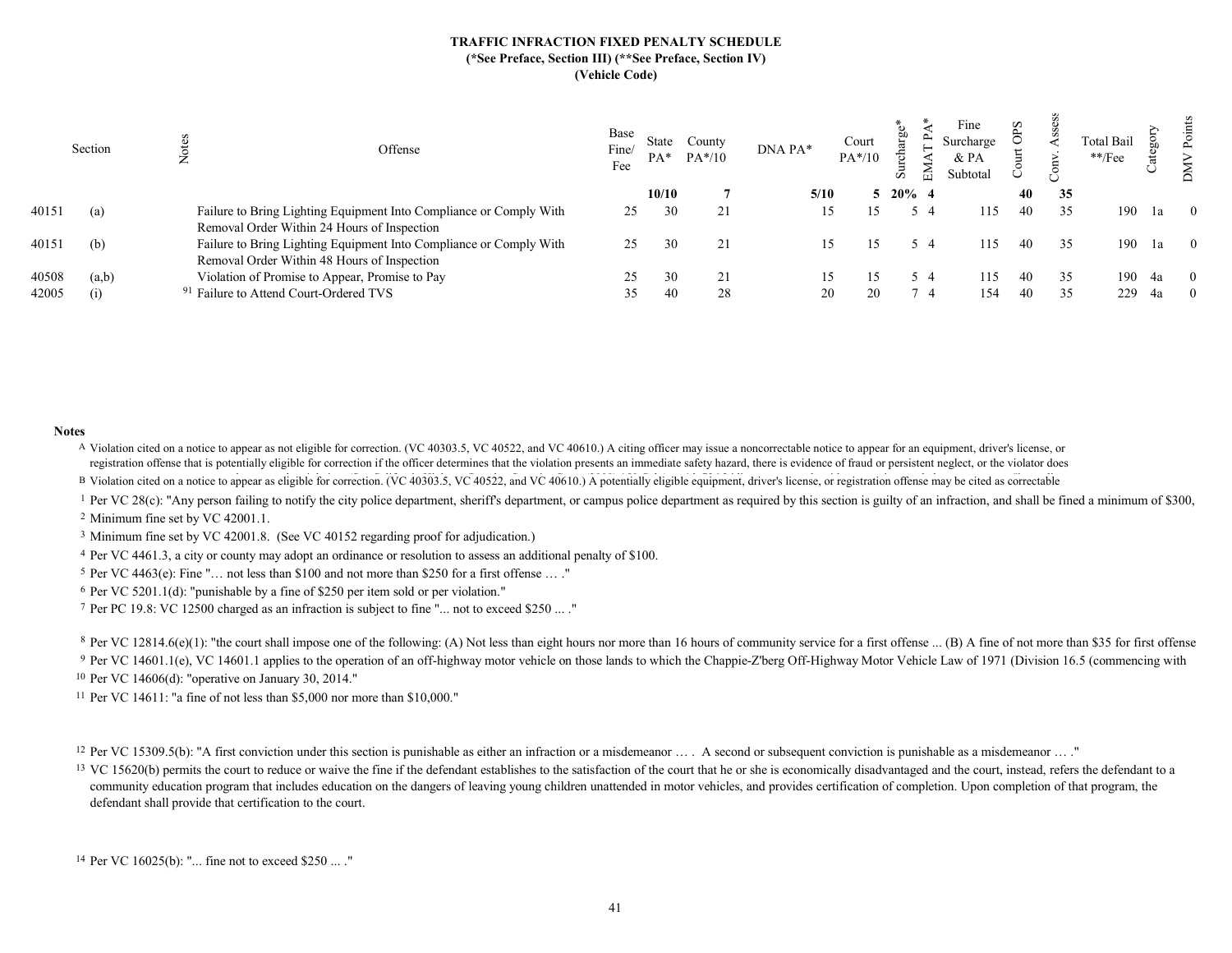**TRAFFIC INFRACTION FIXED PENALTY SCHEDULE**
**(*See Preface, Section III) (**See Preface, Section IV)**
**(Vehicle Code)**

| Section | | Notes | Offense | Base Fine/ Fee | State PA* | County PA*/10 | DNA PA* | Court PA*/10 | Surcharge* | EMAT PA* | Fine Surcharge & PA Subtotal | Court OPS | Conv. Assess | Total Bail **/Fee | Category | DMV Points |
|---|---|---|---|---|---|---|---|---|---|---|---|---|---|---|---|---|
| | | | | | **10/10** | **7** | **5/10** | **5** | **20%** | **4** | | **40** | **35** | | | |
| 40151 | (a) | | Failure to Bring Lighting Equipment Into Compliance or Comply With Removal Order Within 24 Hours of Inspection | 25 | 30 | 21 | 15 | 15 | 5 | 4 | 115 | 40 | 35 | 190 | 1a | 0 |
| 40151 | (b) | | Failure to Bring Lighting Equipment Into Compliance or Comply With Removal Order Within 48 Hours of Inspection | 25 | 30 | 21 | 15 | 15 | 5 | 4 | 115 | 40 | 35 | 190 | 1a | 0 |
| 40508 | (a,b) | | Violation of Promise to Appear, Promise to Pay | 25 | 30 | 21 | 15 | 15 | 5 | 4 | 115 | 40 | 35 | 190 | 4a | 0 |
| 42005 | (i) | 91 | Failure to Attend Court-Ordered TVS | 35 | 40 | 28 | 20 | 20 | 7 | 4 | 154 | 40 | 35 | 229 | 4a | 0 |

**Notes**

A Violation cited on a notice to appear as not eligible for correction. (VC 40303.5, VC 40522, and VC 40610.) A citing officer may issue a noncorrectable notice to appear for an equipment, driver's license, or registration offense that is potentially eligible for correction if the officer determines that the violation presents an immediate safety hazard, there is evidence of fraud or persistent neglect, or the violator does

B Violation cited on a notice to appear as eligible for correction. (VC 40303.5, VC 40522, and VC 40610.) A potentially eligible equipment, driver's license, or registration offense may be cited as correctable

1 Per VC 28(c): "Any person failing to notify the city police department, sheriff's department, or campus police department as required by this section is guilty of an infraction, and shall be fined a minimum of $300,

2 Minimum fine set by VC 42001.1.

3 Minimum fine set by VC 42001.8. (See VC 40152 regarding proof for adjudication.)

4 Per VC 4461.3, a city or county may adopt an ordinance or resolution to assess an additional penalty of $100.

5 Per VC 4463(e): Fine "… not less than $100 and not more than $250 for a first offense … ."

6 Per VC 5201.1(d): "punishable by a fine of $250 per item sold or per violation."

7 Per PC 19.8: VC 12500 charged as an infraction is subject to fine "... not to exceed $250 ... ."

8 Per VC 12814.6(e)(1): "the court shall impose one of the following: (A) Not less than eight hours nor more than 16 hours of community service for a first offense ... (B) A fine of not more than $35 for first offense

9 Per VC 14601.1(e), VC 14601.1 applies to the operation of an off-highway motor vehicle on those lands to which the Chappie-Z'berg Off-Highway Motor Vehicle Law of 1971 (Division 16.5 (commencing with

10 Per VC 14606(d): "operative on January 30, 2014."

11 Per VC 14611: "a fine of not less than $5,000 nor more than $10,000."

12 Per VC 15309.5(b): "A first conviction under this section is punishable as either an infraction or a misdemeanor … . A second or subsequent conviction is punishable as a misdemeanor … ."

13 VC 15620(b) permits the court to reduce or waive the fine if the defendant establishes to the satisfaction of the court that he or she is economically disadvantaged and the court, instead, refers the defendant to a community education program that includes education on the dangers of leaving young children unattended in motor vehicles, and provides certification of completion. Upon completion of that program, the defendant shall provide that certification to the court.

14 Per VC 16025(b): "... fine not to exceed $250 ... ."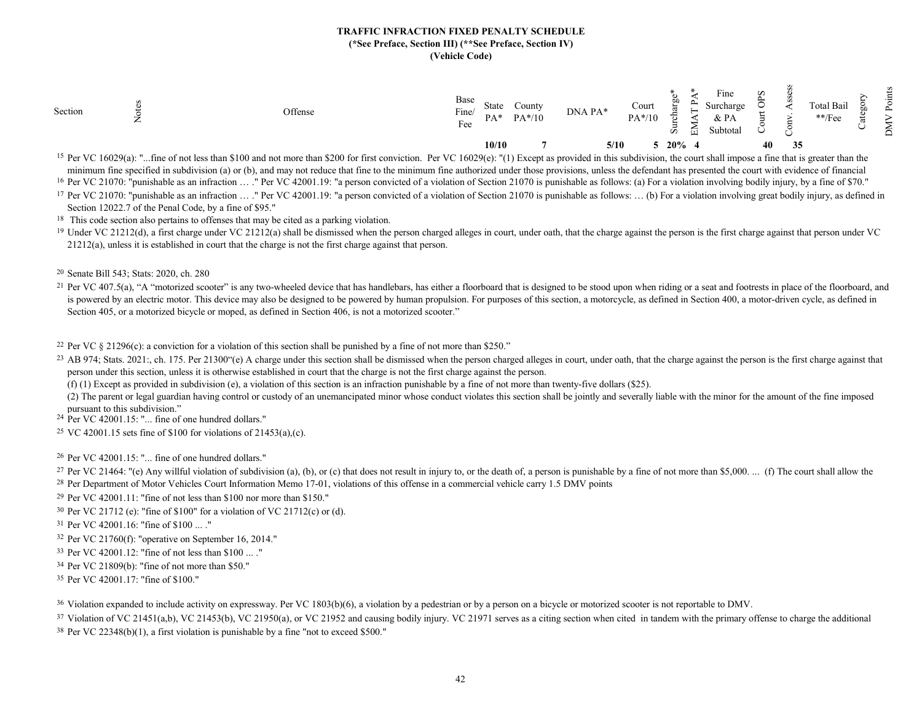**TRAFFIC INFRACTION FIXED PENALTY SCHEDULE**
**(*See Preface, Section III) (**See Preface, Section IV)**
**(Vehicle Code)**

| Section | Notes | Offense | Base Fine/ Fee | State PA* | County PA*/10 | DNA PA* | Court PA*/10 | Surcharge* | EMAT PA* | Fine Surcharge & PA Subtotal | Court OPS | Conv. Assess | Total Bail **/Fee | Category | DMV Points |
|---|---|---|---|---|---|---|---|---|---|---|---|---|---|---|---|
| | | | | 10/10 | 7 | 5/10 | 5 | 20% | 4 | | 40 | 35 | | | |

[15] Per VC 16029(a): "...fine of not less than $100 and not more than $200 for first conviction. Per VC 16029(e): "(1) Except as provided in this subdivision, the court shall impose a fine that is greater than the minimum fine specified in subdivision (a) or (b), and may not reduce that fine to the minimum fine authorized under those provisions, unless the defendant has presented the court with evidence of financial

[16] Per VC 21070: "punishable as an infraction … ." Per VC 42001.19: "a person convicted of a violation of Section 21070 is punishable as follows: (a) For a violation involving bodily injury, by a fine of $70."

[17] Per VC 21070: "punishable as an infraction … ." Per VC 42001.19: "a person convicted of a violation of Section 21070 is punishable as follows: … (b) For a violation involving great bodily injury, as defined in Section 12022.7 of the Penal Code, by a fine of $95."

[18] This code section also pertains to offenses that may be cited as a parking violation.

[19] Under VC 21212(d), a first charge under VC 21212(a) shall be dismissed when the person charged alleges in court, under oath, that the charge against the person is the first charge against that person under VC 21212(a), unless it is established in court that the charge is not the first charge against that person.

[20] Senate Bill 543; Stats: 2020, ch. 280

[21] Per VC 407.5(a), "A "motorized scooter" is any two-wheeled device that has handlebars, has either a floorboard that is designed to be stood upon when riding or a seat and footrests in place of the floorboard, and is powered by an electric motor. This device may also be designed to be powered by human propulsion. For purposes of this section, a motorcycle, as defined in Section 400, a motor-driven cycle, as defined in Section 405, or a motorized bicycle or moped, as defined in Section 406, is not a motorized scooter."

[22] Per VC § 21296(c): a conviction for a violation of this section shall be punished by a fine of not more than $250."

[23] AB 974; Stats. 2021:, ch. 175. Per 21300"(e) A charge under this section shall be dismissed when the person charged alleges in court, under oath, that the charge against the person is the first charge against that person under this section, unless it is otherwise established in court that the charge is not the first charge against the person.
(f) (1) Except as provided in subdivision (e), a violation of this section is an infraction punishable by a fine of not more than twenty-five dollars ($25).
(2) The parent or legal guardian having control or custody of an unemancipated minor whose conduct violates this section shall be jointly and severally liable with the minor for the amount of the fine imposed pursuant to this subdivision."

[24] Per VC 42001.15: "... fine of one hundred dollars."

[25] VC 42001.15 sets fine of $100 for violations of 21453(a),(c).

[26] Per VC 42001.15: "... fine of one hundred dollars."

[27] Per VC 21464: "(e) Any willful violation of subdivision (a), (b), or (c) that does not result in injury to, or the death of, a person is punishable by a fine of not more than $5,000. ... (f) The court shall allow the

[28] Per Department of Motor Vehicles Court Information Memo 17-01, violations of this offense in a commercial vehicle carry 1.5 DMV points

[29] Per VC 42001.11: "fine of not less than $100 nor more than $150."

[30] Per VC 21712 (e): "fine of $100" for a violation of VC 21712(c) or (d).

[31] Per VC 42001.16: "fine of $100 ... ."

[32] Per VC 21760(f): "operative on September 16, 2014."

[33] Per VC 42001.12: "fine of not less than $100 ... ."

[34] Per VC 21809(b): "fine of not more than $50."

[35] Per VC 42001.17: "fine of $100."

[36] Violation expanded to include activity on expressway. Per VC 1803(b)(6), a violation by a pedestrian or by a person on a bicycle or motorized scooter is not reportable to DMV.

[37] Violation of VC 21451(a,b), VC 21453(b), VC 21950(a), or VC 21952 and causing bodily injury. VC 21971 serves as a citing section when cited in tandem with the primary offense to charge the additional

[38] Per VC 22348(b)(1), a first violation is punishable by a fine "not to exceed $500."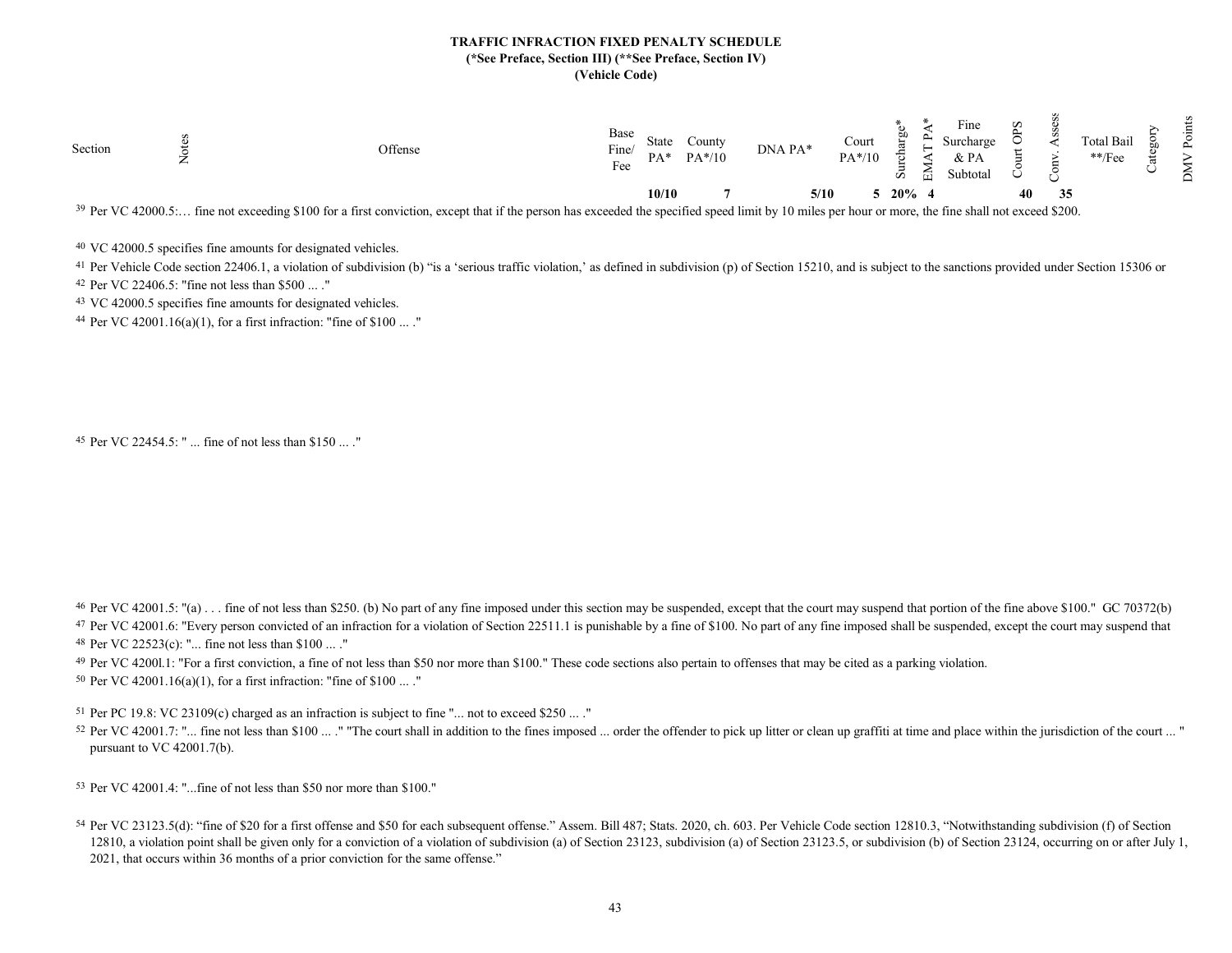**TRAFFIC INFRACTION FIXED PENALTY SCHEDULE**
**(*See Preface, Section III) (**See Preface, Section IV)**
**(Vehicle Code)**

| Section | Notes | Offense | Base Fine/ Fee | State PA* | County PA*/10 | DNA PA* | Court PA*/10 | Surcharge* | EMAT PA* | Fine Surcharge & PA Subtotal | Court OPS | Conv. Assess | Total Bail **/Fee | Category | DMV Points |
|---|---|---|---|---|---|---|---|---|---|---|---|---|---|---|---|
| | | | | **10/10** | **7** | **5/10** | **5** | **20%** | **4** | | **40** | **35** | | | |

[39] Per VC 42000.5:… fine not exceeding $100 for a first conviction, except that if the person has exceeded the specified speed limit by 10 miles per hour or more, the fine shall not exceed $200.

[40] VC 42000.5 specifies fine amounts for designated vehicles.

[41] Per Vehicle Code section 22406.1, a violation of subdivision (b) "is a 'serious traffic violation,' as defined in subdivision (p) of Section 15210, and is subject to the sanctions provided under Section 15306 or

[42] Per VC 22406.5: "fine not less than $500 ... ."

[43] VC 42000.5 specifies fine amounts for designated vehicles.

[44] Per VC 42001.16(a)(1), for a first infraction: "fine of $100 ... ."

[45] Per VC 22454.5: " ... fine of not less than $150 ... ."

[46] Per VC 42001.5: "(a) . . . fine of not less than $250. (b) No part of any fine imposed under this section may be suspended, except that the court may suspend that portion of the fine above $100." GC 70372(b)

[47] Per VC 42001.6: "Every person convicted of an infraction for a violation of Section 22511.1 is punishable by a fine of $100. No part of any fine imposed shall be suspended, except the court may suspend that

[48] Per VC 22523(c): "... fine not less than $100 ... ."

[49] Per VC 4200l.1: "For a first conviction, a fine of not less than $50 nor more than $100." These code sections also pertain to offenses that may be cited as a parking violation.

[50] Per VC 42001.16(a)(1), for a first infraction: "fine of $100 ... ."

[51] Per PC 19.8: VC 23109(c) charged as an infraction is subject to fine "... not to exceed $250 ... ."

[52] Per VC 42001.7: "... fine not less than $100 ... ." "The court shall in addition to the fines imposed ... order the offender to pick up litter or clean up graffiti at time and place within the jurisdiction of the court ... " pursuant to VC 42001.7(b).

[53] Per VC 42001.4: "...fine of not less than $50 nor more than $100."

[54] Per VC 23123.5(d): "fine of $20 for a first offense and $50 for each subsequent offense." Assem. Bill 487; Stats. 2020, ch. 603. Per Vehicle Code section 12810.3, "Notwithstanding subdivision (f) of Section 12810, a violation point shall be given only for a conviction of a violation of subdivision (a) of Section 23123, subdivision (a) of Section 23123.5, or subdivision (b) of Section 23124, occurring on or after July 1, 2021, that occurs within 36 months of a prior conviction for the same offense."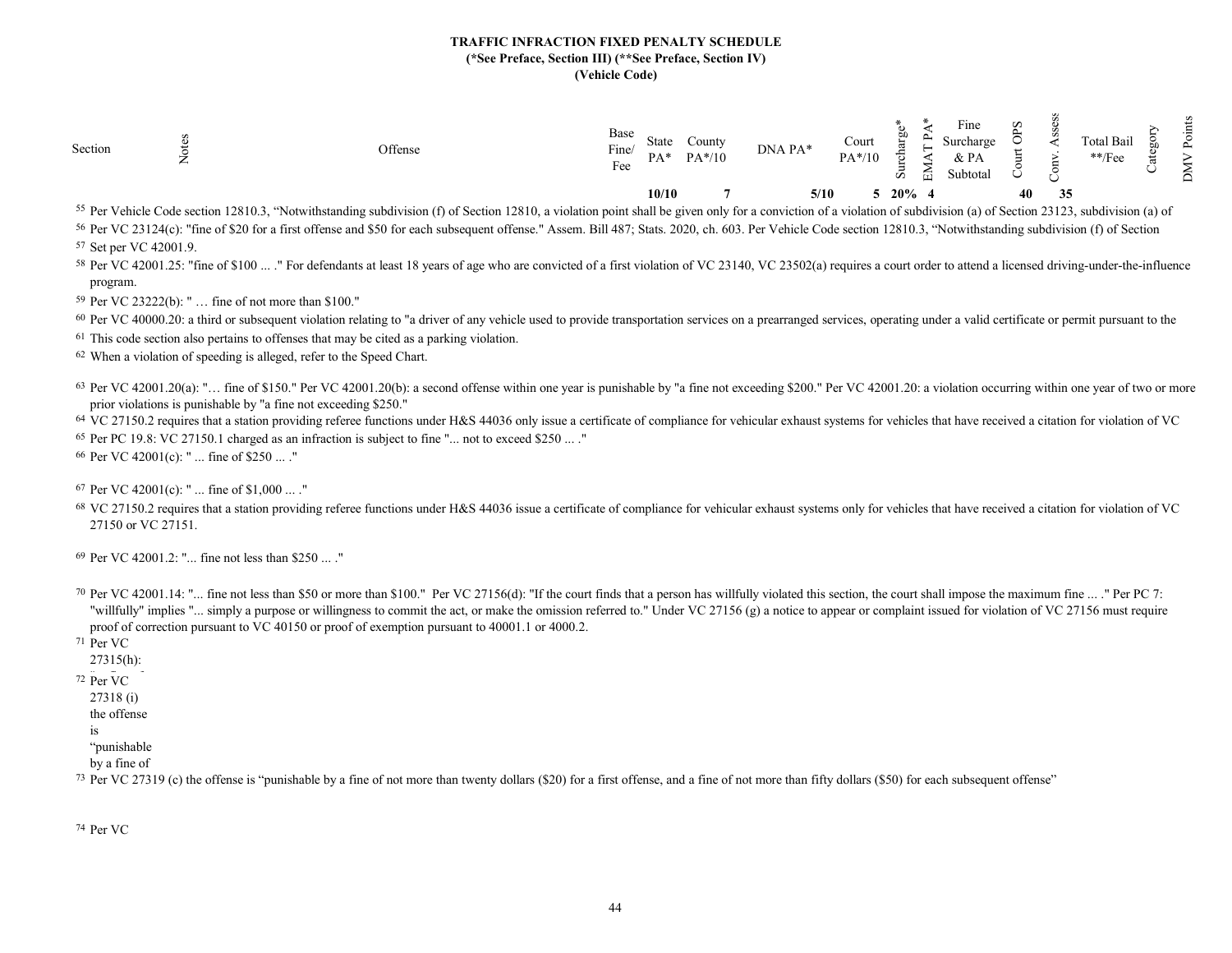**TRAFFIC INFRACTION FIXED PENALTY SCHEDULE**
**(*See Preface, Section III) (**See Preface, Section IV)**
**(Vehicle Code)**

| Section | Notes | Offense | Base Fine/ Fee | State PA* | County PA*/10 | DNA PA* | Court PA*/10 | Surcharge* | EMAT PA* | Fine Surcharge & PA Subtotal | Court OPS | Conv. Assess | Total Bail **/Fee | Category | DMV Points |
|---|---|---|---|---|---|---|---|---|---|---|---|---|---|---|---|
| | | | | **10/10** | **7** | **5/10** | **5** | **20%** | **4** | | **40** | **35** | | | |

[55] Per Vehicle Code section 12810.3, "Notwithstanding subdivision (f) of Section 12810, a violation point shall be given only for a conviction of a violation of subdivision (a) of Section 23123, subdivision (a) of

[56] Per VC 23124(c): "fine of $20 for a first offense and $50 for each subsequent offense." Assem. Bill 487; Stats. 2020, ch. 603. Per Vehicle Code section 12810.3, "Notwithstanding subdivision (f) of Section

[57] Set per VC 42001.9.

[58] Per VC 42001.25: "fine of $100 ... ." For defendants at least 18 years of age who are convicted of a first violation of VC 23140, VC 23502(a) requires a court order to attend a licensed driving-under-the-influence program.

[59] Per VC 23222(b): " … fine of not more than $100."

[60] Per VC 40000.20: a third or subsequent violation relating to "a driver of any vehicle used to provide transportation services on a prearranged services, operating under a valid certificate or permit pursuant to the

[61] This code section also pertains to offenses that may be cited as a parking violation.

[62] When a violation of speeding is alleged, refer to the Speed Chart.

[63] Per VC 42001.20(a): "… fine of $150." Per VC 42001.20(b): a second offense within one year is punishable by "a fine not exceeding $200." Per VC 42001.20: a violation occurring within one year of two or more prior violations is punishable by "a fine not exceeding $250."

[64] VC 27150.2 requires that a station providing referee functions under H&S 44036 only issue a certificate of compliance for vehicular exhaust systems for vehicles that have received a citation for violation of VC

[65] Per PC 19.8: VC 27150.1 charged as an infraction is subject to fine "... not to exceed $250 ... ."

[66] Per VC 42001(c): " ... fine of $250 ... ."

[67] Per VC 42001(c): " ... fine of $1,000 ... ."

[68] VC 27150.2 requires that a station providing referee functions under H&S 44036 issue a certificate of compliance for vehicular exhaust systems only for vehicles that have received a citation for violation of VC 27150 or VC 27151.

[69] Per VC 42001.2: "... fine not less than $250 ... ."

[70] Per VC 42001.14: "... fine not less than $50 or more than $100." Per VC 27156(d): "If the court finds that a person has willfully violated this section, the court shall impose the maximum fine ... ." Per PC 7: "willfully" implies "... simply a purpose or willingness to commit the act, or make the omission referred to." Under VC 27156 (g) a notice to appear or complaint issued for violation of VC 27156 must require proof of correction pursuant to VC 40150 or proof of exemption pursuant to 40001.1 or 4000.2.

[71] Per VC 27315(h):

[72] Per VC 27318 (i) the offense is "punishable by a fine of

[73] Per VC 27319 (c) the offense is "punishable by a fine of not more than twenty dollars ($20) for a first offense, and a fine of not more than fifty dollars ($50) for each subsequent offense"

[74] Per VC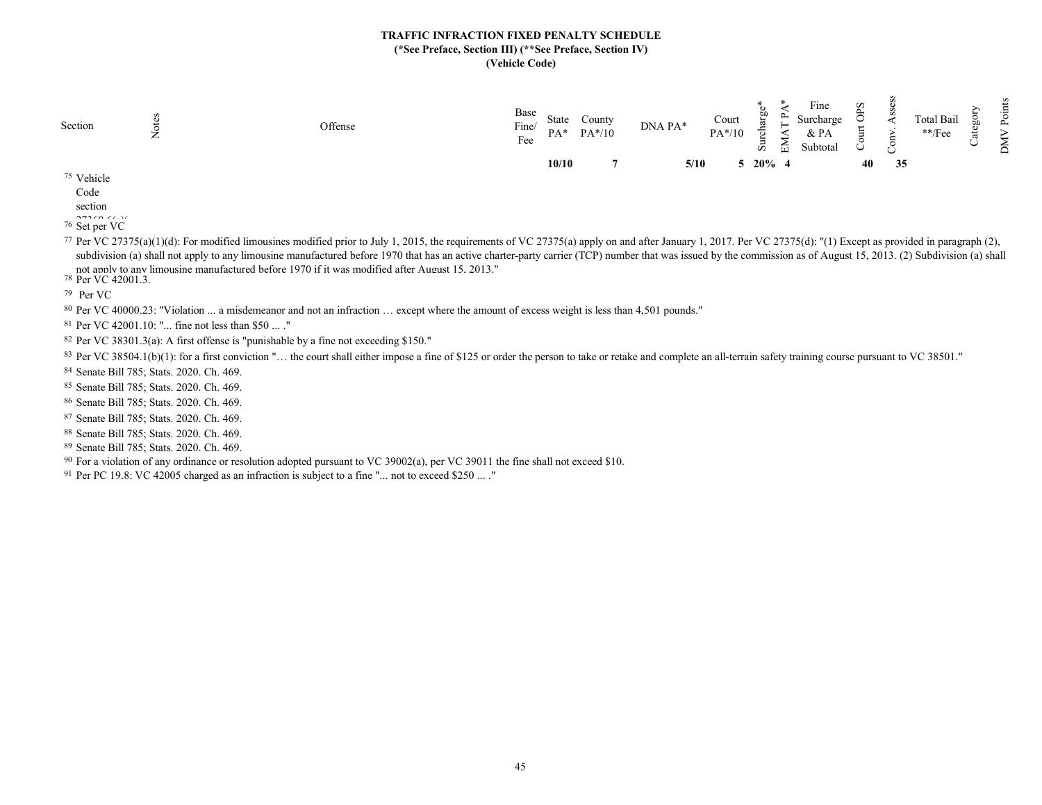**TRAFFIC INFRACTION FIXED PENALTY SCHEDULE**
**(*See Preface, Section III) (**See Preface, Section IV)**
**(Vehicle Code)**

| Section | Notes | Offense | Base Fine/ Fee | State PA* | County PA*/10 | DNA PA* | Court PA*/10 | Surcharge* | EMAT PA* | Fine Surcharge & PA Subtotal | Court OPS | Conv. Assess | Total Bail **/Fee | Category | DMV Points |
|---|---|---|---|---|---|---|---|---|---|---|---|---|---|---|---|
| | | | | **10/10** | **7** | **5/10** | **5** | **20%** | **4** | | **40** | **35** | | | |

[75] Vehicle Code section 27360.6(a)(

[76] Set per VC

[77] Per VC 27375(a)(1)(d): For modified limousines modified prior to July 1, 2015, the requirements of VC 27375(a) apply on and after January 1, 2017. Per VC 27375(d): "(1) Except as provided in paragraph (2), subdivision (a) shall not apply to any limousine manufactured before 1970 that has an active charter-party carrier (TCP) number that was issued by the commission as of August 15, 2013. (2) Subdivision (a) shall not apply to any limousine manufactured before 1970 if it was modified after August 15, 2013."

[78] Per VC 42001.3.

[79] Per VC

[80] Per VC 40000.23: "Violation ... a misdemeanor and not an infraction … except where the amount of excess weight is less than 4,501 pounds."

[81] Per VC 42001.10: "... fine not less than $50 ... ."

[82] Per VC 38301.3(a): A first offense is "punishable by a fine not exceeding $150."

[83] Per VC 38504.1(b)(1): for a first conviction "… the court shall either impose a fine of $125 or order the person to take or retake and complete an all-terrain safety training course pursuant to VC 38501."

[84] Senate Bill 785; Stats. 2020. Ch. 469.

[85] Senate Bill 785; Stats. 2020. Ch. 469.

[86] Senate Bill 785; Stats. 2020. Ch. 469.

[87] Senate Bill 785; Stats. 2020. Ch. 469.

[88] Senate Bill 785; Stats. 2020. Ch. 469.

[89] Senate Bill 785; Stats. 2020. Ch. 469.

[90] For a violation of any ordinance or resolution adopted pursuant to VC 39002(a), per VC 39011 the fine shall not exceed $10.

[91] Per PC 19.8: VC 42005 charged as an infraction is subject to a fine "... not to exceed $250 ... ."